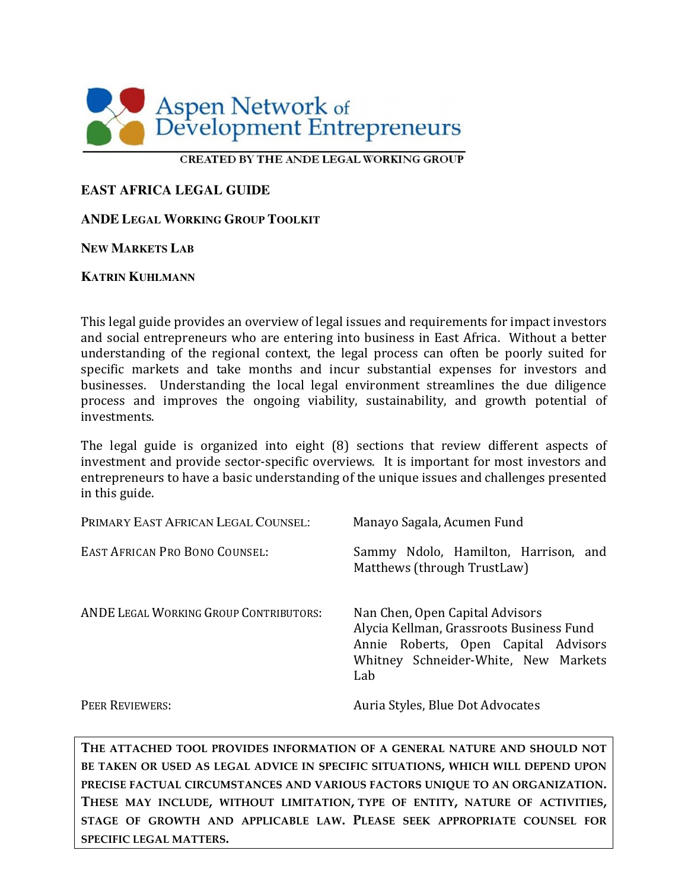Aspen Network of Development Entrepreneurs

CREATED BY THE ANDE LEGAL WORKING GROUP

# EAST AFRICA LEGAL GUIDE

**ANDE LEGAL WORKING GROUP TOOLKIT**

**NEW MARKETS LAB**

**KATRIN KUHLMANN**

This legal guide provides an overview of legal issues and requirements for impact investors and social entrepreneurs who are entering into business in East Africa. Without a better understanding of the regional context, the legal process can often be poorly suited for specific markets and take months and incur substantial expenses for investors and businesses. Understanding the local legal environment streamlines the due diligence process and improves the ongoing viability, sustainability, and growth potential of investments.

The legal guide is organized into eight (8) sections that review different aspects of investment and provide sector-specific overviews. It is important for most investors and entrepreneurs to have a basic understanding of the unique issues and challenges presented in this guide.

| | |
|---|---|
| PRIMARY EAST AFRICAN LEGAL COUNSEL: | Manayo Sagala, Acumen Fund |
| EAST AFRICAN PRO BONO COUNSEL: | Sammy Ndolo, Hamilton, Harrison, and Matthews (through TrustLaw) |
| ANDE LEGAL WORKING GROUP CONTRIBUTORS: | Nan Chen, Open Capital Advisors<br>Alycia Kellman, Grassroots Business Fund<br>Annie Roberts, Open Capital Advisors<br>Whitney Schneider-White, New Markets Lab |
| PEER REVIEWERS: | Auria Styles, Blue Dot Advocates |

**THE ATTACHED TOOL PROVIDES INFORMATION OF A GENERAL NATURE AND SHOULD NOT BE TAKEN OR USED AS LEGAL ADVICE IN SPECIFIC SITUATIONS, WHICH WILL DEPEND UPON PRECISE FACTUAL CIRCUMSTANCES AND VARIOUS FACTORS UNIQUE TO AN ORGANIZATION. THESE MAY INCLUDE, WITHOUT LIMITATION, TYPE OF ENTITY, NATURE OF ACTIVITIES, STAGE OF GROWTH AND APPLICABLE LAW. PLEASE SEEK APPROPRIATE COUNSEL FOR SPECIFIC LEGAL MATTERS.**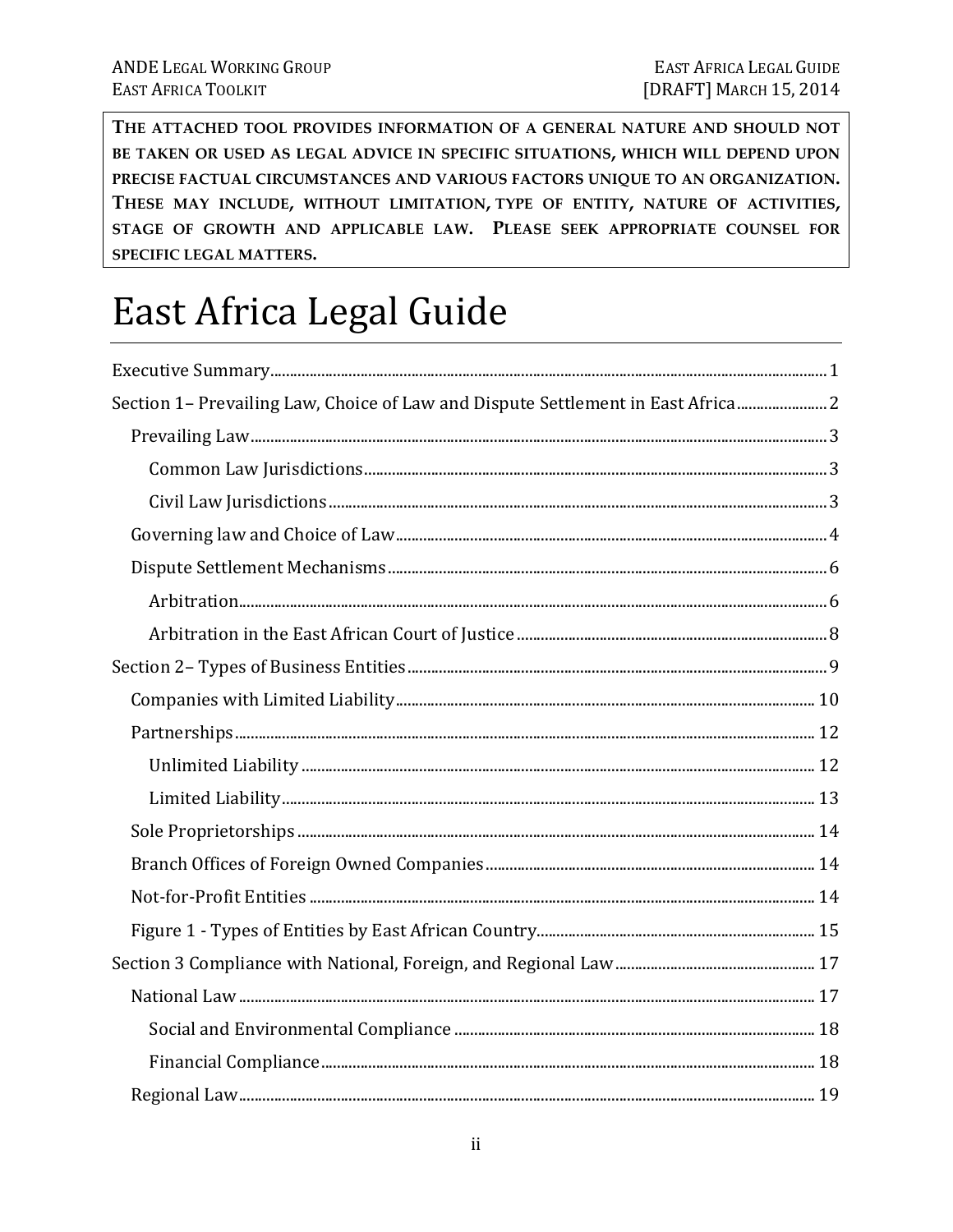**THE ATTACHED TOOL PROVIDES INFORMATION OF A GENERAL NATURE AND SHOULD NOT BE TAKEN OR USED AS LEGAL ADVICE IN SPECIFIC SITUATIONS, WHICH WILL DEPEND UPON PRECISE FACTUAL CIRCUMSTANCES AND VARIOUS FACTORS UNIQUE TO AN ORGANIZATION. THESE MAY INCLUDE, WITHOUT LIMITATION, TYPE OF ENTITY, NATURE OF ACTIVITIES, STAGE OF GROWTH AND APPLICABLE LAW. PLEASE SEEK APPROPRIATE COUNSEL FOR SPECIFIC LEGAL MATTERS.**

# East Africa Legal Guide

- Executive Summary ..... 1
- Section 1– Prevailing Law, Choice of Law and Dispute Settlement in East Africa ..... 2
  - Prevailing Law ..... 3
    - Common Law Jurisdictions ..... 3
    - Civil Law Jurisdictions ..... 3
  - Governing law and Choice of Law ..... 4
  - Dispute Settlement Mechanisms ..... 6
    - Arbitration ..... 6
    - Arbitration in the East African Court of Justice ..... 8
- Section 2– Types of Business Entities ..... 9
  - Companies with Limited Liability ..... 10
  - Partnerships ..... 12
    - Unlimited Liability ..... 12
    - Limited Liability ..... 13
  - Sole Proprietorships ..... 14
  - Branch Offices of Foreign Owned Companies ..... 14
  - Not-for-Profit Entities ..... 14
  - Figure 1 - Types of Entities by East African Country ..... 15
- Section 3 Compliance with National, Foreign, and Regional Law ..... 17
  - National Law ..... 17
    - Social and Environmental Compliance ..... 18
    - Financial Compliance ..... 18
  - Regional Law ..... 19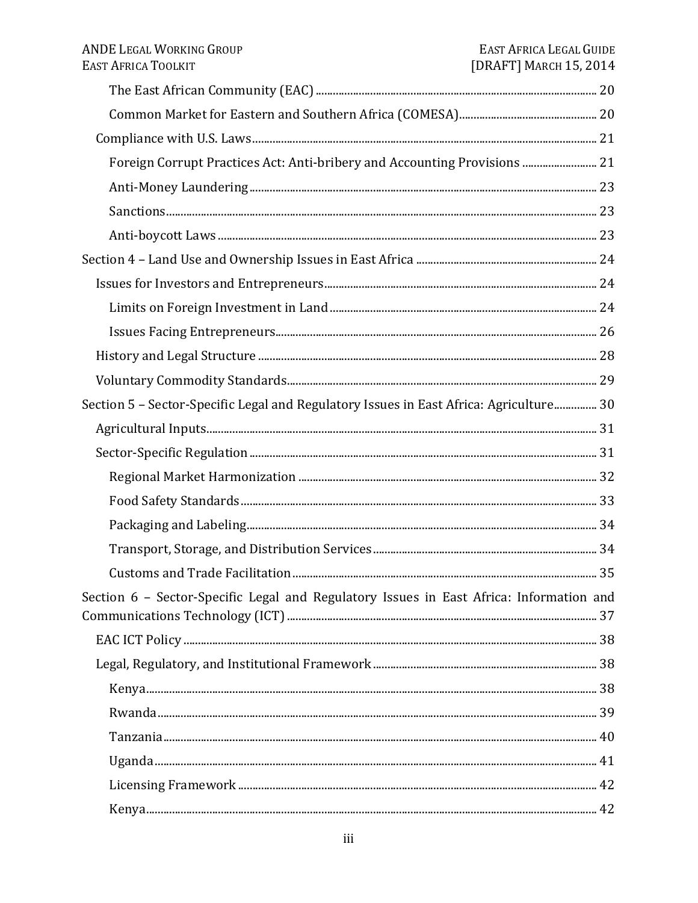- The East African Community (EAC) ... 20
- Common Market for Eastern and Southern Africa (COMESA) ... 20

Compliance with U.S. Laws ... 21

- Foreign Corrupt Practices Act: Anti-bribery and Accounting Provisions ... 21
- Anti-Money Laundering ... 23
- Sanctions ... 23
- Anti-boycott Laws ... 23

Section 4 – Land Use and Ownership Issues in East Africa ... 24

Issues for Investors and Entrepreneurs ... 24

- Limits on Foreign Investment in Land ... 24
- Issues Facing Entrepreneurs ... 26

History and Legal Structure ... 28

Voluntary Commodity Standards ... 29

Section 5 – Sector-Specific Legal and Regulatory Issues in East Africa: Agriculture ... 30

Agricultural Inputs ... 31

Sector-Specific Regulation ... 31

- Regional Market Harmonization ... 32
- Food Safety Standards ... 33
- Packaging and Labeling ... 34
- Transport, Storage, and Distribution Services ... 34
- Customs and Trade Facilitation ... 35

Section 6 – Sector-Specific Legal and Regulatory Issues in East Africa: Information and Communications Technology (ICT) ... 37

EAC ICT Policy ... 38

Legal, Regulatory, and Institutional Framework ... 38

- Kenya ... 38
- Rwanda ... 39
- Tanzania ... 40
- Uganda ... 41
- Licensing Framework ... 42
- Kenya ... 42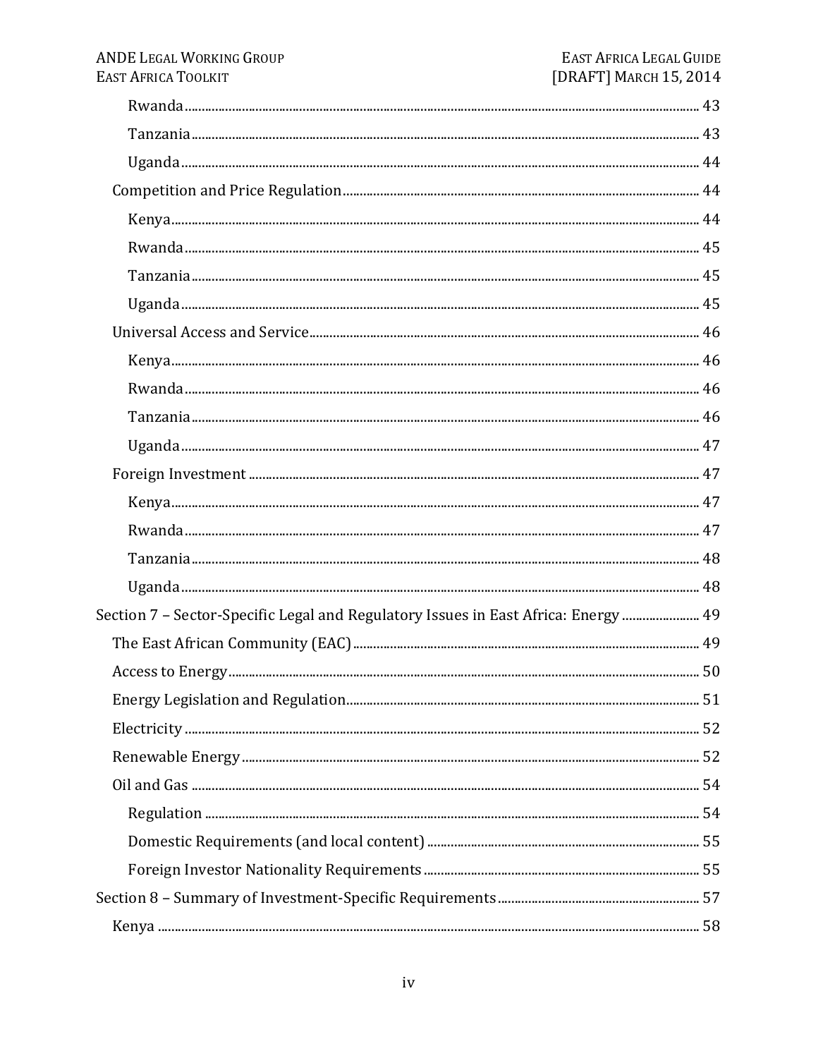- Rwanda ..... 43
- Tanzania ..... 43
- Uganda ..... 44

Competition and Price Regulation ..... 44

- Kenya ..... 44
- Rwanda ..... 45
- Tanzania ..... 45
- Uganda ..... 45

Universal Access and Service ..... 46

- Kenya ..... 46
- Rwanda ..... 46
- Tanzania ..... 46
- Uganda ..... 47

Foreign Investment ..... 47

- Kenya ..... 47
- Rwanda ..... 47
- Tanzania ..... 48
- Uganda ..... 48

Section 7 – Sector-Specific Legal and Regulatory Issues in East Africa: Energy ..... 49

- The East African Community (EAC) ..... 49
- Access to Energy ..... 50
- Energy Legislation and Regulation ..... 51
- Electricity ..... 52
- Renewable Energy ..... 52
- Oil and Gas ..... 54
  - Regulation ..... 54
  - Domestic Requirements (and local content) ..... 55
  - Foreign Investor Nationality Requirements ..... 55

Section 8 – Summary of Investment-Specific Requirements ..... 57

- Kenya ..... 58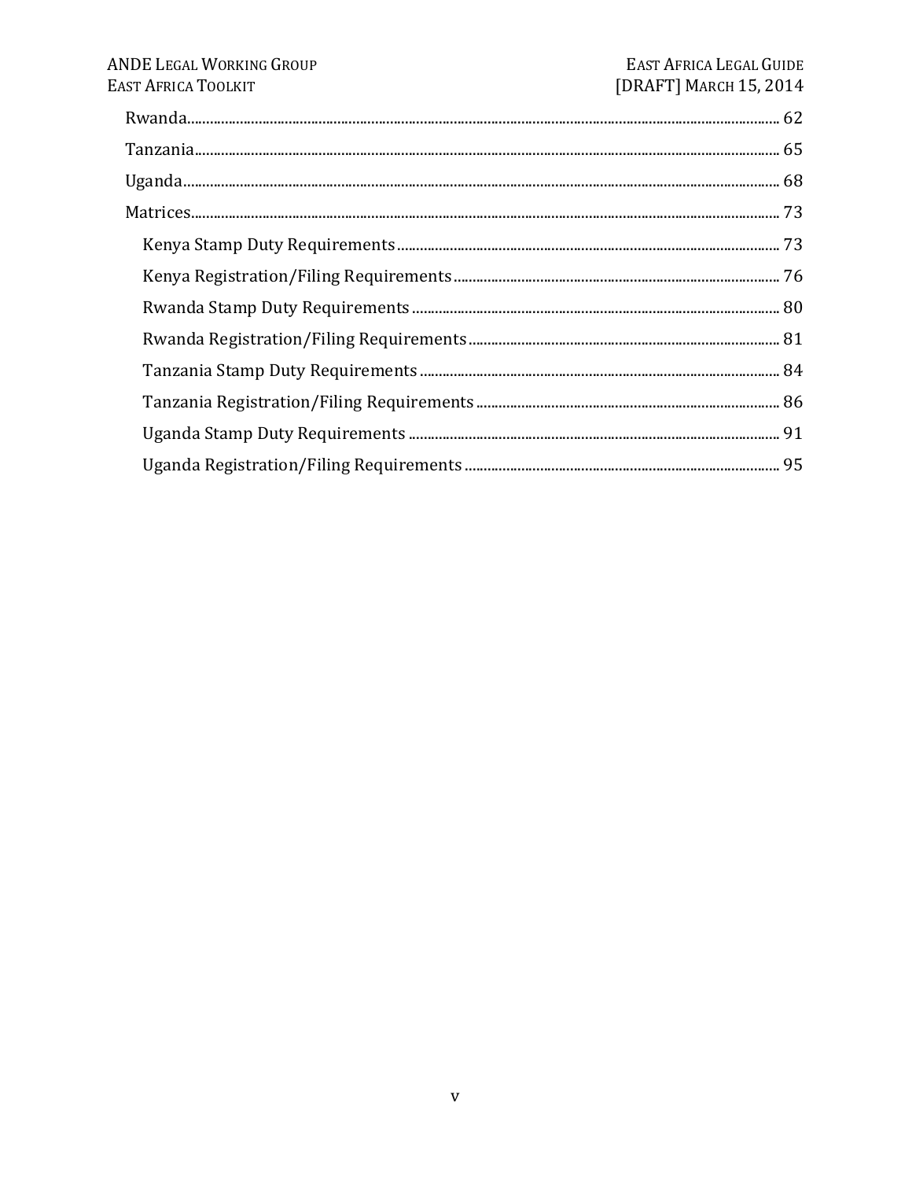Rwanda ........ 62

Tanzania ........ 65

Uganda ........ 68

Matrices ........ 73

- Kenya Stamp Duty Requirements ........ 73
- Kenya Registration/Filing Requirements ........ 76
- Rwanda Stamp Duty Requirements ........ 80
- Rwanda Registration/Filing Requirements ........ 81
- Tanzania Stamp Duty Requirements ........ 84
- Tanzania Registration/Filing Requirements ........ 86
- Uganda Stamp Duty Requirements ........ 91
- Uganda Registration/Filing Requirements ........ 95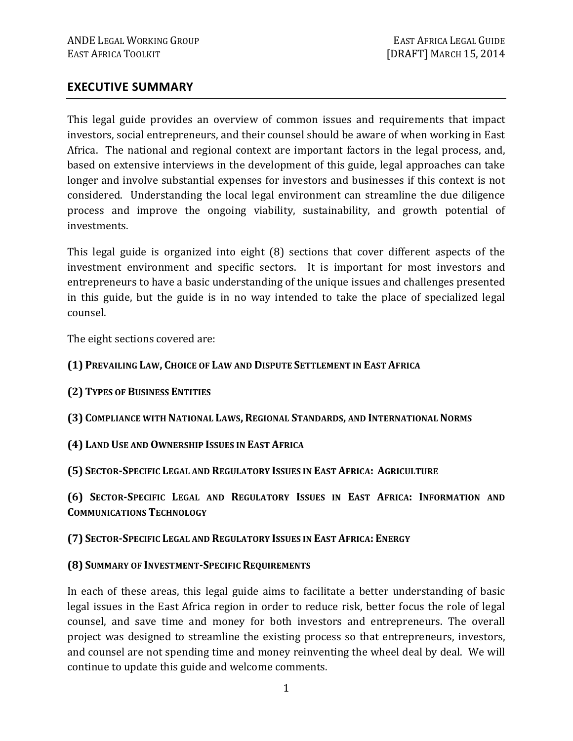## EXECUTIVE SUMMARY

This legal guide provides an overview of common issues and requirements that impact investors, social entrepreneurs, and their counsel should be aware of when working in East Africa. The national and regional context are important factors in the legal process, and, based on extensive interviews in the development of this guide, legal approaches can take longer and involve substantial expenses for investors and businesses if this context is not considered. Understanding the local legal environment can streamline the due diligence process and improve the ongoing viability, sustainability, and growth potential of investments.

This legal guide is organized into eight (8) sections that cover different aspects of the investment environment and specific sectors. It is important for most investors and entrepreneurs to have a basic understanding of the unique issues and challenges presented in this guide, but the guide is in no way intended to take the place of specialized legal counsel.

The eight sections covered are:

**(1) Prevailing Law, Choice of Law and Dispute Settlement in East Africa**

**(2) Types of Business Entities**

**(3) Compliance with National Laws, Regional Standards, and International Norms**

**(4) Land Use and Ownership Issues in East Africa**

**(5) Sector-Specific Legal and Regulatory Issues in East Africa: Agriculture**

**(6) Sector-Specific Legal and Regulatory Issues in East Africa: Information and Communications Technology**

**(7) Sector-Specific Legal and Regulatory Issues in East Africa: Energy**

**(8) Summary of Investment-Specific Requirements**

In each of these areas, this legal guide aims to facilitate a better understanding of basic legal issues in the East Africa region in order to reduce risk, better focus the role of legal counsel, and save time and money for both investors and entrepreneurs. The overall project was designed to streamline the existing process so that entrepreneurs, investors, and counsel are not spending time and money reinventing the wheel deal by deal. We will continue to update this guide and welcome comments.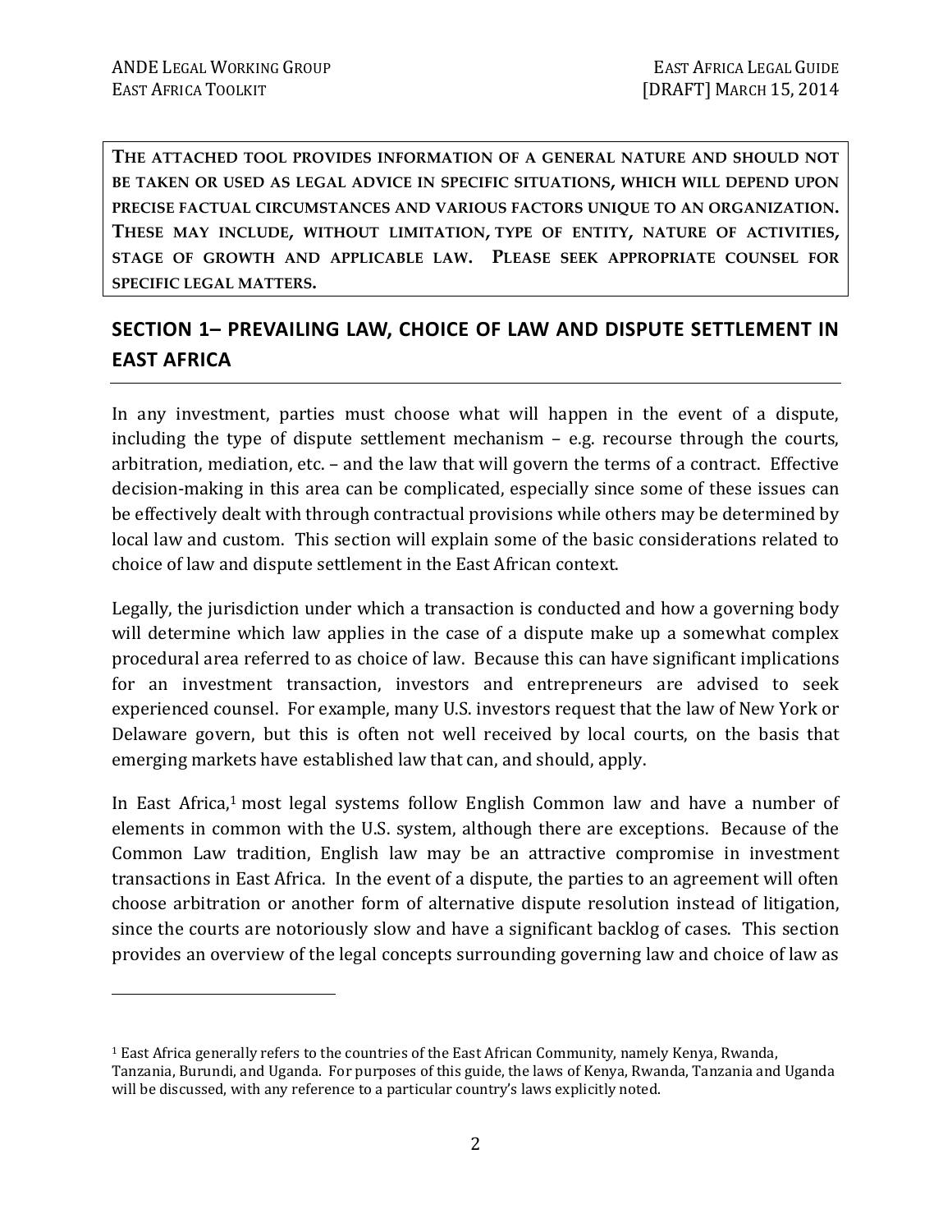**THE ATTACHED TOOL PROVIDES INFORMATION OF A GENERAL NATURE AND SHOULD NOT BE TAKEN OR USED AS LEGAL ADVICE IN SPECIFIC SITUATIONS, WHICH WILL DEPEND UPON PRECISE FACTUAL CIRCUMSTANCES AND VARIOUS FACTORS UNIQUE TO AN ORGANIZATION. THESE MAY INCLUDE, WITHOUT LIMITATION, TYPE OF ENTITY, NATURE OF ACTIVITIES, STAGE OF GROWTH AND APPLICABLE LAW. PLEASE SEEK APPROPRIATE COUNSEL FOR SPECIFIC LEGAL MATTERS.**

## SECTION 1– PREVAILING LAW, CHOICE OF LAW AND DISPUTE SETTLEMENT IN EAST AFRICA

In any investment, parties must choose what will happen in the event of a dispute, including the type of dispute settlement mechanism – e.g. recourse through the courts, arbitration, mediation, etc. – and the law that will govern the terms of a contract. Effective decision-making in this area can be complicated, especially since some of these issues can be effectively dealt with through contractual provisions while others may be determined by local law and custom. This section will explain some of the basic considerations related to choice of law and dispute settlement in the East African context.

Legally, the jurisdiction under which a transaction is conducted and how a governing body will determine which law applies in the case of a dispute make up a somewhat complex procedural area referred to as choice of law. Because this can have significant implications for an investment transaction, investors and entrepreneurs are advised to seek experienced counsel. For example, many U.S. investors request that the law of New York or Delaware govern, but this is often not well received by local courts, on the basis that emerging markets have established law that can, and should, apply.

In East Africa,[1] most legal systems follow English Common law and have a number of elements in common with the U.S. system, although there are exceptions. Because of the Common Law tradition, English law may be an attractive compromise in investment transactions in East Africa. In the event of a dispute, the parties to an agreement will often choose arbitration or another form of alternative dispute resolution instead of litigation, since the courts are notoriously slow and have a significant backlog of cases. This section provides an overview of the legal concepts surrounding governing law and choice of law as

[1] East Africa generally refers to the countries of the East African Community, namely Kenya, Rwanda, Tanzania, Burundi, and Uganda. For purposes of this guide, the laws of Kenya, Rwanda, Tanzania and Uganda will be discussed, with any reference to a particular country's laws explicitly noted.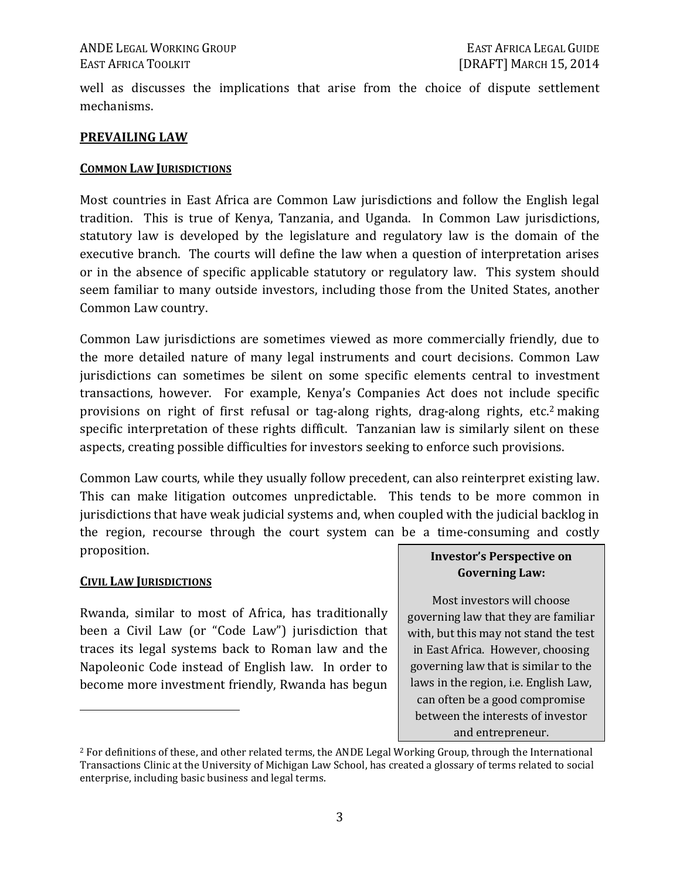well as discusses the implications that arise from the choice of dispute settlement mechanisms.

## PREVAILING LAW

### COMMON LAW JURISDICTIONS

Most countries in East Africa are Common Law jurisdictions and follow the English legal tradition. This is true of Kenya, Tanzania, and Uganda. In Common Law jurisdictions, statutory law is developed by the legislature and regulatory law is the domain of the executive branch. The courts will define the law when a question of interpretation arises or in the absence of specific applicable statutory or regulatory law. This system should seem familiar to many outside investors, including those from the United States, another Common Law country.

Common Law jurisdictions are sometimes viewed as more commercially friendly, due to the more detailed nature of many legal instruments and court decisions. Common Law jurisdictions can sometimes be silent on some specific elements central to investment transactions, however. For example, Kenya's Companies Act does not include specific provisions on right of first refusal or tag-along rights, drag-along rights, etc.[2] making specific interpretation of these rights difficult. Tanzanian law is similarly silent on these aspects, creating possible difficulties for investors seeking to enforce such provisions.

Common Law courts, while they usually follow precedent, can also reinterpret existing law. This can make litigation outcomes unpredictable. This tends to be more common in jurisdictions that have weak judicial systems and, when coupled with the judicial backlog in the region, recourse through the court system can be a time-consuming and costly proposition.

> **Investor's Perspective on Governing Law:**
>
> Most investors will choose governing law that they are familiar with, but this may not stand the test in East Africa. However, choosing governing law that is similar to the laws in the region, i.e. English Law, can often be a good compromise between the interests of investor and entrepreneur.

### CIVIL LAW JURISDICTIONS

Rwanda, similar to most of Africa, has traditionally been a Civil Law (or "Code Law") jurisdiction that traces its legal systems back to Roman law and the Napoleonic Code instead of English law. In order to become more investment friendly, Rwanda has begun

---

[2] For definitions of these, and other related terms, the ANDE Legal Working Group, through the International Transactions Clinic at the University of Michigan Law School, has created a glossary of terms related to social enterprise, including basic business and legal terms.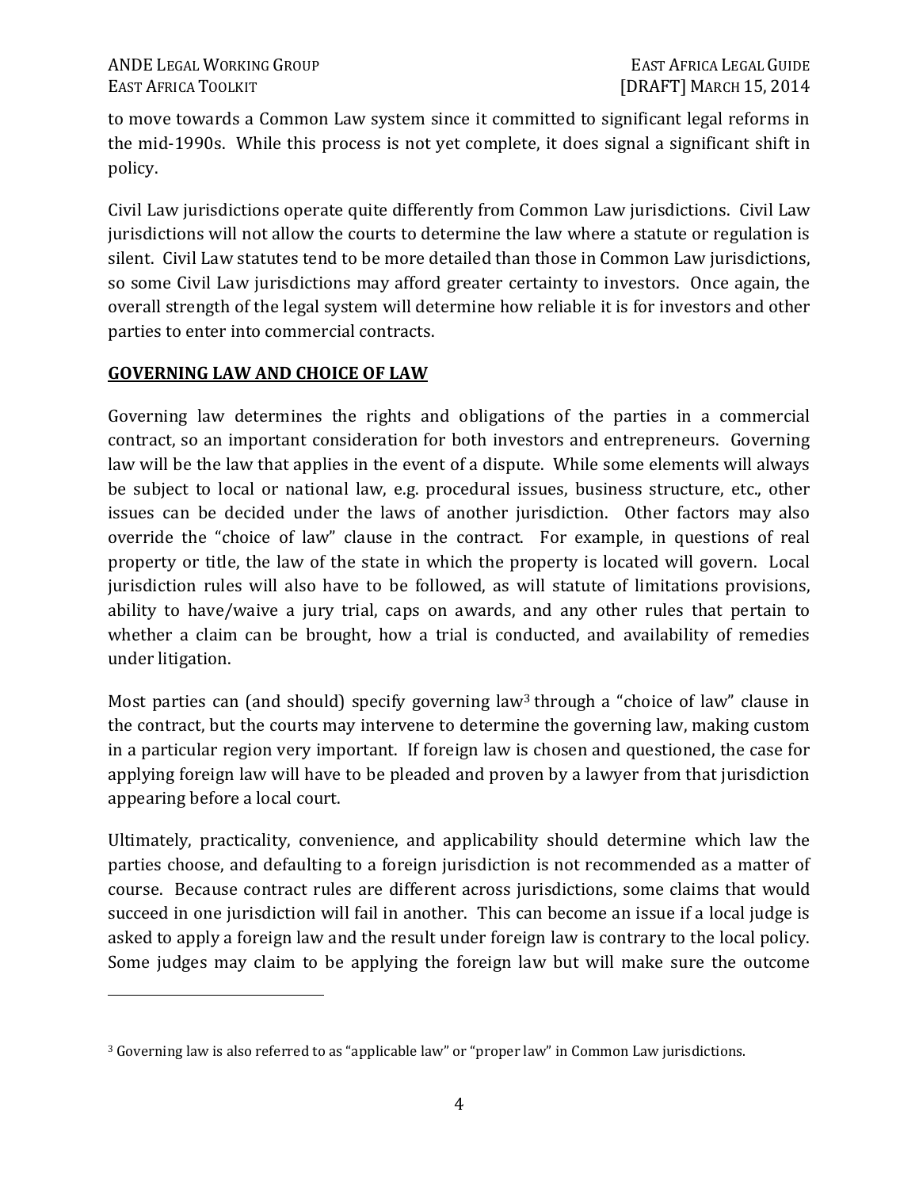to move towards a Common Law system since it committed to significant legal reforms in the mid-1990s. While this process is not yet complete, it does signal a significant shift in policy.

Civil Law jurisdictions operate quite differently from Common Law jurisdictions. Civil Law jurisdictions will not allow the courts to determine the law where a statute or regulation is silent. Civil Law statutes tend to be more detailed than those in Common Law jurisdictions, so some Civil Law jurisdictions may afford greater certainty to investors. Once again, the overall strength of the legal system will determine how reliable it is for investors and other parties to enter into commercial contracts.

## GOVERNING LAW AND CHOICE OF LAW

Governing law determines the rights and obligations of the parties in a commercial contract, so an important consideration for both investors and entrepreneurs. Governing law will be the law that applies in the event of a dispute. While some elements will always be subject to local or national law, e.g. procedural issues, business structure, etc., other issues can be decided under the laws of another jurisdiction. Other factors may also override the "choice of law" clause in the contract. For example, in questions of real property or title, the law of the state in which the property is located will govern. Local jurisdiction rules will also have to be followed, as will statute of limitations provisions, ability to have/waive a jury trial, caps on awards, and any other rules that pertain to whether a claim can be brought, how a trial is conducted, and availability of remedies under litigation.

Most parties can (and should) specify governing law[3] through a "choice of law" clause in the contract, but the courts may intervene to determine the governing law, making custom in a particular region very important. If foreign law is chosen and questioned, the case for applying foreign law will have to be pleaded and proven by a lawyer from that jurisdiction appearing before a local court.

Ultimately, practicality, convenience, and applicability should determine which law the parties choose, and defaulting to a foreign jurisdiction is not recommended as a matter of course. Because contract rules are different across jurisdictions, some claims that would succeed in one jurisdiction will fail in another. This can become an issue if a local judge is asked to apply a foreign law and the result under foreign law is contrary to the local policy. Some judges may claim to be applying the foreign law but will make sure the outcome

[3] Governing law is also referred to as "applicable law" or "proper law" in Common Law jurisdictions.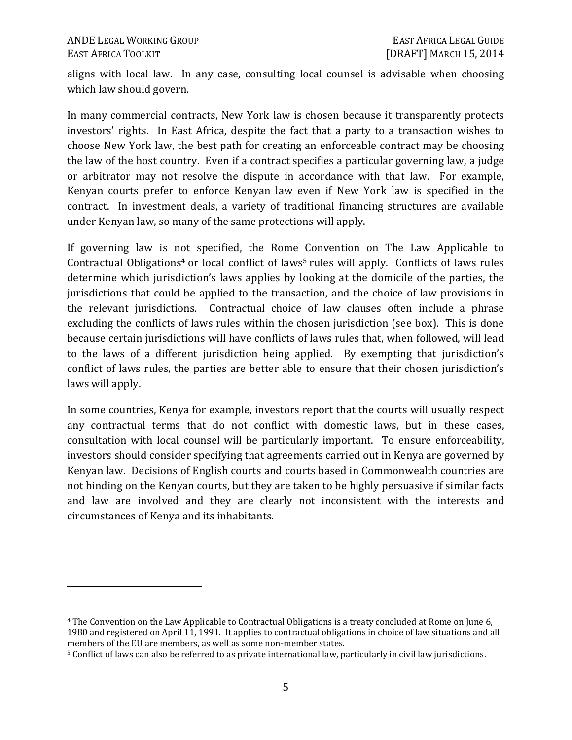aligns with local law. In any case, consulting local counsel is advisable when choosing which law should govern.

In many commercial contracts, New York law is chosen because it transparently protects investors' rights. In East Africa, despite the fact that a party to a transaction wishes to choose New York law, the best path for creating an enforceable contract may be choosing the law of the host country. Even if a contract specifies a particular governing law, a judge or arbitrator may not resolve the dispute in accordance with that law. For example, Kenyan courts prefer to enforce Kenyan law even if New York law is specified in the contract. In investment deals, a variety of traditional financing structures are available under Kenyan law, so many of the same protections will apply.

If governing law is not specified, the Rome Convention on The Law Applicable to Contractual Obligations[4] or local conflict of laws[5] rules will apply. Conflicts of laws rules determine which jurisdiction's laws applies by looking at the domicile of the parties, the jurisdictions that could be applied to the transaction, and the choice of law provisions in the relevant jurisdictions. Contractual choice of law clauses often include a phrase excluding the conflicts of laws rules within the chosen jurisdiction (see box). This is done because certain jurisdictions will have conflicts of laws rules that, when followed, will lead to the laws of a different jurisdiction being applied. By exempting that jurisdiction's conflict of laws rules, the parties are better able to ensure that their chosen jurisdiction's laws will apply.

In some countries, Kenya for example, investors report that the courts will usually respect any contractual terms that do not conflict with domestic laws, but in these cases, consultation with local counsel will be particularly important. To ensure enforceability, investors should consider specifying that agreements carried out in Kenya are governed by Kenyan law. Decisions of English courts and courts based in Commonwealth countries are not binding on the Kenyan courts, but they are taken to be highly persuasive if similar facts and law are involved and they are clearly not inconsistent with the interests and circumstances of Kenya and its inhabitants.

---

[4] The Convention on the Law Applicable to Contractual Obligations is a treaty concluded at Rome on June 6, 1980 and registered on April 11, 1991. It applies to contractual obligations in choice of law situations and all members of the EU are members, as well as some non-member states.

[5] Conflict of laws can also be referred to as private international law, particularly in civil law jurisdictions.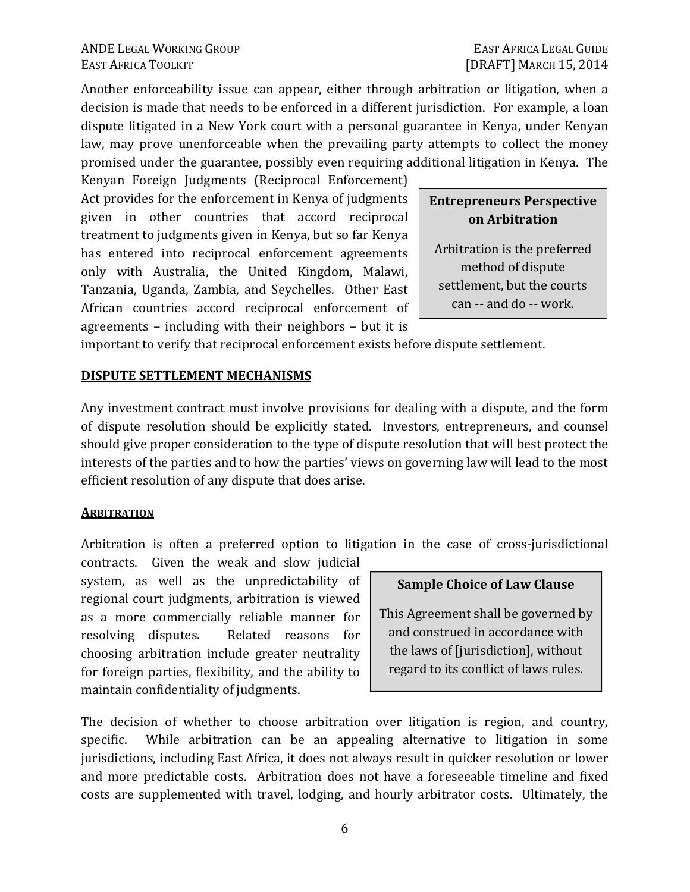Another enforceability issue can appear, either through arbitration or litigation, when a decision is made that needs to be enforced in a different jurisdiction. For example, a loan dispute litigated in a New York court with a personal guarantee in Kenya, under Kenyan law, may prove unenforceable when the prevailing party attempts to collect the money promised under the guarantee, possibly even requiring additional litigation in Kenya. The Kenyan Foreign Judgments (Reciprocal Enforcement) Act provides for the enforcement in Kenya of judgments given in other countries that accord reciprocal treatment to judgments given in Kenya, but so far Kenya has entered into reciprocal enforcement agreements only with Australia, the United Kingdom, Malawi, Tanzania, Uganda, Zambia, and Seychelles. Other East African countries accord reciprocal enforcement of agreements – including with their neighbors – but it is important to verify that reciprocal enforcement exists before dispute settlement.

> **Entrepreneurs Perspective on Arbitration**
>
> Arbitration is the preferred method of dispute settlement, but the courts can -- and do -- work.

## DISPUTE SETTLEMENT MECHANISMS

Any investment contract must involve provisions for dealing with a dispute, and the form of dispute resolution should be explicitly stated. Investors, entrepreneurs, and counsel should give proper consideration to the type of dispute resolution that will best protect the interests of the parties and to how the parties' views on governing law will lead to the most efficient resolution of any dispute that does arise.

### ARBITRATION

Arbitration is often a preferred option to litigation in the case of cross-jurisdictional contracts. Given the weak and slow judicial system, as well as the unpredictability of regional court judgments, arbitration is viewed as a more commercially reliable manner for resolving disputes. Related reasons for choosing arbitration include greater neutrality for foreign parties, flexibility, and the ability to maintain confidentiality of judgments.

> **Sample Choice of Law Clause**
>
> This Agreement shall be governed by and construed in accordance with the laws of [jurisdiction], without regard to its conflict of laws rules.

The decision of whether to choose arbitration over litigation is region, and country, specific. While arbitration can be an appealing alternative to litigation in some jurisdictions, including East Africa, it does not always result in quicker resolution or lower and more predictable costs. Arbitration does not have a foreseeable timeline and fixed costs are supplemented with travel, lodging, and hourly arbitrator costs. Ultimately, the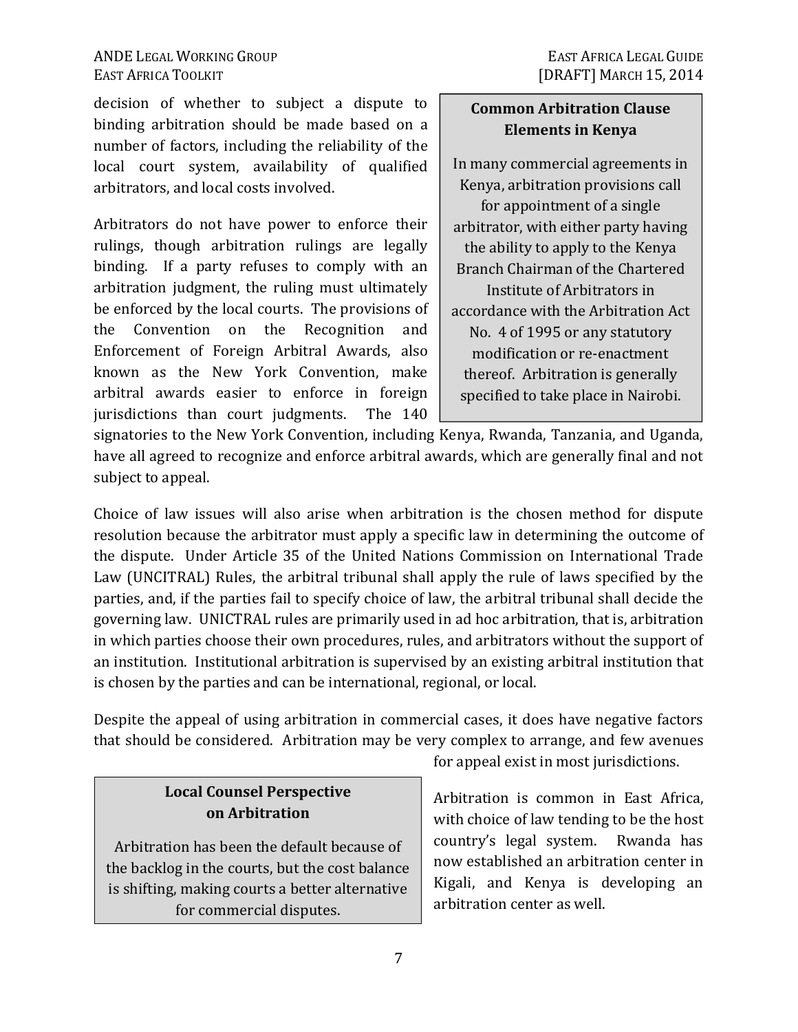decision of whether to subject a dispute to binding arbitration should be made based on a number of factors, including the reliability of the local court system, availability of qualified arbitrators, and local costs involved.

Arbitrators do not have power to enforce their rulings, though arbitration rulings are legally binding. If a party refuses to comply with an arbitration judgment, the ruling must ultimately be enforced by the local courts. The provisions of the Convention on the Recognition and Enforcement of Foreign Arbitral Awards, also known as the New York Convention, make arbitral awards easier to enforce in foreign jurisdictions than court judgments. The 140 signatories to the New York Convention, including Kenya, Rwanda, Tanzania, and Uganda, have all agreed to recognize and enforce arbitral awards, which are generally final and not subject to appeal.

> **Common Arbitration Clause Elements in Kenya**
>
> In many commercial agreements in Kenya, arbitration provisions call for appointment of a single arbitrator, with either party having the ability to apply to the Kenya Branch Chairman of the Chartered Institute of Arbitrators in accordance with the Arbitration Act No. 4 of 1995 or any statutory modification or re-enactment thereof. Arbitration is generally specified to take place in Nairobi.

Choice of law issues will also arise when arbitration is the chosen method for dispute resolution because the arbitrator must apply a specific law in determining the outcome of the dispute. Under Article 35 of the United Nations Commission on International Trade Law (UNCITRAL) Rules, the arbitral tribunal shall apply the rule of laws specified by the parties, and, if the parties fail to specify choice of law, the arbitral tribunal shall decide the governing law. UNICTRAL rules are primarily used in ad hoc arbitration, that is, arbitration in which parties choose their own procedures, rules, and arbitrators without the support of an institution. Institutional arbitration is supervised by an existing arbitral institution that is chosen by the parties and can be international, regional, or local.

Despite the appeal of using arbitration in commercial cases, it does have negative factors that should be considered. Arbitration may be very complex to arrange, and few avenues for appeal exist in most jurisdictions.

Arbitration is common in East Africa, with choice of law tending to be the host country's legal system. Rwanda has now established an arbitration center in Kigali, and Kenya is developing an arbitration center as well.

> **Local Counsel Perspective on Arbitration**
>
> Arbitration has been the default because of the backlog in the courts, but the cost balance is shifting, making courts a better alternative for commercial disputes.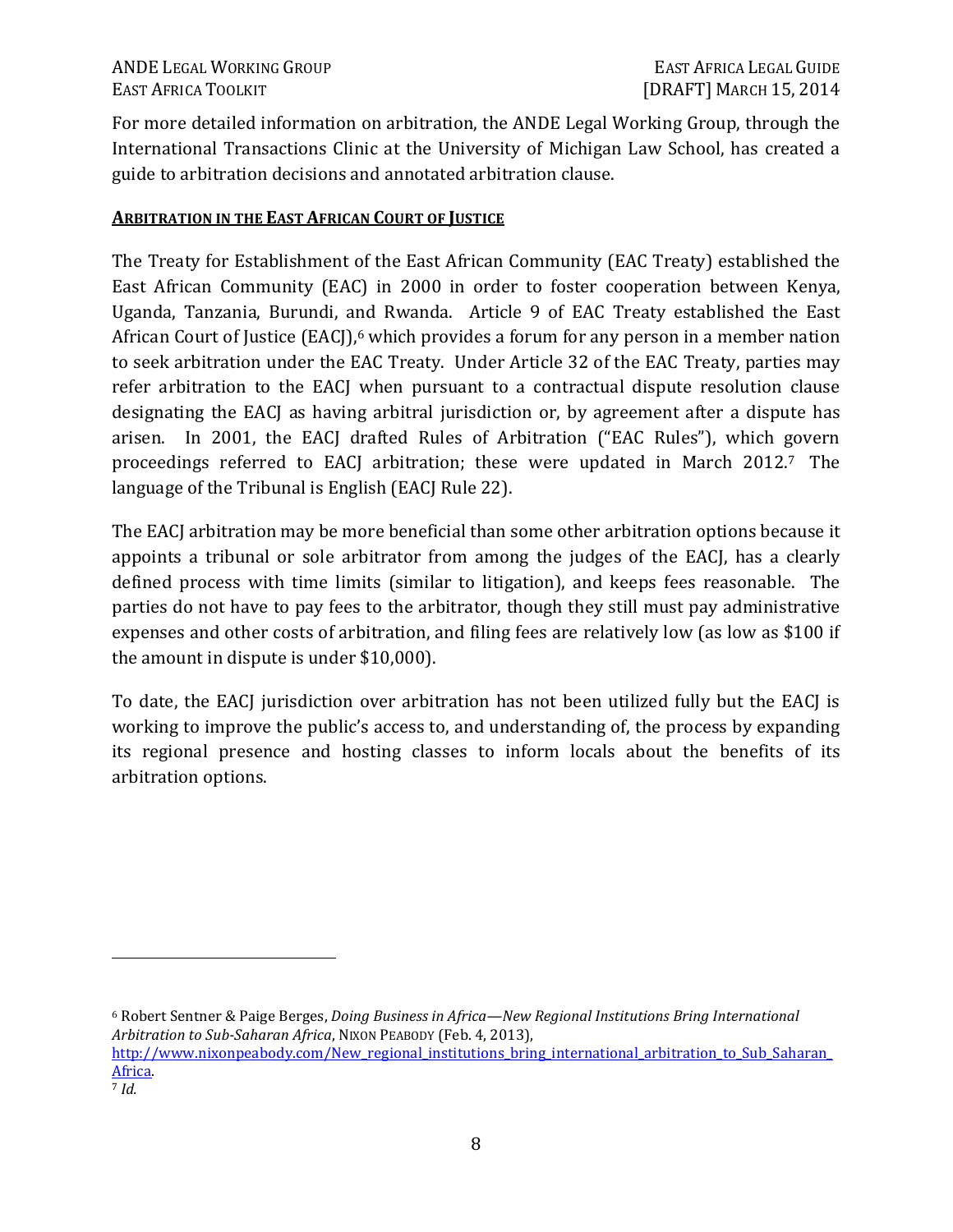For more detailed information on arbitration, the ANDE Legal Working Group, through the International Transactions Clinic at the University of Michigan Law School, has created a guide to arbitration decisions and annotated arbitration clause.

## ARBITRATION IN THE EAST AFRICAN COURT OF JUSTICE

The Treaty for Establishment of the East African Community (EAC Treaty) established the East African Community (EAC) in 2000 in order to foster cooperation between Kenya, Uganda, Tanzania, Burundi, and Rwanda. Article 9 of EAC Treaty established the East African Court of Justice (EACJ),[6] which provides a forum for any person in a member nation to seek arbitration under the EAC Treaty. Under Article 32 of the EAC Treaty, parties may refer arbitration to the EACJ when pursuant to a contractual dispute resolution clause designating the EACJ as having arbitral jurisdiction or, by agreement after a dispute has arisen. In 2001, the EACJ drafted Rules of Arbitration ("EAC Rules"), which govern proceedings referred to EACJ arbitration; these were updated in March 2012.[7] The language of the Tribunal is English (EACJ Rule 22).

The EACJ arbitration may be more beneficial than some other arbitration options because it appoints a tribunal or sole arbitrator from among the judges of the EACJ, has a clearly defined process with time limits (similar to litigation), and keeps fees reasonable. The parties do not have to pay fees to the arbitrator, though they still must pay administrative expenses and other costs of arbitration, and filing fees are relatively low (as low as $100 if the amount in dispute is under $10,000).

To date, the EACJ jurisdiction over arbitration has not been utilized fully but the EACJ is working to improve the public's access to, and understanding of, the process by expanding its regional presence and hosting classes to inform locals about the benefits of its arbitration options.

---

[6] Robert Sentner & Paige Berges, *Doing Business in Africa—New Regional Institutions Bring International Arbitration to Sub-Saharan Africa*, NIXON PEABODY (Feb. 4, 2013), http://www.nixonpeabody.com/New_regional_institutions_bring_international_arbitration_to_Sub_Saharan_Africa.

[7] *Id.*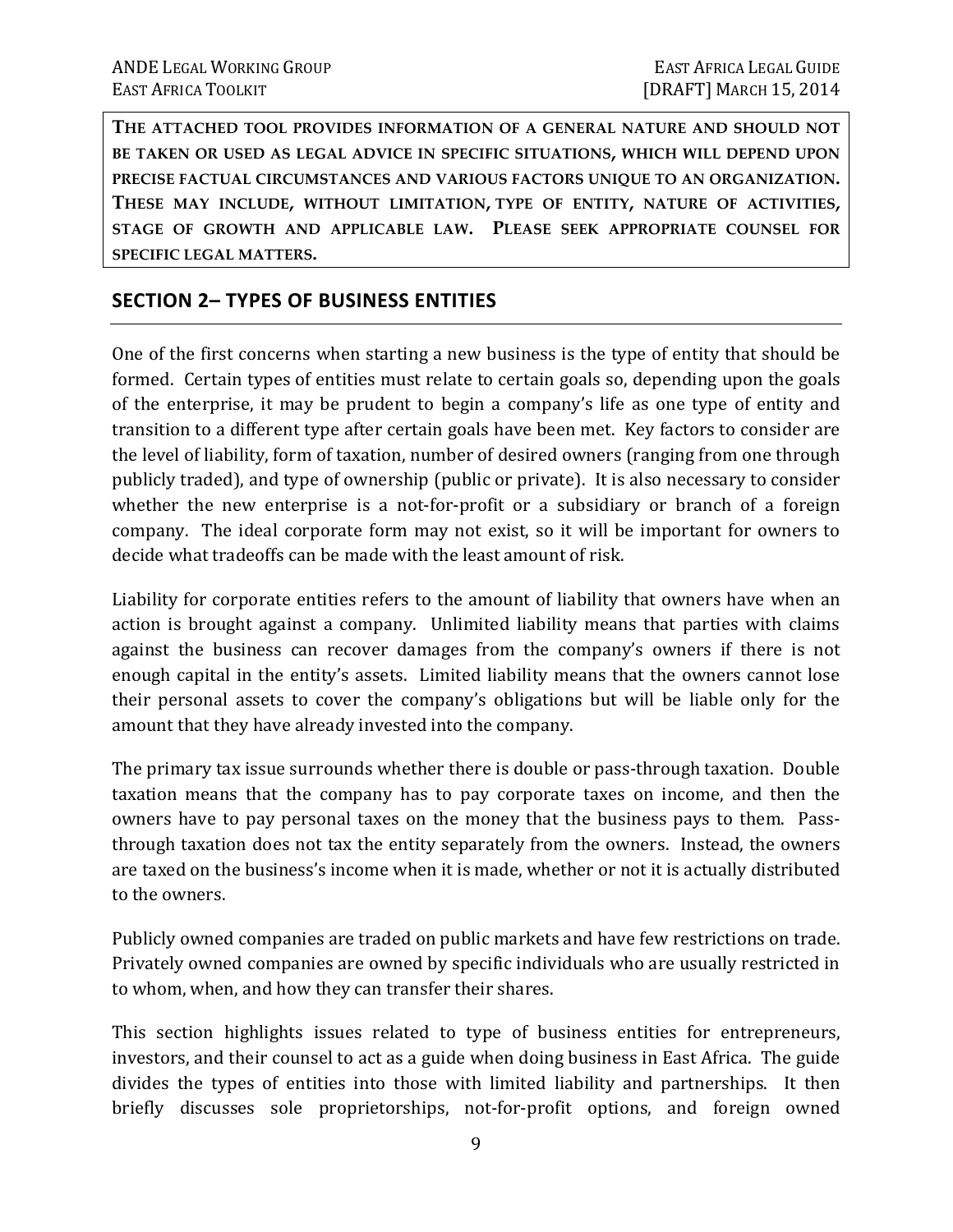**THE ATTACHED TOOL PROVIDES INFORMATION OF A GENERAL NATURE AND SHOULD NOT BE TAKEN OR USED AS LEGAL ADVICE IN SPECIFIC SITUATIONS, WHICH WILL DEPEND UPON PRECISE FACTUAL CIRCUMSTANCES AND VARIOUS FACTORS UNIQUE TO AN ORGANIZATION. THESE MAY INCLUDE, WITHOUT LIMITATION, TYPE OF ENTITY, NATURE OF ACTIVITIES, STAGE OF GROWTH AND APPLICABLE LAW. PLEASE SEEK APPROPRIATE COUNSEL FOR SPECIFIC LEGAL MATTERS.**

## SECTION 2– TYPES OF BUSINESS ENTITIES

One of the first concerns when starting a new business is the type of entity that should be formed. Certain types of entities must relate to certain goals so, depending upon the goals of the enterprise, it may be prudent to begin a company's life as one type of entity and transition to a different type after certain goals have been met. Key factors to consider are the level of liability, form of taxation, number of desired owners (ranging from one through publicly traded), and type of ownership (public or private). It is also necessary to consider whether the new enterprise is a not-for-profit or a subsidiary or branch of a foreign company. The ideal corporate form may not exist, so it will be important for owners to decide what tradeoffs can be made with the least amount of risk.

Liability for corporate entities refers to the amount of liability that owners have when an action is brought against a company. Unlimited liability means that parties with claims against the business can recover damages from the company's owners if there is not enough capital in the entity's assets. Limited liability means that the owners cannot lose their personal assets to cover the company's obligations but will be liable only for the amount that they have already invested into the company.

The primary tax issue surrounds whether there is double or pass-through taxation. Double taxation means that the company has to pay corporate taxes on income, and then the owners have to pay personal taxes on the money that the business pays to them. Pass-through taxation does not tax the entity separately from the owners. Instead, the owners are taxed on the business's income when it is made, whether or not it is actually distributed to the owners.

Publicly owned companies are traded on public markets and have few restrictions on trade. Privately owned companies are owned by specific individuals who are usually restricted in to whom, when, and how they can transfer their shares.

This section highlights issues related to type of business entities for entrepreneurs, investors, and their counsel to act as a guide when doing business in East Africa. The guide divides the types of entities into those with limited liability and partnerships. It then briefly discusses sole proprietorships, not-for-profit options, and foreign owned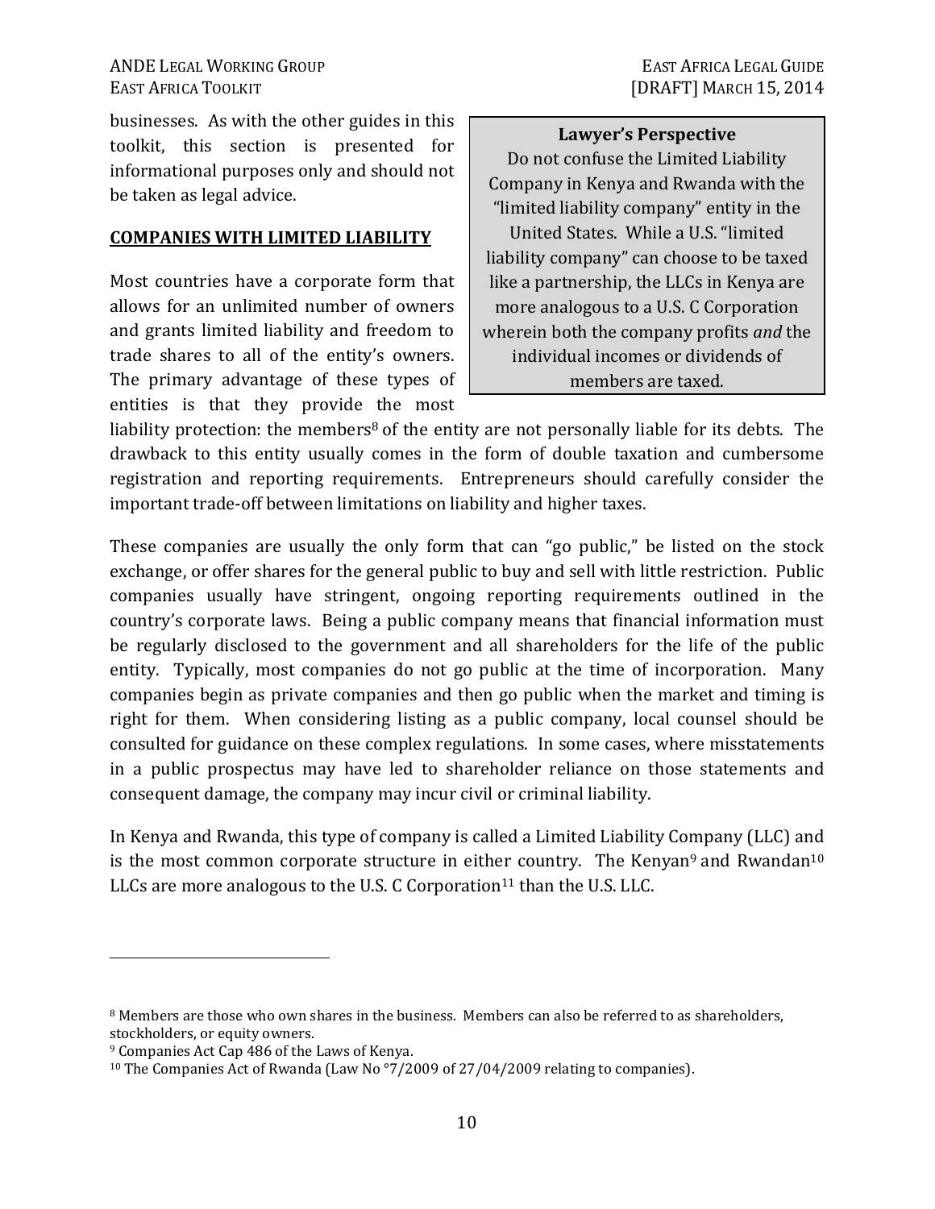businesses. As with the other guides in this toolkit, this section is presented for informational purposes only and should not be taken as legal advice.

> **Lawyer's Perspective**
>
> Do not confuse the Limited Liability Company in Kenya and Rwanda with the "limited liability company" entity in the United States. While a U.S. "limited liability company" can choose to be taxed like a partnership, the LLCs in Kenya are more analogous to a U.S. C Corporation wherein both the company profits *and* the individual incomes or dividends of members are taxed.

## COMPANIES WITH LIMITED LIABILITY

Most countries have a corporate form that allows for an unlimited number of owners and grants limited liability and freedom to trade shares to all of the entity's owners. The primary advantage of these types of entities is that they provide the most liability protection: the members[8] of the entity are not personally liable for its debts. The drawback to this entity usually comes in the form of double taxation and cumbersome registration and reporting requirements. Entrepreneurs should carefully consider the important trade-off between limitations on liability and higher taxes.

These companies are usually the only form that can "go public," be listed on the stock exchange, or offer shares for the general public to buy and sell with little restriction. Public companies usually have stringent, ongoing reporting requirements outlined in the country's corporate laws. Being a public company means that financial information must be regularly disclosed to the government and all shareholders for the life of the public entity. Typically, most companies do not go public at the time of incorporation. Many companies begin as private companies and then go public when the market and timing is right for them. When considering listing as a public company, local counsel should be consulted for guidance on these complex regulations. In some cases, where misstatements in a public prospectus may have led to shareholder reliance on those statements and consequent damage, the company may incur civil or criminal liability.

In Kenya and Rwanda, this type of company is called a Limited Liability Company (LLC) and is the most common corporate structure in either country. The Kenyan[9] and Rwandan[10] LLCs are more analogous to the U.S. C Corporation[11] than the U.S. LLC.

---

[8] Members are those who own shares in the business. Members can also be referred to as shareholders, stockholders, or equity owners.

[9] Companies Act Cap 486 of the Laws of Kenya.

[10] The Companies Act of Rwanda (Law No °7/2009 of 27/04/2009 relating to companies).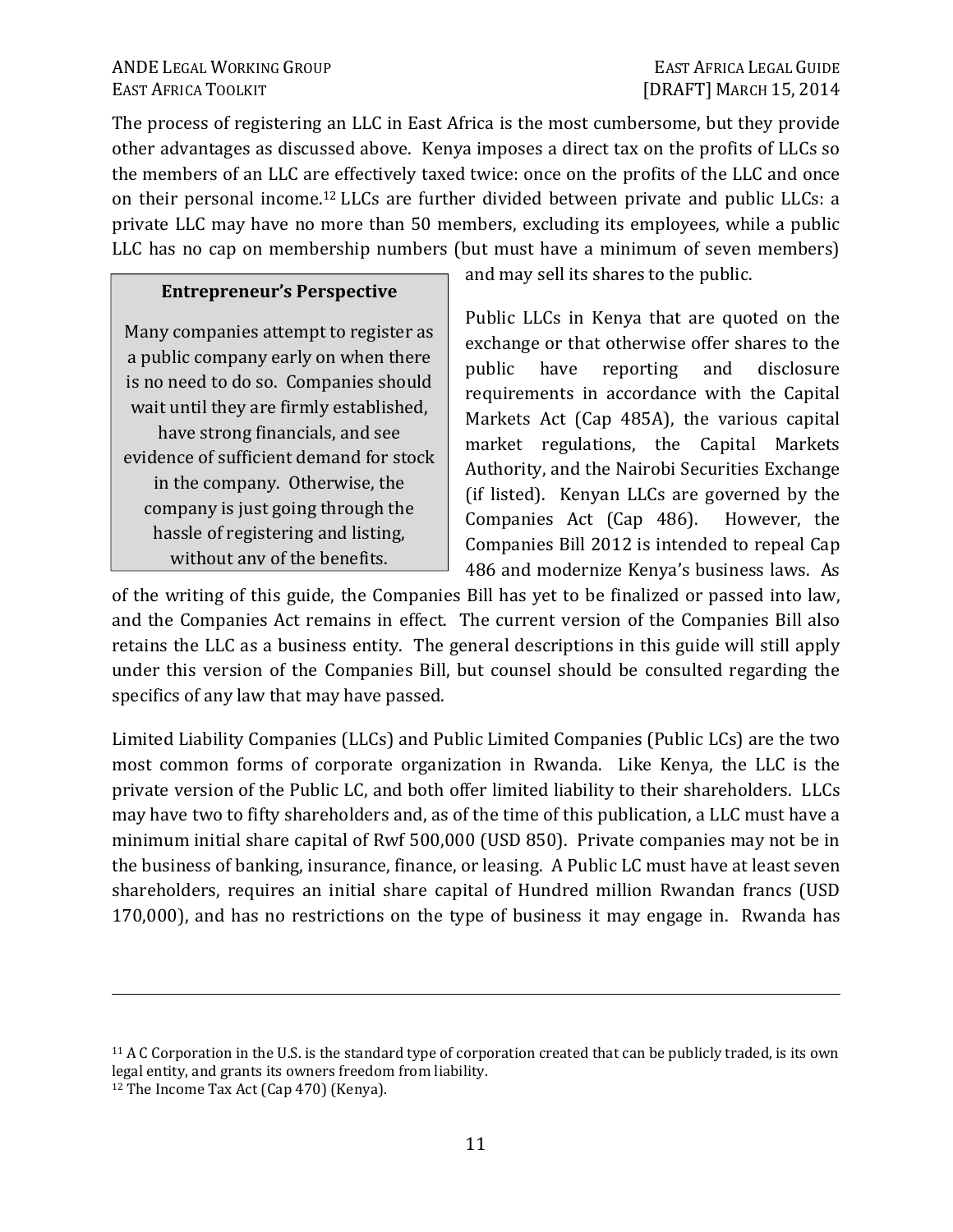The process of registering an LLC in East Africa is the most cumbersome, but they provide other advantages as discussed above. Kenya imposes a direct tax on the profits of LLCs so the members of an LLC are effectively taxed twice: once on the profits of the LLC and once on their personal income.[12] LLCs are further divided between private and public LLCs: a private LLC may have no more than 50 members, excluding its employees, while a public LLC has no cap on membership numbers (but must have a minimum of seven members) and may sell its shares to the public.

> **Entrepreneur's Perspective**
>
> Many companies attempt to register as a public company early on when there is no need to do so. Companies should wait until they are firmly established, have strong financials, and see evidence of sufficient demand for stock in the company. Otherwise, the company is just going through the hassle of registering and listing, without any of the benefits.

Public LLCs in Kenya that are quoted on the exchange or that otherwise offer shares to the public have reporting and disclosure requirements in accordance with the Capital Markets Act (Cap 485A), the various capital market regulations, the Capital Markets Authority, and the Nairobi Securities Exchange (if listed). Kenyan LLCs are governed by the Companies Act (Cap 486). However, the Companies Bill 2012 is intended to repeal Cap 486 and modernize Kenya's business laws. As of the writing of this guide, the Companies Bill has yet to be finalized or passed into law, and the Companies Act remains in effect. The current version of the Companies Bill also retains the LLC as a business entity. The general descriptions in this guide will still apply under this version of the Companies Bill, but counsel should be consulted regarding the specifics of any law that may have passed.

Limited Liability Companies (LLCs) and Public Limited Companies (Public LCs) are the two most common forms of corporate organization in Rwanda. Like Kenya, the LLC is the private version of the Public LC, and both offer limited liability to their shareholders. LLCs may have two to fifty shareholders and, as of the time of this publication, a LLC must have a minimum initial share capital of Rwf 500,000 (USD 850). Private companies may not be in the business of banking, insurance, finance, or leasing. A Public LC must have at least seven shareholders, requires an initial share capital of Hundred million Rwandan francs (USD 170,000), and has no restrictions on the type of business it may engage in. Rwanda has

---

[11] A C Corporation in the U.S. is the standard type of corporation created that can be publicly traded, is its own legal entity, and grants its owners freedom from liability.

[12] The Income Tax Act (Cap 470) (Kenya).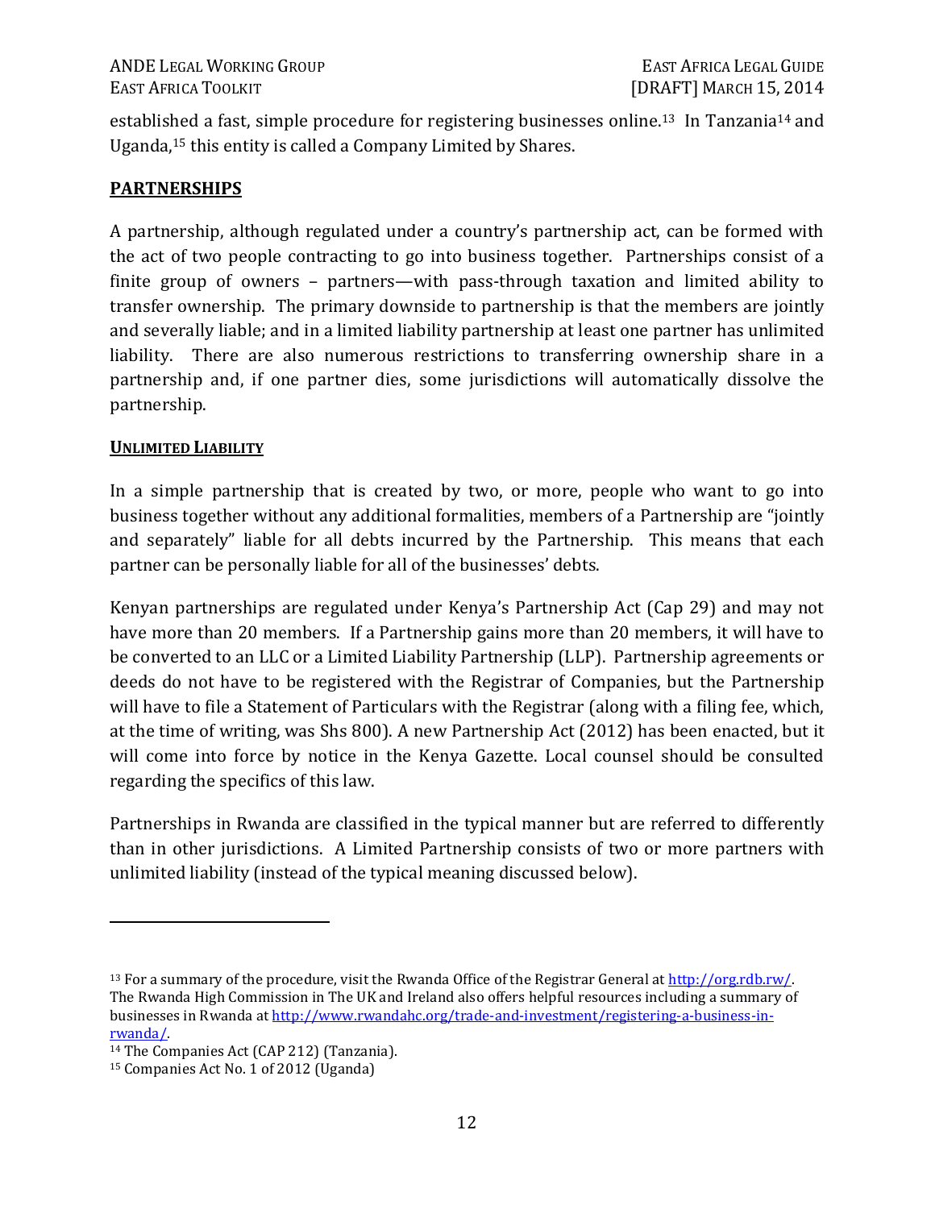established a fast, simple procedure for registering businesses online.[13] In Tanzania[14] and Uganda,[15] this entity is called a Company Limited by Shares.

## PARTNERSHIPS

A partnership, although regulated under a country's partnership act, can be formed with the act of two people contracting to go into business together. Partnerships consist of a finite group of owners – partners—with pass-through taxation and limited ability to transfer ownership. The primary downside to partnership is that the members are jointly and severally liable; and in a limited liability partnership at least one partner has unlimited liability. There are also numerous restrictions to transferring ownership share in a partnership and, if one partner dies, some jurisdictions will automatically dissolve the partnership.

### UNLIMITED LIABILITY

In a simple partnership that is created by two, or more, people who want to go into business together without any additional formalities, members of a Partnership are "jointly and separately" liable for all debts incurred by the Partnership. This means that each partner can be personally liable for all of the businesses' debts.

Kenyan partnerships are regulated under Kenya's Partnership Act (Cap 29) and may not have more than 20 members. If a Partnership gains more than 20 members, it will have to be converted to an LLC or a Limited Liability Partnership (LLP). Partnership agreements or deeds do not have to be registered with the Registrar of Companies, but the Partnership will have to file a Statement of Particulars with the Registrar (along with a filing fee, which, at the time of writing, was Shs 800). A new Partnership Act (2012) has been enacted, but it will come into force by notice in the Kenya Gazette. Local counsel should be consulted regarding the specifics of this law.

Partnerships in Rwanda are classified in the typical manner but are referred to differently than in other jurisdictions. A Limited Partnership consists of two or more partners with unlimited liability (instead of the typical meaning discussed below).

---

[13] For a summary of the procedure, visit the Rwanda Office of the Registrar General at http://org.rdb.rw/. The Rwanda High Commission in The UK and Ireland also offers helpful resources including a summary of businesses in Rwanda at http://www.rwandahc.org/trade-and-investment/registering-a-business-in-rwanda/.

[14] The Companies Act (CAP 212) (Tanzania).

[15] Companies Act No. 1 of 2012 (Uganda)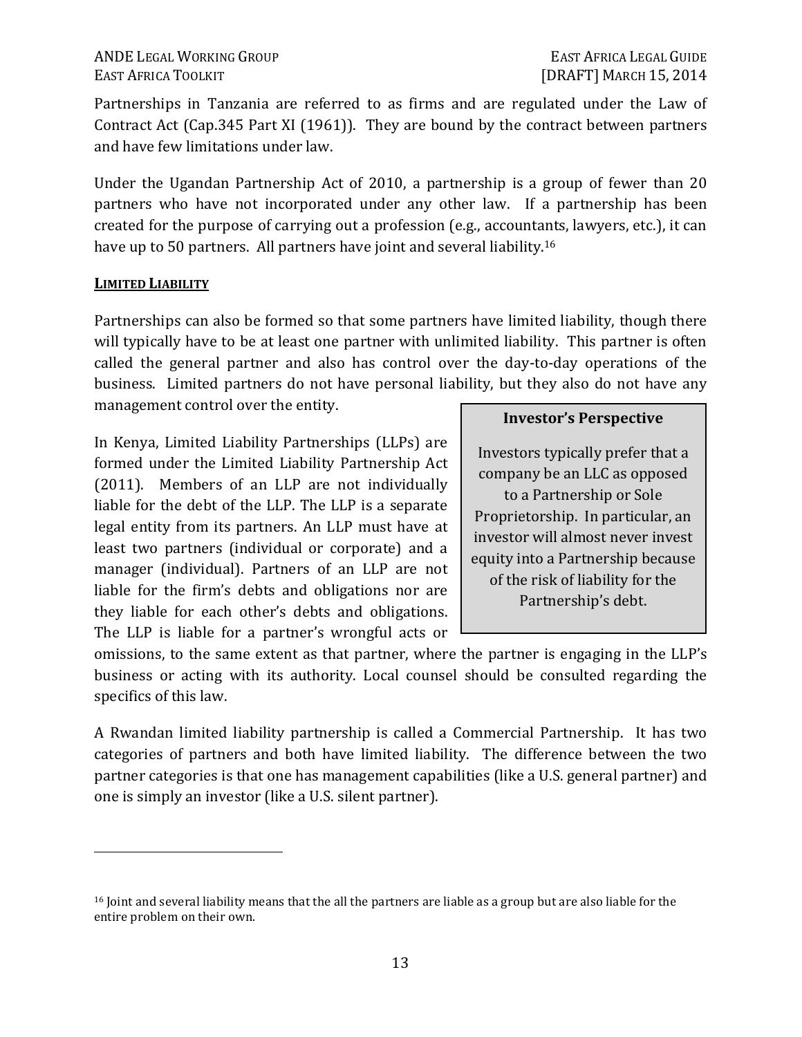Partnerships in Tanzania are referred to as firms and are regulated under the Law of Contract Act (Cap.345 Part XI (1961)). They are bound by the contract between partners and have few limitations under law.

Under the Ugandan Partnership Act of 2010, a partnership is a group of fewer than 20 partners who have not incorporated under any other law. If a partnership has been created for the purpose of carrying out a profession (e.g., accountants, lawyers, etc.), it can have up to 50 partners. All partners have joint and several liability.[16]

**LIMITED LIABILITY**

Partnerships can also be formed so that some partners have limited liability, though there will typically have to be at least one partner with unlimited liability. This partner is often called the general partner and also has control over the day-to-day operations of the business. Limited partners do not have personal liability, but they also do not have any management control over the entity.

> **Investor's Perspective**
>
> Investors typically prefer that a company be an LLC as opposed to a Partnership or Sole Proprietorship. In particular, an investor will almost never invest equity into a Partnership because of the risk of liability for the Partnership's debt.

In Kenya, Limited Liability Partnerships (LLPs) are formed under the Limited Liability Partnership Act (2011). Members of an LLP are not individually liable for the debt of the LLP. The LLP is a separate legal entity from its partners. An LLP must have at least two partners (individual or corporate) and a manager (individual). Partners of an LLP are not liable for the firm's debts and obligations nor are they liable for each other's debts and obligations. The LLP is liable for a partner's wrongful acts or omissions, to the same extent as that partner, where the partner is engaging in the LLP's business or acting with its authority. Local counsel should be consulted regarding the specifics of this law.

A Rwandan limited liability partnership is called a Commercial Partnership. It has two categories of partners and both have limited liability. The difference between the two partner categories is that one has management capabilities (like a U.S. general partner) and one is simply an investor (like a U.S. silent partner).

[16] Joint and several liability means that the all the partners are liable as a group but are also liable for the entire problem on their own.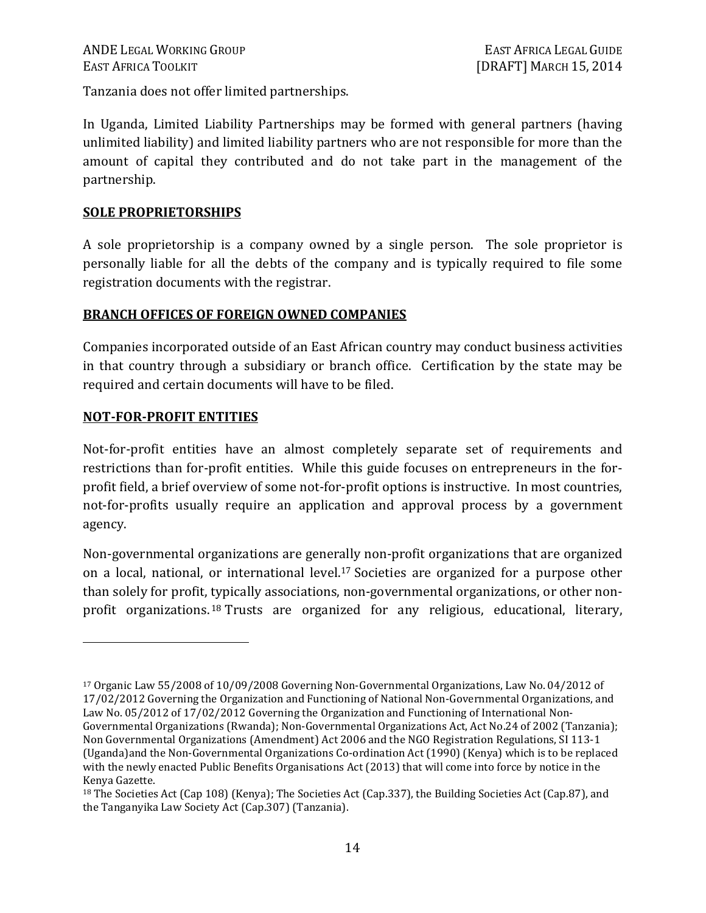Tanzania does not offer limited partnerships.

In Uganda, Limited Liability Partnerships may be formed with general partners (having unlimited liability) and limited liability partners who are not responsible for more than the amount of capital they contributed and do not take part in the management of the partnership.

## SOLE PROPRIETORSHIPS

A sole proprietorship is a company owned by a single person. The sole proprietor is personally liable for all the debts of the company and is typically required to file some registration documents with the registrar.

## BRANCH OFFICES OF FOREIGN OWNED COMPANIES

Companies incorporated outside of an East African country may conduct business activities in that country through a subsidiary or branch office. Certification by the state may be required and certain documents will have to be filed.

## NOT-FOR-PROFIT ENTITIES

Not-for-profit entities have an almost completely separate set of requirements and restrictions than for-profit entities. While this guide focuses on entrepreneurs in the for-profit field, a brief overview of some not-for-profit options is instructive. In most countries, not-for-profits usually require an application and approval process by a government agency.

Non-governmental organizations are generally non-profit organizations that are organized on a local, national, or international level.[17] Societies are organized for a purpose other than solely for profit, typically associations, non-governmental organizations, or other non-profit organizations.[18] Trusts are organized for any religious, educational, literary,

---

[17] Organic Law 55/2008 of 10/09/2008 Governing Non-Governmental Organizations, Law No. 04/2012 of 17/02/2012 Governing the Organization and Functioning of National Non-Governmental Organizations, and Law No. 05/2012 of 17/02/2012 Governing the Organization and Functioning of International Non-Governmental Organizations (Rwanda); Non-Governmental Organizations Act, Act No.24 of 2002 (Tanzania); Non Governmental Organizations (Amendment) Act 2006 and the NGO Registration Regulations, SI 113-1 (Uganda)and the Non-Governmental Organizations Co-ordination Act (1990) (Kenya) which is to be replaced with the newly enacted Public Benefits Organisations Act (2013) that will come into force by notice in the Kenya Gazette.

[18] The Societies Act (Cap 108) (Kenya); The Societies Act (Cap.337), the Building Societies Act (Cap.87), and the Tanganyika Law Society Act (Cap.307) (Tanzania).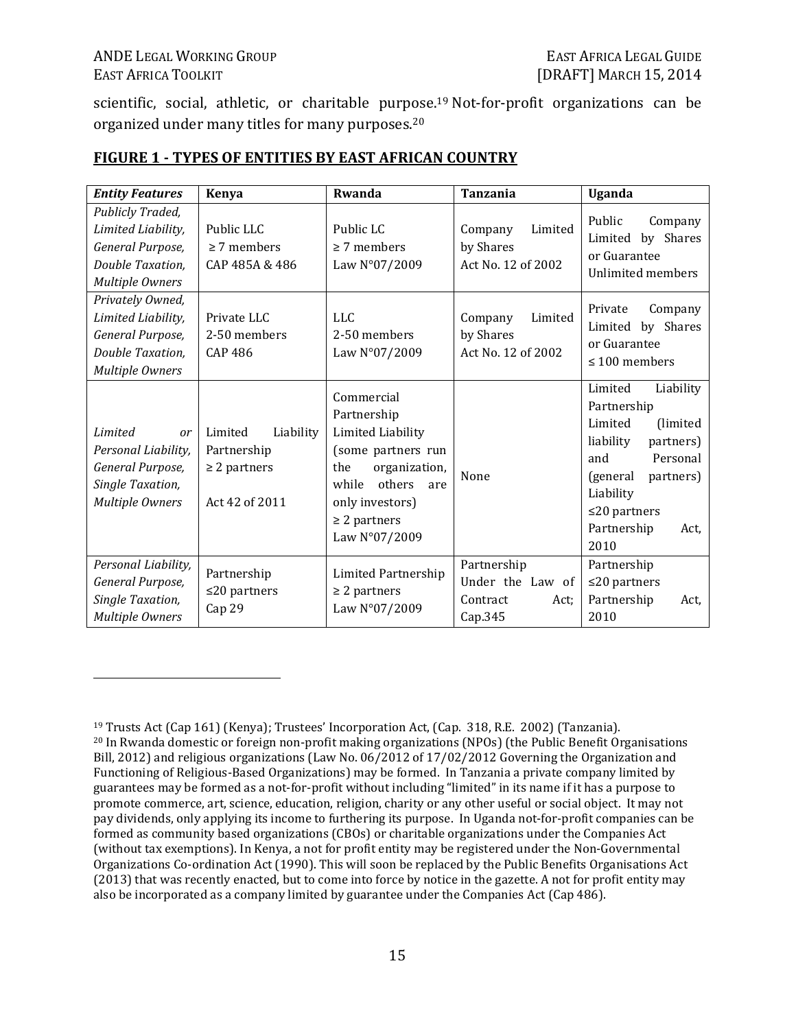scientific, social, athletic, or charitable purpose.[19] Not-for-profit organizations can be organized under many titles for many purposes.[20]

## FIGURE 1 - TYPES OF ENTITIES BY EAST AFRICAN COUNTRY

| *Entity Features* | Kenya | Rwanda | Tanzania | Uganda |
|---|---|---|---|---|
| *Publicly Traded, Limited Liability, General Purpose, Double Taxation, Multiple Owners* | Public LLC<br>≥ 7 members<br>CAP 485A & 486 | Public LC<br>≥ 7 members<br>Law N°07/2009 | Company Limited by Shares<br>Act No. 12 of 2002 | Public Company Limited by Shares or Guarantee<br>Unlimited members |
| *Privately Owned, Limited Liability, General Purpose, Double Taxation, Multiple Owners* | Private LLC<br>2-50 members<br>CAP 486 | LLC<br>2-50 members<br>Law N°07/2009 | Company Limited by Shares<br>Act No. 12 of 2002 | Private Company Limited by Shares or Guarantee<br>≤ 100 members |
| *Limited or Personal Liability, General Purpose, Single Taxation, Multiple Owners* | Limited Liability Partnership<br>≥ 2 partners<br><br>Act 42 of 2011 | Commercial Partnership Limited Liability (some partners run the organization, while others are only investors)<br>≥ 2 partners<br>Law N°07/2009 | None | Limited Liability Partnership<br>Limited (limited liability partners) and Personal (general partners) Liability<br>≤20 partners<br>Partnership Act, 2010 |
| *Personal Liability, General Purpose, Single Taxation, Multiple Owners* | Partnership<br>≤20 partners<br>Cap 29 | Limited Partnership<br>≥ 2 partners<br>Law N°07/2009 | Partnership Under the Law of Contract Act; Cap.345 | Partnership<br>≤20 partners<br>Partnership Act, 2010 |

---

[19] Trusts Act (Cap 161) (Kenya); Trustees' Incorporation Act, (Cap. 318, R.E. 2002) (Tanzania).

[20] In Rwanda domestic or foreign non-profit making organizations (NPOs) (the Public Benefit Organisations Bill, 2012) and religious organizations (Law No. 06/2012 of 17/02/2012 Governing the Organization and Functioning of Religious-Based Organizations) may be formed. In Tanzania a private company limited by guarantees may be formed as a not-for-profit without including "limited" in its name if it has a purpose to promote commerce, art, science, education, religion, charity or any other useful or social object. It may not pay dividends, only applying its income to furthering its purpose. In Uganda not-for-profit companies can be formed as community based organizations (CBOs) or charitable organizations under the Companies Act (without tax exemptions). In Kenya, a not for profit entity may be registered under the Non-Governmental Organizations Co-ordination Act (1990). This will soon be replaced by the Public Benefits Organisations Act (2013) that was recently enacted, but to come into force by notice in the gazette. A not for profit entity may also be incorporated as a company limited by guarantee under the Companies Act (Cap 486).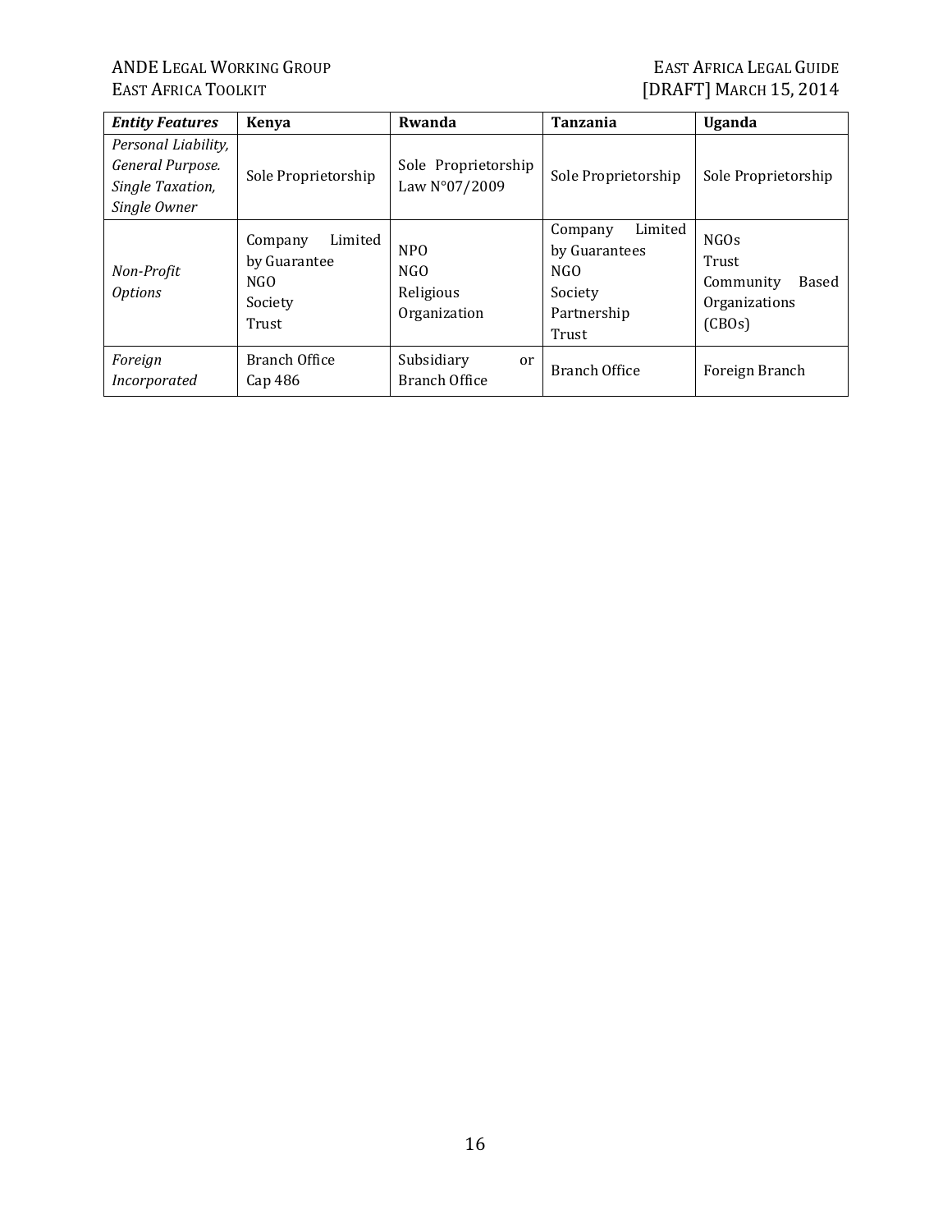| *Entity Features* | Kenya | Rwanda | Tanzania | Uganda |
|---|---|---|---|---|
| *Personal Liability, General Purpose. Single Taxation, Single Owner* | Sole Proprietorship | Sole Proprietorship Law N°07/2009 | Sole Proprietorship | Sole Proprietorship |
| *Non-Profit Options* | Company Limited by Guarantee<br>NGO<br>Society<br>Trust | NPO<br>NGO<br>Religious Organization | Company Limited by Guarantees<br>NGO<br>Society<br>Partnership<br>Trust | NGOs<br>Trust<br>Community Based Organizations (CBOs) |
| *Foreign Incorporated* | Branch Office<br>Cap 486 | Subsidiary or Branch Office | Branch Office | Foreign Branch |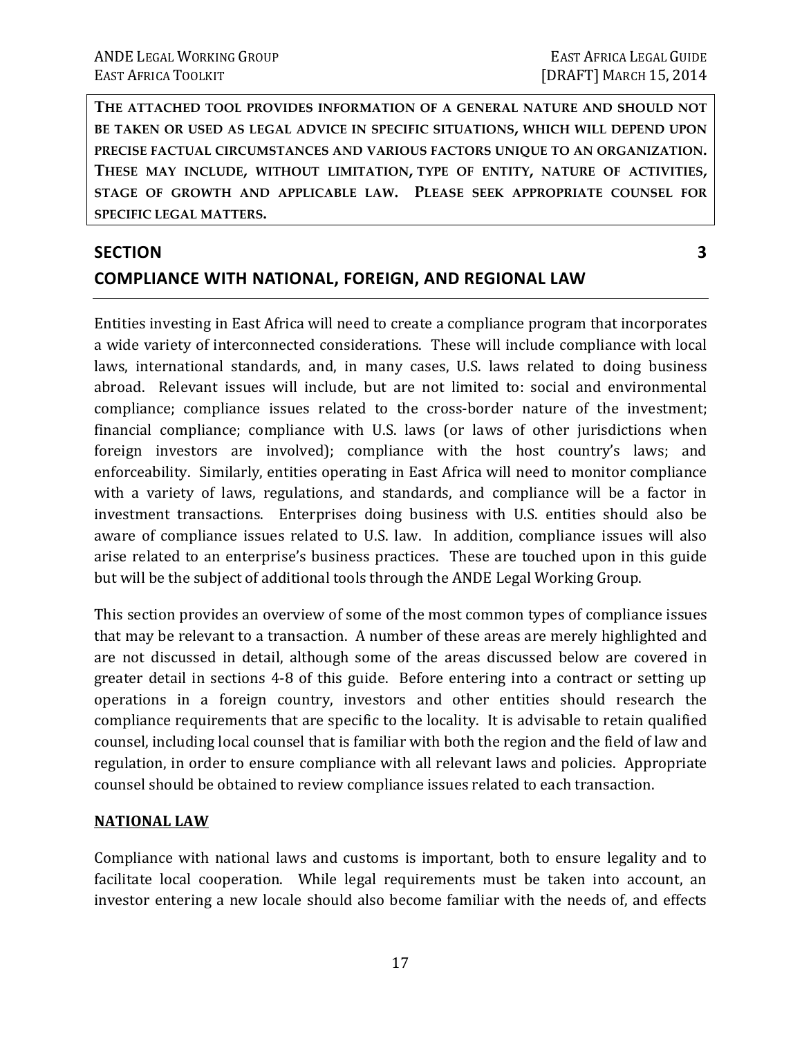**THE ATTACHED TOOL PROVIDES INFORMATION OF A GENERAL NATURE AND SHOULD NOT BE TAKEN OR USED AS LEGAL ADVICE IN SPECIFIC SITUATIONS, WHICH WILL DEPEND UPON PRECISE FACTUAL CIRCUMSTANCES AND VARIOUS FACTORS UNIQUE TO AN ORGANIZATION. THESE MAY INCLUDE, WITHOUT LIMITATION, TYPE OF ENTITY, NATURE OF ACTIVITIES, STAGE OF GROWTH AND APPLICABLE LAW. PLEASE SEEK APPROPRIATE COUNSEL FOR SPECIFIC LEGAL MATTERS.**

# SECTION 3
# COMPLIANCE WITH NATIONAL, FOREIGN, AND REGIONAL LAW

Entities investing in East Africa will need to create a compliance program that incorporates a wide variety of interconnected considerations. These will include compliance with local laws, international standards, and, in many cases, U.S. laws related to doing business abroad. Relevant issues will include, but are not limited to: social and environmental compliance; compliance issues related to the cross-border nature of the investment; financial compliance; compliance with U.S. laws (or laws of other jurisdictions when foreign investors are involved); compliance with the host country's laws; and enforceability. Similarly, entities operating in East Africa will need to monitor compliance with a variety of laws, regulations, and standards, and compliance will be a factor in investment transactions. Enterprises doing business with U.S. entities should also be aware of compliance issues related to U.S. law. In addition, compliance issues will also arise related to an enterprise's business practices. These are touched upon in this guide but will be the subject of additional tools through the ANDE Legal Working Group.

This section provides an overview of some of the most common types of compliance issues that may be relevant to a transaction. A number of these areas are merely highlighted and are not discussed in detail, although some of the areas discussed below are covered in greater detail in sections 4-8 of this guide. Before entering into a contract or setting up operations in a foreign country, investors and other entities should research the compliance requirements that are specific to the locality. It is advisable to retain qualified counsel, including local counsel that is familiar with both the region and the field of law and regulation, in order to ensure compliance with all relevant laws and policies. Appropriate counsel should be obtained to review compliance issues related to each transaction.

## NATIONAL LAW

Compliance with national laws and customs is important, both to ensure legality and to facilitate local cooperation. While legal requirements must be taken into account, an investor entering a new locale should also become familiar with the needs of, and effects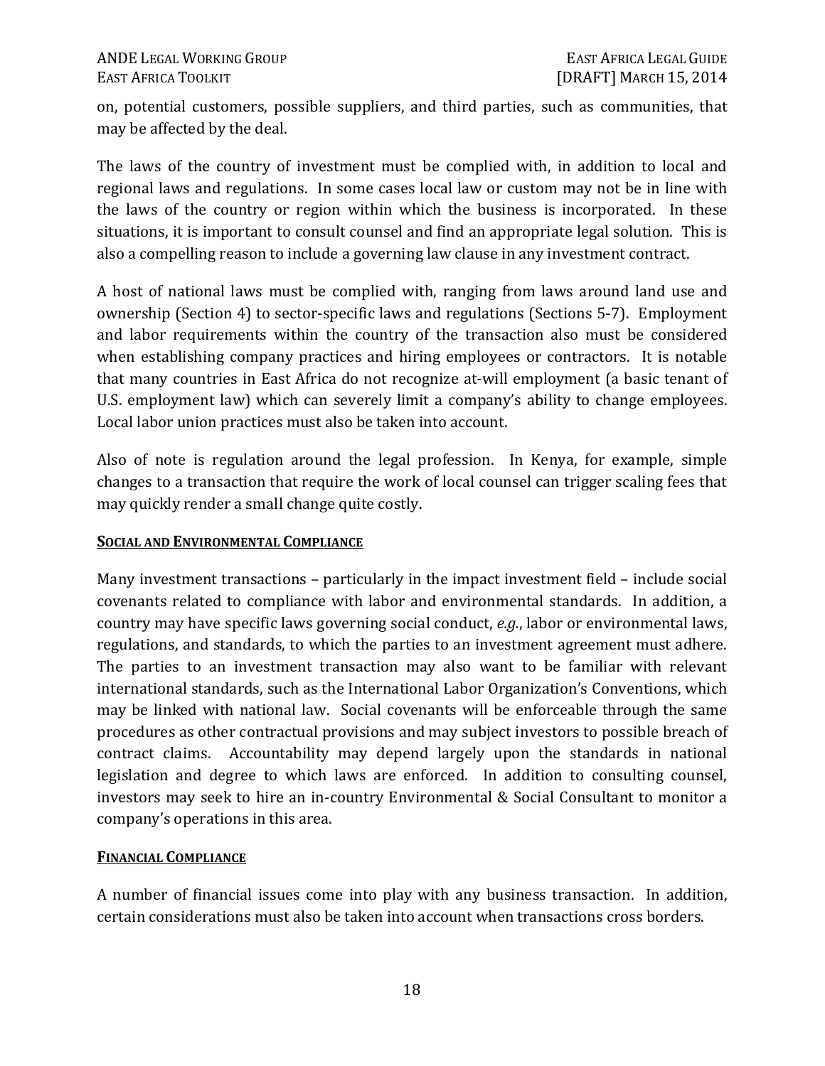on, potential customers, possible suppliers, and third parties, such as communities, that may be affected by the deal.

The laws of the country of investment must be complied with, in addition to local and regional laws and regulations. In some cases local law or custom may not be in line with the laws of the country or region within which the business is incorporated. In these situations, it is important to consult counsel and find an appropriate legal solution. This is also a compelling reason to include a governing law clause in any investment contract.

A host of national laws must be complied with, ranging from laws around land use and ownership (Section 4) to sector-specific laws and regulations (Sections 5-7). Employment and labor requirements within the country of the transaction also must be considered when establishing company practices and hiring employees or contractors. It is notable that many countries in East Africa do not recognize at-will employment (a basic tenant of U.S. employment law) which can severely limit a company's ability to change employees. Local labor union practices must also be taken into account.

Also of note is regulation around the legal profession. In Kenya, for example, simple changes to a transaction that require the work of local counsel can trigger scaling fees that may quickly render a small change quite costly.

### Social and Environmental Compliance

Many investment transactions – particularly in the impact investment field – include social covenants related to compliance with labor and environmental standards. In addition, a country may have specific laws governing social conduct, *e.g.*, labor or environmental laws, regulations, and standards, to which the parties to an investment agreement must adhere. The parties to an investment transaction may also want to be familiar with relevant international standards, such as the International Labor Organization's Conventions, which may be linked with national law. Social covenants will be enforceable through the same procedures as other contractual provisions and may subject investors to possible breach of contract claims. Accountability may depend largely upon the standards in national legislation and degree to which laws are enforced. In addition to consulting counsel, investors may seek to hire an in-country Environmental & Social Consultant to monitor a company's operations in this area.

### Financial Compliance

A number of financial issues come into play with any business transaction. In addition, certain considerations must also be taken into account when transactions cross borders.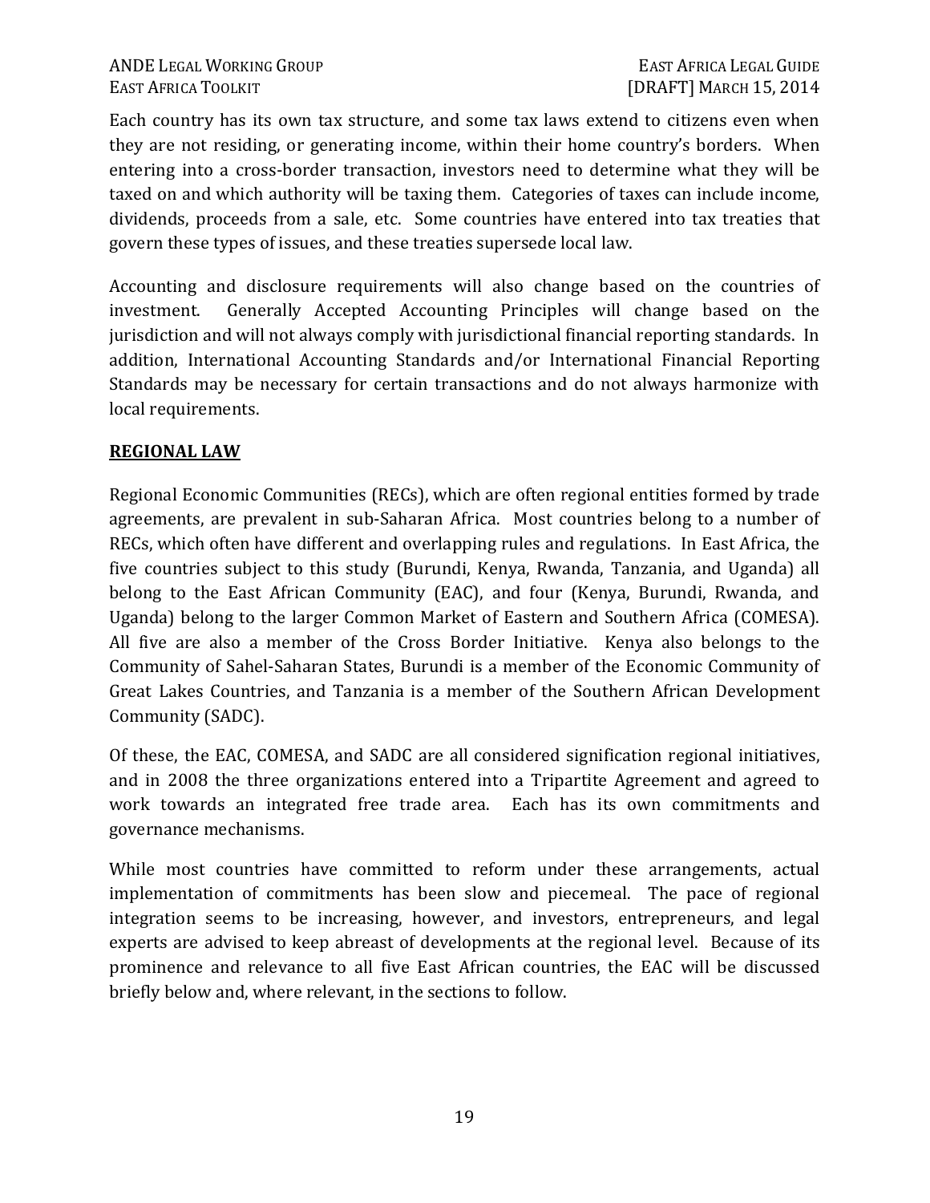Each country has its own tax structure, and some tax laws extend to citizens even when they are not residing, or generating income, within their home country's borders. When entering into a cross-border transaction, investors need to determine what they will be taxed on and which authority will be taxing them. Categories of taxes can include income, dividends, proceeds from a sale, etc. Some countries have entered into tax treaties that govern these types of issues, and these treaties supersede local law.

Accounting and disclosure requirements will also change based on the countries of investment. Generally Accepted Accounting Principles will change based on the jurisdiction and will not always comply with jurisdictional financial reporting standards. In addition, International Accounting Standards and/or International Financial Reporting Standards may be necessary for certain transactions and do not always harmonize with local requirements.

## REGIONAL LAW

Regional Economic Communities (RECs), which are often regional entities formed by trade agreements, are prevalent in sub-Saharan Africa. Most countries belong to a number of RECs, which often have different and overlapping rules and regulations. In East Africa, the five countries subject to this study (Burundi, Kenya, Rwanda, Tanzania, and Uganda) all belong to the East African Community (EAC), and four (Kenya, Burundi, Rwanda, and Uganda) belong to the larger Common Market of Eastern and Southern Africa (COMESA). All five are also a member of the Cross Border Initiative. Kenya also belongs to the Community of Sahel-Saharan States, Burundi is a member of the Economic Community of Great Lakes Countries, and Tanzania is a member of the Southern African Development Community (SADC).

Of these, the EAC, COMESA, and SADC are all considered signification regional initiatives, and in 2008 the three organizations entered into a Tripartite Agreement and agreed to work towards an integrated free trade area. Each has its own commitments and governance mechanisms.

While most countries have committed to reform under these arrangements, actual implementation of commitments has been slow and piecemeal. The pace of regional integration seems to be increasing, however, and investors, entrepreneurs, and legal experts are advised to keep abreast of developments at the regional level. Because of its prominence and relevance to all five East African countries, the EAC will be discussed briefly below and, where relevant, in the sections to follow.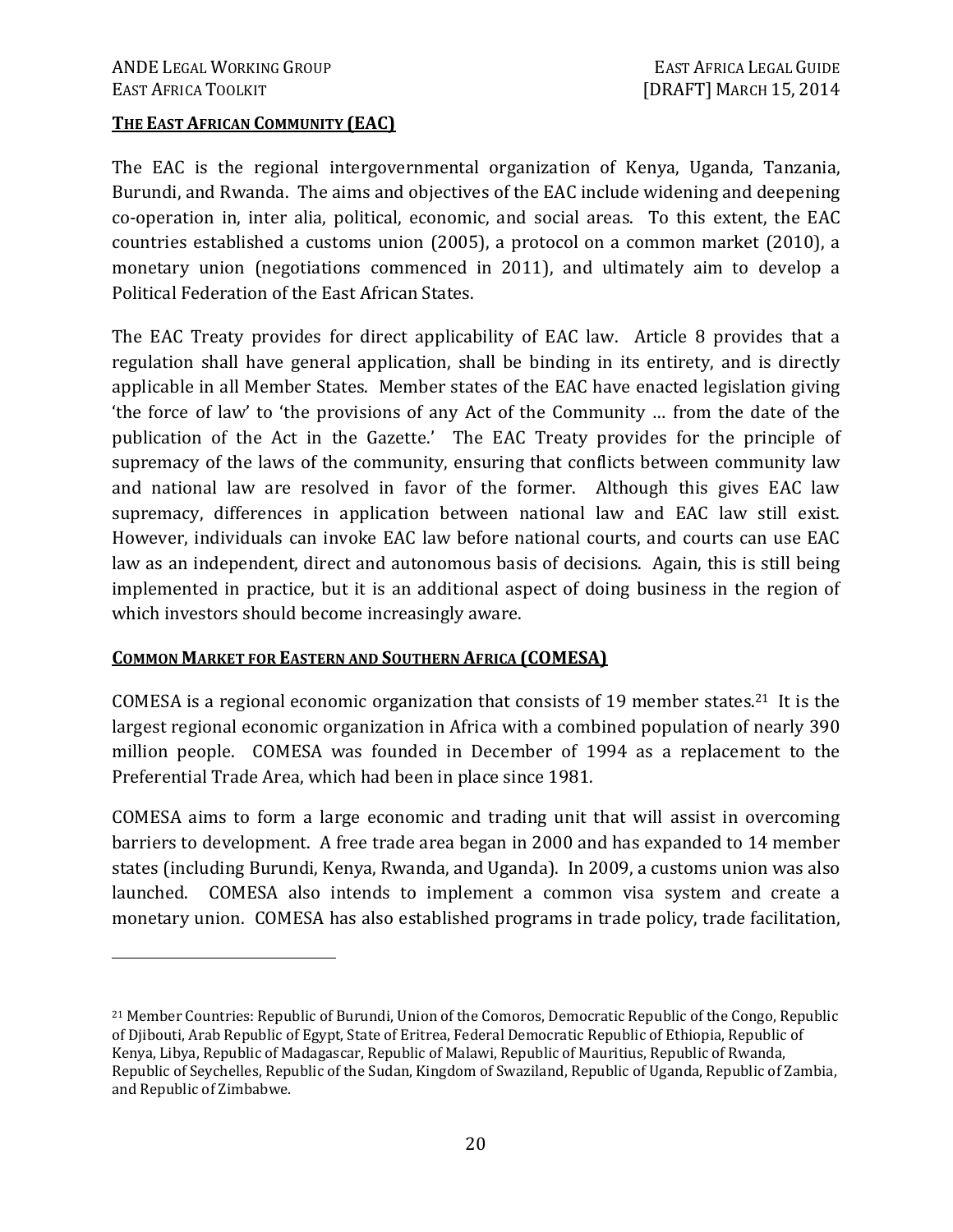## THE EAST AFRICAN COMMUNITY (EAC)

The EAC is the regional intergovernmental organization of Kenya, Uganda, Tanzania, Burundi, and Rwanda. The aims and objectives of the EAC include widening and deepening co-operation in, inter alia, political, economic, and social areas. To this extent, the EAC countries established a customs union (2005), a protocol on a common market (2010), a monetary union (negotiations commenced in 2011), and ultimately aim to develop a Political Federation of the East African States.

The EAC Treaty provides for direct applicability of EAC law. Article 8 provides that a regulation shall have general application, shall be binding in its entirety, and is directly applicable in all Member States. Member states of the EAC have enacted legislation giving 'the force of law' to 'the provisions of any Act of the Community … from the date of the publication of the Act in the Gazette.' The EAC Treaty provides for the principle of supremacy of the laws of the community, ensuring that conflicts between community law and national law are resolved in favor of the former. Although this gives EAC law supremacy, differences in application between national law and EAC law still exist. However, individuals can invoke EAC law before national courts, and courts can use EAC law as an independent, direct and autonomous basis of decisions. Again, this is still being implemented in practice, but it is an additional aspect of doing business in the region of which investors should become increasingly aware.

## COMMON MARKET FOR EASTERN AND SOUTHERN AFRICA (COMESA)

COMESA is a regional economic organization that consists of 19 member states.[21] It is the largest regional economic organization in Africa with a combined population of nearly 390 million people. COMESA was founded in December of 1994 as a replacement to the Preferential Trade Area, which had been in place since 1981.

COMESA aims to form a large economic and trading unit that will assist in overcoming barriers to development. A free trade area began in 2000 and has expanded to 14 member states (including Burundi, Kenya, Rwanda, and Uganda). In 2009, a customs union was also launched. COMESA also intends to implement a common visa system and create a monetary union. COMESA has also established programs in trade policy, trade facilitation,

[21] Member Countries: Republic of Burundi, Union of the Comoros, Democratic Republic of the Congo, Republic of Djibouti, Arab Republic of Egypt, State of Eritrea, Federal Democratic Republic of Ethiopia, Republic of Kenya, Libya, Republic of Madagascar, Republic of Malawi, Republic of Mauritius, Republic of Rwanda, Republic of Seychelles, Republic of the Sudan, Kingdom of Swaziland, Republic of Uganda, Republic of Zambia, and Republic of Zimbabwe.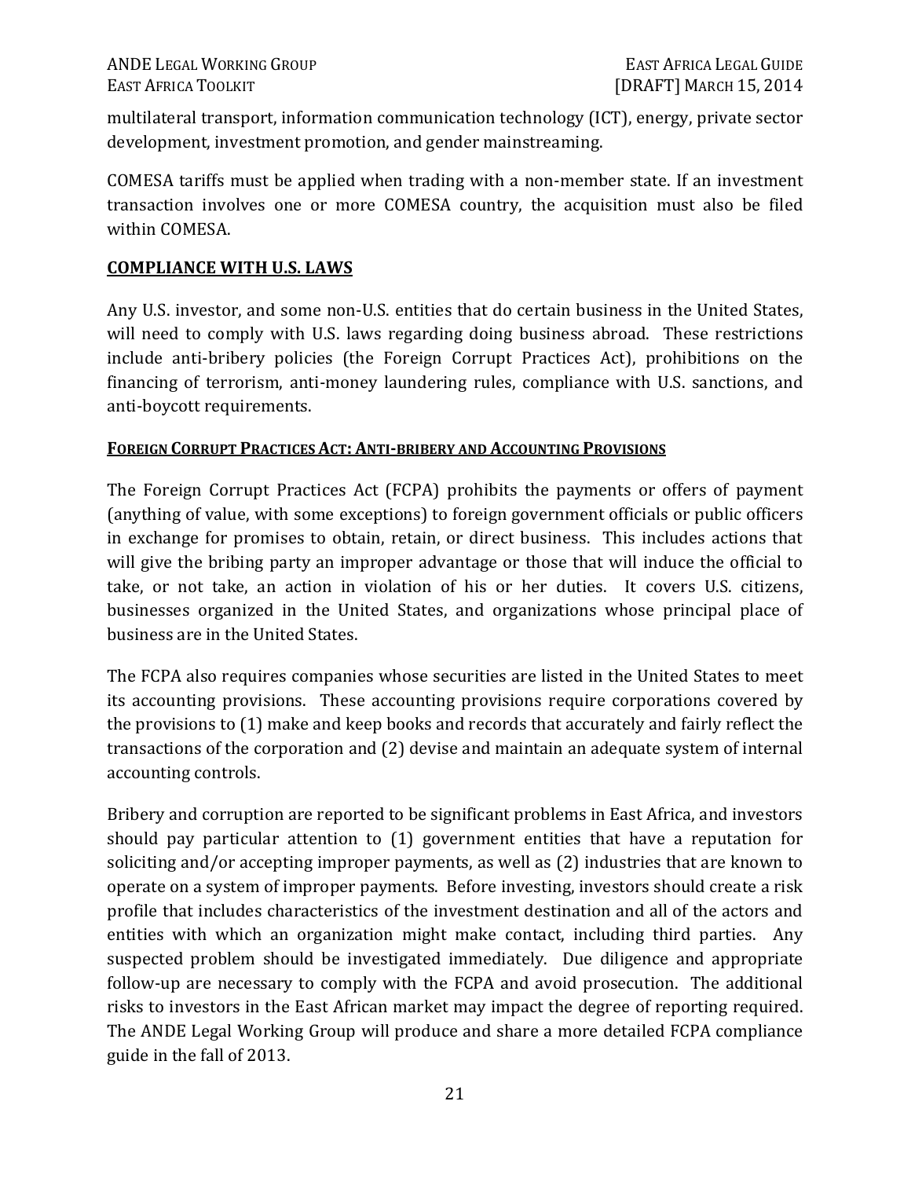multilateral transport, information communication technology (ICT), energy, private sector development, investment promotion, and gender mainstreaming.

COMESA tariffs must be applied when trading with a non-member state. If an investment transaction involves one or more COMESA country, the acquisition must also be filed within COMESA.

## COMPLIANCE WITH U.S. LAWS

Any U.S. investor, and some non-U.S. entities that do certain business in the United States, will need to comply with U.S. laws regarding doing business abroad. These restrictions include anti-bribery policies (the Foreign Corrupt Practices Act), prohibitions on the financing of terrorism, anti-money laundering rules, compliance with U.S. sanctions, and anti-boycott requirements.

### FOREIGN CORRUPT PRACTICES ACT: ANTI-BRIBERY AND ACCOUNTING PROVISIONS

The Foreign Corrupt Practices Act (FCPA) prohibits the payments or offers of payment (anything of value, with some exceptions) to foreign government officials or public officers in exchange for promises to obtain, retain, or direct business. This includes actions that will give the bribing party an improper advantage or those that will induce the official to take, or not take, an action in violation of his or her duties. It covers U.S. citizens, businesses organized in the United States, and organizations whose principal place of business are in the United States.

The FCPA also requires companies whose securities are listed in the United States to meet its accounting provisions. These accounting provisions require corporations covered by the provisions to (1) make and keep books and records that accurately and fairly reflect the transactions of the corporation and (2) devise and maintain an adequate system of internal accounting controls.

Bribery and corruption are reported to be significant problems in East Africa, and investors should pay particular attention to (1) government entities that have a reputation for soliciting and/or accepting improper payments, as well as (2) industries that are known to operate on a system of improper payments. Before investing, investors should create a risk profile that includes characteristics of the investment destination and all of the actors and entities with which an organization might make contact, including third parties. Any suspected problem should be investigated immediately. Due diligence and appropriate follow-up are necessary to comply with the FCPA and avoid prosecution. The additional risks to investors in the East African market may impact the degree of reporting required. The ANDE Legal Working Group will produce and share a more detailed FCPA compliance guide in the fall of 2013.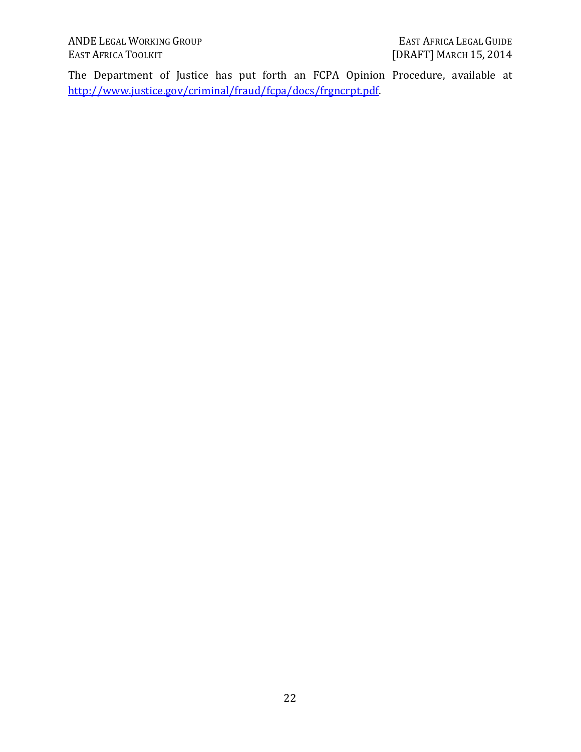The Department of Justice has put forth an FCPA Opinion Procedure, available at [http://www.justice.gov/criminal/fraud/fcpa/docs/frgncrpt.pdf](http://www.justice.gov/criminal/fraud/fcpa/docs/frgncrpt.pdf).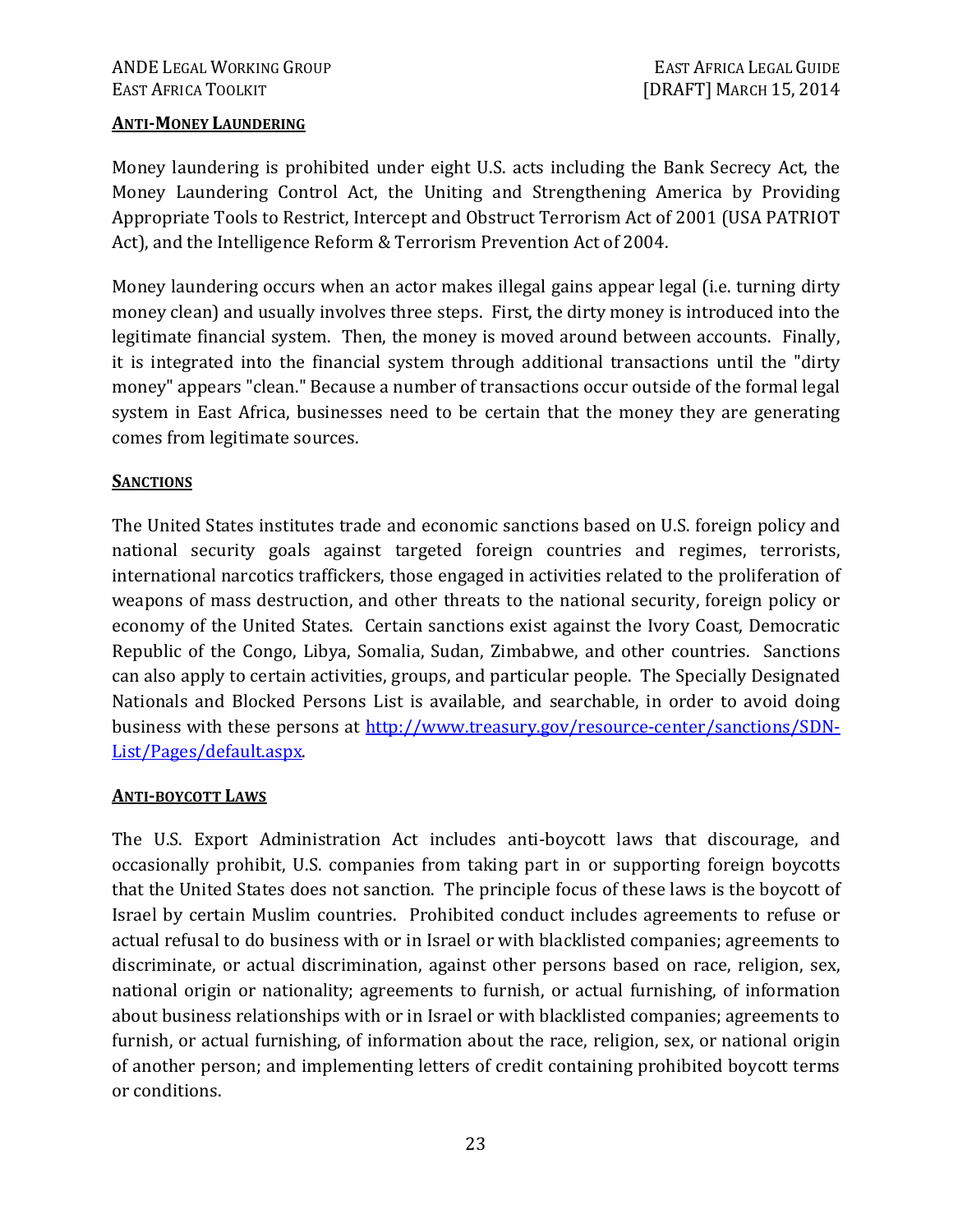## ANTI-MONEY LAUNDERING

Money laundering is prohibited under eight U.S. acts including the Bank Secrecy Act, the Money Laundering Control Act, the Uniting and Strengthening America by Providing Appropriate Tools to Restrict, Intercept and Obstruct Terrorism Act of 2001 (USA PATRIOT Act), and the Intelligence Reform & Terrorism Prevention Act of 2004.

Money laundering occurs when an actor makes illegal gains appear legal (i.e. turning dirty money clean) and usually involves three steps. First, the dirty money is introduced into the legitimate financial system. Then, the money is moved around between accounts. Finally, it is integrated into the financial system through additional transactions until the "dirty money" appears "clean." Because a number of transactions occur outside of the formal legal system in East Africa, businesses need to be certain that the money they are generating comes from legitimate sources.

## SANCTIONS

The United States institutes trade and economic sanctions based on U.S. foreign policy and national security goals against targeted foreign countries and regimes, terrorists, international narcotics traffickers, those engaged in activities related to the proliferation of weapons of mass destruction, and other threats to the national security, foreign policy or economy of the United States. Certain sanctions exist against the Ivory Coast, Democratic Republic of the Congo, Libya, Somalia, Sudan, Zimbabwe, and other countries. Sanctions can also apply to certain activities, groups, and particular people. The Specially Designated Nationals and Blocked Persons List is available, and searchable, in order to avoid doing business with these persons at [http://www.treasury.gov/resource-center/sanctions/SDN-List/Pages/default.aspx](http://www.treasury.gov/resource-center/sanctions/SDN-List/Pages/default.aspx).

## ANTI-BOYCOTT LAWS

The U.S. Export Administration Act includes anti-boycott laws that discourage, and occasionally prohibit, U.S. companies from taking part in or supporting foreign boycotts that the United States does not sanction. The principle focus of these laws is the boycott of Israel by certain Muslim countries. Prohibited conduct includes agreements to refuse or actual refusal to do business with or in Israel or with blacklisted companies; agreements to discriminate, or actual discrimination, against other persons based on race, religion, sex, national origin or nationality; agreements to furnish, or actual furnishing, of information about business relationships with or in Israel or with blacklisted companies; agreements to furnish, or actual furnishing, of information about the race, religion, sex, or national origin of another person; and implementing letters of credit containing prohibited boycott terms or conditions.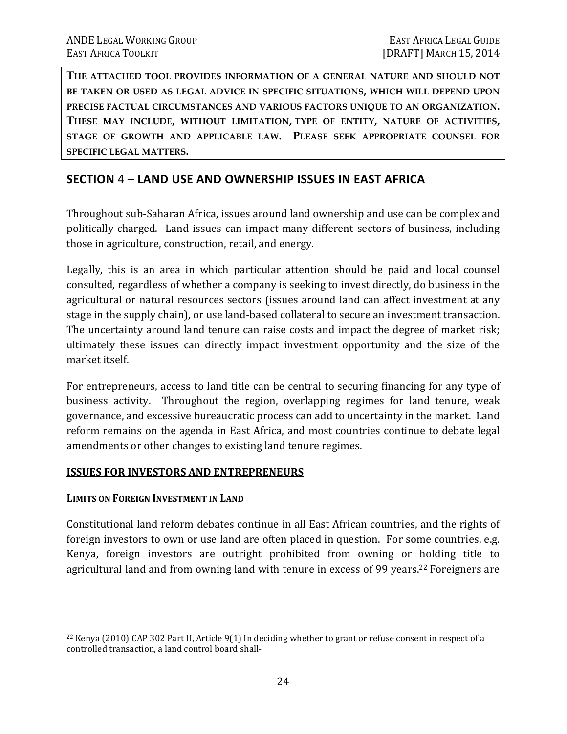**THE ATTACHED TOOL PROVIDES INFORMATION OF A GENERAL NATURE AND SHOULD NOT BE TAKEN OR USED AS LEGAL ADVICE IN SPECIFIC SITUATIONS, WHICH WILL DEPEND UPON PRECISE FACTUAL CIRCUMSTANCES AND VARIOUS FACTORS UNIQUE TO AN ORGANIZATION. THESE MAY INCLUDE, WITHOUT LIMITATION, TYPE OF ENTITY, NATURE OF ACTIVITIES, STAGE OF GROWTH AND APPLICABLE LAW. PLEASE SEEK APPROPRIATE COUNSEL FOR SPECIFIC LEGAL MATTERS.**

## SECTION 4 – LAND USE AND OWNERSHIP ISSUES IN EAST AFRICA

Throughout sub-Saharan Africa, issues around land ownership and use can be complex and politically charged. Land issues can impact many different sectors of business, including those in agriculture, construction, retail, and energy.

Legally, this is an area in which particular attention should be paid and local counsel consulted, regardless of whether a company is seeking to invest directly, do business in the agricultural or natural resources sectors (issues around land can affect investment at any stage in the supply chain), or use land-based collateral to secure an investment transaction. The uncertainty around land tenure can raise costs and impact the degree of market risk; ultimately these issues can directly impact investment opportunity and the size of the market itself.

For entrepreneurs, access to land title can be central to securing financing for any type of business activity. Throughout the region, overlapping regimes for land tenure, weak governance, and excessive bureaucratic process can add to uncertainty in the market. Land reform remains on the agenda in East Africa, and most countries continue to debate legal amendments or other changes to existing land tenure regimes.

### ISSUES FOR INVESTORS AND ENTREPRENEURS

#### LIMITS ON FOREIGN INVESTMENT IN LAND

Constitutional land reform debates continue in all East African countries, and the rights of foreign investors to own or use land are often placed in question. For some countries, e.g. Kenya, foreign investors are outright prohibited from owning or holding title to agricultural land and from owning land with tenure in excess of 99 years.[22] Foreigners are

---

[22] Kenya (2010) CAP 302 Part II, Article 9(1) In deciding whether to grant or refuse consent in respect of a controlled transaction, a land control board shall-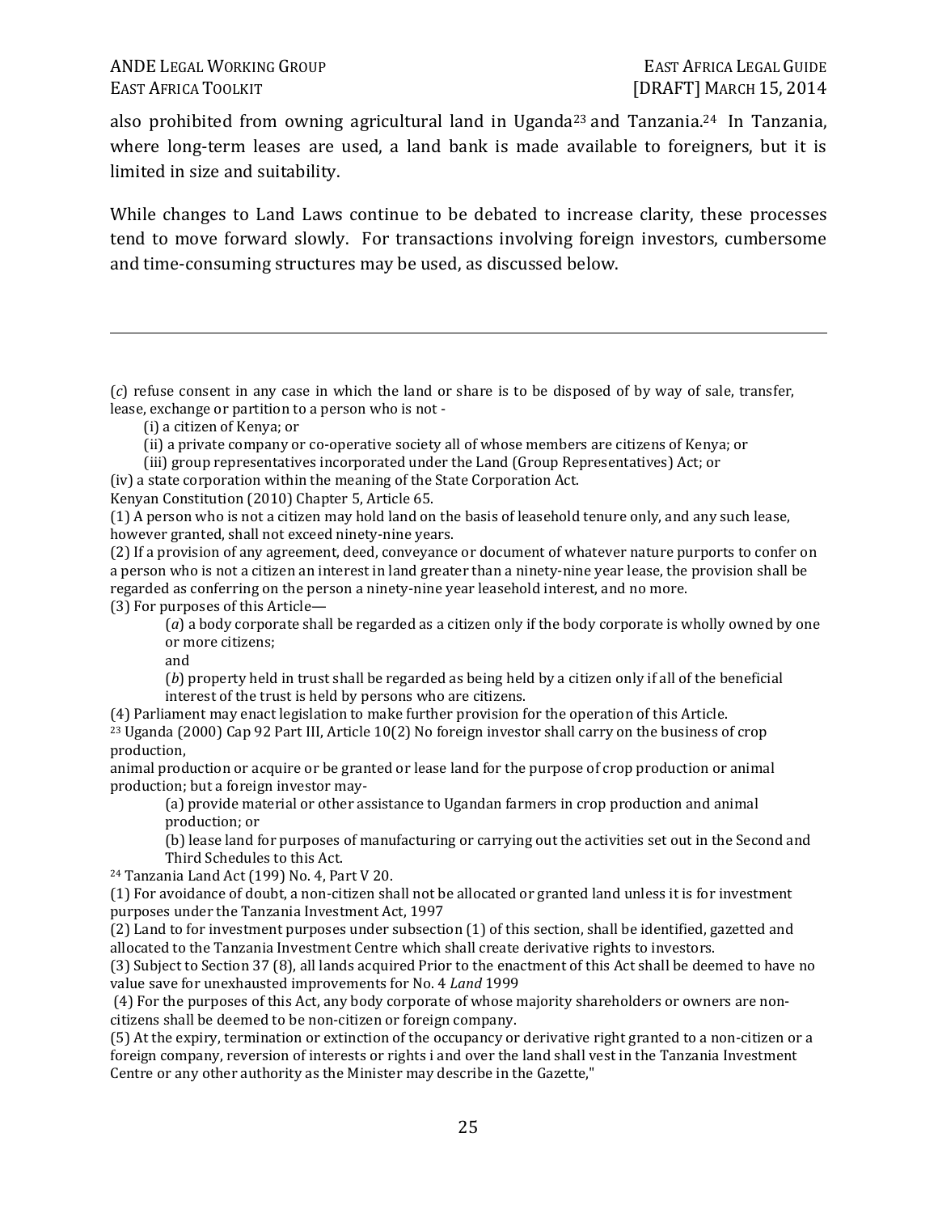also prohibited from owning agricultural land in Uganda[23] and Tanzania.[24] In Tanzania, where long-term leases are used, a land bank is made available to foreigners, but it is limited in size and suitability.

While changes to Land Laws continue to be debated to increase clarity, these processes tend to move forward slowly. For transactions involving foreign investors, cumbersome and time-consuming structures may be used, as discussed below.

---

(*c*) refuse consent in any case in which the land or share is to be disposed of by way of sale, transfer, lease, exchange or partition to a person who is not -

(i) a citizen of Kenya; or

(ii) a private company or co-operative society all of whose members are citizens of Kenya; or

(iii) group representatives incorporated under the Land (Group Representatives) Act; or

(iv) a state corporation within the meaning of the State Corporation Act.

Kenyan Constitution (2010) Chapter 5, Article 65.

(1) A person who is not a citizen may hold land on the basis of leasehold tenure only, and any such lease, however granted, shall not exceed ninety-nine years.

(2) If a provision of any agreement, deed, conveyance or document of whatever nature purports to confer on a person who is not a citizen an interest in land greater than a ninety-nine year lease, the provision shall be regarded as conferring on the person a ninety-nine year leasehold interest, and no more.

(3) For purposes of this Article—

(*a*) a body corporate shall be regarded as a citizen only if the body corporate is wholly owned by one or more citizens;

and

(*b*) property held in trust shall be regarded as being held by a citizen only if all of the beneficial interest of the trust is held by persons who are citizens.

(4) Parliament may enact legislation to make further provision for the operation of this Article.

[23] Uganda (2000) Cap 92 Part III, Article 10(2) No foreign investor shall carry on the business of crop production,
animal production or acquire or be granted or lease land for the purpose of crop production or animal production; but a foreign investor may-

(a) provide material or other assistance to Ugandan farmers in crop production and animal production; or

(b) lease land for purposes of manufacturing or carrying out the activities set out in the Second and Third Schedules to this Act.

[24] Tanzania Land Act (199) No. 4, Part V 20.

(1) For avoidance of doubt, a non-citizen shall not be allocated or granted land unless it is for investment purposes under the Tanzania Investment Act, 1997

(2) Land to for investment purposes under subsection (1) of this section, shall be identified, gazetted and allocated to the Tanzania Investment Centre which shall create derivative rights to investors.

(3) Subject to Section 37 (8), all lands acquired Prior to the enactment of this Act shall be deemed to have no value save for unexhausted improvements for No. 4 *Land* 1999

(4) For the purposes of this Act, any body corporate of whose majority shareholders or owners are non-citizens shall be deemed to be non-citizen or foreign company.

(5) At the expiry, termination or extinction of the occupancy or derivative right granted to a non-citizen or a foreign company, reversion of interests or rights i and over the land shall vest in the Tanzania Investment Centre or any other authority as the Minister may describe in the Gazette,"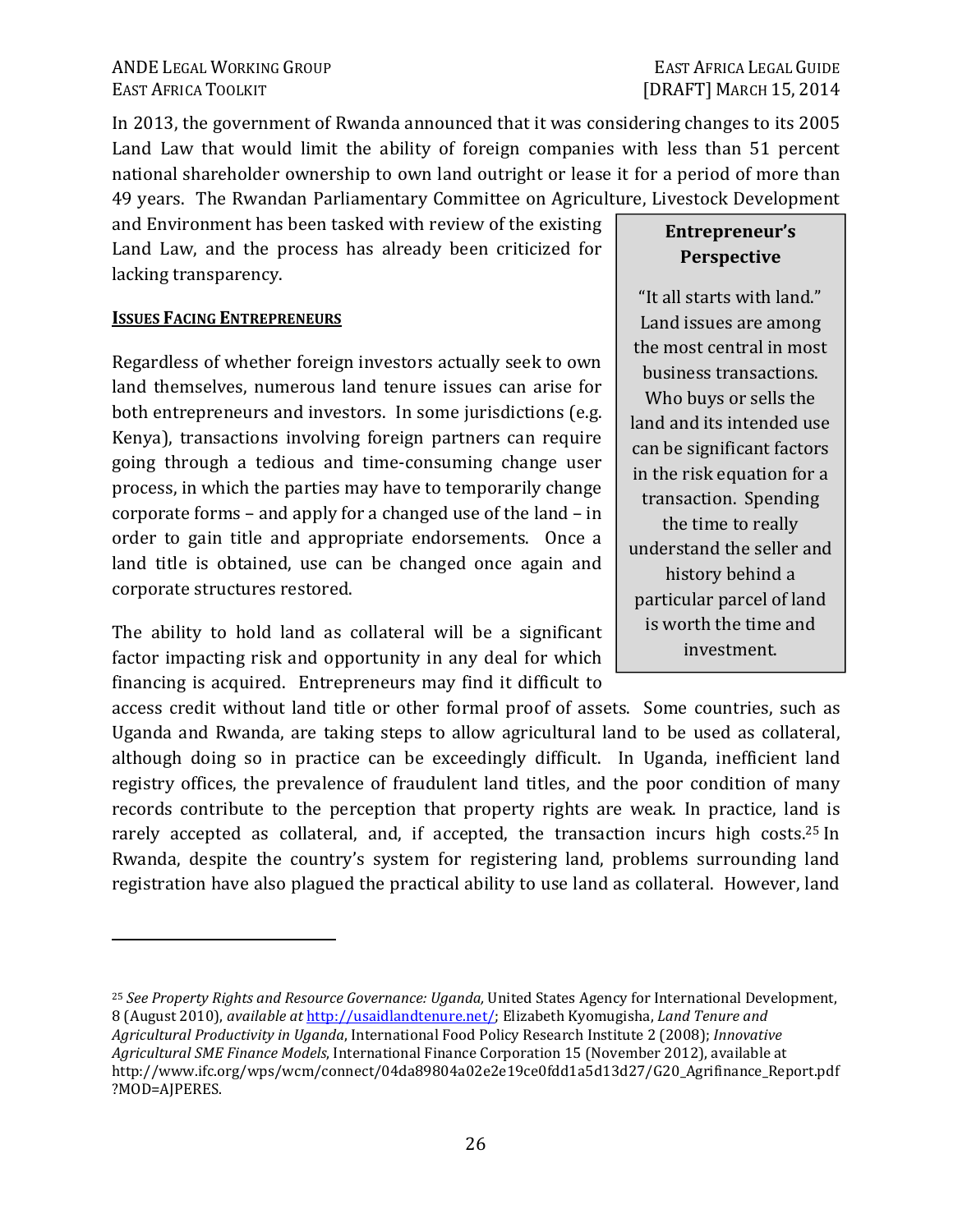In 2013, the government of Rwanda announced that it was considering changes to its 2005 Land Law that would limit the ability of foreign companies with less than 51 percent national shareholder ownership to own land outright or lease it for a period of more than 49 years. The Rwandan Parliamentary Committee on Agriculture, Livestock Development and Environment has been tasked with review of the existing Land Law, and the process has already been criticized for lacking transparency.

> **Entrepreneur's Perspective**
>
> "It all starts with land." Land issues are among the most central in most business transactions. Who buys or sells the land and its intended use can be significant factors in the risk equation for a transaction. Spending the time to really understand the seller and history behind a particular parcel of land is worth the time and investment.

**<u>ISSUES FACING ENTREPRENEURS</u>**

Regardless of whether foreign investors actually seek to own land themselves, numerous land tenure issues can arise for both entrepreneurs and investors. In some jurisdictions (e.g. Kenya), transactions involving foreign partners can require going through a tedious and time-consuming change user process, in which the parties may have to temporarily change corporate forms – and apply for a changed use of the land – in order to gain title and appropriate endorsements. Once a land title is obtained, use can be changed once again and corporate structures restored.

The ability to hold land as collateral will be a significant factor impacting risk and opportunity in any deal for which financing is acquired. Entrepreneurs may find it difficult to access credit without land title or other formal proof of assets. Some countries, such as Uganda and Rwanda, are taking steps to allow agricultural land to be used as collateral, although doing so in practice can be exceedingly difficult. In Uganda, inefficient land registry offices, the prevalence of fraudulent land titles, and the poor condition of many records contribute to the perception that property rights are weak. In practice, land is rarely accepted as collateral, and, if accepted, the transaction incurs high costs.[25] In Rwanda, despite the country's system for registering land, problems surrounding land registration have also plagued the practical ability to use land as collateral. However, land

---

[25] *See Property Rights and Resource Governance: Uganda,* United States Agency for International Development, 8 (August 2010), *available at* http://usaidlandtenure.net/; Elizabeth Kyomugisha, *Land Tenure and Agricultural Productivity in Uganda*, International Food Policy Research Institute 2 (2008); *Innovative Agricultural SME Finance Models*, International Finance Corporation 15 (November 2012), available at http://www.ifc.org/wps/wcm/connect/04da89804a02e2e19ce0fdd1a5d13d27/G20_Agrifinance_Report.pdf?MOD=AJPERES.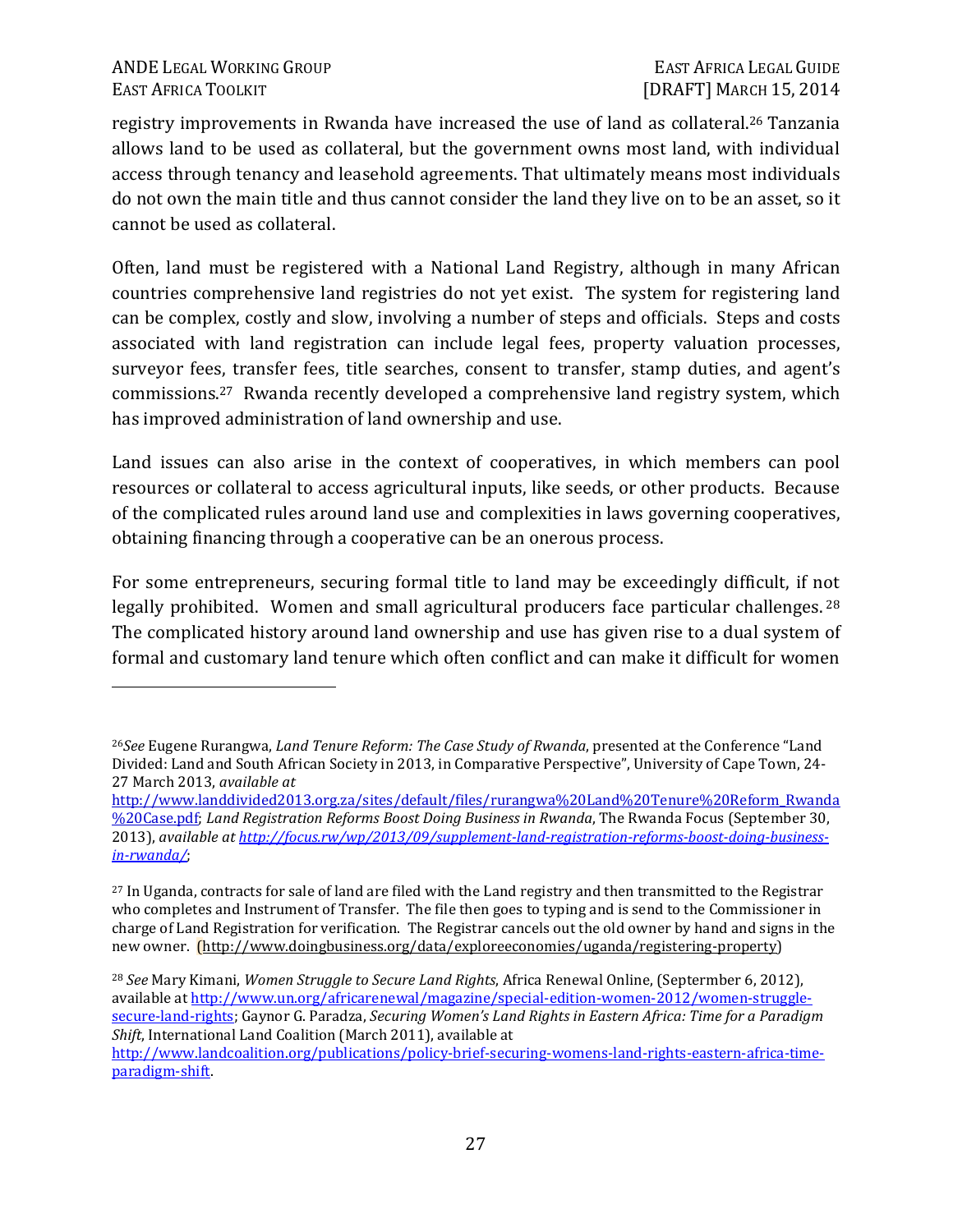registry improvements in Rwanda have increased the use of land as collateral.[26] Tanzania allows land to be used as collateral, but the government owns most land, with individual access through tenancy and leasehold agreements. That ultimately means most individuals do not own the main title and thus cannot consider the land they live on to be an asset, so it cannot be used as collateral.

Often, land must be registered with a National Land Registry, although in many African countries comprehensive land registries do not yet exist. The system for registering land can be complex, costly and slow, involving a number of steps and officials. Steps and costs associated with land registration can include legal fees, property valuation processes, surveyor fees, transfer fees, title searches, consent to transfer, stamp duties, and agent's commissions.[27] Rwanda recently developed a comprehensive land registry system, which has improved administration of land ownership and use.

Land issues can also arise in the context of cooperatives, in which members can pool resources or collateral to access agricultural inputs, like seeds, or other products. Because of the complicated rules around land use and complexities in laws governing cooperatives, obtaining financing through a cooperative can be an onerous process.

For some entrepreneurs, securing formal title to land may be exceedingly difficult, if not legally prohibited. Women and small agricultural producers face particular challenges.[28] The complicated history around land ownership and use has given rise to a dual system of formal and customary land tenure which often conflict and can make it difficult for women

---

[26] *See* Eugene Rurangwa, *Land Tenure Reform: The Case Study of Rwanda*, presented at the Conference "Land Divided: Land and South African Society in 2013, in Comparative Perspective", University of Cape Town, 24-27 March 2013, *available at* http://www.landdivided2013.org.za/sites/default/files/rurangwa%20Land%20Tenure%20Reform_Rwanda%20Case.pdf; *Land Registration Reforms Boost Doing Business in Rwanda*, The Rwanda Focus (September 30, 2013), *available at http://focus.rw/wp/2013/09/supplement-land-registration-reforms-boost-doing-business-in-rwanda/*;

[27] In Uganda, contracts for sale of land are filed with the Land registry and then transmitted to the Registrar who completes and Instrument of Transfer. The file then goes to typing and is send to the Commissioner in charge of Land Registration for verification. The Registrar cancels out the old owner by hand and signs in the new owner. (http://www.doingbusiness.org/data/exploreeconomies/uganda/registering-property)

[28] *See* Mary Kimani, *Women Struggle to Secure Land Rights*, Africa Renewal Online, (Septermber 6, 2012), available at http://www.un.org/africarenewal/magazine/special-edition-women-2012/women-struggle-secure-land-rights; Gaynor G. Paradza, *Securing Women's Land Rights in Eastern Africa: Time for a Paradigm Shift*, International Land Coalition (March 2011), available at http://www.landcoalition.org/publications/policy-brief-securing-womens-land-rights-eastern-africa-time-paradigm-shift.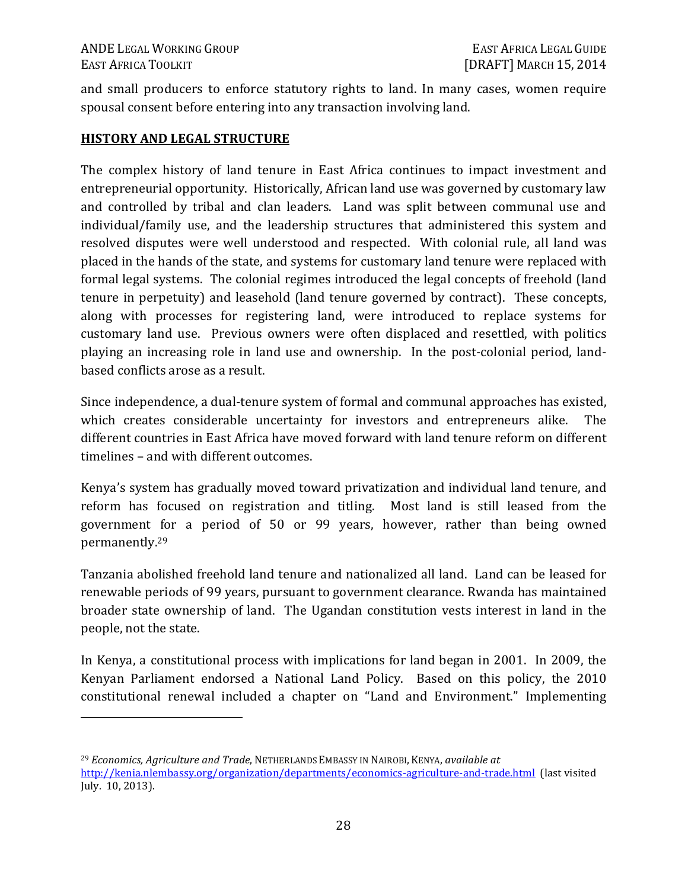and small producers to enforce statutory rights to land. In many cases, women require spousal consent before entering into any transaction involving land.

## HISTORY AND LEGAL STRUCTURE

The complex history of land tenure in East Africa continues to impact investment and entrepreneurial opportunity. Historically, African land use was governed by customary law and controlled by tribal and clan leaders. Land was split between communal use and individual/family use, and the leadership structures that administered this system and resolved disputes were well understood and respected. With colonial rule, all land was placed in the hands of the state, and systems for customary land tenure were replaced with formal legal systems. The colonial regimes introduced the legal concepts of freehold (land tenure in perpetuity) and leasehold (land tenure governed by contract). These concepts, along with processes for registering land, were introduced to replace systems for customary land use. Previous owners were often displaced and resettled, with politics playing an increasing role in land use and ownership. In the post-colonial period, land-based conflicts arose as a result.

Since independence, a dual-tenure system of formal and communal approaches has existed, which creates considerable uncertainty for investors and entrepreneurs alike. The different countries in East Africa have moved forward with land tenure reform on different timelines – and with different outcomes.

Kenya's system has gradually moved toward privatization and individual land tenure, and reform has focused on registration and titling. Most land is still leased from the government for a period of 50 or 99 years, however, rather than being owned permanently.[29]

Tanzania abolished freehold land tenure and nationalized all land. Land can be leased for renewable periods of 99 years, pursuant to government clearance. Rwanda has maintained broader state ownership of land. The Ugandan constitution vests interest in land in the people, not the state.

In Kenya, a constitutional process with implications for land began in 2001. In 2009, the Kenyan Parliament endorsed a National Land Policy. Based on this policy, the 2010 constitutional renewal included a chapter on "Land and Environment." Implementing

---

[29] *Economics, Agriculture and Trade*, NETHERLANDS EMBASSY IN NAIROBI, KENYA, *available at* http://kenia.nlembassy.org/organization/departments/economics-agriculture-and-trade.html (last visited July. 10, 2013).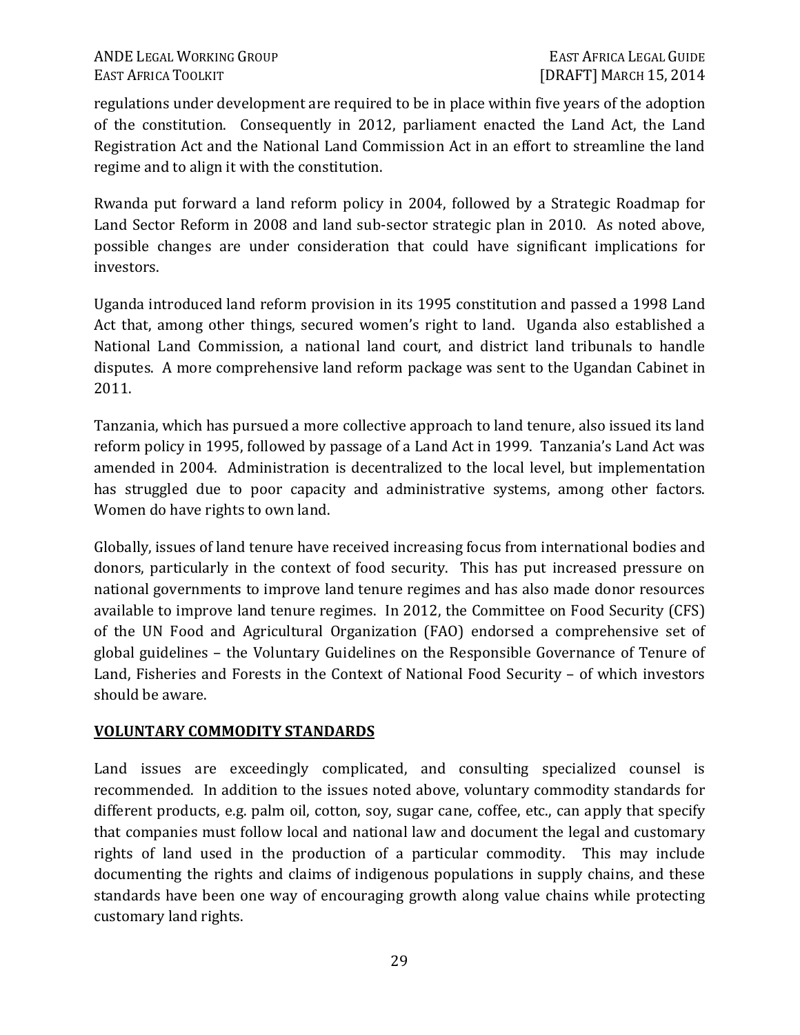regulations under development are required to be in place within five years of the adoption of the constitution. Consequently in 2012, parliament enacted the Land Act, the Land Registration Act and the National Land Commission Act in an effort to streamline the land regime and to align it with the constitution.

Rwanda put forward a land reform policy in 2004, followed by a Strategic Roadmap for Land Sector Reform in 2008 and land sub-sector strategic plan in 2010. As noted above, possible changes are under consideration that could have significant implications for investors.

Uganda introduced land reform provision in its 1995 constitution and passed a 1998 Land Act that, among other things, secured women's right to land. Uganda also established a National Land Commission, a national land court, and district land tribunals to handle disputes. A more comprehensive land reform package was sent to the Ugandan Cabinet in 2011.

Tanzania, which has pursued a more collective approach to land tenure, also issued its land reform policy in 1995, followed by passage of a Land Act in 1999. Tanzania's Land Act was amended in 2004. Administration is decentralized to the local level, but implementation has struggled due to poor capacity and administrative systems, among other factors. Women do have rights to own land.

Globally, issues of land tenure have received increasing focus from international bodies and donors, particularly in the context of food security. This has put increased pressure on national governments to improve land tenure regimes and has also made donor resources available to improve land tenure regimes. In 2012, the Committee on Food Security (CFS) of the UN Food and Agricultural Organization (FAO) endorsed a comprehensive set of global guidelines – the Voluntary Guidelines on the Responsible Governance of Tenure of Land, Fisheries and Forests in the Context of National Food Security – of which investors should be aware.

## VOLUNTARY COMMODITY STANDARDS

Land issues are exceedingly complicated, and consulting specialized counsel is recommended. In addition to the issues noted above, voluntary commodity standards for different products, e.g. palm oil, cotton, soy, sugar cane, coffee, etc., can apply that specify that companies must follow local and national law and document the legal and customary rights of land used in the production of a particular commodity. This may include documenting the rights and claims of indigenous populations in supply chains, and these standards have been one way of encouraging growth along value chains while protecting customary land rights.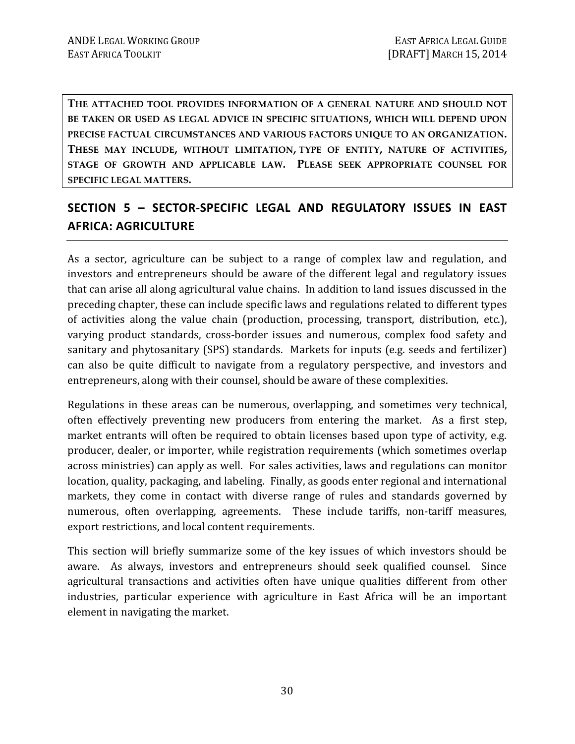**THE ATTACHED TOOL PROVIDES INFORMATION OF A GENERAL NATURE AND SHOULD NOT BE TAKEN OR USED AS LEGAL ADVICE IN SPECIFIC SITUATIONS, WHICH WILL DEPEND UPON PRECISE FACTUAL CIRCUMSTANCES AND VARIOUS FACTORS UNIQUE TO AN ORGANIZATION. THESE MAY INCLUDE, WITHOUT LIMITATION, TYPE OF ENTITY, NATURE OF ACTIVITIES, STAGE OF GROWTH AND APPLICABLE LAW. PLEASE SEEK APPROPRIATE COUNSEL FOR SPECIFIC LEGAL MATTERS.**

## SECTION 5 – SECTOR-SPECIFIC LEGAL AND REGULATORY ISSUES IN EAST AFRICA: AGRICULTURE

As a sector, agriculture can be subject to a range of complex law and regulation, and investors and entrepreneurs should be aware of the different legal and regulatory issues that can arise all along agricultural value chains. In addition to land issues discussed in the preceding chapter, these can include specific laws and regulations related to different types of activities along the value chain (production, processing, transport, distribution, etc.), varying product standards, cross-border issues and numerous, complex food safety and sanitary and phytosanitary (SPS) standards. Markets for inputs (e.g. seeds and fertilizer) can also be quite difficult to navigate from a regulatory perspective, and investors and entrepreneurs, along with their counsel, should be aware of these complexities.

Regulations in these areas can be numerous, overlapping, and sometimes very technical, often effectively preventing new producers from entering the market. As a first step, market entrants will often be required to obtain licenses based upon type of activity, e.g. producer, dealer, or importer, while registration requirements (which sometimes overlap across ministries) can apply as well. For sales activities, laws and regulations can monitor location, quality, packaging, and labeling. Finally, as goods enter regional and international markets, they come in contact with diverse range of rules and standards governed by numerous, often overlapping, agreements. These include tariffs, non-tariff measures, export restrictions, and local content requirements.

This section will briefly summarize some of the key issues of which investors should be aware. As always, investors and entrepreneurs should seek qualified counsel. Since agricultural transactions and activities often have unique qualities different from other industries, particular experience with agriculture in East Africa will be an important element in navigating the market.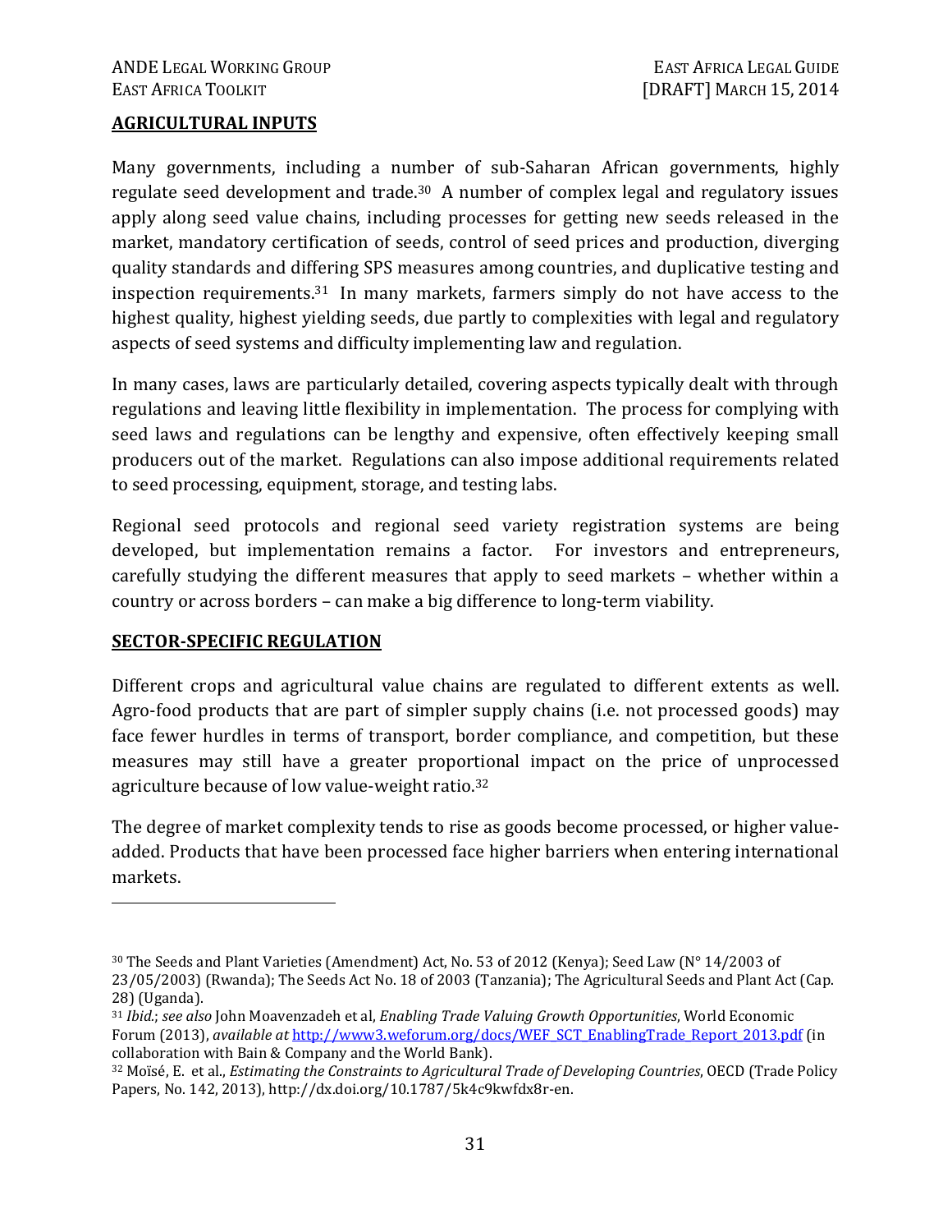## AGRICULTURAL INPUTS

Many governments, including a number of sub-Saharan African governments, highly regulate seed development and trade.[30] A number of complex legal and regulatory issues apply along seed value chains, including processes for getting new seeds released in the market, mandatory certification of seeds, control of seed prices and production, diverging quality standards and differing SPS measures among countries, and duplicative testing and inspection requirements.[31] In many markets, farmers simply do not have access to the highest quality, highest yielding seeds, due partly to complexities with legal and regulatory aspects of seed systems and difficulty implementing law and regulation.

In many cases, laws are particularly detailed, covering aspects typically dealt with through regulations and leaving little flexibility in implementation. The process for complying with seed laws and regulations can be lengthy and expensive, often effectively keeping small producers out of the market. Regulations can also impose additional requirements related to seed processing, equipment, storage, and testing labs.

Regional seed protocols and regional seed variety registration systems are being developed, but implementation remains a factor. For investors and entrepreneurs, carefully studying the different measures that apply to seed markets – whether within a country or across borders – can make a big difference to long-term viability.

## SECTOR-SPECIFIC REGULATION

Different crops and agricultural value chains are regulated to different extents as well. Agro-food products that are part of simpler supply chains (i.e. not processed goods) may face fewer hurdles in terms of transport, border compliance, and competition, but these measures may still have a greater proportional impact on the price of unprocessed agriculture because of low value-weight ratio.[32]

The degree of market complexity tends to rise as goods become processed, or higher value-added. Products that have been processed face higher barriers when entering international markets.

---

[30] The Seeds and Plant Varieties (Amendment) Act, No. 53 of 2012 (Kenya); Seed Law (N° 14/2003 of 23/05/2003) (Rwanda); The Seeds Act No. 18 of 2003 (Tanzania); The Agricultural Seeds and Plant Act (Cap. 28) (Uganda).

[31] *Ibid.*; *see also* John Moavenzadeh et al, *Enabling Trade Valuing Growth Opportunities*, World Economic Forum (2013), *available at* http://www3.weforum.org/docs/WEF_SCT_EnablingTrade_Report_2013.pdf (in collaboration with Bain & Company and the World Bank).

[32] Moïsé, E. et al., *Estimating the Constraints to Agricultural Trade of Developing Countries*, OECD (Trade Policy Papers, No. 142, 2013), http://dx.doi.org/10.1787/5k4c9kwfdx8r-en.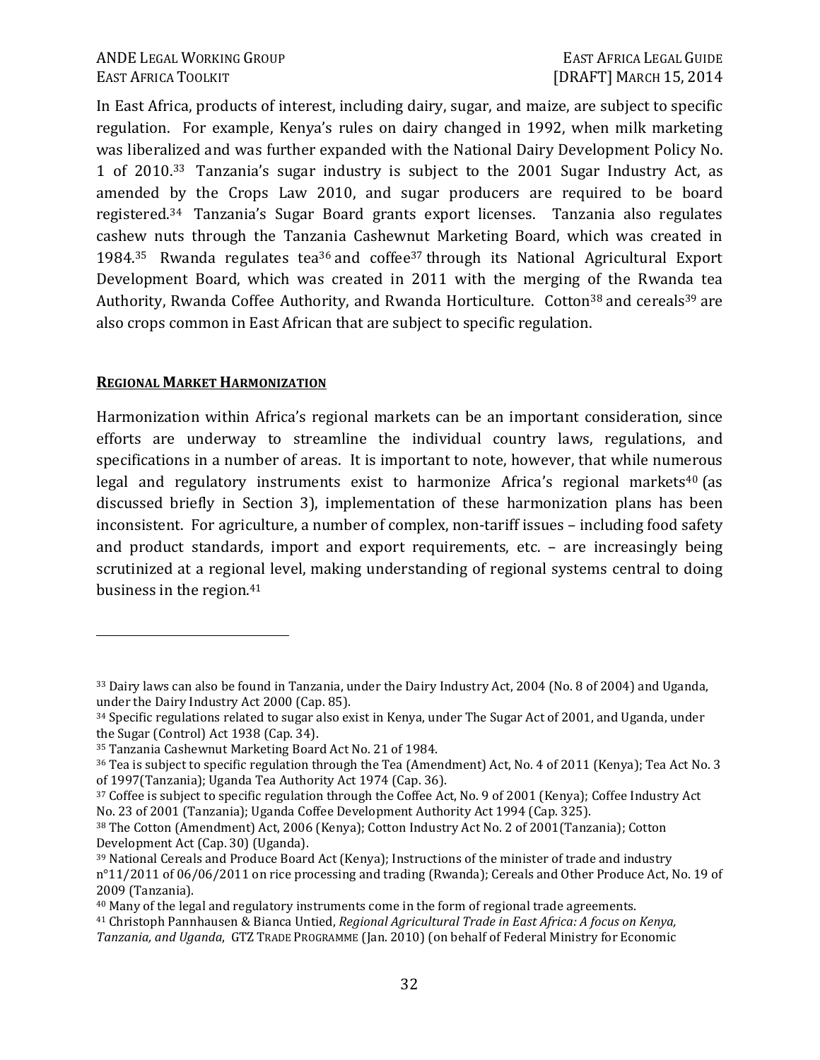In East Africa, products of interest, including dairy, sugar, and maize, are subject to specific regulation. For example, Kenya's rules on dairy changed in 1992, when milk marketing was liberalized and was further expanded with the National Dairy Development Policy No. 1 of 2010.[33] Tanzania's sugar industry is subject to the 2001 Sugar Industry Act, as amended by the Crops Law 2010, and sugar producers are required to be board registered.[34] Tanzania's Sugar Board grants export licenses. Tanzania also regulates cashew nuts through the Tanzania Cashewnut Marketing Board, which was created in 1984.[35] Rwanda regulates tea[36] and coffee[37] through its National Agricultural Export Development Board, which was created in 2011 with the merging of the Rwanda tea Authority, Rwanda Coffee Authority, and Rwanda Horticulture. Cotton[38] and cereals[39] are also crops common in East African that are subject to specific regulation.

## REGIONAL MARKET HARMONIZATION

Harmonization within Africa's regional markets can be an important consideration, since efforts are underway to streamline the individual country laws, regulations, and specifications in a number of areas. It is important to note, however, that while numerous legal and regulatory instruments exist to harmonize Africa's regional markets[40] (as discussed briefly in Section 3), implementation of these harmonization plans has been inconsistent. For agriculture, a number of complex, non-tariff issues – including food safety and product standards, import and export requirements, etc. – are increasingly being scrutinized at a regional level, making understanding of regional systems central to doing business in the region.[41]

---

[33] Dairy laws can also be found in Tanzania, under the Dairy Industry Act, 2004 (No. 8 of 2004) and Uganda, under the Dairy Industry Act 2000 (Cap. 85).

[34] Specific regulations related to sugar also exist in Kenya, under The Sugar Act of 2001, and Uganda, under the Sugar (Control) Act 1938 (Cap. 34).

[35] Tanzania Cashewnut Marketing Board Act No. 21 of 1984.

[36] Tea is subject to specific regulation through the Tea (Amendment) Act, No. 4 of 2011 (Kenya); Tea Act No. 3 of 1997(Tanzania); Uganda Tea Authority Act 1974 (Cap. 36).

[37] Coffee is subject to specific regulation through the Coffee Act, No. 9 of 2001 (Kenya); Coffee Industry Act No. 23 of 2001 (Tanzania); Uganda Coffee Development Authority Act 1994 (Cap. 325).

[38] The Cotton (Amendment) Act, 2006 (Kenya); Cotton Industry Act No. 2 of 2001(Tanzania); Cotton Development Act (Cap. 30) (Uganda).

[39] National Cereals and Produce Board Act (Kenya); Instructions of the minister of trade and industry n°11/2011 of 06/06/2011 on rice processing and trading (Rwanda); Cereals and Other Produce Act, No. 19 of 2009 (Tanzania).

[40] Many of the legal and regulatory instruments come in the form of regional trade agreements.

[41] Christoph Pannhausen & Bianca Untied, *Regional Agricultural Trade in East Africa: A focus on Kenya, Tanzania, and Uganda*, GTZ TRADE PROGRAMME (Jan. 2010) (on behalf of Federal Ministry for Economic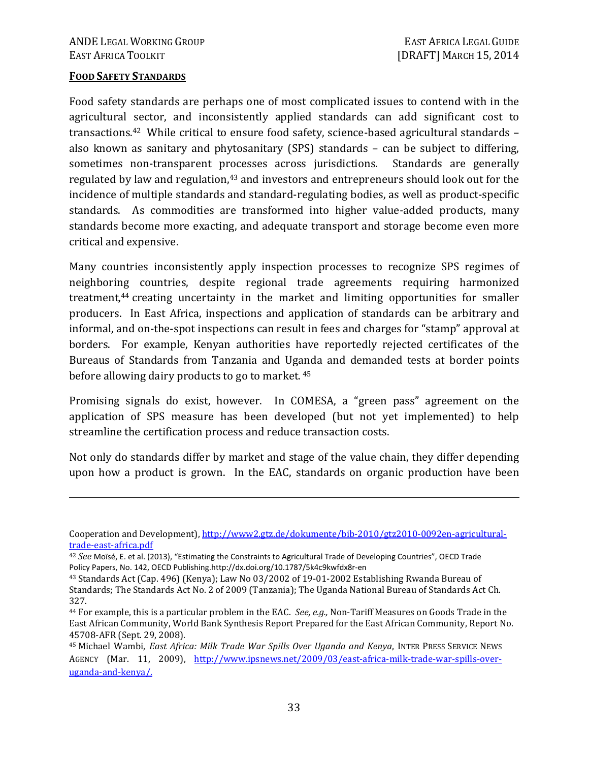**FOOD SAFETY STANDARDS**

Food safety standards are perhaps one of most complicated issues to contend with in the agricultural sector, and inconsistently applied standards can add significant cost to transactions.[42] While critical to ensure food safety, science-based agricultural standards – also known as sanitary and phytosanitary (SPS) standards – can be subject to differing, sometimes non-transparent processes across jurisdictions. Standards are generally regulated by law and regulation,[43] and investors and entrepreneurs should look out for the incidence of multiple standards and standard-regulating bodies, as well as product-specific standards. As commodities are transformed into higher value-added products, many standards become more exacting, and adequate transport and storage become even more critical and expensive.

Many countries inconsistently apply inspection processes to recognize SPS regimes of neighboring countries, despite regional trade agreements requiring harmonized treatment,[44] creating uncertainty in the market and limiting opportunities for smaller producers. In East Africa, inspections and application of standards can be arbitrary and informal, and on-the-spot inspections can result in fees and charges for "stamp" approval at borders. For example, Kenyan authorities have reportedly rejected certificates of the Bureaus of Standards from Tanzania and Uganda and demanded tests at border points before allowing dairy products to go to market.[45]

Promising signals do exist, however. In COMESA, a "green pass" agreement on the application of SPS measure has been developed (but not yet implemented) to help streamline the certification process and reduce transaction costs.

Not only do standards differ by market and stage of the value chain, they differ depending upon how a product is grown. In the EAC, standards on organic production have been

---

Cooperation and Development), http://www2.gtz.de/dokumente/bib-2010/gtz2010-0092en-agricultural-trade-east-africa.pdf

[42] *See* Moïsé, E. et al. (2013), "Estimating the Constraints to Agricultural Trade of Developing Countries", OECD Trade Policy Papers, No. 142, OECD Publishing.http://dx.doi.org/10.1787/5k4c9kwfdx8r-en

[43] Standards Act (Cap. 496) (Kenya); Law No 03/2002 of 19-01-2002 Establishing Rwanda Bureau of Standards; The Standards Act No. 2 of 2009 (Tanzania); The Uganda National Bureau of Standards Act Ch. 327.

[44] For example, this is a particular problem in the EAC. *See, e.g.,* Non-Tariff Measures on Goods Trade in the East African Community, World Bank Synthesis Report Prepared for the East African Community, Report No. 45708-AFR (Sept. 29, 2008).

[45] Michael Wambi, *East Africa: Milk Trade War Spills Over Uganda and Kenya*, INTER PRESS SERVICE NEWS AGENCY (Mar. 11, 2009), http://www.ipsnews.net/2009/03/east-africa-milk-trade-war-spills-over-uganda-and-kenya/.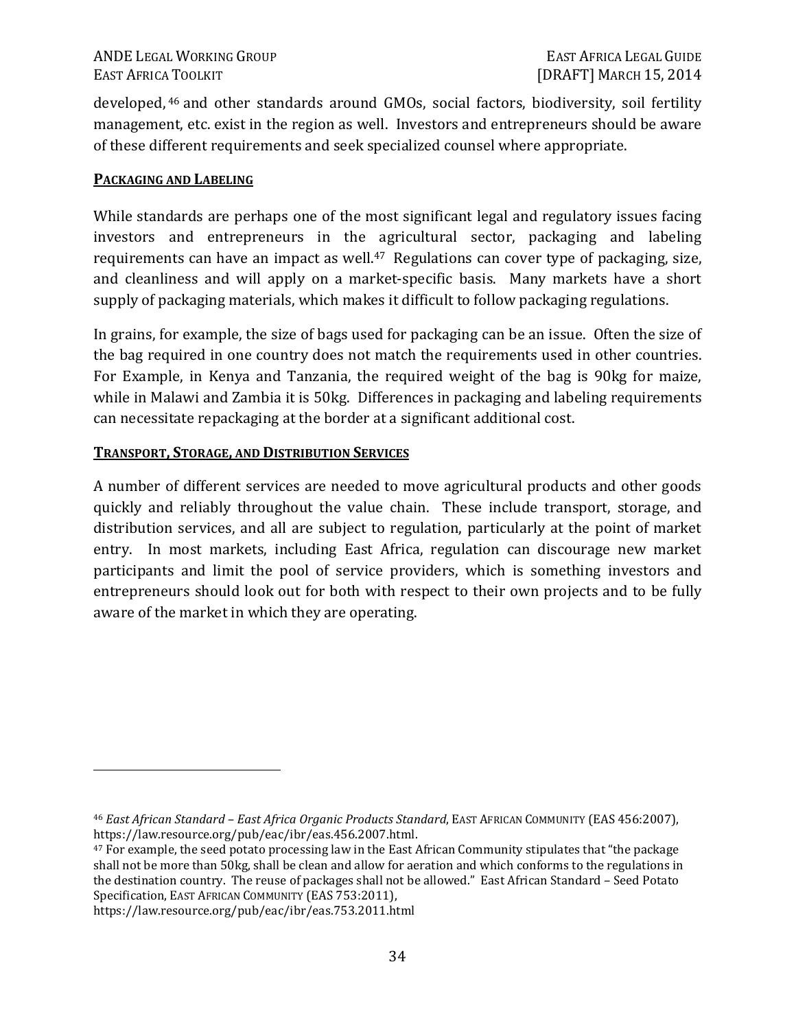developed,[46] and other standards around GMOs, social factors, biodiversity, soil fertility management, etc. exist in the region as well. Investors and entrepreneurs should be aware of these different requirements and seek specialized counsel where appropriate.

**PACKAGING AND LABELING**

While standards are perhaps one of the most significant legal and regulatory issues facing investors and entrepreneurs in the agricultural sector, packaging and labeling requirements can have an impact as well.[47] Regulations can cover type of packaging, size, and cleanliness and will apply on a market-specific basis. Many markets have a short supply of packaging materials, which makes it difficult to follow packaging regulations.

In grains, for example, the size of bags used for packaging can be an issue. Often the size of the bag required in one country does not match the requirements used in other countries. For Example, in Kenya and Tanzania, the required weight of the bag is 90kg for maize, while in Malawi and Zambia it is 50kg. Differences in packaging and labeling requirements can necessitate repackaging at the border at a significant additional cost.

**TRANSPORT, STORAGE, AND DISTRIBUTION SERVICES**

A number of different services are needed to move agricultural products and other goods quickly and reliably throughout the value chain. These include transport, storage, and distribution services, and all are subject to regulation, particularly at the point of market entry. In most markets, including East Africa, regulation can discourage new market participants and limit the pool of service providers, which is something investors and entrepreneurs should look out for both with respect to their own projects and to be fully aware of the market in which they are operating.

---

[46] *East African Standard – East Africa Organic Products Standard*, EAST AFRICAN COMMUNITY (EAS 456:2007), https://law.resource.org/pub/eac/ibr/eas.456.2007.html.

[47] For example, the seed potato processing law in the East African Community stipulates that "the package shall not be more than 50kg, shall be clean and allow for aeration and which conforms to the regulations in the destination country. The reuse of packages shall not be allowed." East African Standard – Seed Potato Specification, EAST AFRICAN COMMUNITY (EAS 753:2011), https://law.resource.org/pub/eac/ibr/eas.753.2011.html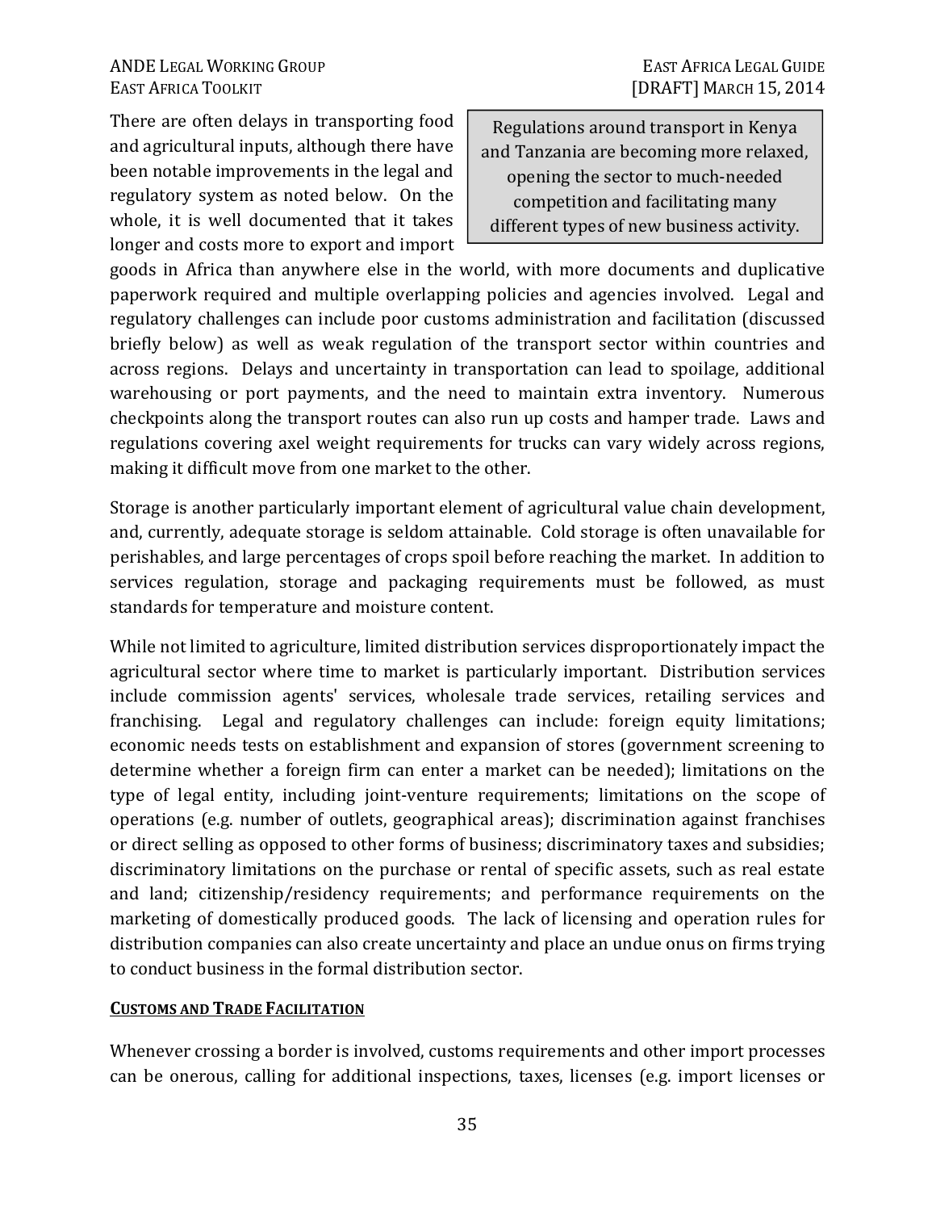There are often delays in transporting food and agricultural inputs, although there have been notable improvements in the legal and regulatory system as noted below. On the whole, it is well documented that it takes longer and costs more to export and import goods in Africa than anywhere else in the world, with more documents and duplicative paperwork required and multiple overlapping policies and agencies involved. Legal and regulatory challenges can include poor customs administration and facilitation (discussed briefly below) as well as weak regulation of the transport sector within countries and across regions. Delays and uncertainty in transportation can lead to spoilage, additional warehousing or port payments, and the need to maintain extra inventory. Numerous checkpoints along the transport routes can also run up costs and hamper trade. Laws and regulations covering axel weight requirements for trucks can vary widely across regions, making it difficult move from one market to the other.

> Regulations around transport in Kenya and Tanzania are becoming more relaxed, opening the sector to much-needed competition and facilitating many different types of new business activity.

Storage is another particularly important element of agricultural value chain development, and, currently, adequate storage is seldom attainable. Cold storage is often unavailable for perishables, and large percentages of crops spoil before reaching the market. In addition to services regulation, storage and packaging requirements must be followed, as must standards for temperature and moisture content.

While not limited to agriculture, limited distribution services disproportionately impact the agricultural sector where time to market is particularly important. Distribution services include commission agents' services, wholesale trade services, retailing services and franchising. Legal and regulatory challenges can include: foreign equity limitations; economic needs tests on establishment and expansion of stores (government screening to determine whether a foreign firm can enter a market can be needed); limitations on the type of legal entity, including joint-venture requirements; limitations on the scope of operations (e.g. number of outlets, geographical areas); discrimination against franchises or direct selling as opposed to other forms of business; discriminatory taxes and subsidies; discriminatory limitations on the purchase or rental of specific assets, such as real estate and land; citizenship/residency requirements; and performance requirements on the marketing of domestically produced goods. The lack of licensing and operation rules for distribution companies can also create uncertainty and place an undue onus on firms trying to conduct business in the formal distribution sector.

**CUSTOMS AND TRADE FACILITATION**

Whenever crossing a border is involved, customs requirements and other import processes can be onerous, calling for additional inspections, taxes, licenses (e.g. import licenses or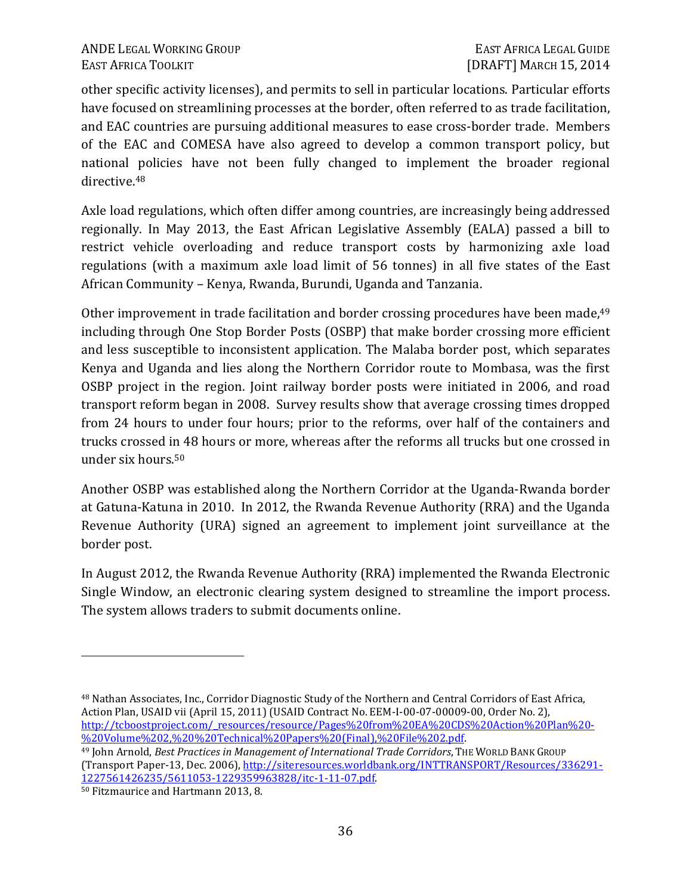other specific activity licenses), and permits to sell in particular locations. Particular efforts have focused on streamlining processes at the border, often referred to as trade facilitation, and EAC countries are pursuing additional measures to ease cross-border trade. Members of the EAC and COMESA have also agreed to develop a common transport policy, but national policies have not been fully changed to implement the broader regional directive.[48]

Axle load regulations, which often differ among countries, are increasingly being addressed regionally. In May 2013, the East African Legislative Assembly (EALA) passed a bill to restrict vehicle overloading and reduce transport costs by harmonizing axle load regulations (with a maximum axle load limit of 56 tonnes) in all five states of the East African Community – Kenya, Rwanda, Burundi, Uganda and Tanzania.

Other improvement in trade facilitation and border crossing procedures have been made,[49] including through One Stop Border Posts (OSBP) that make border crossing more efficient and less susceptible to inconsistent application. The Malaba border post, which separates Kenya and Uganda and lies along the Northern Corridor route to Mombasa, was the first OSBP project in the region. Joint railway border posts were initiated in 2006, and road transport reform began in 2008. Survey results show that average crossing times dropped from 24 hours to under four hours; prior to the reforms, over half of the containers and trucks crossed in 48 hours or more, whereas after the reforms all trucks but one crossed in under six hours.[50]

Another OSBP was established along the Northern Corridor at the Uganda-Rwanda border at Gatuna-Katuna in 2010. In 2012, the Rwanda Revenue Authority (RRA) and the Uganda Revenue Authority (URA) signed an agreement to implement joint surveillance at the border post.

In August 2012, the Rwanda Revenue Authority (RRA) implemented the Rwanda Electronic Single Window, an electronic clearing system designed to streamline the import process. The system allows traders to submit documents online.

---

[48] Nathan Associates, Inc., Corridor Diagnostic Study of the Northern and Central Corridors of East Africa, Action Plan, USAID vii (April 15, 2011) (USAID Contract No. EEM-I-00-07-00009-00, Order No. 2), http://tcboostproject.com/_resources/resource/Pages%20from%20EA%20CDS%20Action%20Plan%20-%20Volume%202,%20%20Technical%20Papers%20(Final),%20File%202.pdf.

[49] John Arnold, *Best Practices in Management of International Trade Corridors*, THE WORLD BANK GROUP (Transport Paper-13, Dec. 2006), http://siteresources.worldbank.org/INTTRANSPORT/Resources/336291-1227561426235/5611053-1229359963828/itc-1-11-07.pdf.

[50] Fitzmaurice and Hartmann 2013, 8.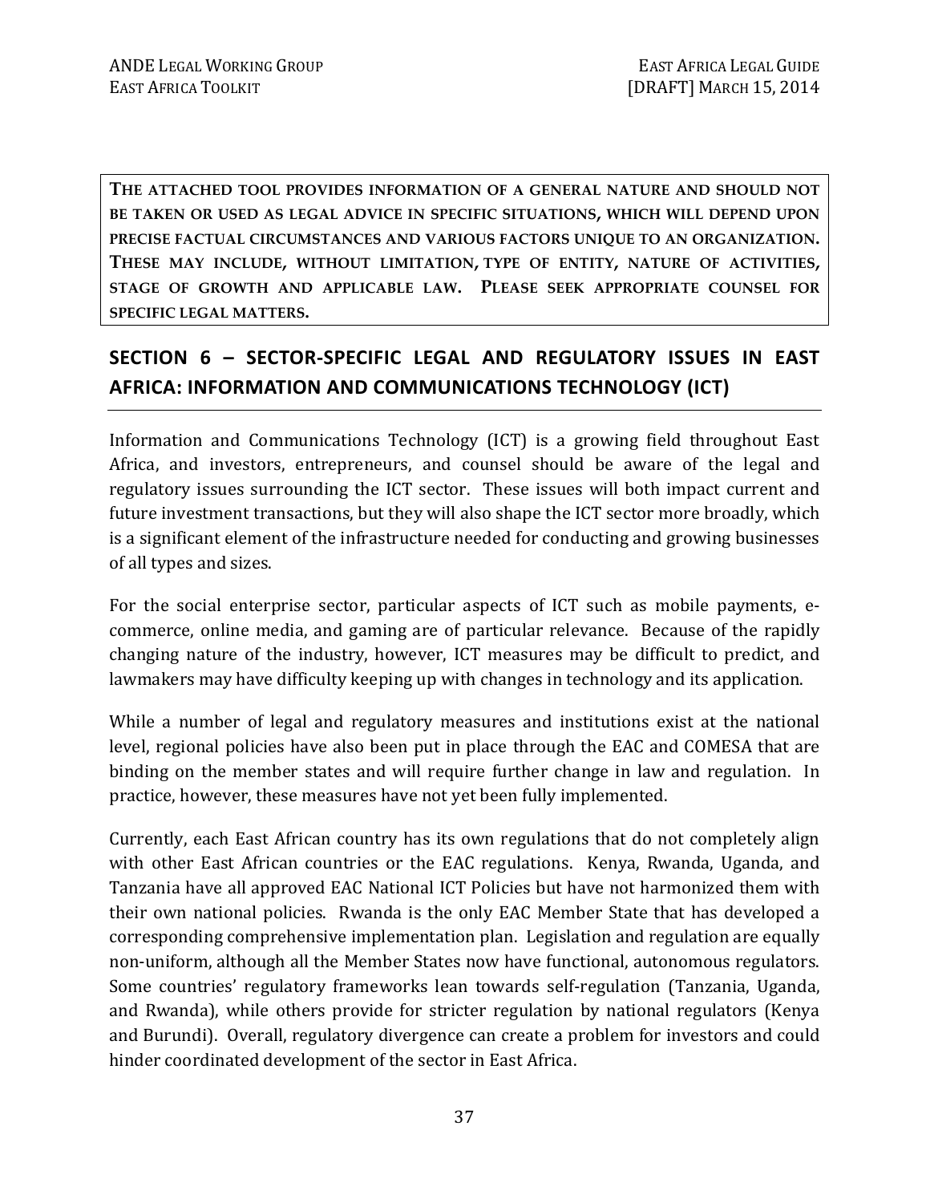**THE ATTACHED TOOL PROVIDES INFORMATION OF A GENERAL NATURE AND SHOULD NOT BE TAKEN OR USED AS LEGAL ADVICE IN SPECIFIC SITUATIONS, WHICH WILL DEPEND UPON PRECISE FACTUAL CIRCUMSTANCES AND VARIOUS FACTORS UNIQUE TO AN ORGANIZATION. THESE MAY INCLUDE, WITHOUT LIMITATION, TYPE OF ENTITY, NATURE OF ACTIVITIES, STAGE OF GROWTH AND APPLICABLE LAW. PLEASE SEEK APPROPRIATE COUNSEL FOR SPECIFIC LEGAL MATTERS.**

## SECTION 6 – SECTOR-SPECIFIC LEGAL AND REGULATORY ISSUES IN EAST AFRICA: INFORMATION AND COMMUNICATIONS TECHNOLOGY (ICT)

Information and Communications Technology (ICT) is a growing field throughout East Africa, and investors, entrepreneurs, and counsel should be aware of the legal and regulatory issues surrounding the ICT sector. These issues will both impact current and future investment transactions, but they will also shape the ICT sector more broadly, which is a significant element of the infrastructure needed for conducting and growing businesses of all types and sizes.

For the social enterprise sector, particular aspects of ICT such as mobile payments, e-commerce, online media, and gaming are of particular relevance. Because of the rapidly changing nature of the industry, however, ICT measures may be difficult to predict, and lawmakers may have difficulty keeping up with changes in technology and its application.

While a number of legal and regulatory measures and institutions exist at the national level, regional policies have also been put in place through the EAC and COMESA that are binding on the member states and will require further change in law and regulation. In practice, however, these measures have not yet been fully implemented.

Currently, each East African country has its own regulations that do not completely align with other East African countries or the EAC regulations. Kenya, Rwanda, Uganda, and Tanzania have all approved EAC National ICT Policies but have not harmonized them with their own national policies. Rwanda is the only EAC Member State that has developed a corresponding comprehensive implementation plan. Legislation and regulation are equally non-uniform, although all the Member States now have functional, autonomous regulators. Some countries' regulatory frameworks lean towards self-regulation (Tanzania, Uganda, and Rwanda), while others provide for stricter regulation by national regulators (Kenya and Burundi). Overall, regulatory divergence can create a problem for investors and could hinder coordinated development of the sector in East Africa.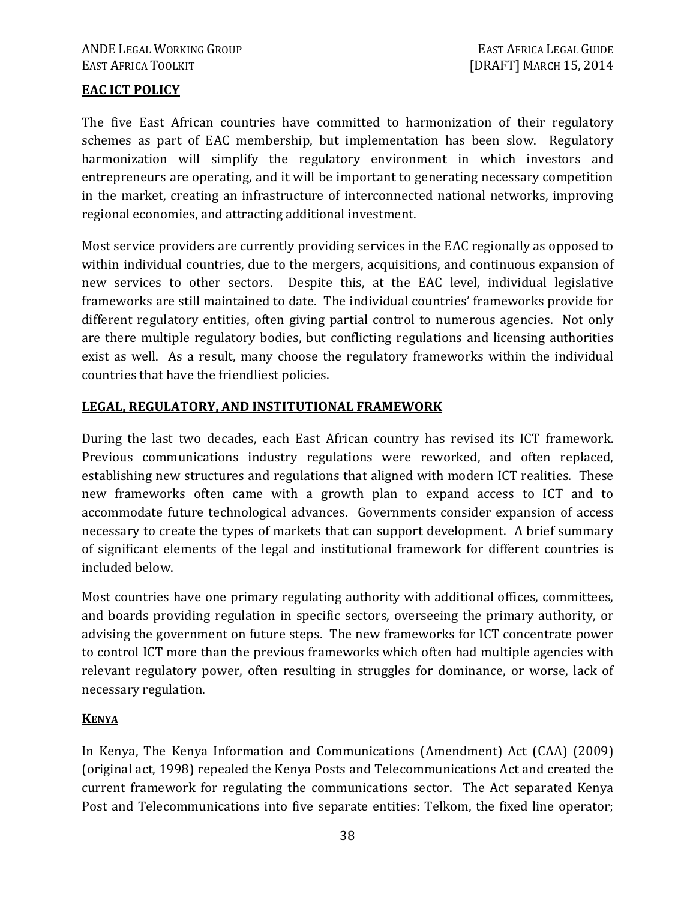## EAC ICT POLICY

The five East African countries have committed to harmonization of their regulatory schemes as part of EAC membership, but implementation has been slow. Regulatory harmonization will simplify the regulatory environment in which investors and entrepreneurs are operating, and it will be important to generating necessary competition in the market, creating an infrastructure of interconnected national networks, improving regional economies, and attracting additional investment.

Most service providers are currently providing services in the EAC regionally as opposed to within individual countries, due to the mergers, acquisitions, and continuous expansion of new services to other sectors. Despite this, at the EAC level, individual legislative frameworks are still maintained to date. The individual countries' frameworks provide for different regulatory entities, often giving partial control to numerous agencies. Not only are there multiple regulatory bodies, but conflicting regulations and licensing authorities exist as well. As a result, many choose the regulatory frameworks within the individual countries that have the friendliest policies.

## LEGAL, REGULATORY, AND INSTITUTIONAL FRAMEWORK

During the last two decades, each East African country has revised its ICT framework. Previous communications industry regulations were reworked, and often replaced, establishing new structures and regulations that aligned with modern ICT realities. These new frameworks often came with a growth plan to expand access to ICT and to accommodate future technological advances. Governments consider expansion of access necessary to create the types of markets that can support development. A brief summary of significant elements of the legal and institutional framework for different countries is included below.

Most countries have one primary regulating authority with additional offices, committees, and boards providing regulation in specific sectors, overseeing the primary authority, or advising the government on future steps. The new frameworks for ICT concentrate power to control ICT more than the previous frameworks which often had multiple agencies with relevant regulatory power, often resulting in struggles for dominance, or worse, lack of necessary regulation.

### KENYA

In Kenya, The Kenya Information and Communications (Amendment) Act (CAA) (2009) (original act, 1998) repealed the Kenya Posts and Telecommunications Act and created the current framework for regulating the communications sector. The Act separated Kenya Post and Telecommunications into five separate entities: Telkom, the fixed line operator;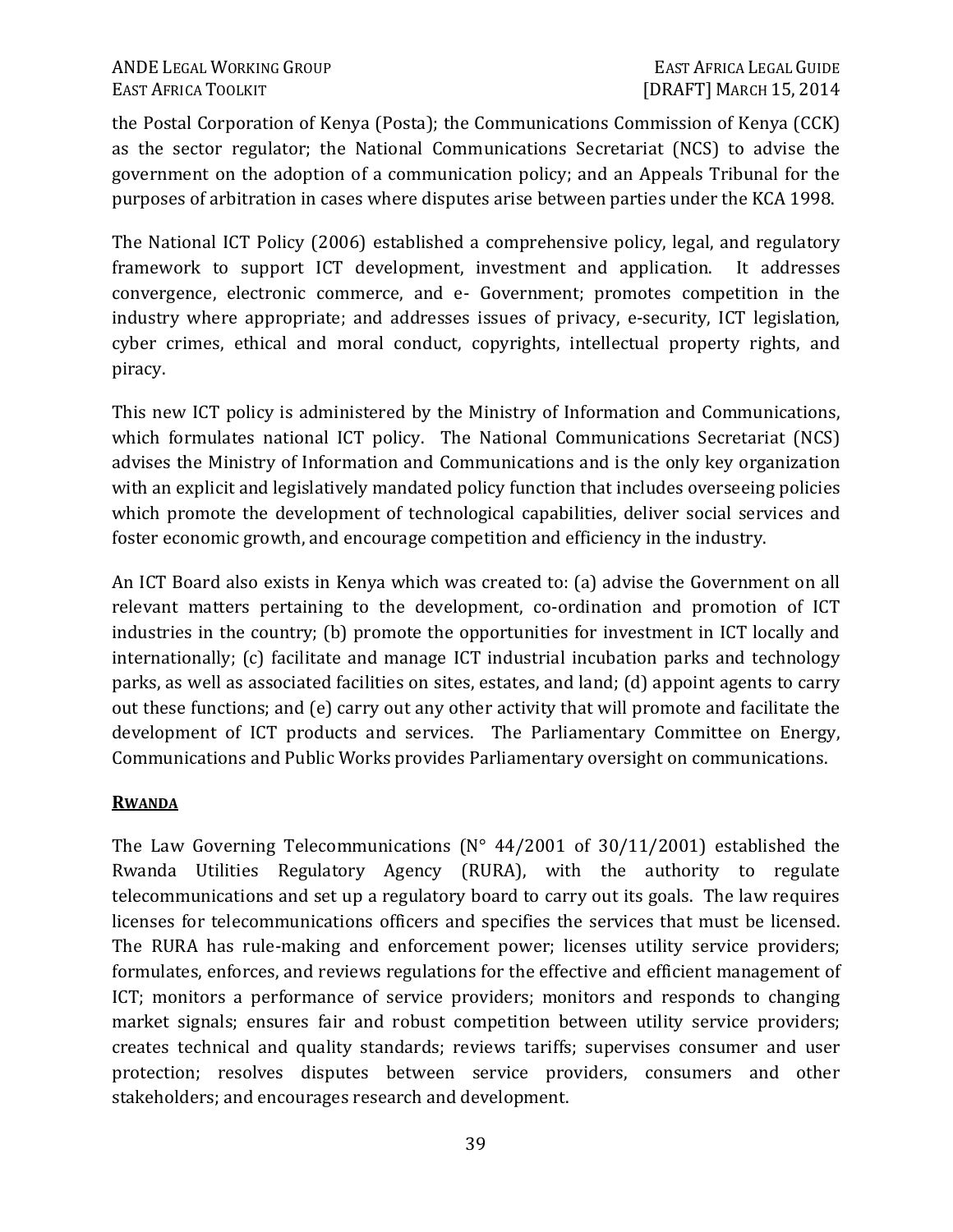the Postal Corporation of Kenya (Posta); the Communications Commission of Kenya (CCK) as the sector regulator; the National Communications Secretariat (NCS) to advise the government on the adoption of a communication policy; and an Appeals Tribunal for the purposes of arbitration in cases where disputes arise between parties under the KCA 1998.

The National ICT Policy (2006) established a comprehensive policy, legal, and regulatory framework to support ICT development, investment and application. It addresses convergence, electronic commerce, and e- Government; promotes competition in the industry where appropriate; and addresses issues of privacy, e-security, ICT legislation, cyber crimes, ethical and moral conduct, copyrights, intellectual property rights, and piracy.

This new ICT policy is administered by the Ministry of Information and Communications, which formulates national ICT policy. The National Communications Secretariat (NCS) advises the Ministry of Information and Communications and is the only key organization with an explicit and legislatively mandated policy function that includes overseeing policies which promote the development of technological capabilities, deliver social services and foster economic growth, and encourage competition and efficiency in the industry.

An ICT Board also exists in Kenya which was created to: (a) advise the Government on all relevant matters pertaining to the development, co-ordination and promotion of ICT industries in the country; (b) promote the opportunities for investment in ICT locally and internationally; (c) facilitate and manage ICT industrial incubation parks and technology parks, as well as associated facilities on sites, estates, and land; (d) appoint agents to carry out these functions; and (e) carry out any other activity that will promote and facilitate the development of ICT products and services. The Parliamentary Committee on Energy, Communications and Public Works provides Parliamentary oversight on communications.

## RWANDA

The Law Governing Telecommunications (N° 44/2001 of 30/11/2001) established the Rwanda Utilities Regulatory Agency (RURA), with the authority to regulate telecommunications and set up a regulatory board to carry out its goals. The law requires licenses for telecommunications officers and specifies the services that must be licensed. The RURA has rule-making and enforcement power; licenses utility service providers; formulates, enforces, and reviews regulations for the effective and efficient management of ICT; monitors a performance of service providers; monitors and responds to changing market signals; ensures fair and robust competition between utility service providers; creates technical and quality standards; reviews tariffs; supervises consumer and user protection; resolves disputes between service providers, consumers and other stakeholders; and encourages research and development.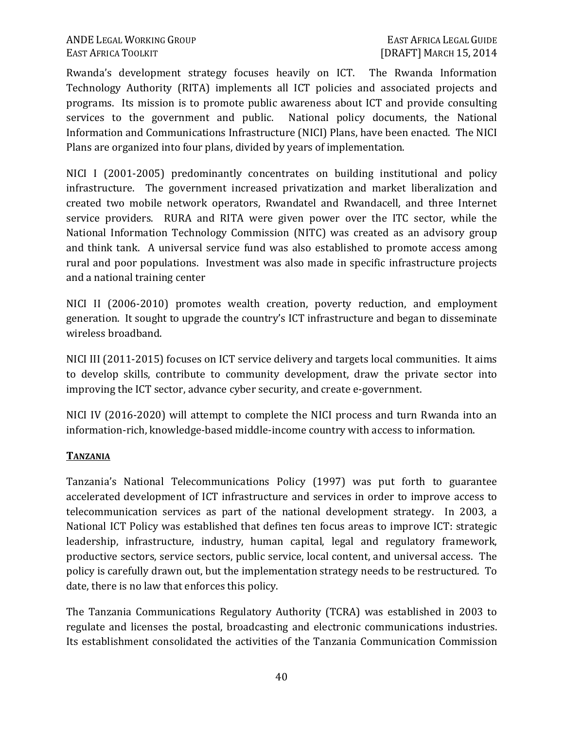Rwanda's development strategy focuses heavily on ICT. The Rwanda Information Technology Authority (RITA) implements all ICT policies and associated projects and programs. Its mission is to promote public awareness about ICT and provide consulting services to the government and public. National policy documents, the National Information and Communications Infrastructure (NICI) Plans, have been enacted. The NICI Plans are organized into four plans, divided by years of implementation.

NICI I (2001-2005) predominantly concentrates on building institutional and policy infrastructure. The government increased privatization and market liberalization and created two mobile network operators, Rwandatel and Rwandacell, and three Internet service providers. RURA and RITA were given power over the ITC sector, while the National Information Technology Commission (NITC) was created as an advisory group and think tank. A universal service fund was also established to promote access among rural and poor populations. Investment was also made in specific infrastructure projects and a national training center

NICI II (2006-2010) promotes wealth creation, poverty reduction, and employment generation. It sought to upgrade the country's ICT infrastructure and began to disseminate wireless broadband.

NICI III (2011-2015) focuses on ICT service delivery and targets local communities. It aims to develop skills, contribute to community development, draw the private sector into improving the ICT sector, advance cyber security, and create e-government.

NICI IV (2016-2020) will attempt to complete the NICI process and turn Rwanda into an information-rich, knowledge-based middle-income country with access to information.

### TANZANIA

Tanzania's National Telecommunications Policy (1997) was put forth to guarantee accelerated development of ICT infrastructure and services in order to improve access to telecommunication services as part of the national development strategy. In 2003, a National ICT Policy was established that defines ten focus areas to improve ICT: strategic leadership, infrastructure, industry, human capital, legal and regulatory framework, productive sectors, service sectors, public service, local content, and universal access. The policy is carefully drawn out, but the implementation strategy needs to be restructured. To date, there is no law that enforces this policy.

The Tanzania Communications Regulatory Authority (TCRA) was established in 2003 to regulate and licenses the postal, broadcasting and electronic communications industries. Its establishment consolidated the activities of the Tanzania Communication Commission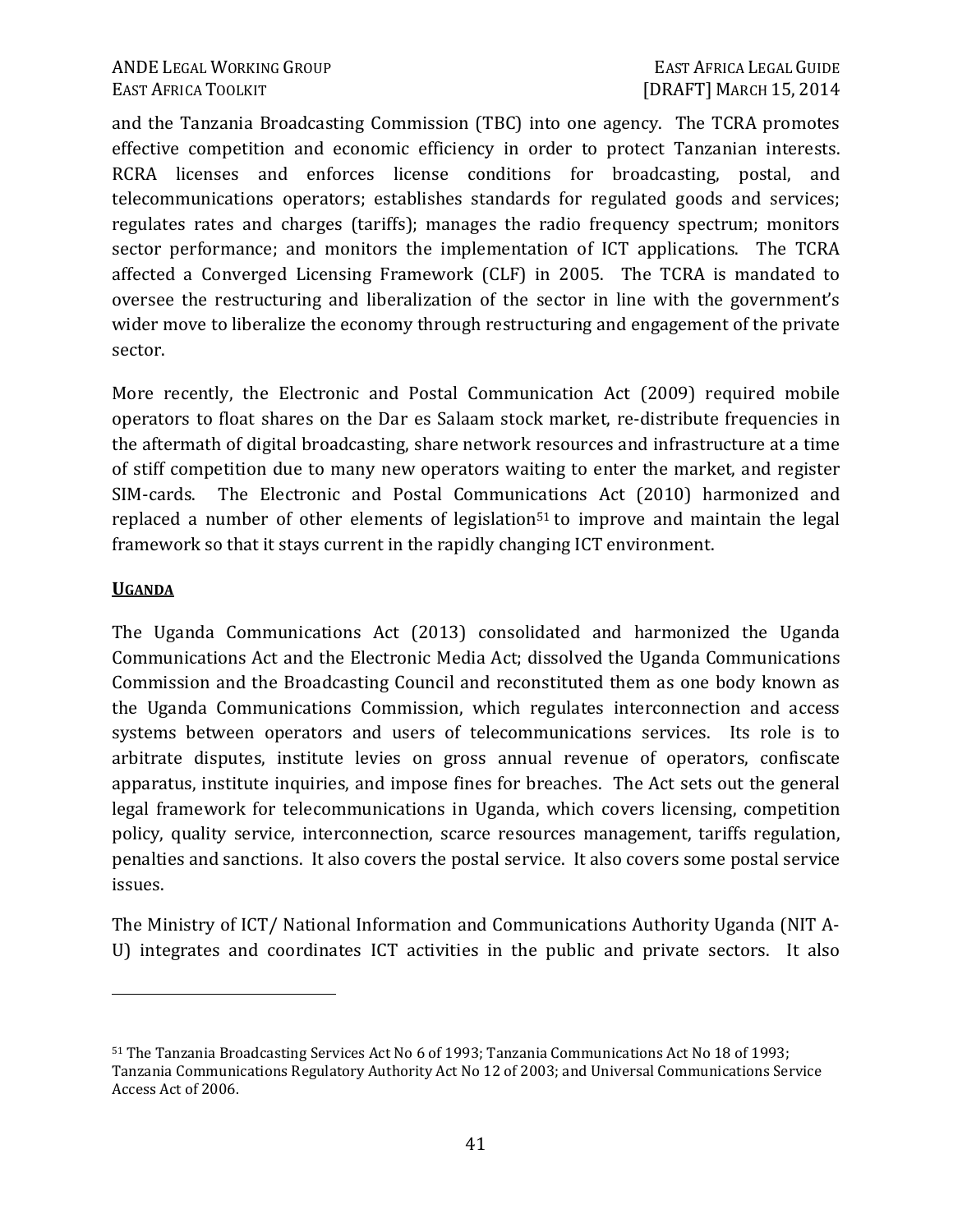and the Tanzania Broadcasting Commission (TBC) into one agency. The TCRA promotes effective competition and economic efficiency in order to protect Tanzanian interests. RCRA licenses and enforces license conditions for broadcasting, postal, and telecommunications operators; establishes standards for regulated goods and services; regulates rates and charges (tariffs); manages the radio frequency spectrum; monitors sector performance; and monitors the implementation of ICT applications. The TCRA affected a Converged Licensing Framework (CLF) in 2005. The TCRA is mandated to oversee the restructuring and liberalization of the sector in line with the government's wider move to liberalize the economy through restructuring and engagement of the private sector.

More recently, the Electronic and Postal Communication Act (2009) required mobile operators to float shares on the Dar es Salaam stock market, re-distribute frequencies in the aftermath of digital broadcasting, share network resources and infrastructure at a time of stiff competition due to many new operators waiting to enter the market, and register SIM-cards. The Electronic and Postal Communications Act (2010) harmonized and replaced a number of other elements of legislation[51] to improve and maintain the legal framework so that it stays current in the rapidly changing ICT environment.

**UGANDA**

The Uganda Communications Act (2013) consolidated and harmonized the Uganda Communications Act and the Electronic Media Act; dissolved the Uganda Communications Commission and the Broadcasting Council and reconstituted them as one body known as the Uganda Communications Commission, which regulates interconnection and access systems between operators and users of telecommunications services. Its role is to arbitrate disputes, institute levies on gross annual revenue of operators, confiscate apparatus, institute inquiries, and impose fines for breaches. The Act sets out the general legal framework for telecommunications in Uganda, which covers licensing, competition policy, quality service, interconnection, scarce resources management, tariffs regulation, penalties and sanctions. It also covers the postal service. It also covers some postal service issues.

The Ministry of ICT/ National Information and Communications Authority Uganda (NIT A-U) integrates and coordinates ICT activities in the public and private sectors. It also

---

[51] The Tanzania Broadcasting Services Act No 6 of 1993; Tanzania Communications Act No 18 of 1993; Tanzania Communications Regulatory Authority Act No 12 of 2003; and Universal Communications Service Access Act of 2006.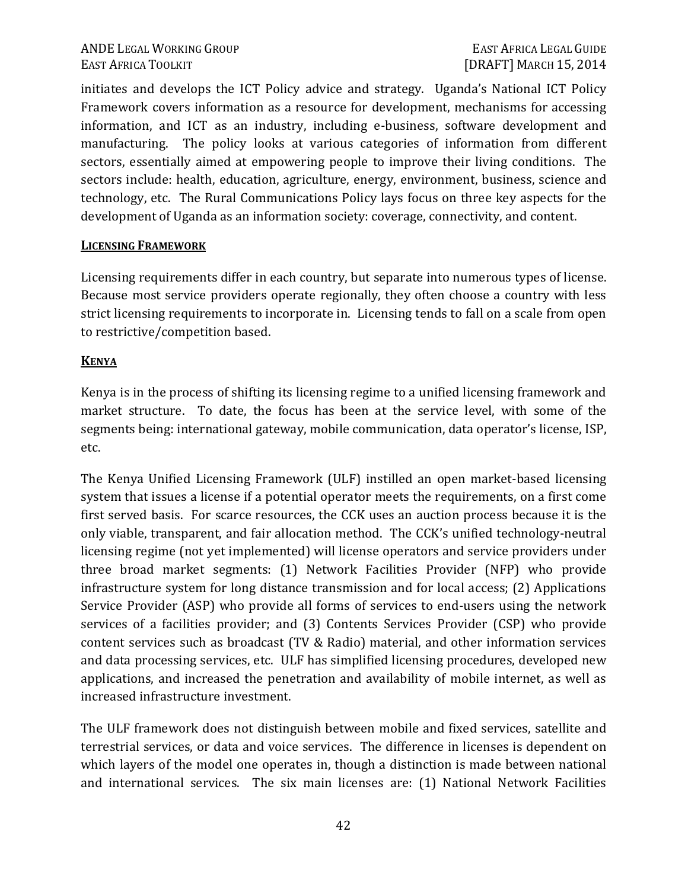initiates and develops the ICT Policy advice and strategy. Uganda's National ICT Policy Framework covers information as a resource for development, mechanisms for accessing information, and ICT as an industry, including e-business, software development and manufacturing. The policy looks at various categories of information from different sectors, essentially aimed at empowering people to improve their living conditions. The sectors include: health, education, agriculture, energy, environment, business, science and technology, etc. The Rural Communications Policy lays focus on three key aspects for the development of Uganda as an information society: coverage, connectivity, and content.

## LICENSING FRAMEWORK

Licensing requirements differ in each country, but separate into numerous types of license. Because most service providers operate regionally, they often choose a country with less strict licensing requirements to incorporate in. Licensing tends to fall on a scale from open to restrictive/competition based.

## KENYA

Kenya is in the process of shifting its licensing regime to a unified licensing framework and market structure. To date, the focus has been at the service level, with some of the segments being: international gateway, mobile communication, data operator's license, ISP, etc.

The Kenya Unified Licensing Framework (ULF) instilled an open market-based licensing system that issues a license if a potential operator meets the requirements, on a first come first served basis. For scarce resources, the CCK uses an auction process because it is the only viable, transparent, and fair allocation method. The CCK's unified technology-neutral licensing regime (not yet implemented) will license operators and service providers under three broad market segments: (1) Network Facilities Provider (NFP) who provide infrastructure system for long distance transmission and for local access; (2) Applications Service Provider (ASP) who provide all forms of services to end-users using the network services of a facilities provider; and (3) Contents Services Provider (CSP) who provide content services such as broadcast (TV & Radio) material, and other information services and data processing services, etc. ULF has simplified licensing procedures, developed new applications, and increased the penetration and availability of mobile internet, as well as increased infrastructure investment.

The ULF framework does not distinguish between mobile and fixed services, satellite and terrestrial services, or data and voice services. The difference in licenses is dependent on which layers of the model one operates in, though a distinction is made between national and international services. The six main licenses are: (1) National Network Facilities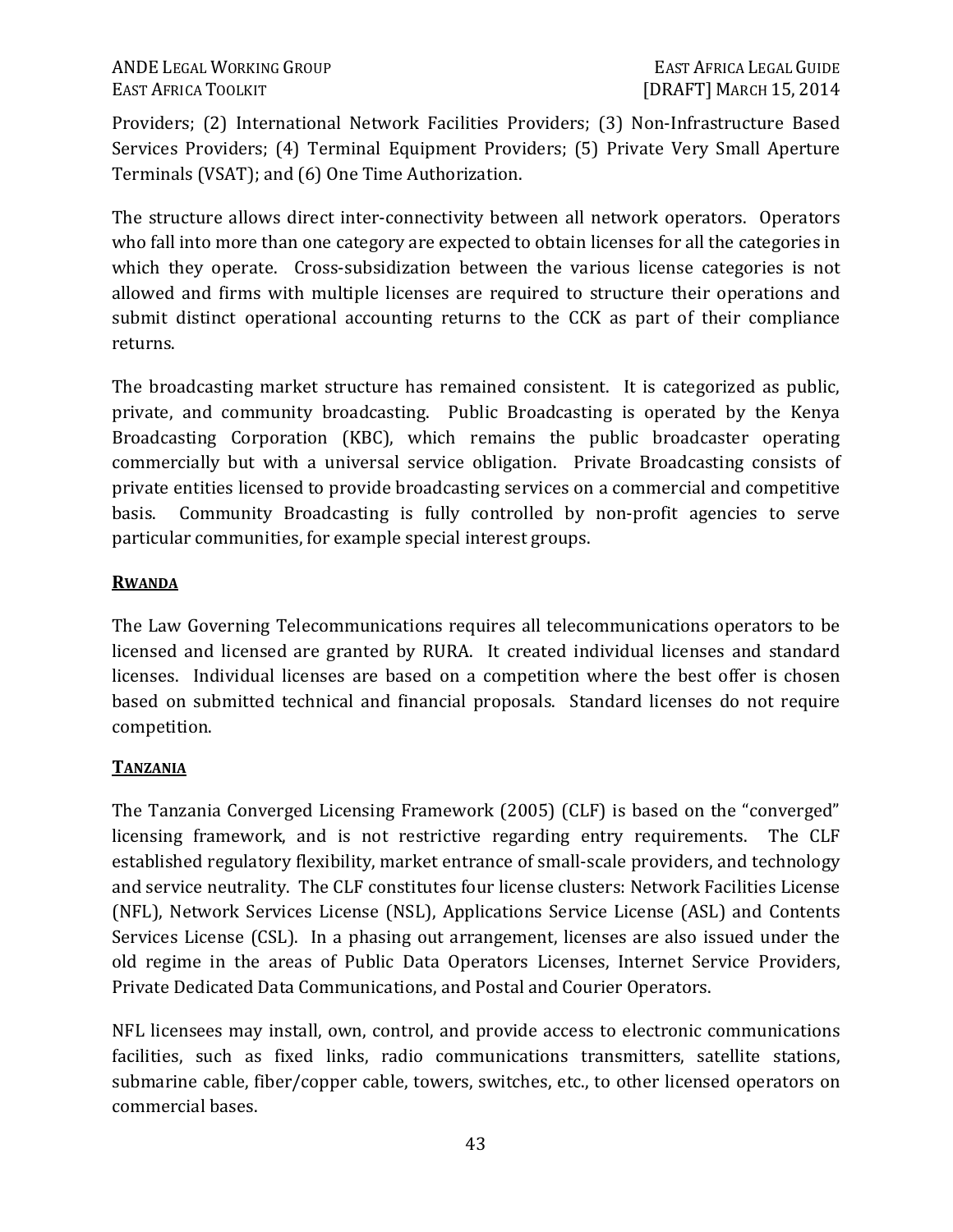Providers; (2) International Network Facilities Providers; (3) Non-Infrastructure Based Services Providers; (4) Terminal Equipment Providers; (5) Private Very Small Aperture Terminals (VSAT); and (6) One Time Authorization.

The structure allows direct inter-connectivity between all network operators. Operators who fall into more than one category are expected to obtain licenses for all the categories in which they operate. Cross-subsidization between the various license categories is not allowed and firms with multiple licenses are required to structure their operations and submit distinct operational accounting returns to the CCK as part of their compliance returns.

The broadcasting market structure has remained consistent. It is categorized as public, private, and community broadcasting. Public Broadcasting is operated by the Kenya Broadcasting Corporation (KBC), which remains the public broadcaster operating commercially but with a universal service obligation. Private Broadcasting consists of private entities licensed to provide broadcasting services on a commercial and competitive basis. Community Broadcasting is fully controlled by non-profit agencies to serve particular communities, for example special interest groups.

### RWANDA

The Law Governing Telecommunications requires all telecommunications operators to be licensed and licensed are granted by RURA. It created individual licenses and standard licenses. Individual licenses are based on a competition where the best offer is chosen based on submitted technical and financial proposals. Standard licenses do not require competition.

### TANZANIA

The Tanzania Converged Licensing Framework (2005) (CLF) is based on the "converged" licensing framework, and is not restrictive regarding entry requirements. The CLF established regulatory flexibility, market entrance of small-scale providers, and technology and service neutrality. The CLF constitutes four license clusters: Network Facilities License (NFL), Network Services License (NSL), Applications Service License (ASL) and Contents Services License (CSL). In a phasing out arrangement, licenses are also issued under the old regime in the areas of Public Data Operators Licenses, Internet Service Providers, Private Dedicated Data Communications, and Postal and Courier Operators.

NFL licensees may install, own, control, and provide access to electronic communications facilities, such as fixed links, radio communications transmitters, satellite stations, submarine cable, fiber/copper cable, towers, switches, etc., to other licensed operators on commercial bases.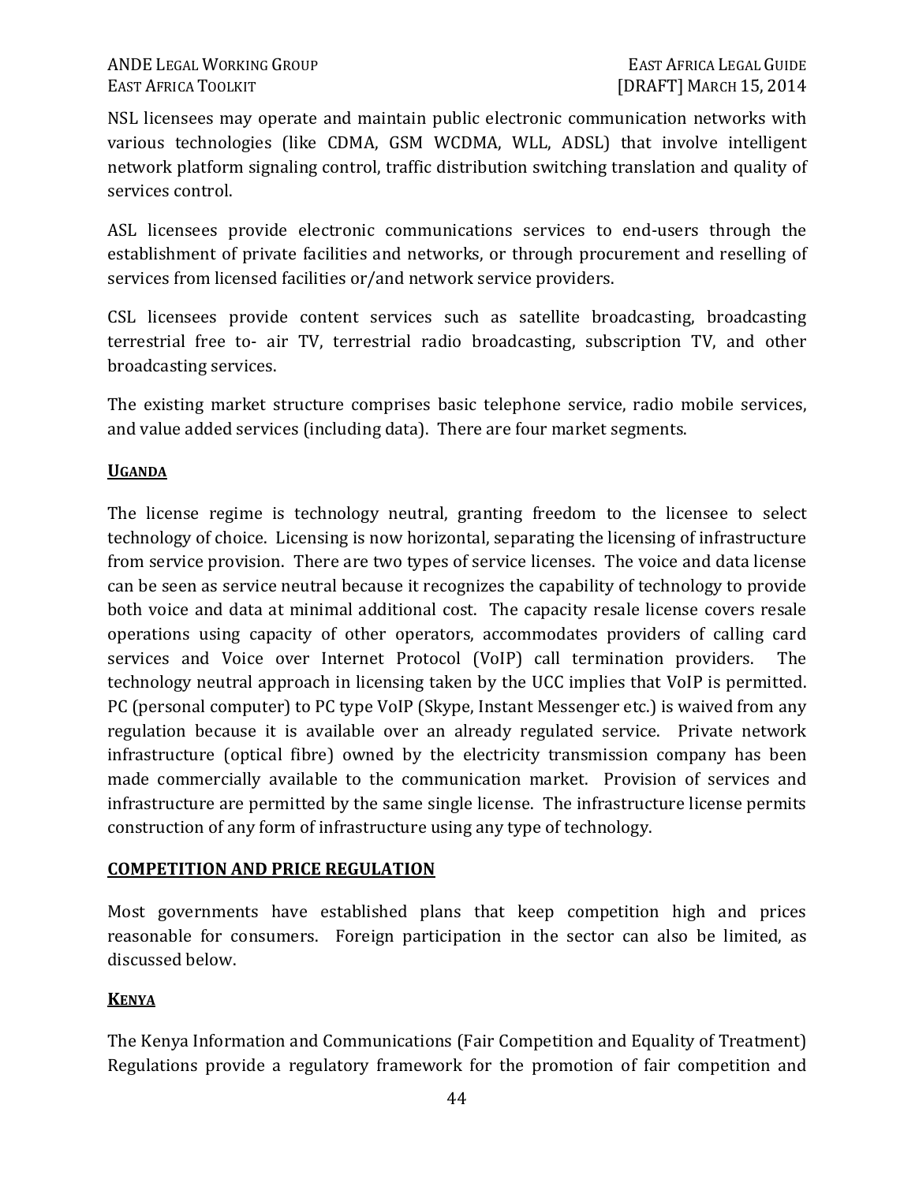NSL licensees may operate and maintain public electronic communication networks with various technologies (like CDMA, GSM WCDMA, WLL, ADSL) that involve intelligent network platform signaling control, traffic distribution switching translation and quality of services control.

ASL licensees provide electronic communications services to end-users through the establishment of private facilities and networks, or through procurement and reselling of services from licensed facilities or/and network service providers.

CSL licensees provide content services such as satellite broadcasting, broadcasting terrestrial free to- air TV, terrestrial radio broadcasting, subscription TV, and other broadcasting services.

The existing market structure comprises basic telephone service, radio mobile services, and value added services (including data). There are four market segments.

### UGANDA

The license regime is technology neutral, granting freedom to the licensee to select technology of choice. Licensing is now horizontal, separating the licensing of infrastructure from service provision. There are two types of service licenses. The voice and data license can be seen as service neutral because it recognizes the capability of technology to provide both voice and data at minimal additional cost. The capacity resale license covers resale operations using capacity of other operators, accommodates providers of calling card services and Voice over Internet Protocol (VoIP) call termination providers. The technology neutral approach in licensing taken by the UCC implies that VoIP is permitted. PC (personal computer) to PC type VoIP (Skype, Instant Messenger etc.) is waived from any regulation because it is available over an already regulated service. Private network infrastructure (optical fibre) owned by the electricity transmission company has been made commercially available to the communication market. Provision of services and infrastructure are permitted by the same single license. The infrastructure license permits construction of any form of infrastructure using any type of technology.

## COMPETITION AND PRICE REGULATION

Most governments have established plans that keep competition high and prices reasonable for consumers. Foreign participation in the sector can also be limited, as discussed below.

### KENYA

The Kenya Information and Communications (Fair Competition and Equality of Treatment) Regulations provide a regulatory framework for the promotion of fair competition and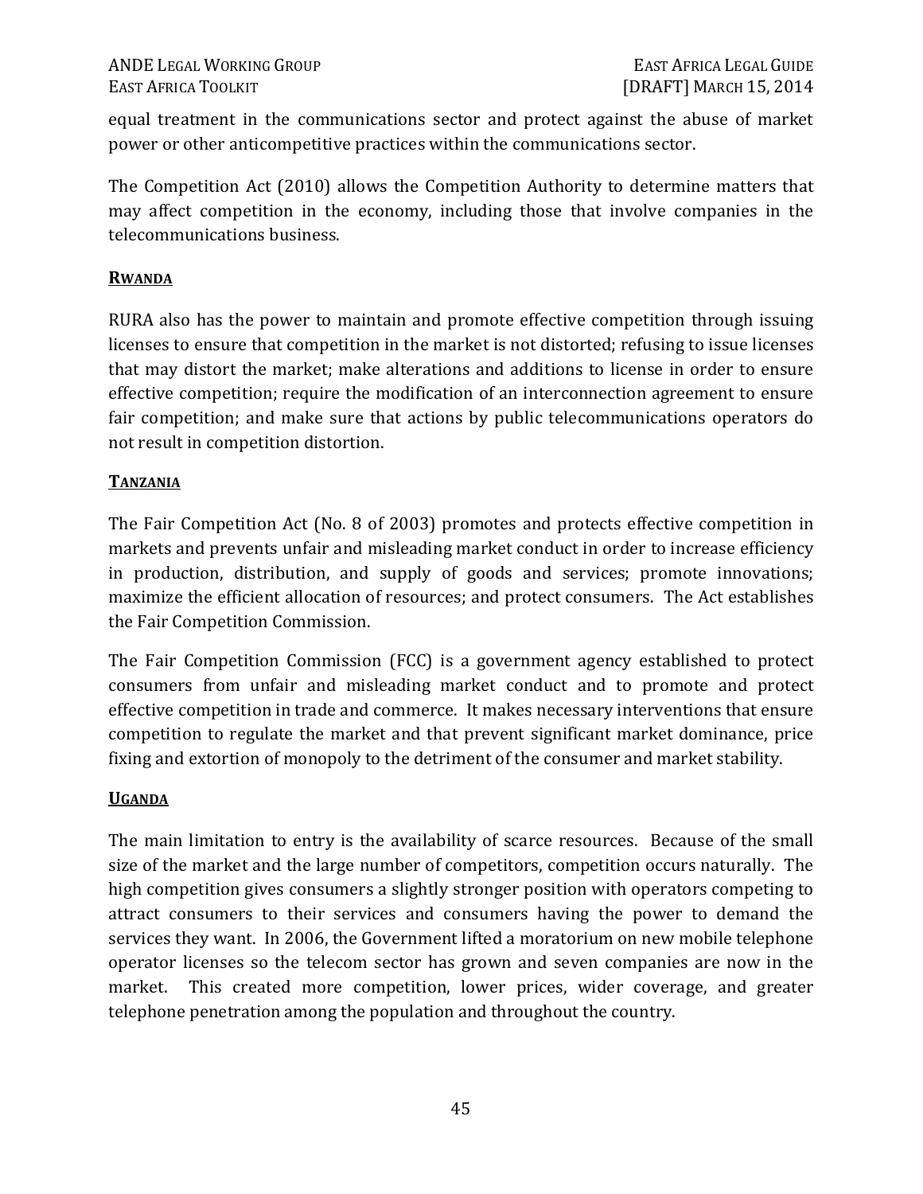equal treatment in the communications sector and protect against the abuse of market power or other anticompetitive practices within the communications sector.

The Competition Act (2010) allows the Competition Authority to determine matters that may affect competition in the economy, including those that involve companies in the telecommunications business.

### RWANDA

RURA also has the power to maintain and promote effective competition through issuing licenses to ensure that competition in the market is not distorted; refusing to issue licenses that may distort the market; make alterations and additions to license in order to ensure effective competition; require the modification of an interconnection agreement to ensure fair competition; and make sure that actions by public telecommunications operators do not result in competition distortion.

### TANZANIA

The Fair Competition Act (No. 8 of 2003) promotes and protects effective competition in markets and prevents unfair and misleading market conduct in order to increase efficiency in production, distribution, and supply of goods and services; promote innovations; maximize the efficient allocation of resources; and protect consumers. The Act establishes the Fair Competition Commission.

The Fair Competition Commission (FCC) is a government agency established to protect consumers from unfair and misleading market conduct and to promote and protect effective competition in trade and commerce. It makes necessary interventions that ensure competition to regulate the market and that prevent significant market dominance, price fixing and extortion of monopoly to the detriment of the consumer and market stability.

### UGANDA

The main limitation to entry is the availability of scarce resources. Because of the small size of the market and the large number of competitors, competition occurs naturally. The high competition gives consumers a slightly stronger position with operators competing to attract consumers to their services and consumers having the power to demand the services they want. In 2006, the Government lifted a moratorium on new mobile telephone operator licenses so the telecom sector has grown and seven companies are now in the market. This created more competition, lower prices, wider coverage, and greater telephone penetration among the population and throughout the country.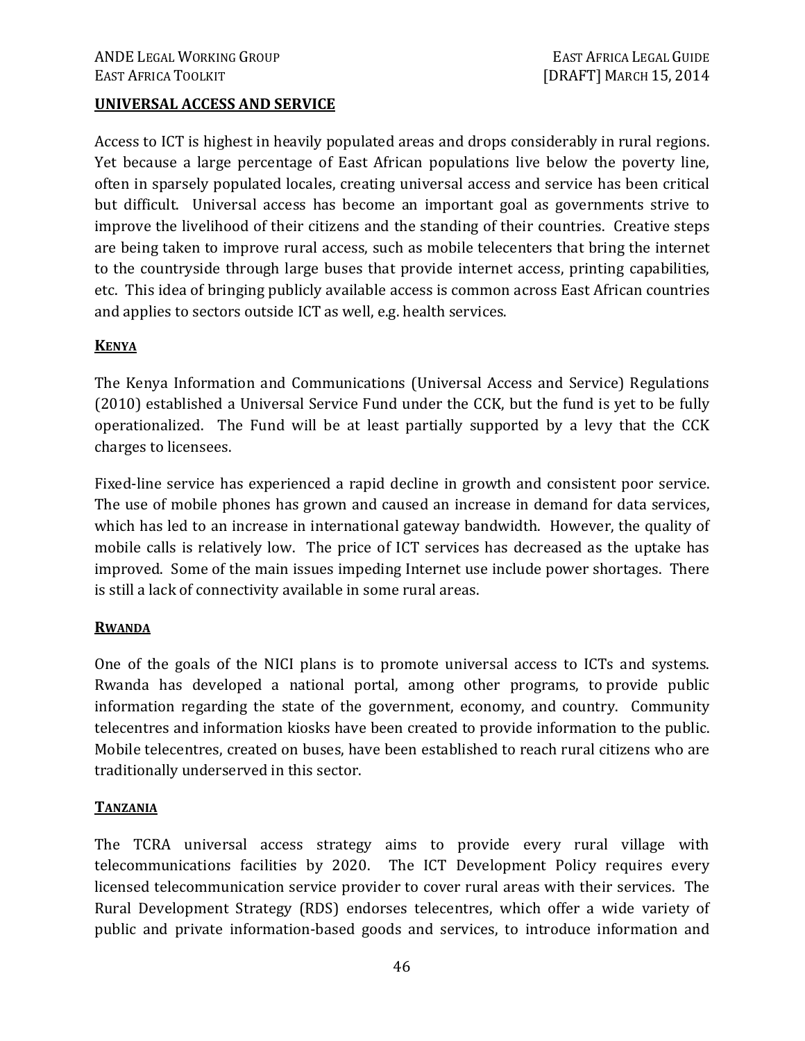## UNIVERSAL ACCESS AND SERVICE

Access to ICT is highest in heavily populated areas and drops considerably in rural regions. Yet because a large percentage of East African populations live below the poverty line, often in sparsely populated locales, creating universal access and service has been critical but difficult. Universal access has become an important goal as governments strive to improve the livelihood of their citizens and the standing of their countries. Creative steps are being taken to improve rural access, such as mobile telecenters that bring the internet to the countryside through large buses that provide internet access, printing capabilities, etc. This idea of bringing publicly available access is common across East African countries and applies to sectors outside ICT as well, e.g. health services.

### KENYA

The Kenya Information and Communications (Universal Access and Service) Regulations (2010) established a Universal Service Fund under the CCK, but the fund is yet to be fully operationalized. The Fund will be at least partially supported by a levy that the CCK charges to licensees.

Fixed-line service has experienced a rapid decline in growth and consistent poor service. The use of mobile phones has grown and caused an increase in demand for data services, which has led to an increase in international gateway bandwidth. However, the quality of mobile calls is relatively low. The price of ICT services has decreased as the uptake has improved. Some of the main issues impeding Internet use include power shortages. There is still a lack of connectivity available in some rural areas.

### RWANDA

One of the goals of the NICI plans is to promote universal access to ICTs and systems. Rwanda has developed a national portal, among other programs, to provide public information regarding the state of the government, economy, and country. Community telecentres and information kiosks have been created to provide information to the public. Mobile telecentres, created on buses, have been established to reach rural citizens who are traditionally underserved in this sector.

### TANZANIA

The TCRA universal access strategy aims to provide every rural village with telecommunications facilities by 2020. The ICT Development Policy requires every licensed telecommunication service provider to cover rural areas with their services. The Rural Development Strategy (RDS) endorses telecentres, which offer a wide variety of public and private information-based goods and services, to introduce information and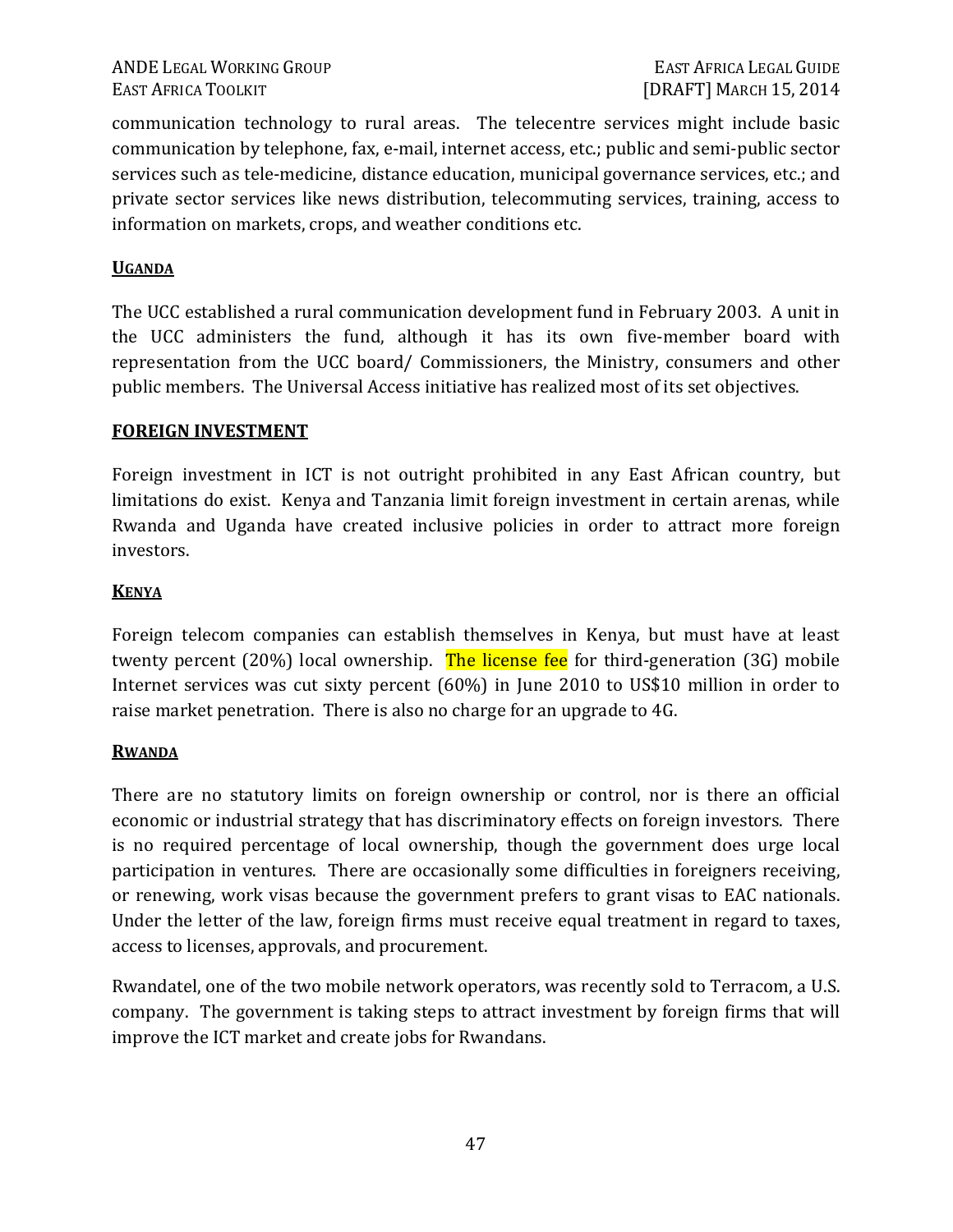communication technology to rural areas. The telecentre services might include basic communication by telephone, fax, e-mail, internet access, etc.; public and semi-public sector services such as tele-medicine, distance education, municipal governance services, etc.; and private sector services like news distribution, telecommuting services, training, access to information on markets, crops, and weather conditions etc.

### UGANDA

The UCC established a rural communication development fund in February 2003. A unit in the UCC administers the fund, although it has its own five-member board with representation from the UCC board/ Commissioners, the Ministry, consumers and other public members. The Universal Access initiative has realized most of its set objectives.

## FOREIGN INVESTMENT

Foreign investment in ICT is not outright prohibited in any East African country, but limitations do exist. Kenya and Tanzania limit foreign investment in certain arenas, while Rwanda and Uganda have created inclusive policies in order to attract more foreign investors.

### KENYA

Foreign telecom companies can establish themselves in Kenya, but must have at least twenty percent (20%) local ownership. The license fee for third-generation (3G) mobile Internet services was cut sixty percent (60%) in June 2010 to US$10 million in order to raise market penetration. There is also no charge for an upgrade to 4G.

### RWANDA

There are no statutory limits on foreign ownership or control, nor is there an official economic or industrial strategy that has discriminatory effects on foreign investors. There is no required percentage of local ownership, though the government does urge local participation in ventures. There are occasionally some difficulties in foreigners receiving, or renewing, work visas because the government prefers to grant visas to EAC nationals. Under the letter of the law, foreign firms must receive equal treatment in regard to taxes, access to licenses, approvals, and procurement.

Rwandatel, one of the two mobile network operators, was recently sold to Terracom, a U.S. company. The government is taking steps to attract investment by foreign firms that will improve the ICT market and create jobs for Rwandans.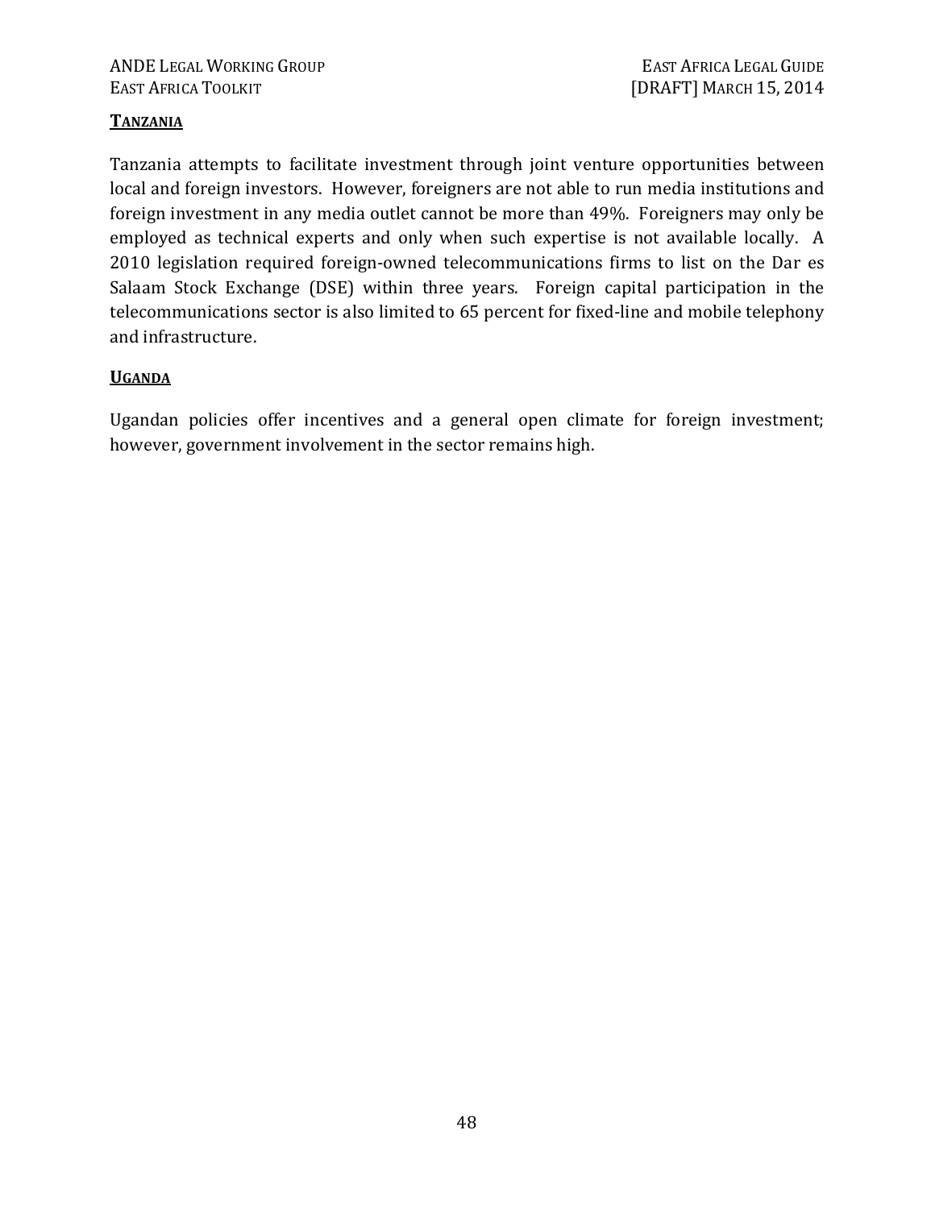### **Tanzania**

Tanzania attempts to facilitate investment through joint venture opportunities between local and foreign investors. However, foreigners are not able to run media institutions and foreign investment in any media outlet cannot be more than 49%. Foreigners may only be employed as technical experts and only when such expertise is not available locally. A 2010 legislation required foreign-owned telecommunications firms to list on the Dar es Salaam Stock Exchange (DSE) within three years. Foreign capital participation in the telecommunications sector is also limited to 65 percent for fixed-line and mobile telephony and infrastructure.

### **Uganda**

Ugandan policies offer incentives and a general open climate for foreign investment; however, government involvement in the sector remains high.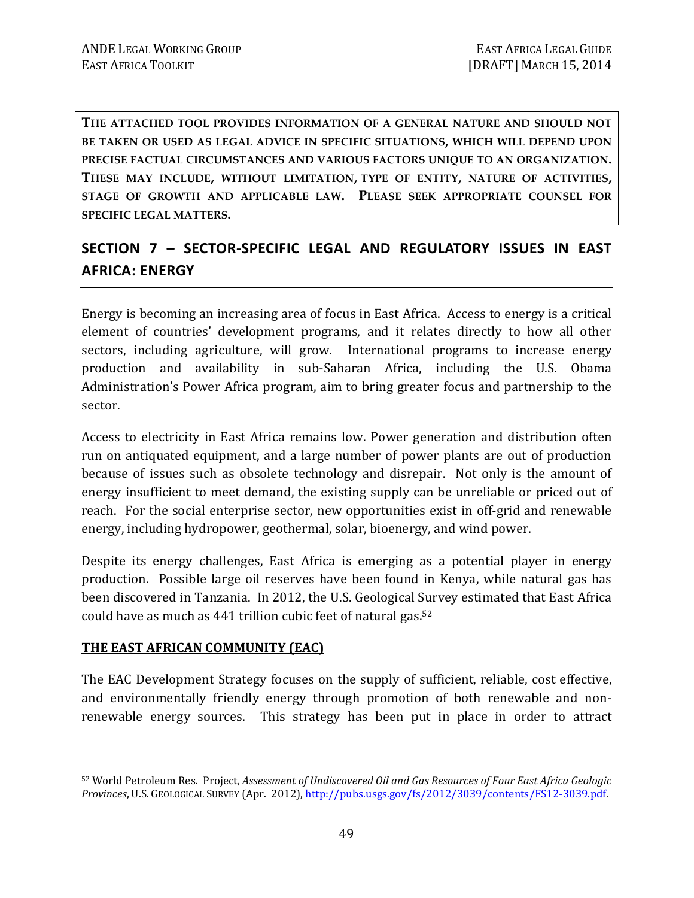**THE ATTACHED TOOL PROVIDES INFORMATION OF A GENERAL NATURE AND SHOULD NOT BE TAKEN OR USED AS LEGAL ADVICE IN SPECIFIC SITUATIONS, WHICH WILL DEPEND UPON PRECISE FACTUAL CIRCUMSTANCES AND VARIOUS FACTORS UNIQUE TO AN ORGANIZATION. THESE MAY INCLUDE, WITHOUT LIMITATION, TYPE OF ENTITY, NATURE OF ACTIVITIES, STAGE OF GROWTH AND APPLICABLE LAW. PLEASE SEEK APPROPRIATE COUNSEL FOR SPECIFIC LEGAL MATTERS.**

## SECTION 7 – SECTOR-SPECIFIC LEGAL AND REGULATORY ISSUES IN EAST AFRICA: ENERGY

Energy is becoming an increasing area of focus in East Africa. Access to energy is a critical element of countries' development programs, and it relates directly to how all other sectors, including agriculture, will grow. International programs to increase energy production and availability in sub-Saharan Africa, including the U.S. Obama Administration's Power Africa program, aim to bring greater focus and partnership to the sector.

Access to electricity in East Africa remains low. Power generation and distribution often run on antiquated equipment, and a large number of power plants are out of production because of issues such as obsolete technology and disrepair. Not only is the amount of energy insufficient to meet demand, the existing supply can be unreliable or priced out of reach. For the social enterprise sector, new opportunities exist in off-grid and renewable energy, including hydropower, geothermal, solar, bioenergy, and wind power.

Despite its energy challenges, East Africa is emerging as a potential player in energy production. Possible large oil reserves have been found in Kenya, while natural gas has been discovered in Tanzania. In 2012, the U.S. Geological Survey estimated that East Africa could have as much as 441 trillion cubic feet of natural gas.[52]

**THE EAST AFRICAN COMMUNITY (EAC)**

The EAC Development Strategy focuses on the supply of sufficient, reliable, cost effective, and environmentally friendly energy through promotion of both renewable and non-renewable energy sources. This strategy has been put in place in order to attract

---

[52] World Petroleum Res. Project, *Assessment of Undiscovered Oil and Gas Resources of Four East Africa Geologic Provinces*, U.S. GEOLOGICAL SURVEY (Apr. 2012), http://pubs.usgs.gov/fs/2012/3039/contents/FS12-3039.pdf.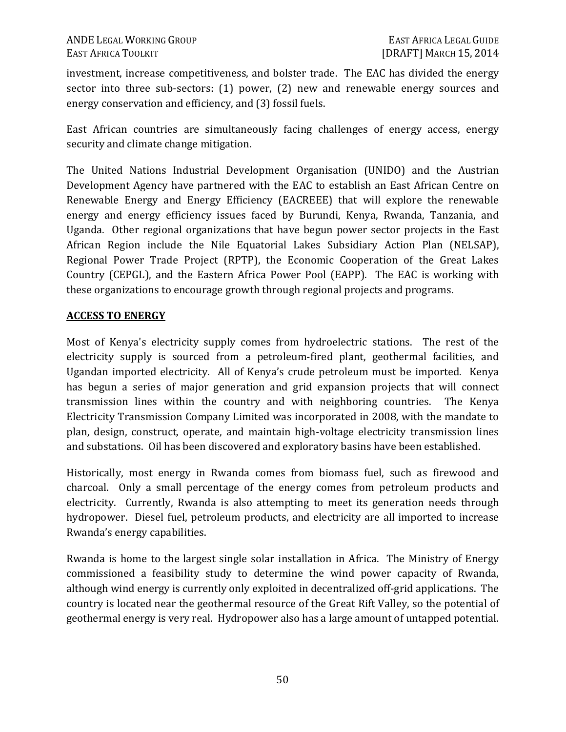investment, increase competitiveness, and bolster trade. The EAC has divided the energy sector into three sub-sectors: (1) power, (2) new and renewable energy sources and energy conservation and efficiency, and (3) fossil fuels.

East African countries are simultaneously facing challenges of energy access, energy security and climate change mitigation.

The United Nations Industrial Development Organisation (UNIDO) and the Austrian Development Agency have partnered with the EAC to establish an East African Centre on Renewable Energy and Energy Efficiency (EACREEE) that will explore the renewable energy and energy efficiency issues faced by Burundi, Kenya, Rwanda, Tanzania, and Uganda. Other regional organizations that have begun power sector projects in the East African Region include the Nile Equatorial Lakes Subsidiary Action Plan (NELSAP), Regional Power Trade Project (RPTP), the Economic Cooperation of the Great Lakes Country (CEPGL), and the Eastern Africa Power Pool (EAPP). The EAC is working with these organizations to encourage growth through regional projects and programs.

## ACCESS TO ENERGY

Most of Kenya's electricity supply comes from hydroelectric stations. The rest of the electricity supply is sourced from a petroleum-fired plant, geothermal facilities, and Ugandan imported electricity. All of Kenya's crude petroleum must be imported. Kenya has begun a series of major generation and grid expansion projects that will connect transmission lines within the country and with neighboring countries. The Kenya Electricity Transmission Company Limited was incorporated in 2008, with the mandate to plan, design, construct, operate, and maintain high-voltage electricity transmission lines and substations. Oil has been discovered and exploratory basins have been established.

Historically, most energy in Rwanda comes from biomass fuel, such as firewood and charcoal. Only a small percentage of the energy comes from petroleum products and electricity. Currently, Rwanda is also attempting to meet its generation needs through hydropower. Diesel fuel, petroleum products, and electricity are all imported to increase Rwanda's energy capabilities.

Rwanda is home to the largest single solar installation in Africa. The Ministry of Energy commissioned a feasibility study to determine the wind power capacity of Rwanda, although wind energy is currently only exploited in decentralized off-grid applications. The country is located near the geothermal resource of the Great Rift Valley, so the potential of geothermal energy is very real. Hydropower also has a large amount of untapped potential.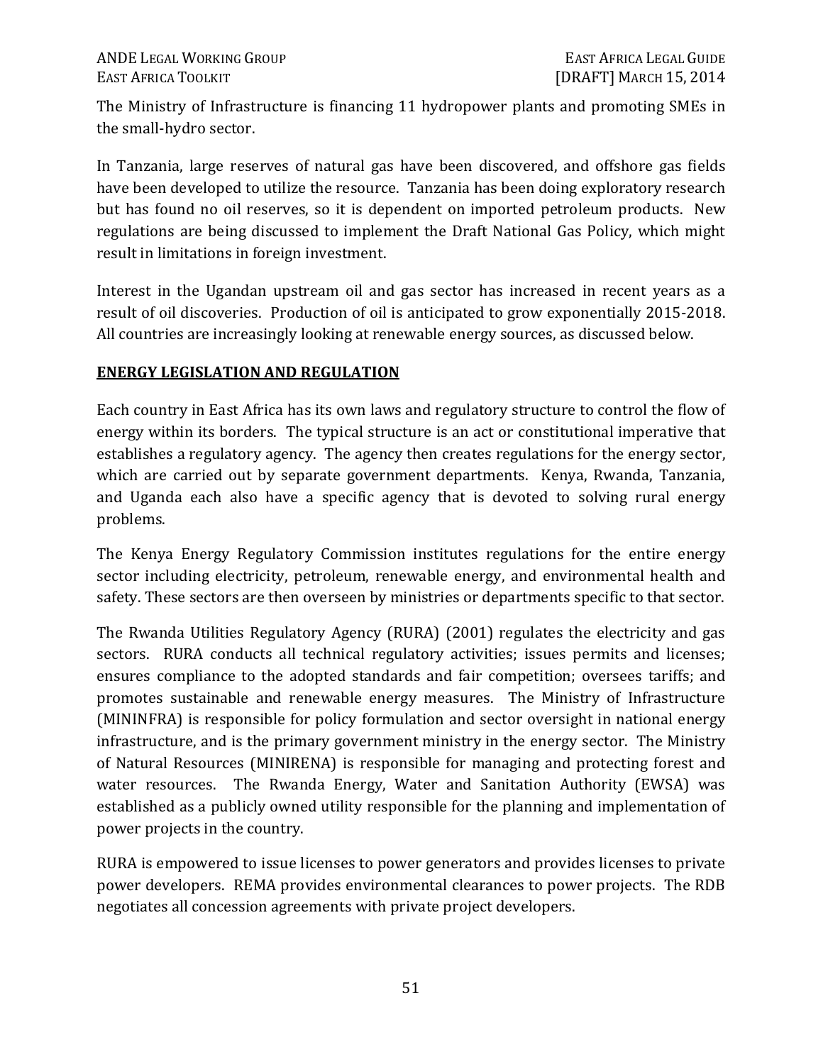The Ministry of Infrastructure is financing 11 hydropower plants and promoting SMEs in the small-hydro sector.

In Tanzania, large reserves of natural gas have been discovered, and offshore gas fields have been developed to utilize the resource. Tanzania has been doing exploratory research but has found no oil reserves, so it is dependent on imported petroleum products. New regulations are being discussed to implement the Draft National Gas Policy, which might result in limitations in foreign investment.

Interest in the Ugandan upstream oil and gas sector has increased in recent years as a result of oil discoveries. Production of oil is anticipated to grow exponentially 2015-2018. All countries are increasingly looking at renewable energy sources, as discussed below.

## ENERGY LEGISLATION AND REGULATION

Each country in East Africa has its own laws and regulatory structure to control the flow of energy within its borders. The typical structure is an act or constitutional imperative that establishes a regulatory agency. The agency then creates regulations for the energy sector, which are carried out by separate government departments. Kenya, Rwanda, Tanzania, and Uganda each also have a specific agency that is devoted to solving rural energy problems.

The Kenya Energy Regulatory Commission institutes regulations for the entire energy sector including electricity, petroleum, renewable energy, and environmental health and safety. These sectors are then overseen by ministries or departments specific to that sector.

The Rwanda Utilities Regulatory Agency (RURA) (2001) regulates the electricity and gas sectors. RURA conducts all technical regulatory activities; issues permits and licenses; ensures compliance to the adopted standards and fair competition; oversees tariffs; and promotes sustainable and renewable energy measures. The Ministry of Infrastructure (MININFRA) is responsible for policy formulation and sector oversight in national energy infrastructure, and is the primary government ministry in the energy sector. The Ministry of Natural Resources (MINIRENA) is responsible for managing and protecting forest and water resources. The Rwanda Energy, Water and Sanitation Authority (EWSA) was established as a publicly owned utility responsible for the planning and implementation of power projects in the country.

RURA is empowered to issue licenses to power generators and provides licenses to private power developers. REMA provides environmental clearances to power projects. The RDB negotiates all concession agreements with private project developers.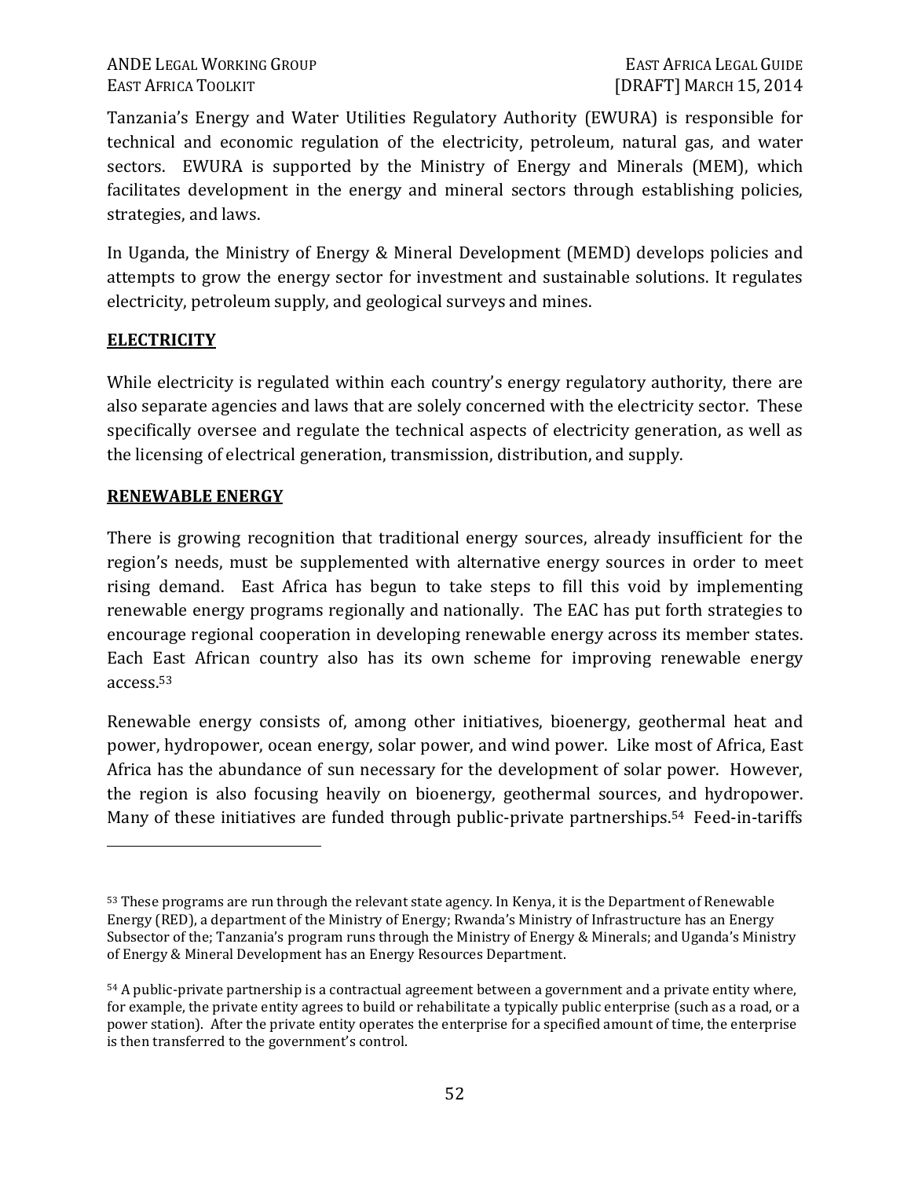Tanzania's Energy and Water Utilities Regulatory Authority (EWURA) is responsible for technical and economic regulation of the electricity, petroleum, natural gas, and water sectors. EWURA is supported by the Ministry of Energy and Minerals (MEM), which facilitates development in the energy and mineral sectors through establishing policies, strategies, and laws.

In Uganda, the Ministry of Energy & Mineral Development (MEMD) develops policies and attempts to grow the energy sector for investment and sustainable solutions. It regulates electricity, petroleum supply, and geological surveys and mines.

## ELECTRICITY

While electricity is regulated within each country's energy regulatory authority, there are also separate agencies and laws that are solely concerned with the electricity sector. These specifically oversee and regulate the technical aspects of electricity generation, as well as the licensing of electrical generation, transmission, distribution, and supply.

## RENEWABLE ENERGY

There is growing recognition that traditional energy sources, already insufficient for the region's needs, must be supplemented with alternative energy sources in order to meet rising demand. East Africa has begun to take steps to fill this void by implementing renewable energy programs regionally and nationally. The EAC has put forth strategies to encourage regional cooperation in developing renewable energy across its member states. Each East African country also has its own scheme for improving renewable energy access.[53]

Renewable energy consists of, among other initiatives, bioenergy, geothermal heat and power, hydropower, ocean energy, solar power, and wind power. Like most of Africa, East Africa has the abundance of sun necessary for the development of solar power. However, the region is also focusing heavily on bioenergy, geothermal sources, and hydropower. Many of these initiatives are funded through public-private partnerships.[54] Feed-in-tariffs

---

[53] These programs are run through the relevant state agency. In Kenya, it is the Department of Renewable Energy (RED), a department of the Ministry of Energy; Rwanda's Ministry of Infrastructure has an Energy Subsector of the; Tanzania's program runs through the Ministry of Energy & Minerals; and Uganda's Ministry of Energy & Mineral Development has an Energy Resources Department.

[54] A public-private partnership is a contractual agreement between a government and a private entity where, for example, the private entity agrees to build or rehabilitate a typically public enterprise (such as a road, or a power station). After the private entity operates the enterprise for a specified amount of time, the enterprise is then transferred to the government's control.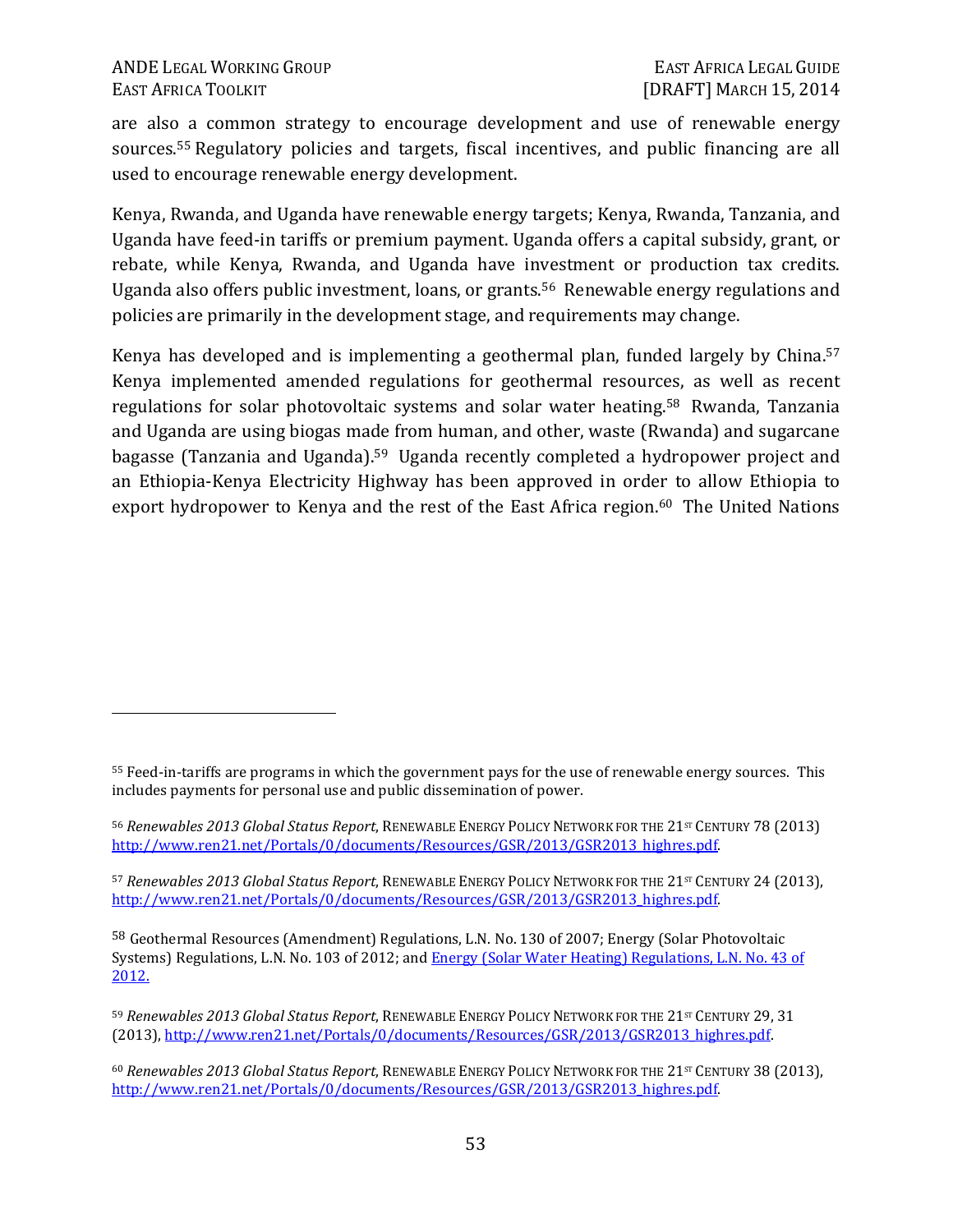are also a common strategy to encourage development and use of renewable energy sources.[55] Regulatory policies and targets, fiscal incentives, and public financing are all used to encourage renewable energy development.

Kenya, Rwanda, and Uganda have renewable energy targets; Kenya, Rwanda, Tanzania, and Uganda have feed-in tariffs or premium payment. Uganda offers a capital subsidy, grant, or rebate, while Kenya, Rwanda, and Uganda have investment or production tax credits. Uganda also offers public investment, loans, or grants.[56] Renewable energy regulations and policies are primarily in the development stage, and requirements may change.

Kenya has developed and is implementing a geothermal plan, funded largely by China.[57] Kenya implemented amended regulations for geothermal resources, as well as recent regulations for solar photovoltaic systems and solar water heating.[58] Rwanda, Tanzania and Uganda are using biogas made from human, and other, waste (Rwanda) and sugarcane bagasse (Tanzania and Uganda).[59] Uganda recently completed a hydropower project and an Ethiopia-Kenya Electricity Highway has been approved in order to allow Ethiopia to export hydropower to Kenya and the rest of the East Africa region.[60] The United Nations

---

[55] Feed-in-tariffs are programs in which the government pays for the use of renewable energy sources. This includes payments for personal use and public dissemination of power.

[56] *Renewables 2013 Global Status Report*, RENEWABLE ENERGY POLICY NETWORK FOR THE 21ST CENTURY 78 (2013) http://www.ren21.net/Portals/0/documents/Resources/GSR/2013/GSR2013_highres.pdf.

[57] *Renewables 2013 Global Status Report*, RENEWABLE ENERGY POLICY NETWORK FOR THE 21ST CENTURY 24 (2013), http://www.ren21.net/Portals/0/documents/Resources/GSR/2013/GSR2013_highres.pdf.

[58] Geothermal Resources (Amendment) Regulations, L.N. No. 130 of 2007; Energy (Solar Photovoltaic Systems) Regulations, L.N. No. 103 of 2012; and Energy (Solar Water Heating) Regulations, L.N. No. 43 of 2012.

[59] *Renewables 2013 Global Status Report*, RENEWABLE ENERGY POLICY NETWORK FOR THE 21ST CENTURY 29, 31 (2013), http://www.ren21.net/Portals/0/documents/Resources/GSR/2013/GSR2013_highres.pdf.

[60] *Renewables 2013 Global Status Report*, RENEWABLE ENERGY POLICY NETWORK FOR THE 21ST CENTURY 38 (2013), http://www.ren21.net/Portals/0/documents/Resources/GSR/2013/GSR2013_highres.pdf.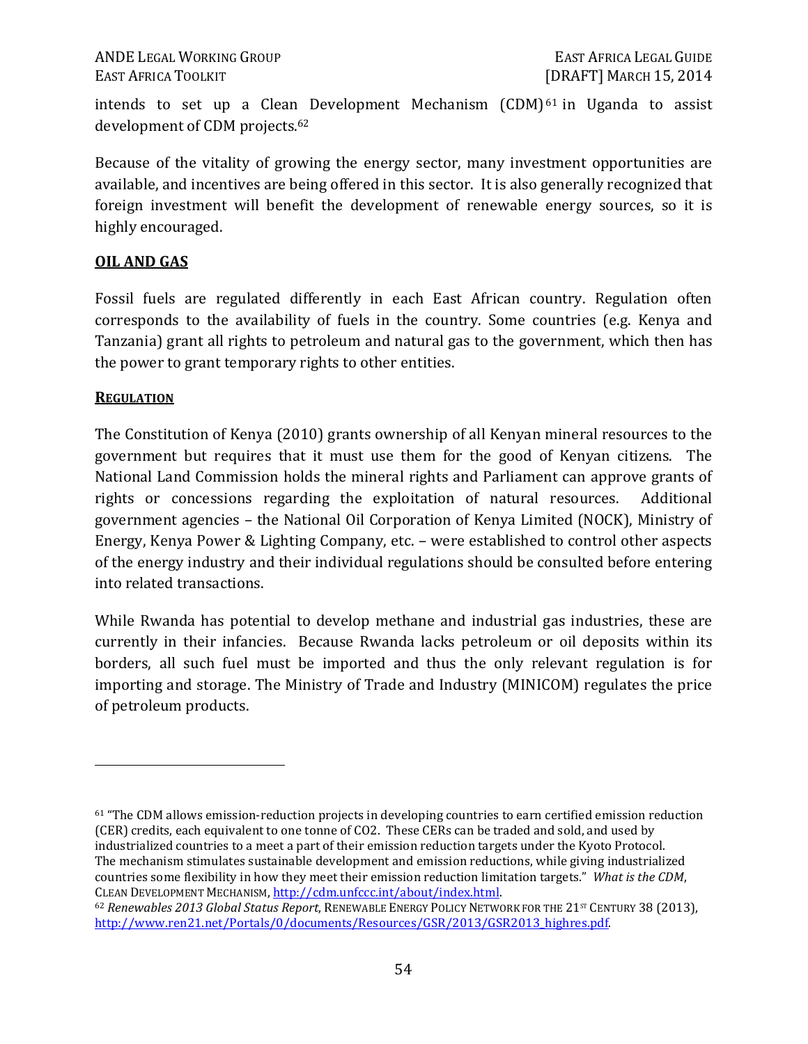intends to set up a Clean Development Mechanism (CDM)[61] in Uganda to assist development of CDM projects.[62]

Because of the vitality of growing the energy sector, many investment opportunities are available, and incentives are being offered in this sector. It is also generally recognized that foreign investment will benefit the development of renewable energy sources, so it is highly encouraged.

## **OIL AND GAS**

Fossil fuels are regulated differently in each East African country. Regulation often corresponds to the availability of fuels in the country. Some countries (e.g. Kenya and Tanzania) grant all rights to petroleum and natural gas to the government, which then has the power to grant temporary rights to other entities.

### **REGULATION**

The Constitution of Kenya (2010) grants ownership of all Kenyan mineral resources to the government but requires that it must use them for the good of Kenyan citizens. The National Land Commission holds the mineral rights and Parliament can approve grants of rights or concessions regarding the exploitation of natural resources. Additional government agencies – the National Oil Corporation of Kenya Limited (NOCK), Ministry of Energy, Kenya Power & Lighting Company, etc. – were established to control other aspects of the energy industry and their individual regulations should be consulted before entering into related transactions.

While Rwanda has potential to develop methane and industrial gas industries, these are currently in their infancies. Because Rwanda lacks petroleum or oil deposits within its borders, all such fuel must be imported and thus the only relevant regulation is for importing and storage. The Ministry of Trade and Industry (MINICOM) regulates the price of petroleum products.

---

[61] "The CDM allows emission-reduction projects in developing countries to earn certified emission reduction (CER) credits, each equivalent to one tonne of CO2. These CERs can be traded and sold, and used by industrialized countries to a meet a part of their emission reduction targets under the Kyoto Protocol. The mechanism stimulates sustainable development and emission reductions, while giving industrialized countries some flexibility in how they meet their emission reduction limitation targets." *What is the CDM*, CLEAN DEVELOPMENT MECHANISM, http://cdm.unfccc.int/about/index.html.

[62] *Renewables 2013 Global Status Report*, RENEWABLE ENERGY POLICY NETWORK FOR THE 21ST CENTURY 38 (2013), http://www.ren21.net/Portals/0/documents/Resources/GSR/2013/GSR2013_highres.pdf.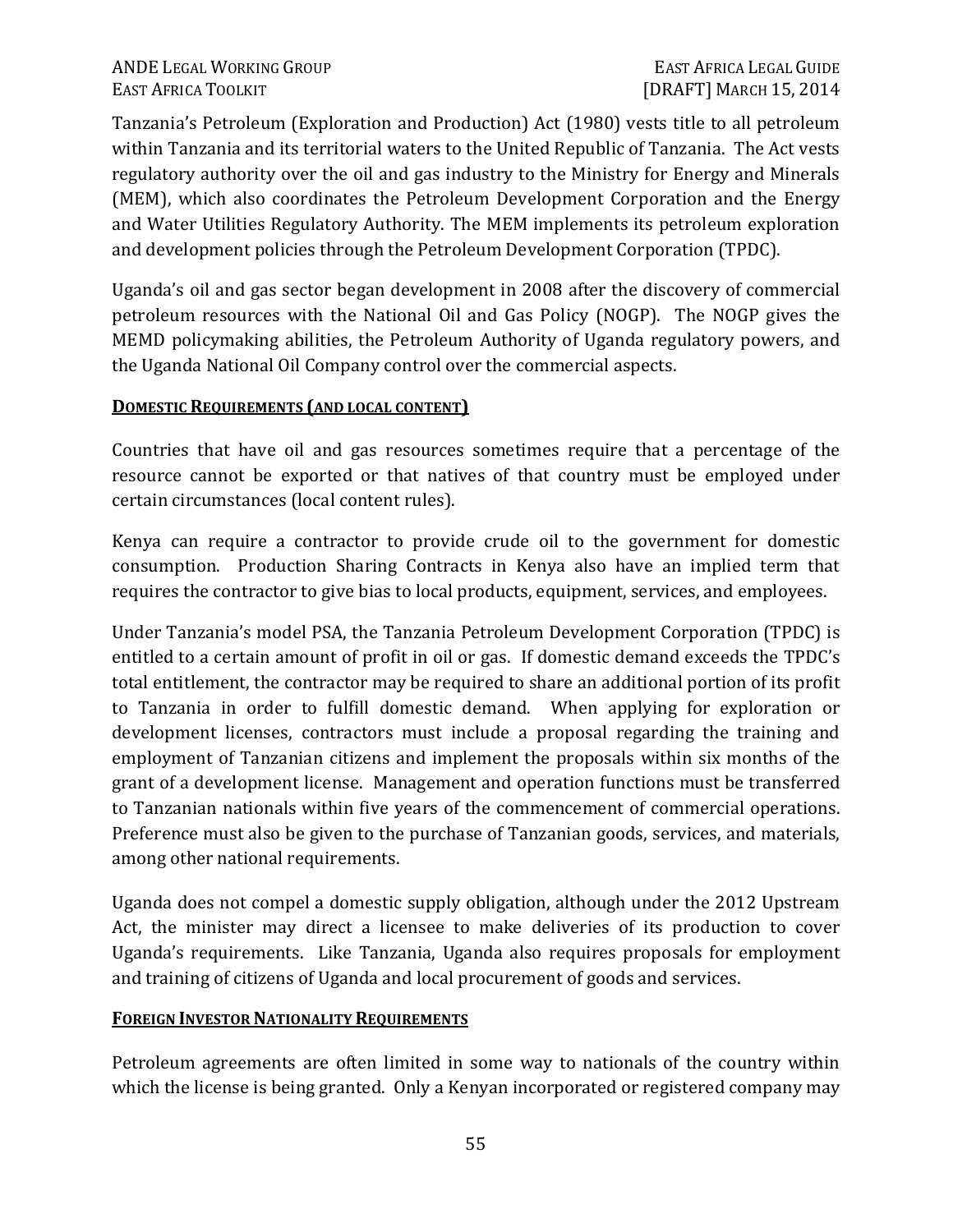Tanzania's Petroleum (Exploration and Production) Act (1980) vests title to all petroleum within Tanzania and its territorial waters to the United Republic of Tanzania. The Act vests regulatory authority over the oil and gas industry to the Ministry for Energy and Minerals (MEM), which also coordinates the Petroleum Development Corporation and the Energy and Water Utilities Regulatory Authority. The MEM implements its petroleum exploration and development policies through the Petroleum Development Corporation (TPDC).

Uganda's oil and gas sector began development in 2008 after the discovery of commercial petroleum resources with the National Oil and Gas Policy (NOGP). The NOGP gives the MEMD policymaking abilities, the Petroleum Authority of Uganda regulatory powers, and the Uganda National Oil Company control over the commercial aspects.

### DOMESTIC REQUIREMENTS (AND LOCAL CONTENT)

Countries that have oil and gas resources sometimes require that a percentage of the resource cannot be exported or that natives of that country must be employed under certain circumstances (local content rules).

Kenya can require a contractor to provide crude oil to the government for domestic consumption. Production Sharing Contracts in Kenya also have an implied term that requires the contractor to give bias to local products, equipment, services, and employees.

Under Tanzania's model PSA, the Tanzania Petroleum Development Corporation (TPDC) is entitled to a certain amount of profit in oil or gas. If domestic demand exceeds the TPDC's total entitlement, the contractor may be required to share an additional portion of its profit to Tanzania in order to fulfill domestic demand. When applying for exploration or development licenses, contractors must include a proposal regarding the training and employment of Tanzanian citizens and implement the proposals within six months of the grant of a development license. Management and operation functions must be transferred to Tanzanian nationals within five years of the commencement of commercial operations. Preference must also be given to the purchase of Tanzanian goods, services, and materials, among other national requirements.

Uganda does not compel a domestic supply obligation, although under the 2012 Upstream Act, the minister may direct a licensee to make deliveries of its production to cover Uganda's requirements. Like Tanzania, Uganda also requires proposals for employment and training of citizens of Uganda and local procurement of goods and services.

### FOREIGN INVESTOR NATIONALITY REQUIREMENTS

Petroleum agreements are often limited in some way to nationals of the country within which the license is being granted. Only a Kenyan incorporated or registered company may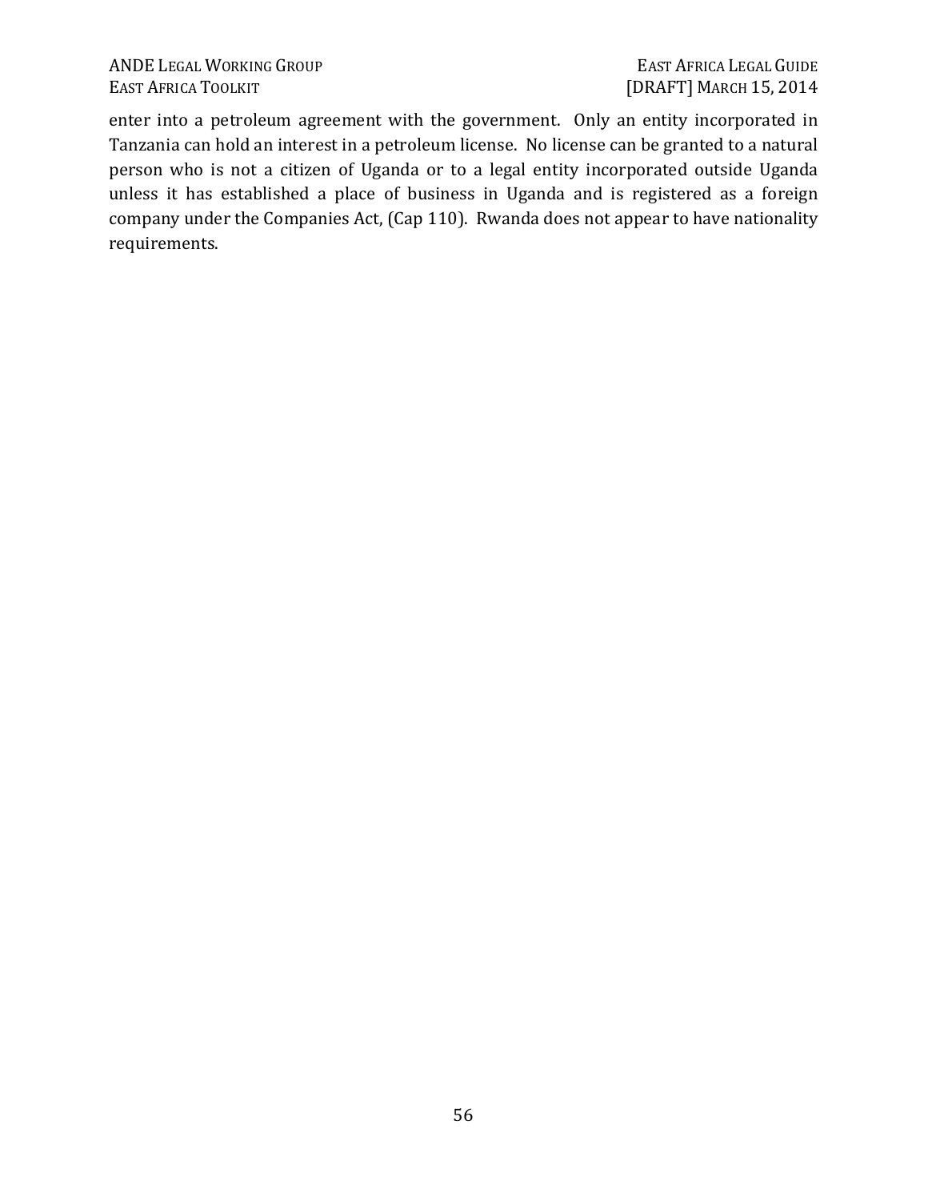enter into a petroleum agreement with the government. Only an entity incorporated in Tanzania can hold an interest in a petroleum license. No license can be granted to a natural person who is not a citizen of Uganda or to a legal entity incorporated outside Uganda unless it has established a place of business in Uganda and is registered as a foreign company under the Companies Act, (Cap 110). Rwanda does not appear to have nationality requirements.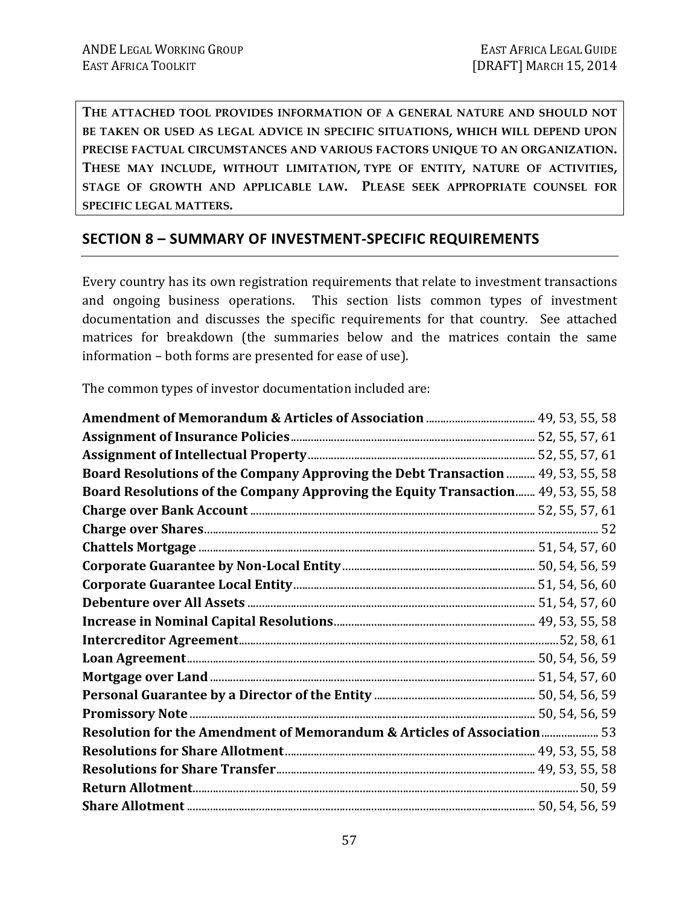**THE ATTACHED TOOL PROVIDES INFORMATION OF A GENERAL NATURE AND SHOULD NOT BE TAKEN OR USED AS LEGAL ADVICE IN SPECIFIC SITUATIONS, WHICH WILL DEPEND UPON PRECISE FACTUAL CIRCUMSTANCES AND VARIOUS FACTORS UNIQUE TO AN ORGANIZATION. THESE MAY INCLUDE, WITHOUT LIMITATION, TYPE OF ENTITY, NATURE OF ACTIVITIES, STAGE OF GROWTH AND APPLICABLE LAW. PLEASE SEEK APPROPRIATE COUNSEL FOR SPECIFIC LEGAL MATTERS.**

## SECTION 8 – SUMMARY OF INVESTMENT-SPECIFIC REQUIREMENTS

Every country has its own registration requirements that relate to investment transactions and ongoing business operations. This section lists common types of investment documentation and discusses the specific requirements for that country. See attached matrices for breakdown (the summaries below and the matrices contain the same information – both forms are presented for ease of use).

The common types of investor documentation included are:

**Amendment of Memorandum & Articles of Association** ........ 49, 53, 55, 58
**Assignment of Insurance Policies** ........ 52, 55, 57, 61
**Assignment of Intellectual Property** ........ 52, 55, 57, 61
**Board Resolutions of the Company Approving the Debt Transaction** ........ 49, 53, 55, 58
**Board Resolutions of the Company Approving the Equity Transaction** ........ 49, 53, 55, 58
**Charge over Bank Account** ........ 52, 55, 57, 61
**Charge over Shares** ........ 52
**Chattels Mortgage** ........ 51, 54, 57, 60
**Corporate Guarantee by Non-Local Entity** ........ 50, 54, 56, 59
**Corporate Guarantee Local Entity** ........ 51, 54, 56, 60
**Debenture over All Assets** ........ 51, 54, 57, 60
**Increase in Nominal Capital Resolutions** ........ 49, 53, 55, 58
**Intercreditor Agreement** ........ 52, 58, 61
**Loan Agreement** ........ 50, 54, 56, 59
**Mortgage over Land** ........ 51, 54, 57, 60
**Personal Guarantee by a Director of the Entity** ........ 50, 54, 56, 59
**Promissory Note** ........ 50, 54, 56, 59
**Resolution for the Amendment of Memorandum & Articles of Association** ........ 53
**Resolutions for Share Allotment** ........ 49, 53, 55, 58
**Resolutions for Share Transfer** ........ 49, 53, 55, 58
**Return Allotment** ........ 50, 59
**Share Allotment** ........ 50, 54, 56, 59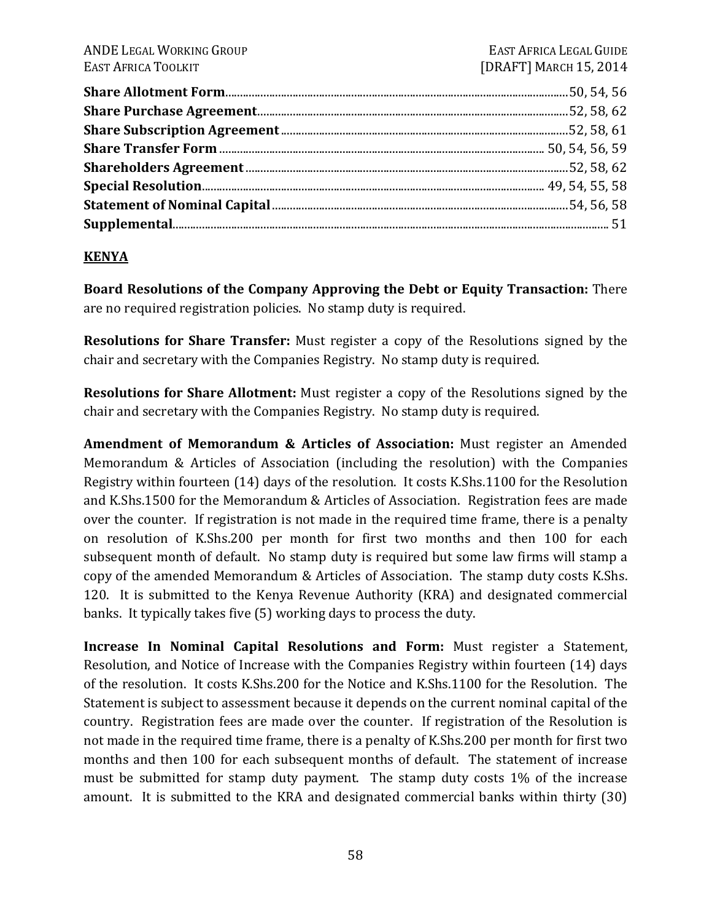**Share Allotment Form**................................................................................................50, 54, 56
**Share Purchase Agreement**.........................................................................................52, 58, 62
**Share Subscription Agreement**...................................................................................52, 58, 61
**Share Transfer Form**................................................................................................ 50, 54, 56, 59
**Shareholders Agreement**..............................................................................................52, 58, 62
**Special Resolution**...................................................................................................... 49, 54, 55, 58
**Statement of Nominal Capital**......................................................................................54, 56, 58
**Supplemental**................................................................................................................................ 51

## KENYA

**Board Resolutions of the Company Approving the Debt or Equity Transaction:** There are no required registration policies. No stamp duty is required.

**Resolutions for Share Transfer:** Must register a copy of the Resolutions signed by the chair and secretary with the Companies Registry. No stamp duty is required.

**Resolutions for Share Allotment:** Must register a copy of the Resolutions signed by the chair and secretary with the Companies Registry. No stamp duty is required.

**Amendment of Memorandum & Articles of Association:** Must register an Amended Memorandum & Articles of Association (including the resolution) with the Companies Registry within fourteen (14) days of the resolution. It costs K.Shs.1100 for the Resolution and K.Shs.1500 for the Memorandum & Articles of Association. Registration fees are made over the counter. If registration is not made in the required time frame, there is a penalty on resolution of K.Shs.200 per month for first two months and then 100 for each subsequent month of default. No stamp duty is required but some law firms will stamp a copy of the amended Memorandum & Articles of Association. The stamp duty costs K.Shs. 120. It is submitted to the Kenya Revenue Authority (KRA) and designated commercial banks. It typically takes five (5) working days to process the duty.

**Increase In Nominal Capital Resolutions and Form:** Must register a Statement, Resolution, and Notice of Increase with the Companies Registry within fourteen (14) days of the resolution. It costs K.Shs.200 for the Notice and K.Shs.1100 for the Resolution. The Statement is subject to assessment because it depends on the current nominal capital of the country. Registration fees are made over the counter. If registration of the Resolution is not made in the required time frame, there is a penalty of K.Shs.200 per month for first two months and then 100 for each subsequent months of default. The statement of increase must be submitted for stamp duty payment. The stamp duty costs 1% of the increase amount. It is submitted to the KRA and designated commercial banks within thirty (30)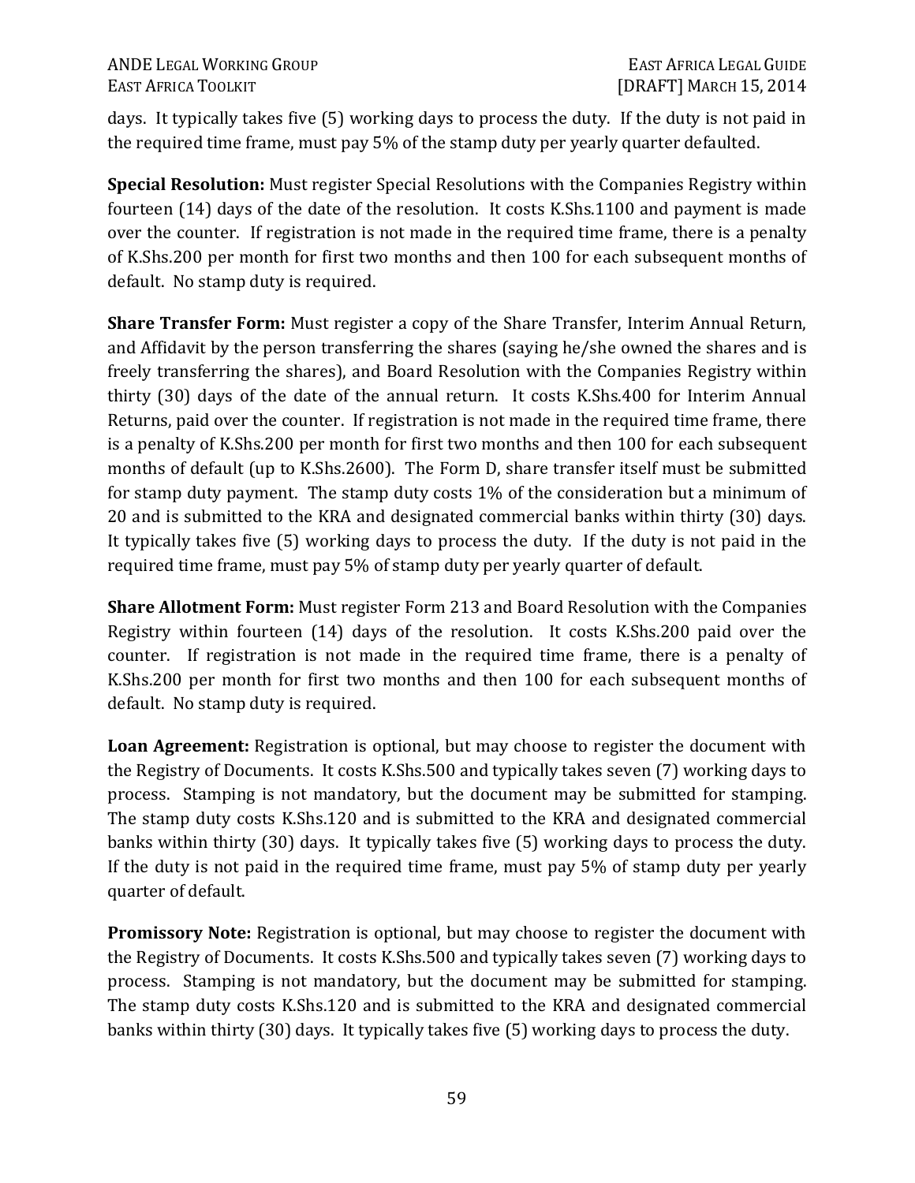days. It typically takes five (5) working days to process the duty. If the duty is not paid in the required time frame, must pay 5% of the stamp duty per yearly quarter defaulted.

**Special Resolution:** Must register Special Resolutions with the Companies Registry within fourteen (14) days of the date of the resolution. It costs K.Shs.1100 and payment is made over the counter. If registration is not made in the required time frame, there is a penalty of K.Shs.200 per month for first two months and then 100 for each subsequent months of default. No stamp duty is required.

**Share Transfer Form:** Must register a copy of the Share Transfer, Interim Annual Return, and Affidavit by the person transferring the shares (saying he/she owned the shares and is freely transferring the shares), and Board Resolution with the Companies Registry within thirty (30) days of the date of the annual return. It costs K.Shs.400 for Interim Annual Returns, paid over the counter. If registration is not made in the required time frame, there is a penalty of K.Shs.200 per month for first two months and then 100 for each subsequent months of default (up to K.Shs.2600). The Form D, share transfer itself must be submitted for stamp duty payment. The stamp duty costs 1% of the consideration but a minimum of 20 and is submitted to the KRA and designated commercial banks within thirty (30) days. It typically takes five (5) working days to process the duty. If the duty is not paid in the required time frame, must pay 5% of stamp duty per yearly quarter of default.

**Share Allotment Form:** Must register Form 213 and Board Resolution with the Companies Registry within fourteen (14) days of the resolution. It costs K.Shs.200 paid over the counter. If registration is not made in the required time frame, there is a penalty of K.Shs.200 per month for first two months and then 100 for each subsequent months of default. No stamp duty is required.

**Loan Agreement:** Registration is optional, but may choose to register the document with the Registry of Documents. It costs K.Shs.500 and typically takes seven (7) working days to process. Stamping is not mandatory, but the document may be submitted for stamping. The stamp duty costs K.Shs.120 and is submitted to the KRA and designated commercial banks within thirty (30) days. It typically takes five (5) working days to process the duty. If the duty is not paid in the required time frame, must pay 5% of stamp duty per yearly quarter of default.

**Promissory Note:** Registration is optional, but may choose to register the document with the Registry of Documents. It costs K.Shs.500 and typically takes seven (7) working days to process. Stamping is not mandatory, but the document may be submitted for stamping. The stamp duty costs K.Shs.120 and is submitted to the KRA and designated commercial banks within thirty (30) days. It typically takes five (5) working days to process the duty.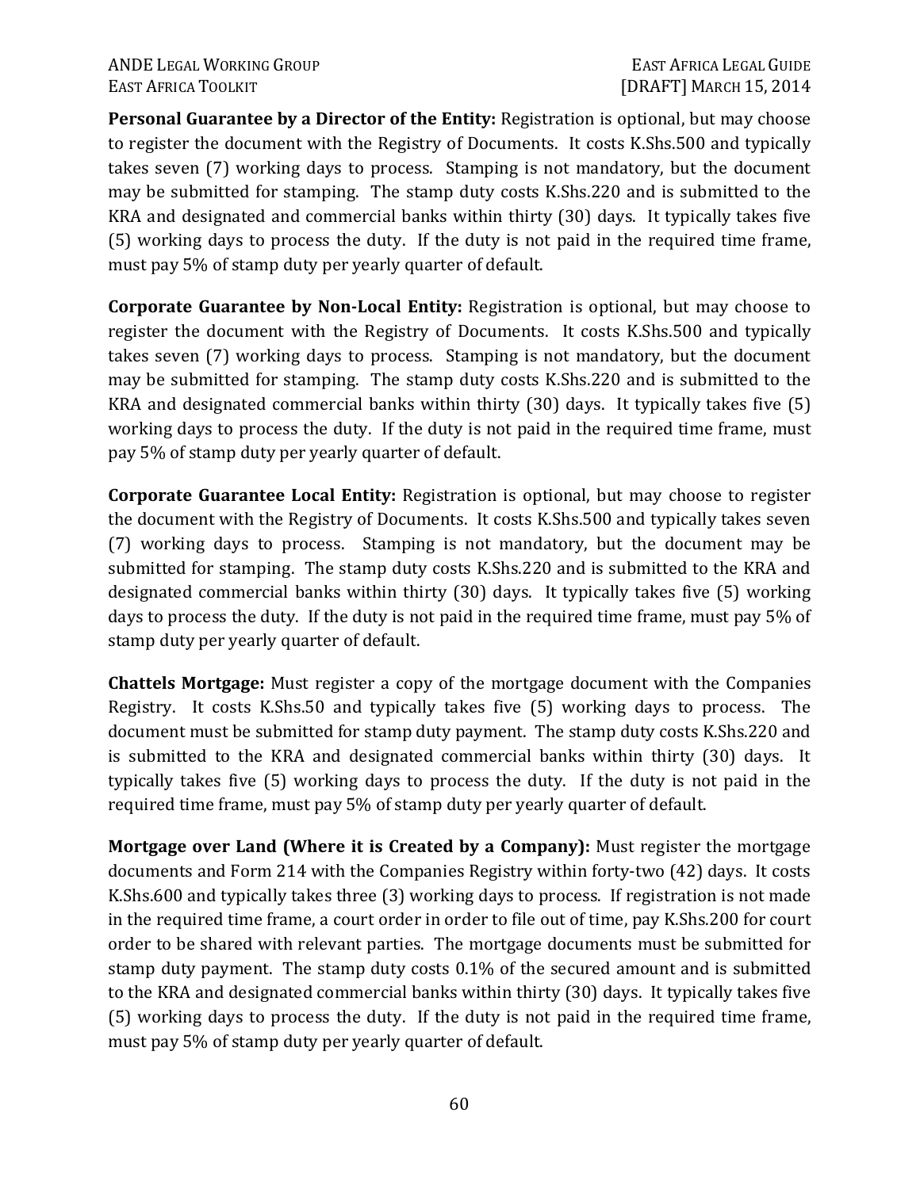**Personal Guarantee by a Director of the Entity:** Registration is optional, but may choose to register the document with the Registry of Documents. It costs K.Shs.500 and typically takes seven (7) working days to process. Stamping is not mandatory, but the document may be submitted for stamping. The stamp duty costs K.Shs.220 and is submitted to the KRA and designated and commercial banks within thirty (30) days. It typically takes five (5) working days to process the duty. If the duty is not paid in the required time frame, must pay 5% of stamp duty per yearly quarter of default.

**Corporate Guarantee by Non-Local Entity:** Registration is optional, but may choose to register the document with the Registry of Documents. It costs K.Shs.500 and typically takes seven (7) working days to process. Stamping is not mandatory, but the document may be submitted for stamping. The stamp duty costs K.Shs.220 and is submitted to the KRA and designated commercial banks within thirty (30) days. It typically takes five (5) working days to process the duty. If the duty is not paid in the required time frame, must pay 5% of stamp duty per yearly quarter of default.

**Corporate Guarantee Local Entity:** Registration is optional, but may choose to register the document with the Registry of Documents. It costs K.Shs.500 and typically takes seven (7) working days to process. Stamping is not mandatory, but the document may be submitted for stamping. The stamp duty costs K.Shs.220 and is submitted to the KRA and designated commercial banks within thirty (30) days. It typically takes five (5) working days to process the duty. If the duty is not paid in the required time frame, must pay 5% of stamp duty per yearly quarter of default.

**Chattels Mortgage:** Must register a copy of the mortgage document with the Companies Registry. It costs K.Shs.50 and typically takes five (5) working days to process. The document must be submitted for stamp duty payment. The stamp duty costs K.Shs.220 and is submitted to the KRA and designated commercial banks within thirty (30) days. It typically takes five (5) working days to process the duty. If the duty is not paid in the required time frame, must pay 5% of stamp duty per yearly quarter of default.

**Mortgage over Land (Where it is Created by a Company):** Must register the mortgage documents and Form 214 with the Companies Registry within forty-two (42) days. It costs K.Shs.600 and typically takes three (3) working days to process. If registration is not made in the required time frame, a court order in order to file out of time, pay K.Shs.200 for court order to be shared with relevant parties. The mortgage documents must be submitted for stamp duty payment. The stamp duty costs 0.1% of the secured amount and is submitted to the KRA and designated commercial banks within thirty (30) days. It typically takes five (5) working days to process the duty. If the duty is not paid in the required time frame, must pay 5% of stamp duty per yearly quarter of default.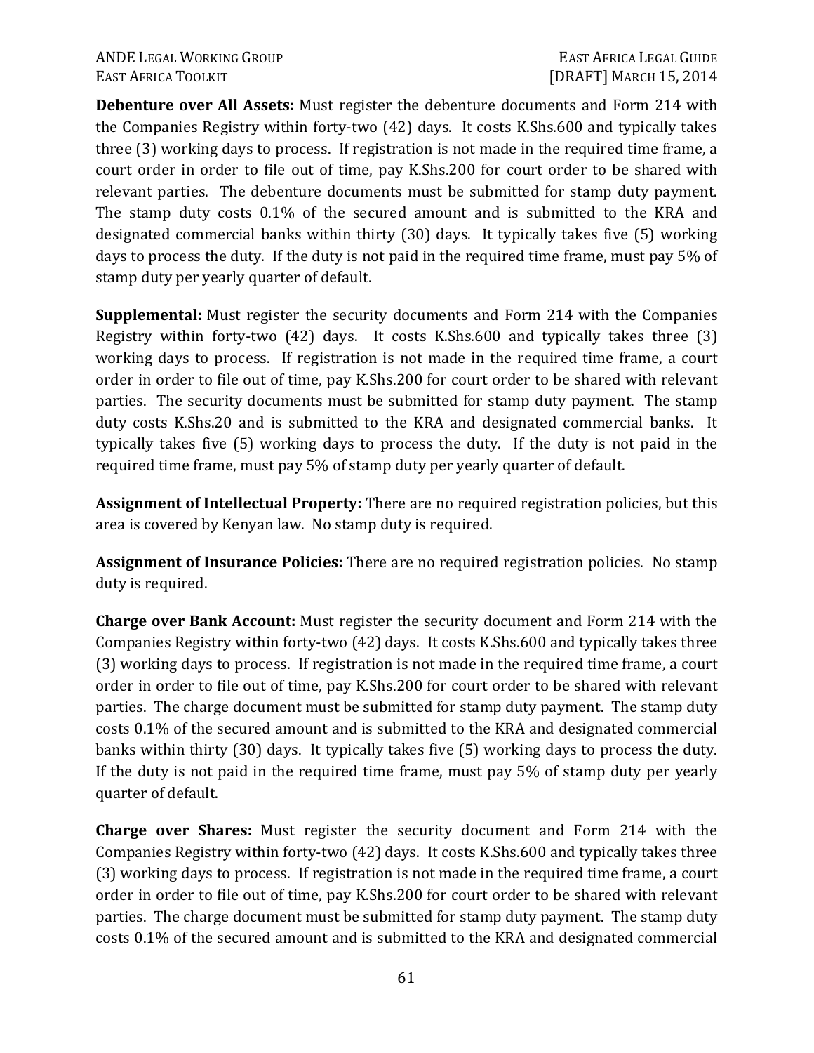**Debenture over All Assets:** Must register the debenture documents and Form 214 with the Companies Registry within forty-two (42) days. It costs K.Shs.600 and typically takes three (3) working days to process. If registration is not made in the required time frame, a court order in order to file out of time, pay K.Shs.200 for court order to be shared with relevant parties. The debenture documents must be submitted for stamp duty payment. The stamp duty costs 0.1% of the secured amount and is submitted to the KRA and designated commercial banks within thirty (30) days. It typically takes five (5) working days to process the duty. If the duty is not paid in the required time frame, must pay 5% of stamp duty per yearly quarter of default.

**Supplemental:** Must register the security documents and Form 214 with the Companies Registry within forty-two (42) days. It costs K.Shs.600 and typically takes three (3) working days to process. If registration is not made in the required time frame, a court order in order to file out of time, pay K.Shs.200 for court order to be shared with relevant parties. The security documents must be submitted for stamp duty payment. The stamp duty costs K.Shs.20 and is submitted to the KRA and designated commercial banks. It typically takes five (5) working days to process the duty. If the duty is not paid in the required time frame, must pay 5% of stamp duty per yearly quarter of default.

**Assignment of Intellectual Property:** There are no required registration policies, but this area is covered by Kenyan law. No stamp duty is required.

**Assignment of Insurance Policies:** There are no required registration policies. No stamp duty is required.

**Charge over Bank Account:** Must register the security document and Form 214 with the Companies Registry within forty-two (42) days. It costs K.Shs.600 and typically takes three (3) working days to process. If registration is not made in the required time frame, a court order in order to file out of time, pay K.Shs.200 for court order to be shared with relevant parties. The charge document must be submitted for stamp duty payment. The stamp duty costs 0.1% of the secured amount and is submitted to the KRA and designated commercial banks within thirty (30) days. It typically takes five (5) working days to process the duty. If the duty is not paid in the required time frame, must pay 5% of stamp duty per yearly quarter of default.

**Charge over Shares:** Must register the security document and Form 214 with the Companies Registry within forty-two (42) days. It costs K.Shs.600 and typically takes three (3) working days to process. If registration is not made in the required time frame, a court order in order to file out of time, pay K.Shs.200 for court order to be shared with relevant parties. The charge document must be submitted for stamp duty payment. The stamp duty costs 0.1% of the secured amount and is submitted to the KRA and designated commercial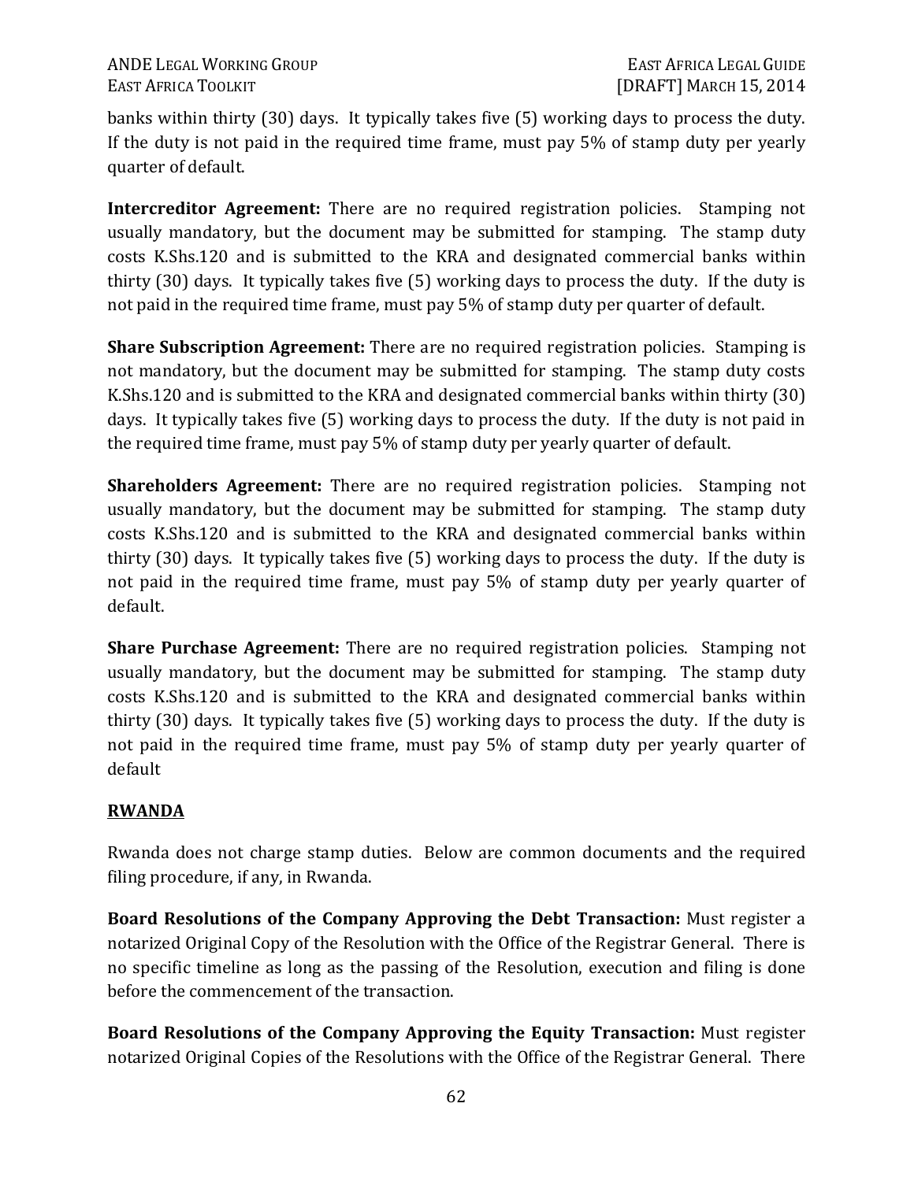banks within thirty (30) days. It typically takes five (5) working days to process the duty. If the duty is not paid in the required time frame, must pay 5% of stamp duty per yearly quarter of default.

**Intercreditor Agreement:** There are no required registration policies. Stamping not usually mandatory, but the document may be submitted for stamping. The stamp duty costs K.Shs.120 and is submitted to the KRA and designated commercial banks within thirty (30) days. It typically takes five (5) working days to process the duty. If the duty is not paid in the required time frame, must pay 5% of stamp duty per quarter of default.

**Share Subscription Agreement:** There are no required registration policies. Stamping is not mandatory, but the document may be submitted for stamping. The stamp duty costs K.Shs.120 and is submitted to the KRA and designated commercial banks within thirty (30) days. It typically takes five (5) working days to process the duty. If the duty is not paid in the required time frame, must pay 5% of stamp duty per yearly quarter of default.

**Shareholders Agreement:** There are no required registration policies. Stamping not usually mandatory, but the document may be submitted for stamping. The stamp duty costs K.Shs.120 and is submitted to the KRA and designated commercial banks within thirty (30) days. It typically takes five (5) working days to process the duty. If the duty is not paid in the required time frame, must pay 5% of stamp duty per yearly quarter of default.

**Share Purchase Agreement:** There are no required registration policies. Stamping not usually mandatory, but the document may be submitted for stamping. The stamp duty costs K.Shs.120 and is submitted to the KRA and designated commercial banks within thirty (30) days. It typically takes five (5) working days to process the duty. If the duty is not paid in the required time frame, must pay 5% of stamp duty per yearly quarter of default

## RWANDA

Rwanda does not charge stamp duties. Below are common documents and the required filing procedure, if any, in Rwanda.

**Board Resolutions of the Company Approving the Debt Transaction:** Must register a notarized Original Copy of the Resolution with the Office of the Registrar General. There is no specific timeline as long as the passing of the Resolution, execution and filing is done before the commencement of the transaction.

**Board Resolutions of the Company Approving the Equity Transaction:** Must register notarized Original Copies of the Resolutions with the Office of the Registrar General. There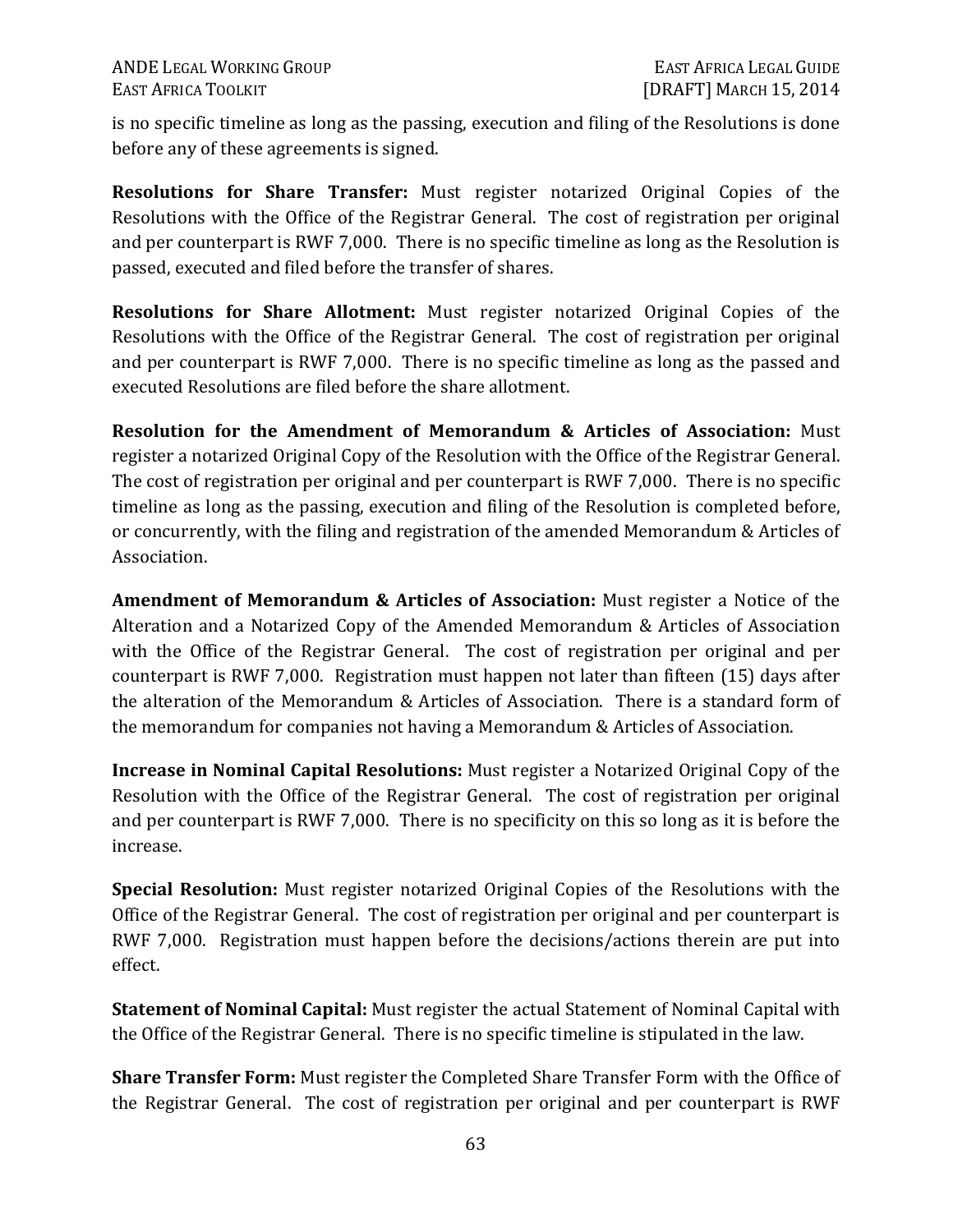is no specific timeline as long as the passing, execution and filing of the Resolutions is done before any of these agreements is signed.

**Resolutions for Share Transfer:** Must register notarized Original Copies of the Resolutions with the Office of the Registrar General. The cost of registration per original and per counterpart is RWF 7,000. There is no specific timeline as long as the Resolution is passed, executed and filed before the transfer of shares.

**Resolutions for Share Allotment:** Must register notarized Original Copies of the Resolutions with the Office of the Registrar General. The cost of registration per original and per counterpart is RWF 7,000. There is no specific timeline as long as the passed and executed Resolutions are filed before the share allotment.

**Resolution for the Amendment of Memorandum & Articles of Association:** Must register a notarized Original Copy of the Resolution with the Office of the Registrar General. The cost of registration per original and per counterpart is RWF 7,000. There is no specific timeline as long as the passing, execution and filing of the Resolution is completed before, or concurrently, with the filing and registration of the amended Memorandum & Articles of Association.

**Amendment of Memorandum & Articles of Association:** Must register a Notice of the Alteration and a Notarized Copy of the Amended Memorandum & Articles of Association with the Office of the Registrar General. The cost of registration per original and per counterpart is RWF 7,000. Registration must happen not later than fifteen (15) days after the alteration of the Memorandum & Articles of Association. There is a standard form of the memorandum for companies not having a Memorandum & Articles of Association.

**Increase in Nominal Capital Resolutions:** Must register a Notarized Original Copy of the Resolution with the Office of the Registrar General. The cost of registration per original and per counterpart is RWF 7,000. There is no specificity on this so long as it is before the increase.

**Special Resolution:** Must register notarized Original Copies of the Resolutions with the Office of the Registrar General. The cost of registration per original and per counterpart is RWF 7,000. Registration must happen before the decisions/actions therein are put into effect.

**Statement of Nominal Capital:** Must register the actual Statement of Nominal Capital with the Office of the Registrar General. There is no specific timeline is stipulated in the law.

**Share Transfer Form:** Must register the Completed Share Transfer Form with the Office of the Registrar General. The cost of registration per original and per counterpart is RWF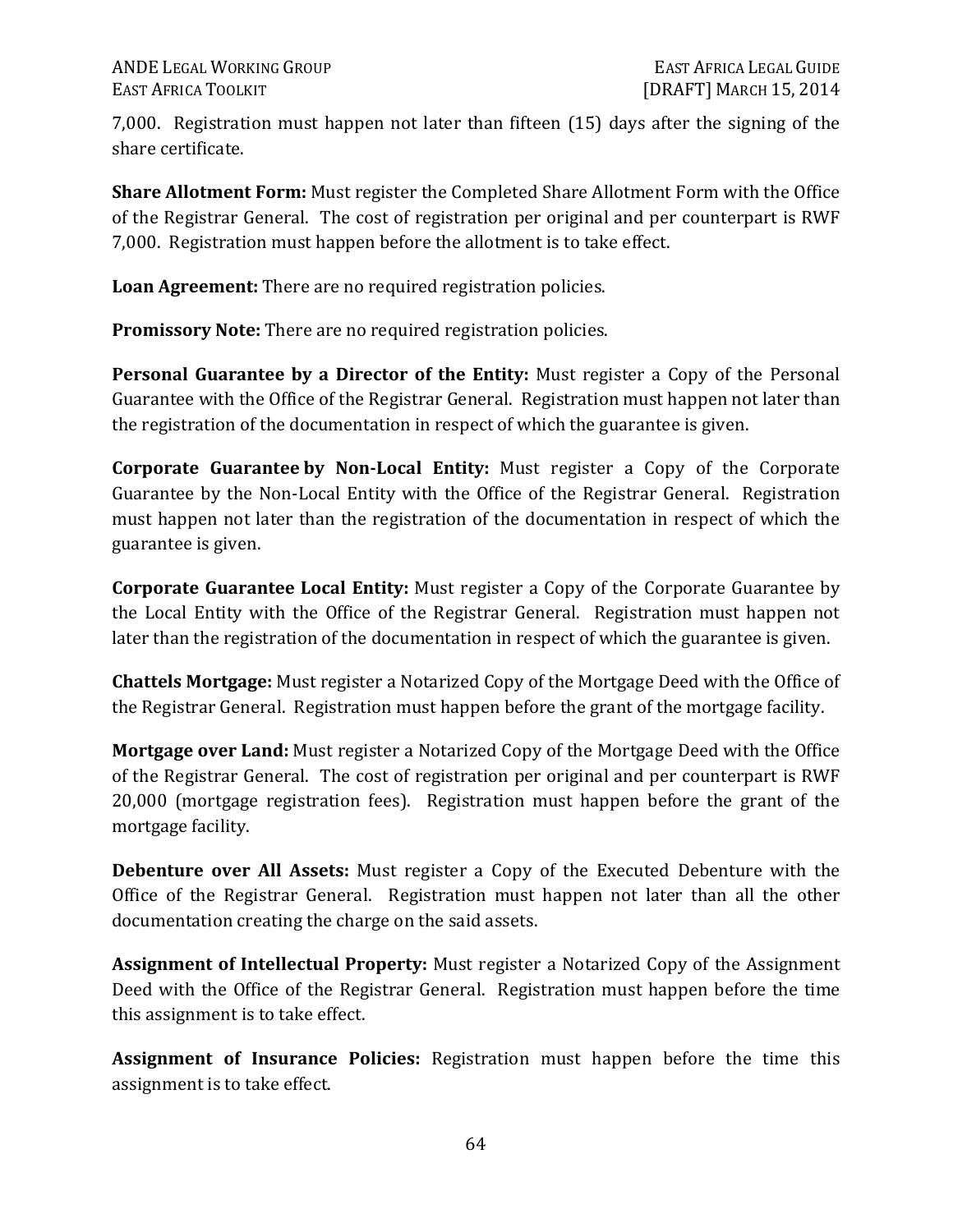7,000. Registration must happen not later than fifteen (15) days after the signing of the share certificate.

**Share Allotment Form:** Must register the Completed Share Allotment Form with the Office of the Registrar General. The cost of registration per original and per counterpart is RWF 7,000. Registration must happen before the allotment is to take effect.

**Loan Agreement:** There are no required registration policies.

**Promissory Note:** There are no required registration policies.

**Personal Guarantee by a Director of the Entity:** Must register a Copy of the Personal Guarantee with the Office of the Registrar General. Registration must happen not later than the registration of the documentation in respect of which the guarantee is given.

**Corporate Guarantee by Non-Local Entity:** Must register a Copy of the Corporate Guarantee by the Non-Local Entity with the Office of the Registrar General. Registration must happen not later than the registration of the documentation in respect of which the guarantee is given.

**Corporate Guarantee Local Entity:** Must register a Copy of the Corporate Guarantee by the Local Entity with the Office of the Registrar General. Registration must happen not later than the registration of the documentation in respect of which the guarantee is given.

**Chattels Mortgage:** Must register a Notarized Copy of the Mortgage Deed with the Office of the Registrar General. Registration must happen before the grant of the mortgage facility.

**Mortgage over Land:** Must register a Notarized Copy of the Mortgage Deed with the Office of the Registrar General. The cost of registration per original and per counterpart is RWF 20,000 (mortgage registration fees). Registration must happen before the grant of the mortgage facility.

**Debenture over All Assets:** Must register a Copy of the Executed Debenture with the Office of the Registrar General. Registration must happen not later than all the other documentation creating the charge on the said assets.

**Assignment of Intellectual Property:** Must register a Notarized Copy of the Assignment Deed with the Office of the Registrar General. Registration must happen before the time this assignment is to take effect.

**Assignment of Insurance Policies:** Registration must happen before the time this assignment is to take effect.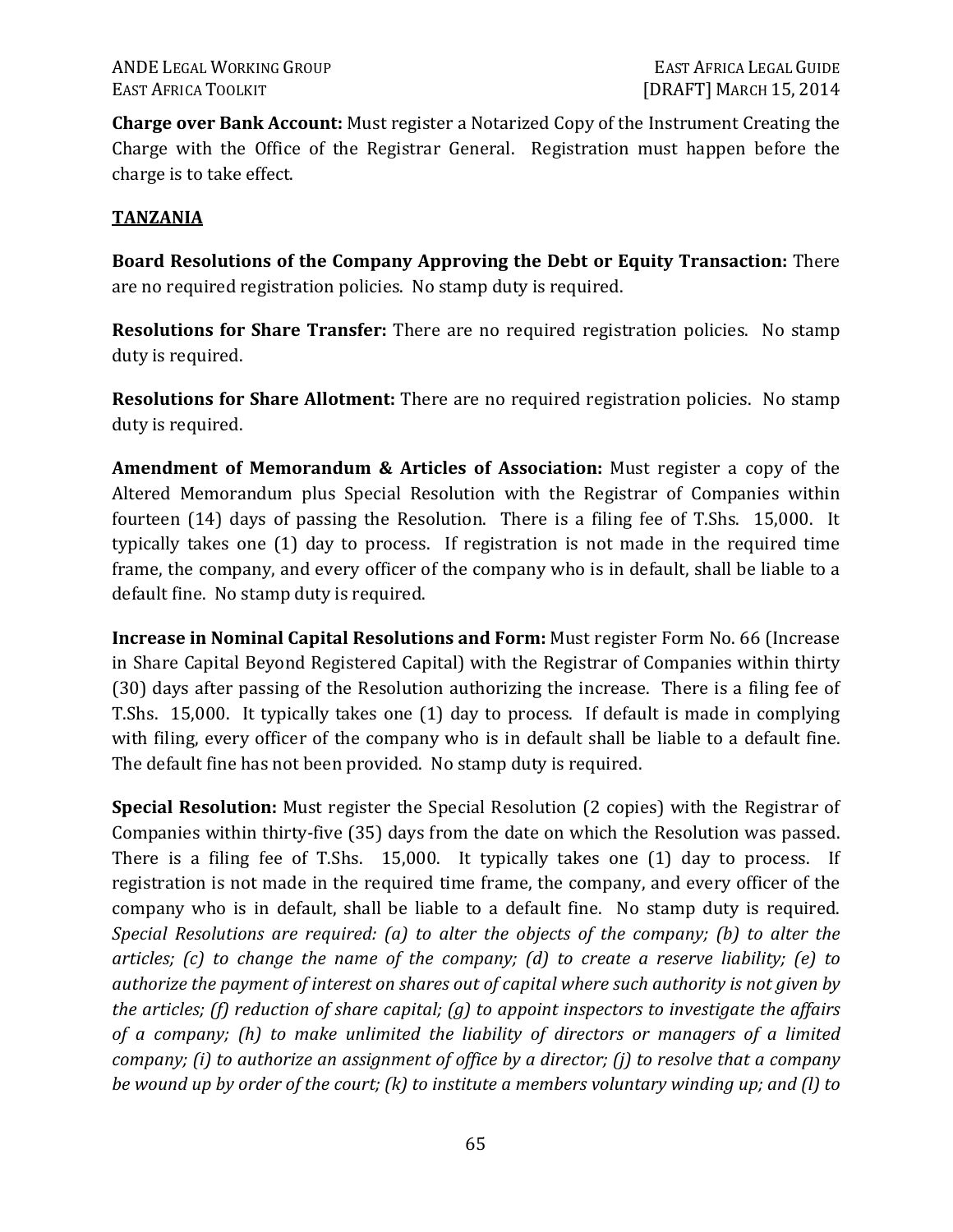**Charge over Bank Account:** Must register a Notarized Copy of the Instrument Creating the Charge with the Office of the Registrar General. Registration must happen before the charge is to take effect.

## TANZANIA

**Board Resolutions of the Company Approving the Debt or Equity Transaction:** There are no required registration policies. No stamp duty is required.

**Resolutions for Share Transfer:** There are no required registration policies. No stamp duty is required.

**Resolutions for Share Allotment:** There are no required registration policies. No stamp duty is required.

**Amendment of Memorandum & Articles of Association:** Must register a copy of the Altered Memorandum plus Special Resolution with the Registrar of Companies within fourteen (14) days of passing the Resolution. There is a filing fee of T.Shs. 15,000. It typically takes one (1) day to process. If registration is not made in the required time frame, the company, and every officer of the company who is in default, shall be liable to a default fine. No stamp duty is required.

**Increase in Nominal Capital Resolutions and Form:** Must register Form No. 66 (Increase in Share Capital Beyond Registered Capital) with the Registrar of Companies within thirty (30) days after passing of the Resolution authorizing the increase. There is a filing fee of T.Shs. 15,000. It typically takes one (1) day to process. If default is made in complying with filing, every officer of the company who is in default shall be liable to a default fine. The default fine has not been provided. No stamp duty is required.

**Special Resolution:** Must register the Special Resolution (2 copies) with the Registrar of Companies within thirty-five (35) days from the date on which the Resolution was passed. There is a filing fee of T.Shs. 15,000. It typically takes one (1) day to process. If registration is not made in the required time frame, the company, and every officer of the company who is in default, shall be liable to a default fine. No stamp duty is required. *Special Resolutions are required: (a) to alter the objects of the company; (b) to alter the articles; (c) to change the name of the company; (d) to create a reserve liability; (e) to authorize the payment of interest on shares out of capital where such authority is not given by the articles; (f) reduction of share capital; (g) to appoint inspectors to investigate the affairs of a company; (h) to make unlimited the liability of directors or managers of a limited company; (i) to authorize an assignment of office by a director; (j) to resolve that a company be wound up by order of the court; (k) to institute a members voluntary winding up; and (l) to*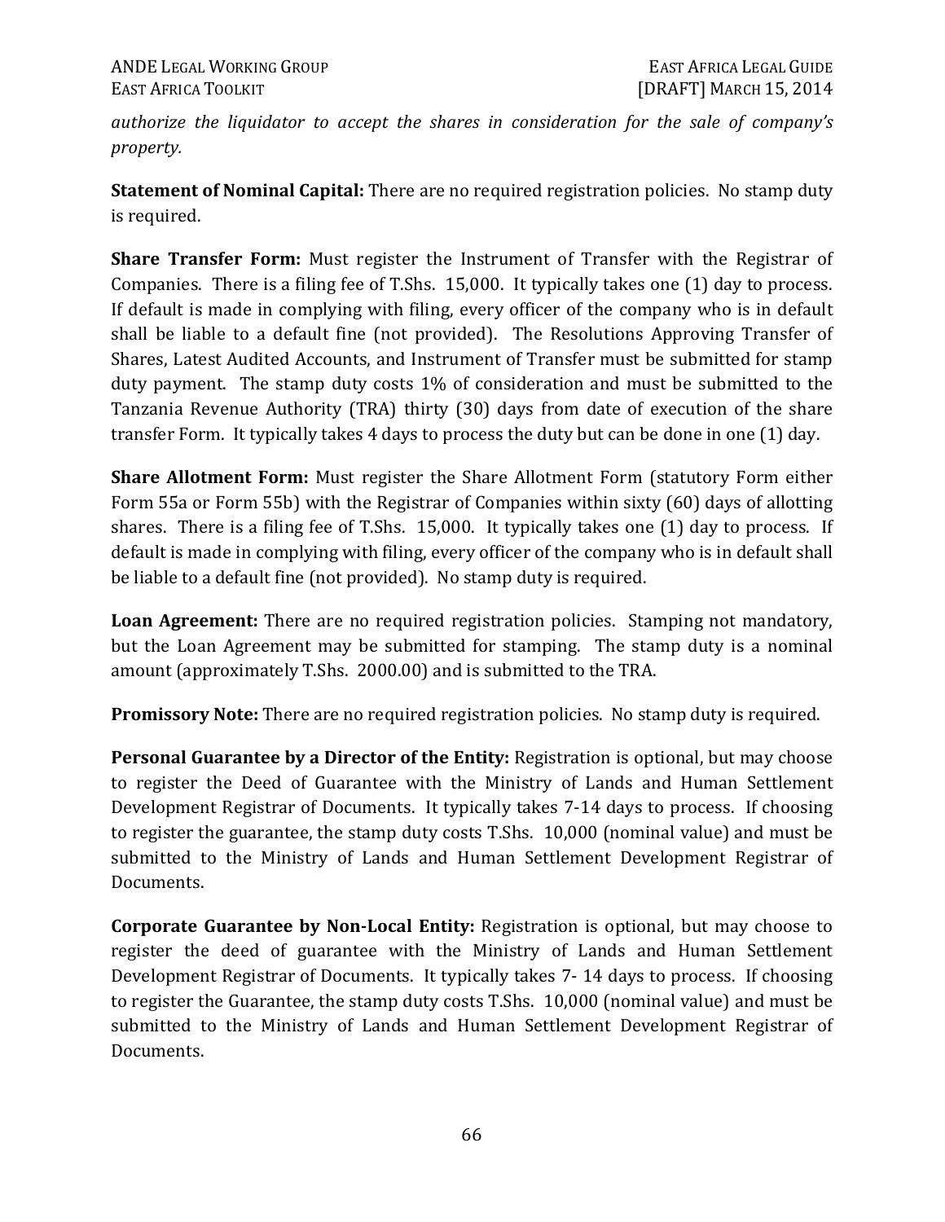*authorize the liquidator to accept the shares in consideration for the sale of company's property.*

**Statement of Nominal Capital:** There are no required registration policies. No stamp duty is required.

**Share Transfer Form:** Must register the Instrument of Transfer with the Registrar of Companies. There is a filing fee of T.Shs. 15,000. It typically takes one (1) day to process. If default is made in complying with filing, every officer of the company who is in default shall be liable to a default fine (not provided). The Resolutions Approving Transfer of Shares, Latest Audited Accounts, and Instrument of Transfer must be submitted for stamp duty payment. The stamp duty costs 1% of consideration and must be submitted to the Tanzania Revenue Authority (TRA) thirty (30) days from date of execution of the share transfer Form. It typically takes 4 days to process the duty but can be done in one (1) day.

**Share Allotment Form:** Must register the Share Allotment Form (statutory Form either Form 55a or Form 55b) with the Registrar of Companies within sixty (60) days of allotting shares. There is a filing fee of T.Shs. 15,000. It typically takes one (1) day to process. If default is made in complying with filing, every officer of the company who is in default shall be liable to a default fine (not provided). No stamp duty is required.

**Loan Agreement:** There are no required registration policies. Stamping not mandatory, but the Loan Agreement may be submitted for stamping. The stamp duty is a nominal amount (approximately T.Shs. 2000.00) and is submitted to the TRA.

**Promissory Note:** There are no required registration policies. No stamp duty is required.

**Personal Guarantee by a Director of the Entity:** Registration is optional, but may choose to register the Deed of Guarantee with the Ministry of Lands and Human Settlement Development Registrar of Documents. It typically takes 7-14 days to process. If choosing to register the guarantee, the stamp duty costs T.Shs. 10,000 (nominal value) and must be submitted to the Ministry of Lands and Human Settlement Development Registrar of Documents.

**Corporate Guarantee by Non-Local Entity:** Registration is optional, but may choose to register the deed of guarantee with the Ministry of Lands and Human Settlement Development Registrar of Documents. It typically takes 7- 14 days to process. If choosing to register the Guarantee, the stamp duty costs T.Shs. 10,000 (nominal value) and must be submitted to the Ministry of Lands and Human Settlement Development Registrar of Documents.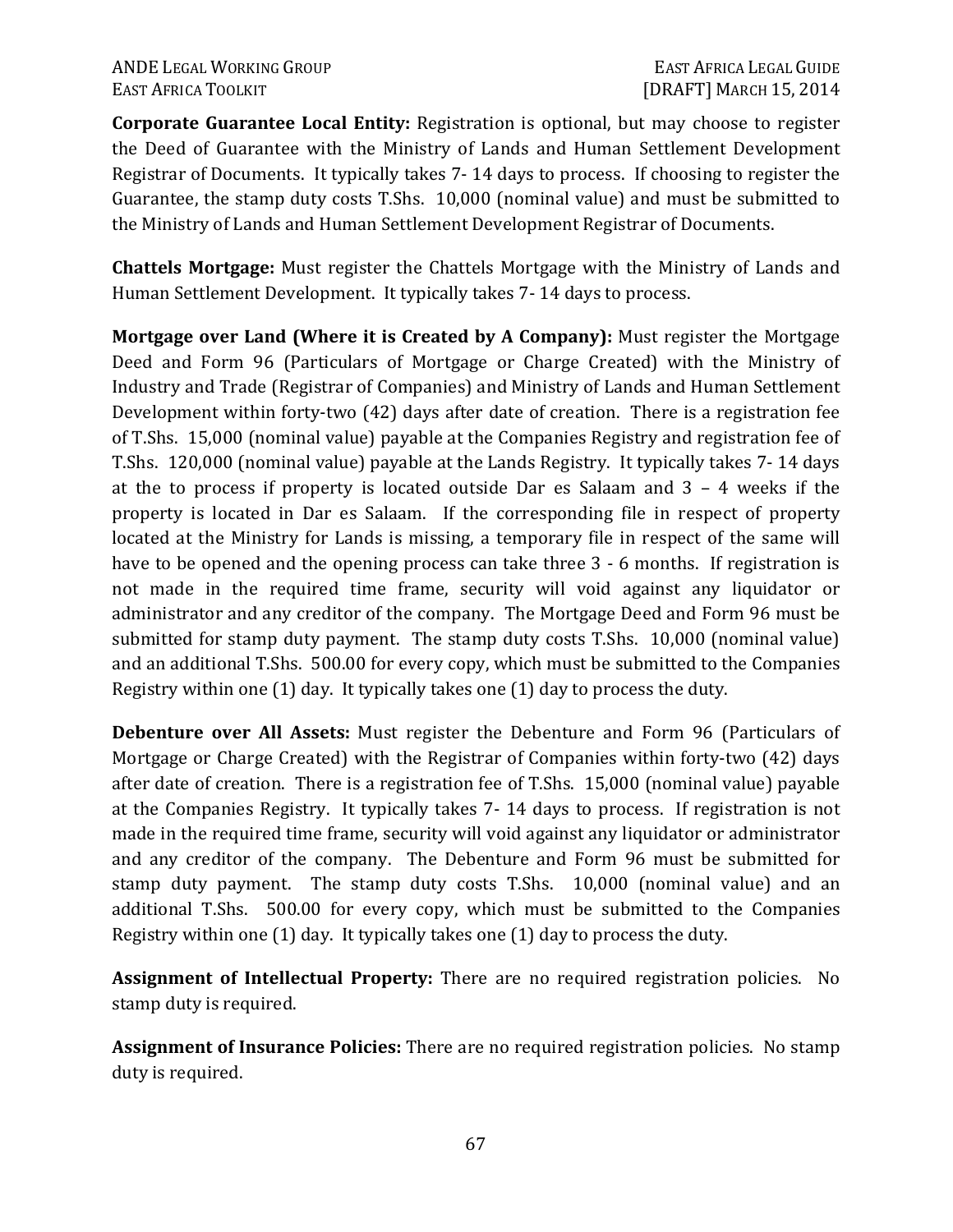**Corporate Guarantee Local Entity:** Registration is optional, but may choose to register the Deed of Guarantee with the Ministry of Lands and Human Settlement Development Registrar of Documents. It typically takes 7- 14 days to process. If choosing to register the Guarantee, the stamp duty costs T.Shs. 10,000 (nominal value) and must be submitted to the Ministry of Lands and Human Settlement Development Registrar of Documents.

**Chattels Mortgage:** Must register the Chattels Mortgage with the Ministry of Lands and Human Settlement Development. It typically takes 7- 14 days to process.

**Mortgage over Land (Where it is Created by A Company):** Must register the Mortgage Deed and Form 96 (Particulars of Mortgage or Charge Created) with the Ministry of Industry and Trade (Registrar of Companies) and Ministry of Lands and Human Settlement Development within forty-two (42) days after date of creation. There is a registration fee of T.Shs. 15,000 (nominal value) payable at the Companies Registry and registration fee of T.Shs. 120,000 (nominal value) payable at the Lands Registry. It typically takes 7- 14 days at the to process if property is located outside Dar es Salaam and 3 – 4 weeks if the property is located in Dar es Salaam. If the corresponding file in respect of property located at the Ministry for Lands is missing, a temporary file in respect of the same will have to be opened and the opening process can take three 3 - 6 months. If registration is not made in the required time frame, security will void against any liquidator or administrator and any creditor of the company. The Mortgage Deed and Form 96 must be submitted for stamp duty payment. The stamp duty costs T.Shs. 10,000 (nominal value) and an additional T.Shs. 500.00 for every copy, which must be submitted to the Companies Registry within one (1) day. It typically takes one (1) day to process the duty.

**Debenture over All Assets:** Must register the Debenture and Form 96 (Particulars of Mortgage or Charge Created) with the Registrar of Companies within forty-two (42) days after date of creation. There is a registration fee of T.Shs. 15,000 (nominal value) payable at the Companies Registry. It typically takes 7- 14 days to process. If registration is not made in the required time frame, security will void against any liquidator or administrator and any creditor of the company. The Debenture and Form 96 must be submitted for stamp duty payment. The stamp duty costs T.Shs. 10,000 (nominal value) and an additional T.Shs. 500.00 for every copy, which must be submitted to the Companies Registry within one (1) day. It typically takes one (1) day to process the duty.

**Assignment of Intellectual Property:** There are no required registration policies. No stamp duty is required.

**Assignment of Insurance Policies:** There are no required registration policies. No stamp duty is required.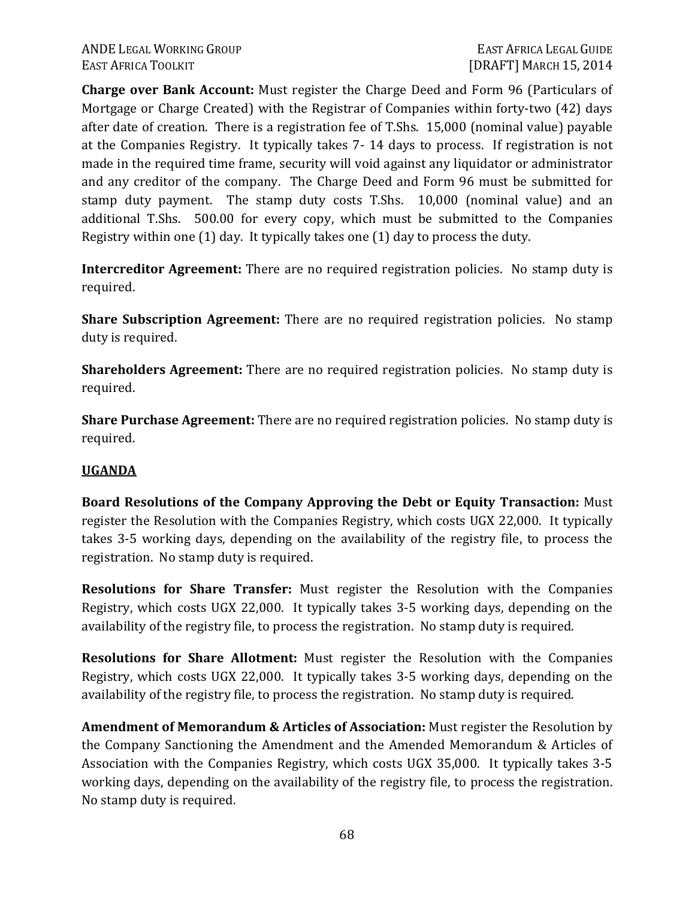**Charge over Bank Account:** Must register the Charge Deed and Form 96 (Particulars of Mortgage or Charge Created) with the Registrar of Companies within forty-two (42) days after date of creation. There is a registration fee of T.Shs. 15,000 (nominal value) payable at the Companies Registry. It typically takes 7- 14 days to process. If registration is not made in the required time frame, security will void against any liquidator or administrator and any creditor of the company. The Charge Deed and Form 96 must be submitted for stamp duty payment. The stamp duty costs T.Shs. 10,000 (nominal value) and an additional T.Shs. 500.00 for every copy, which must be submitted to the Companies Registry within one (1) day. It typically takes one (1) day to process the duty.

**Intercreditor Agreement:** There are no required registration policies. No stamp duty is required.

**Share Subscription Agreement:** There are no required registration policies. No stamp duty is required.

**Shareholders Agreement:** There are no required registration policies. No stamp duty is required.

**Share Purchase Agreement:** There are no required registration policies. No stamp duty is required.

## UGANDA

**Board Resolutions of the Company Approving the Debt or Equity Transaction:** Must register the Resolution with the Companies Registry, which costs UGX 22,000. It typically takes 3-5 working days, depending on the availability of the registry file, to process the registration. No stamp duty is required.

**Resolutions for Share Transfer:** Must register the Resolution with the Companies Registry, which costs UGX 22,000. It typically takes 3-5 working days, depending on the availability of the registry file, to process the registration. No stamp duty is required.

**Resolutions for Share Allotment:** Must register the Resolution with the Companies Registry, which costs UGX 22,000. It typically takes 3-5 working days, depending on the availability of the registry file, to process the registration. No stamp duty is required.

**Amendment of Memorandum & Articles of Association:** Must register the Resolution by the Company Sanctioning the Amendment and the Amended Memorandum & Articles of Association with the Companies Registry, which costs UGX 35,000. It typically takes 3-5 working days, depending on the availability of the registry file, to process the registration. No stamp duty is required.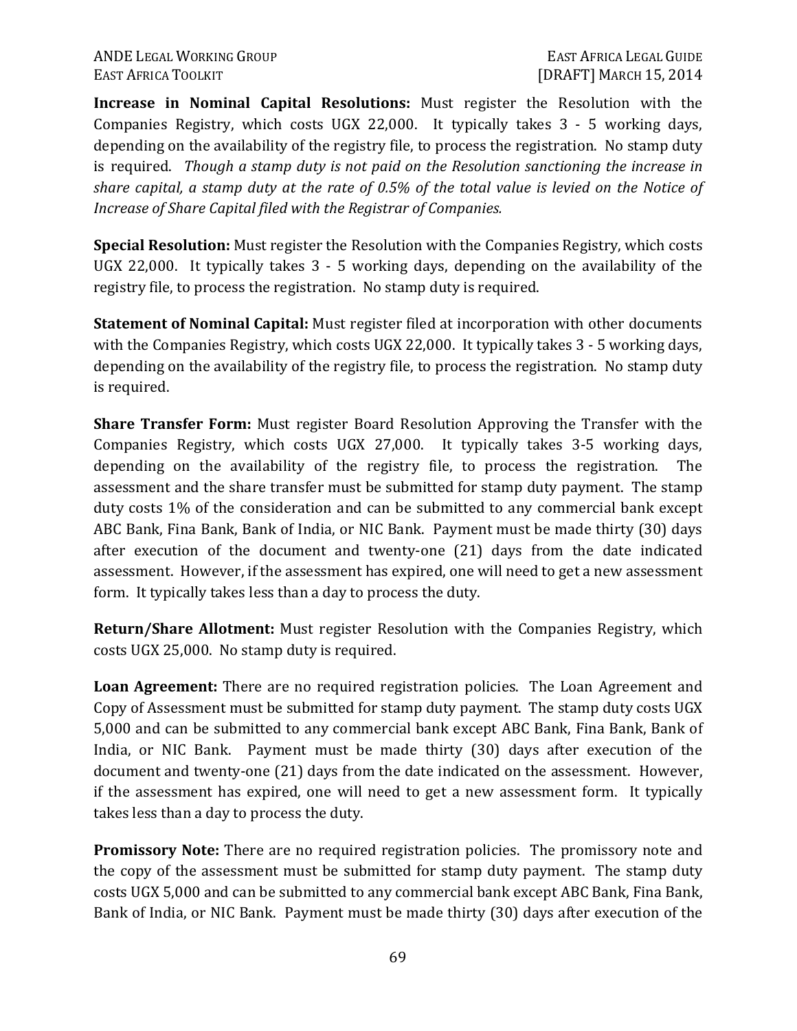**Increase in Nominal Capital Resolutions:** Must register the Resolution with the Companies Registry, which costs UGX 22,000. It typically takes 3 - 5 working days, depending on the availability of the registry file, to process the registration. No stamp duty is required. *Though a stamp duty is not paid on the Resolution sanctioning the increase in share capital, a stamp duty at the rate of 0.5% of the total value is levied on the Notice of Increase of Share Capital filed with the Registrar of Companies.*

**Special Resolution:** Must register the Resolution with the Companies Registry, which costs UGX 22,000. It typically takes 3 - 5 working days, depending on the availability of the registry file, to process the registration. No stamp duty is required.

**Statement of Nominal Capital:** Must register filed at incorporation with other documents with the Companies Registry, which costs UGX 22,000. It typically takes 3 - 5 working days, depending on the availability of the registry file, to process the registration. No stamp duty is required.

**Share Transfer Form:** Must register Board Resolution Approving the Transfer with the Companies Registry, which costs UGX 27,000. It typically takes 3-5 working days, depending on the availability of the registry file, to process the registration. The assessment and the share transfer must be submitted for stamp duty payment. The stamp duty costs 1% of the consideration and can be submitted to any commercial bank except ABC Bank, Fina Bank, Bank of India, or NIC Bank. Payment must be made thirty (30) days after execution of the document and twenty-one (21) days from the date indicated assessment. However, if the assessment has expired, one will need to get a new assessment form. It typically takes less than a day to process the duty.

**Return/Share Allotment:** Must register Resolution with the Companies Registry, which costs UGX 25,000. No stamp duty is required.

**Loan Agreement:** There are no required registration policies. The Loan Agreement and Copy of Assessment must be submitted for stamp duty payment. The stamp duty costs UGX 5,000 and can be submitted to any commercial bank except ABC Bank, Fina Bank, Bank of India, or NIC Bank. Payment must be made thirty (30) days after execution of the document and twenty-one (21) days from the date indicated on the assessment. However, if the assessment has expired, one will need to get a new assessment form. It typically takes less than a day to process the duty.

**Promissory Note:** There are no required registration policies. The promissory note and the copy of the assessment must be submitted for stamp duty payment. The stamp duty costs UGX 5,000 and can be submitted to any commercial bank except ABC Bank, Fina Bank, Bank of India, or NIC Bank. Payment must be made thirty (30) days after execution of the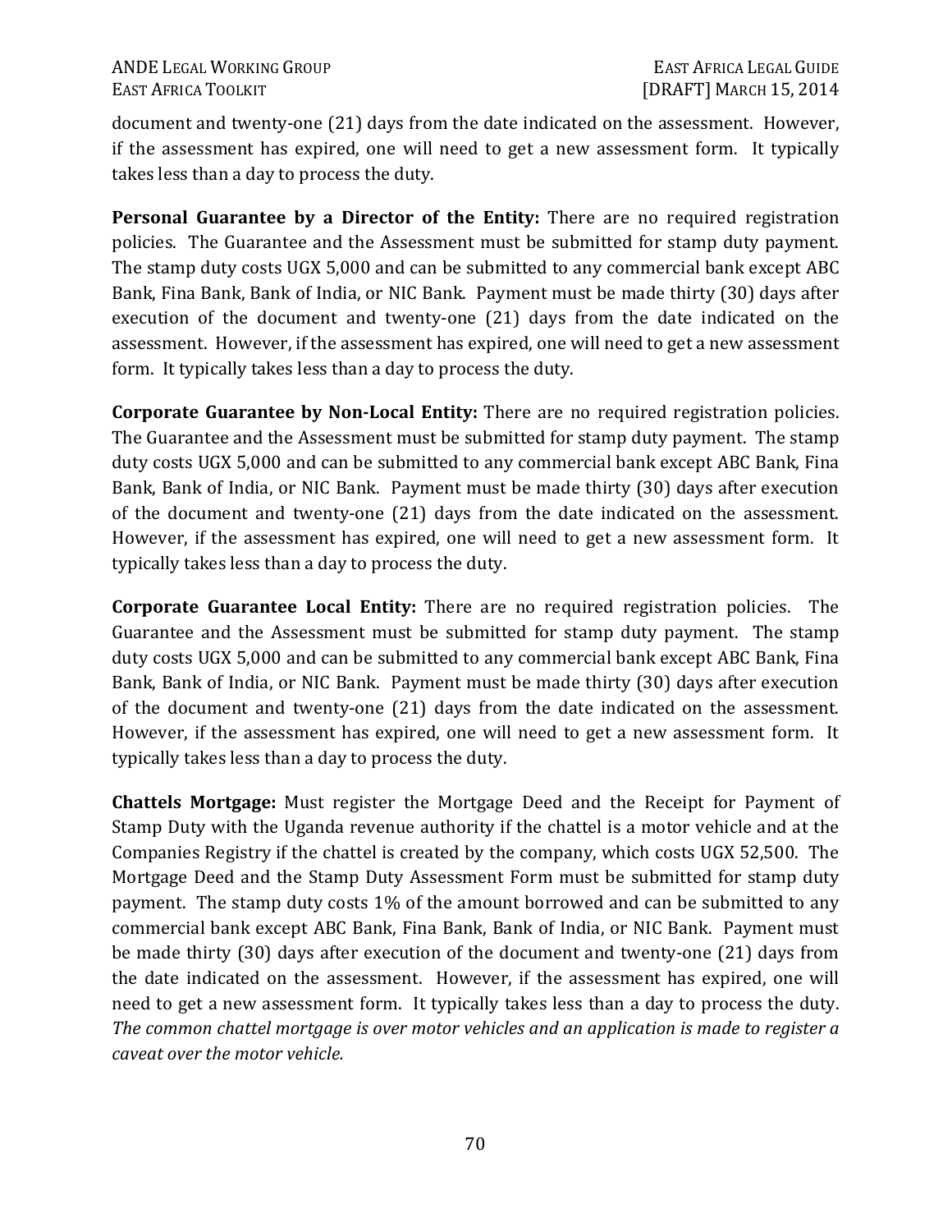document and twenty-one (21) days from the date indicated on the assessment. However, if the assessment has expired, one will need to get a new assessment form. It typically takes less than a day to process the duty.

**Personal Guarantee by a Director of the Entity:** There are no required registration policies. The Guarantee and the Assessment must be submitted for stamp duty payment. The stamp duty costs UGX 5,000 and can be submitted to any commercial bank except ABC Bank, Fina Bank, Bank of India, or NIC Bank. Payment must be made thirty (30) days after execution of the document and twenty-one (21) days from the date indicated on the assessment. However, if the assessment has expired, one will need to get a new assessment form. It typically takes less than a day to process the duty.

**Corporate Guarantee by Non-Local Entity:** There are no required registration policies. The Guarantee and the Assessment must be submitted for stamp duty payment. The stamp duty costs UGX 5,000 and can be submitted to any commercial bank except ABC Bank, Fina Bank, Bank of India, or NIC Bank. Payment must be made thirty (30) days after execution of the document and twenty-one (21) days from the date indicated on the assessment. However, if the assessment has expired, one will need to get a new assessment form. It typically takes less than a day to process the duty.

**Corporate Guarantee Local Entity:** There are no required registration policies. The Guarantee and the Assessment must be submitted for stamp duty payment. The stamp duty costs UGX 5,000 and can be submitted to any commercial bank except ABC Bank, Fina Bank, Bank of India, or NIC Bank. Payment must be made thirty (30) days after execution of the document and twenty-one (21) days from the date indicated on the assessment. However, if the assessment has expired, one will need to get a new assessment form. It typically takes less than a day to process the duty.

**Chattels Mortgage:** Must register the Mortgage Deed and the Receipt for Payment of Stamp Duty with the Uganda revenue authority if the chattel is a motor vehicle and at the Companies Registry if the chattel is created by the company, which costs UGX 52,500. The Mortgage Deed and the Stamp Duty Assessment Form must be submitted for stamp duty payment. The stamp duty costs 1% of the amount borrowed and can be submitted to any commercial bank except ABC Bank, Fina Bank, Bank of India, or NIC Bank. Payment must be made thirty (30) days after execution of the document and twenty-one (21) days from the date indicated on the assessment. However, if the assessment has expired, one will need to get a new assessment form. It typically takes less than a day to process the duty. *The common chattel mortgage is over motor vehicles and an application is made to register a caveat over the motor vehicle.*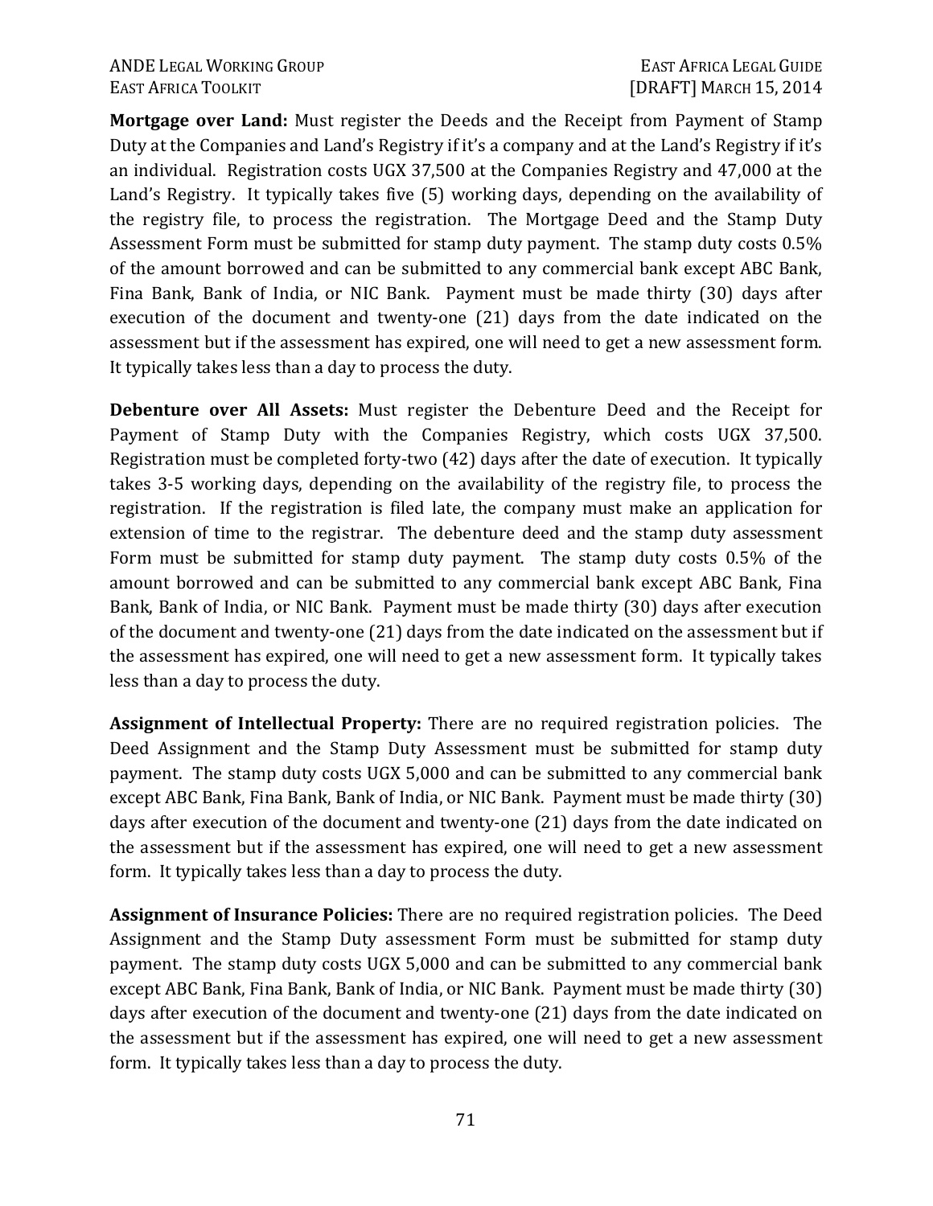**Mortgage over Land:** Must register the Deeds and the Receipt from Payment of Stamp Duty at the Companies and Land's Registry if it's a company and at the Land's Registry if it's an individual. Registration costs UGX 37,500 at the Companies Registry and 47,000 at the Land's Registry. It typically takes five (5) working days, depending on the availability of the registry file, to process the registration. The Mortgage Deed and the Stamp Duty Assessment Form must be submitted for stamp duty payment. The stamp duty costs 0.5% of the amount borrowed and can be submitted to any commercial bank except ABC Bank, Fina Bank, Bank of India, or NIC Bank. Payment must be made thirty (30) days after execution of the document and twenty-one (21) days from the date indicated on the assessment but if the assessment has expired, one will need to get a new assessment form. It typically takes less than a day to process the duty.

**Debenture over All Assets:** Must register the Debenture Deed and the Receipt for Payment of Stamp Duty with the Companies Registry, which costs UGX 37,500. Registration must be completed forty-two (42) days after the date of execution. It typically takes 3-5 working days, depending on the availability of the registry file, to process the registration. If the registration is filed late, the company must make an application for extension of time to the registrar. The debenture deed and the stamp duty assessment Form must be submitted for stamp duty payment. The stamp duty costs 0.5% of the amount borrowed and can be submitted to any commercial bank except ABC Bank, Fina Bank, Bank of India, or NIC Bank. Payment must be made thirty (30) days after execution of the document and twenty-one (21) days from the date indicated on the assessment but if the assessment has expired, one will need to get a new assessment form. It typically takes less than a day to process the duty.

**Assignment of Intellectual Property:** There are no required registration policies. The Deed Assignment and the Stamp Duty Assessment must be submitted for stamp duty payment. The stamp duty costs UGX 5,000 and can be submitted to any commercial bank except ABC Bank, Fina Bank, Bank of India, or NIC Bank. Payment must be made thirty (30) days after execution of the document and twenty-one (21) days from the date indicated on the assessment but if the assessment has expired, one will need to get a new assessment form. It typically takes less than a day to process the duty.

**Assignment of Insurance Policies:** There are no required registration policies. The Deed Assignment and the Stamp Duty assessment Form must be submitted for stamp duty payment. The stamp duty costs UGX 5,000 and can be submitted to any commercial bank except ABC Bank, Fina Bank, Bank of India, or NIC Bank. Payment must be made thirty (30) days after execution of the document and twenty-one (21) days from the date indicated on the assessment but if the assessment has expired, one will need to get a new assessment form. It typically takes less than a day to process the duty.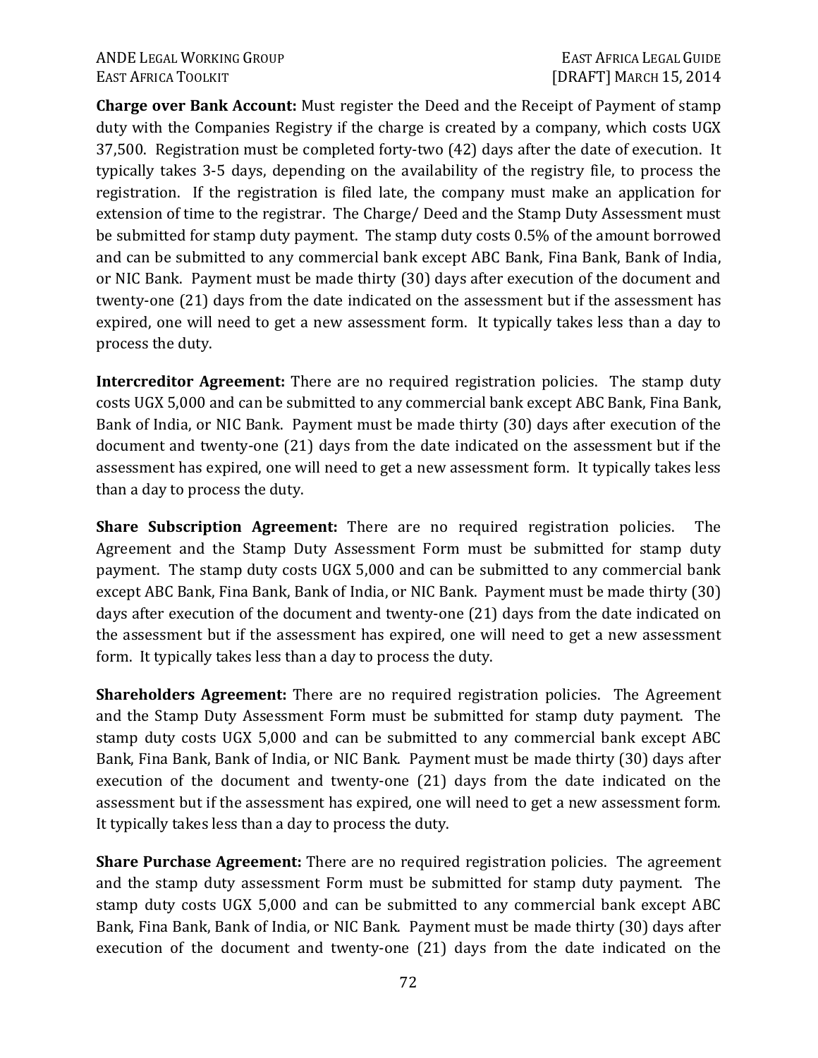**Charge over Bank Account:** Must register the Deed and the Receipt of Payment of stamp duty with the Companies Registry if the charge is created by a company, which costs UGX 37,500. Registration must be completed forty-two (42) days after the date of execution. It typically takes 3-5 days, depending on the availability of the registry file, to process the registration. If the registration is filed late, the company must make an application for extension of time to the registrar. The Charge/ Deed and the Stamp Duty Assessment must be submitted for stamp duty payment. The stamp duty costs 0.5% of the amount borrowed and can be submitted to any commercial bank except ABC Bank, Fina Bank, Bank of India, or NIC Bank. Payment must be made thirty (30) days after execution of the document and twenty-one (21) days from the date indicated on the assessment but if the assessment has expired, one will need to get a new assessment form. It typically takes less than a day to process the duty.

**Intercreditor Agreement:** There are no required registration policies. The stamp duty costs UGX 5,000 and can be submitted to any commercial bank except ABC Bank, Fina Bank, Bank of India, or NIC Bank. Payment must be made thirty (30) days after execution of the document and twenty-one (21) days from the date indicated on the assessment but if the assessment has expired, one will need to get a new assessment form. It typically takes less than a day to process the duty.

**Share Subscription Agreement:** There are no required registration policies. The Agreement and the Stamp Duty Assessment Form must be submitted for stamp duty payment. The stamp duty costs UGX 5,000 and can be submitted to any commercial bank except ABC Bank, Fina Bank, Bank of India, or NIC Bank. Payment must be made thirty (30) days after execution of the document and twenty-one (21) days from the date indicated on the assessment but if the assessment has expired, one will need to get a new assessment form. It typically takes less than a day to process the duty.

**Shareholders Agreement:** There are no required registration policies. The Agreement and the Stamp Duty Assessment Form must be submitted for stamp duty payment. The stamp duty costs UGX 5,000 and can be submitted to any commercial bank except ABC Bank, Fina Bank, Bank of India, or NIC Bank. Payment must be made thirty (30) days after execution of the document and twenty-one (21) days from the date indicated on the assessment but if the assessment has expired, one will need to get a new assessment form. It typically takes less than a day to process the duty.

**Share Purchase Agreement:** There are no required registration policies. The agreement and the stamp duty assessment Form must be submitted for stamp duty payment. The stamp duty costs UGX 5,000 and can be submitted to any commercial bank except ABC Bank, Fina Bank, Bank of India, or NIC Bank. Payment must be made thirty (30) days after execution of the document and twenty-one (21) days from the date indicated on the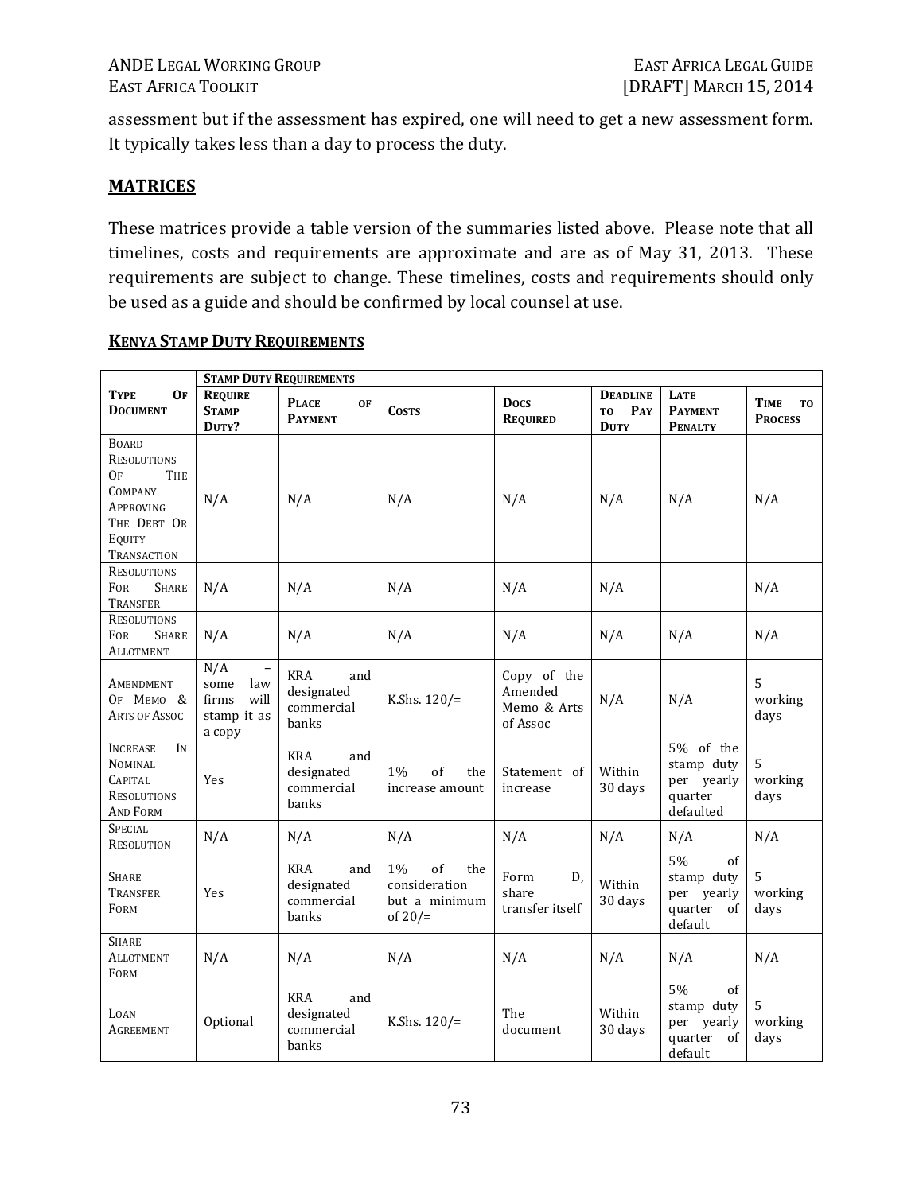assessment but if the assessment has expired, one will need to get a new assessment form. It typically takes less than a day to process the duty.

## MATRICES

These matrices provide a table version of the summaries listed above. Please note that all timelines, costs and requirements are approximate and are as of May 31, 2013. These requirements are subject to change. These timelines, costs and requirements should only be used as a guide and should be confirmed by local counsel at use.

### KENYA STAMP DUTY REQUIREMENTS

| | **STAMP DUTY REQUIREMENTS** | | | | | | |
|---|---|---|---|---|---|---|---|
| **TYPE OF DOCUMENT** | **REQUIRE STAMP DUTY?** | **PLACE OF PAYMENT** | **COSTS** | **DOCS REQUIRED** | **DEADLINE TO PAY DUTY** | **LATE PAYMENT PENALTY** | **TIME TO PROCESS** |
| BOARD RESOLUTIONS OF THE COMPANY APPROVING THE DEBT OR EQUITY TRANSACTION | N/A | N/A | N/A | N/A | N/A | N/A | N/A |
| RESOLUTIONS FOR SHARE TRANSFER | N/A | N/A | N/A | N/A | N/A | | N/A |
| RESOLUTIONS FOR SHARE ALLOTMENT | N/A | N/A | N/A | N/A | N/A | N/A | N/A |
| AMENDMENT OF MEMO & ARTS OF ASSOC | N/A – some law firms will stamp it as a copy | KRA and designated commercial banks | K.Shs. 120/= | Copy of the Amended Memo & Arts of Assoc | N/A | N/A | 5 working days |
| INCREASE IN NOMINAL CAPITAL RESOLUTIONS AND FORM | Yes | KRA and designated commercial banks | 1% of the increase amount | Statement of increase | Within 30 days | 5% of the stamp duty per yearly quarter defaulted | 5 working days |
| SPECIAL RESOLUTION | N/A | N/A | N/A | N/A | N/A | N/A | N/A |
| SHARE TRANSFER FORM | Yes | KRA and designated commercial banks | 1% of the consideration but a minimum of 20/= | Form D, share transfer itself | Within 30 days | 5% of stamp duty per yearly quarter of default | 5 working days |
| SHARE ALLOTMENT FORM | N/A | N/A | N/A | N/A | N/A | N/A | N/A |
| LOAN AGREEMENT | Optional | KRA and designated commercial banks | K.Shs. 120/= | The document | Within 30 days | 5% of stamp duty per yearly quarter of default | 5 working days |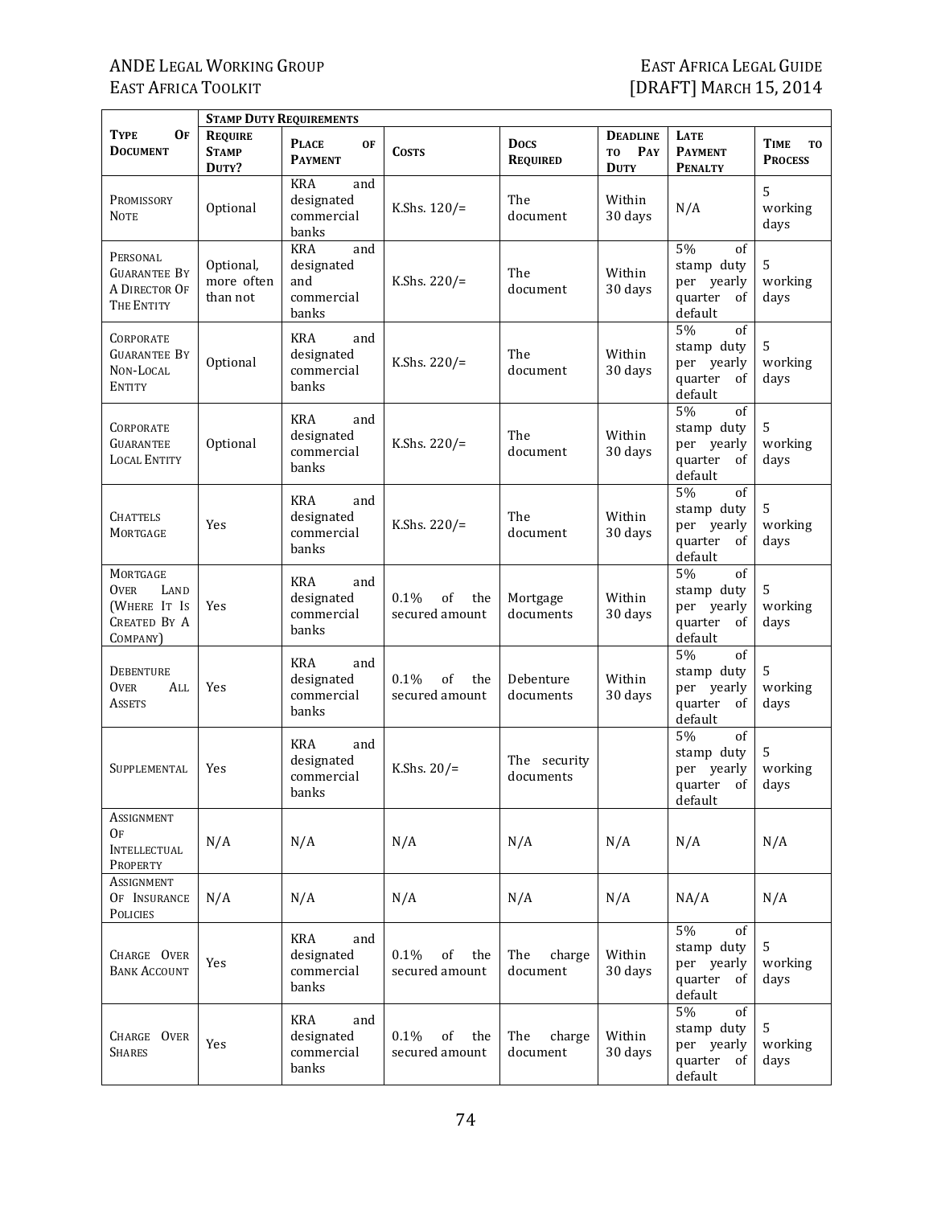| Type Of Document | Stamp Duty Requirements | | | | | | |
|---|---|---|---|---|---|---|---|
| | Require Stamp Duty? | Place of Payment | Costs | Docs Required | Deadline to Pay Duty | Late Payment Penalty | Time to Process |
| Promissory Note | Optional | KRA and designated commercial banks | K.Shs. 120/= | The document | Within 30 days | N/A | 5 working days |
| Personal Guarantee By A Director Of The Entity | Optional, more often than not | KRA and designated and commercial banks | K.Shs. 220/= | The document | Within 30 days | 5% of stamp duty per yearly quarter of default | 5 working days |
| Corporate Guarantee By Non-Local Entity | Optional | KRA and designated commercial banks | K.Shs. 220/= | The document | Within 30 days | 5% of stamp duty per yearly quarter of default | 5 working days |
| Corporate Guarantee Local Entity | Optional | KRA and designated commercial banks | K.Shs. 220/= | The document | Within 30 days | 5% of stamp duty per yearly quarter of default | 5 working days |
| Chattels Mortgage | Yes | KRA and designated commercial banks | K.Shs. 220/= | The document | Within 30 days | 5% of stamp duty per yearly quarter of default | 5 working days |
| Mortgage Over Land (Where It Is Created By A Company) | Yes | KRA and designated commercial banks | 0.1% of the secured amount | Mortgage documents | Within 30 days | 5% of stamp duty per yearly quarter of default | 5 working days |
| Debenture Over All Assets | Yes | KRA and designated commercial banks | 0.1% of the secured amount | Debenture documents | Within 30 days | 5% of stamp duty per yearly quarter of default | 5 working days |
| Supplemental | Yes | KRA and designated commercial banks | K.Shs. 20/= | The security documents | | 5% of stamp duty per yearly quarter of default | 5 working days |
| Assignment Of Intellectual Property | N/A | N/A | N/A | N/A | N/A | N/A | N/A |
| Assignment Of Insurance Policies | N/A | N/A | N/A | N/A | N/A | NA/A | N/A |
| Charge Over Bank Account | Yes | KRA and designated commercial banks | 0.1% of the secured amount | The charge document | Within 30 days | 5% of stamp duty per yearly quarter of default | 5 working days |
| Charge Over Shares | Yes | KRA and designated commercial banks | 0.1% of the secured amount | The charge document | Within 30 days | 5% of stamp duty per yearly quarter of default | 5 working days |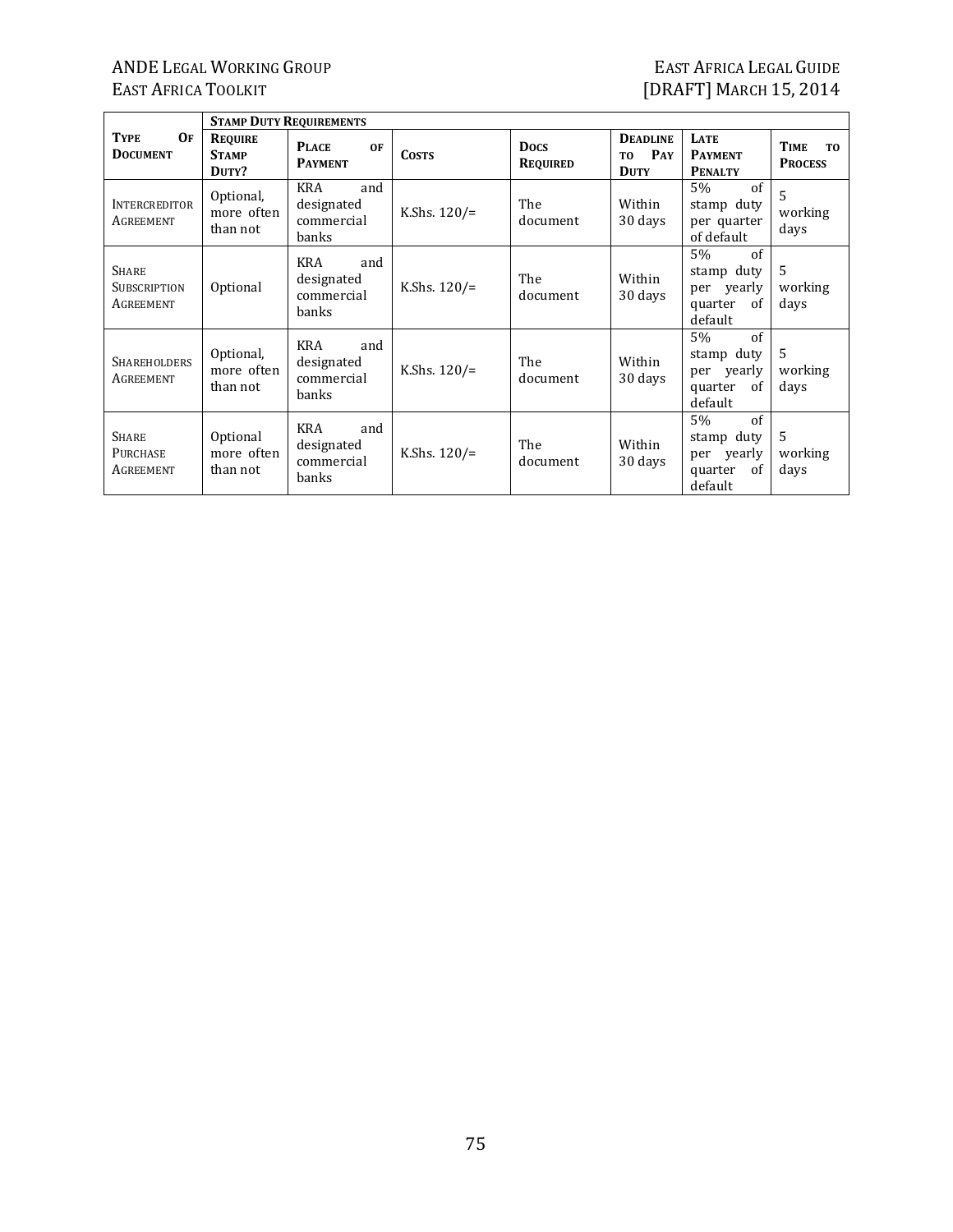| Type Of Document | Stamp Duty Requirements | | | | | | |
|---|---|---|---|---|---|---|---|
| | Require Stamp Duty? | Place of Payment | Costs | Docs Required | Deadline to Pay Duty | Late Payment Penalty | Time to Process |
| Intercreditor Agreement | Optional, more often than not | KRA and designated commercial banks | K.Shs. 120/= | The document | Within 30 days | 5% of stamp duty per quarter of default | 5 working days |
| Share Subscription Agreement | Optional | KRA and designated commercial banks | K.Shs. 120/= | The document | Within 30 days | 5% of stamp duty per yearly quarter of default | 5 working days |
| Shareholders Agreement | Optional, more often than not | KRA and designated commercial banks | K.Shs. 120/= | The document | Within 30 days | 5% of stamp duty per yearly quarter of default | 5 working days |
| Share Purchase Agreement | Optional more often than not | KRA and designated commercial banks | K.Shs. 120/= | The document | Within 30 days | 5% of stamp duty per yearly quarter of default | 5 working days |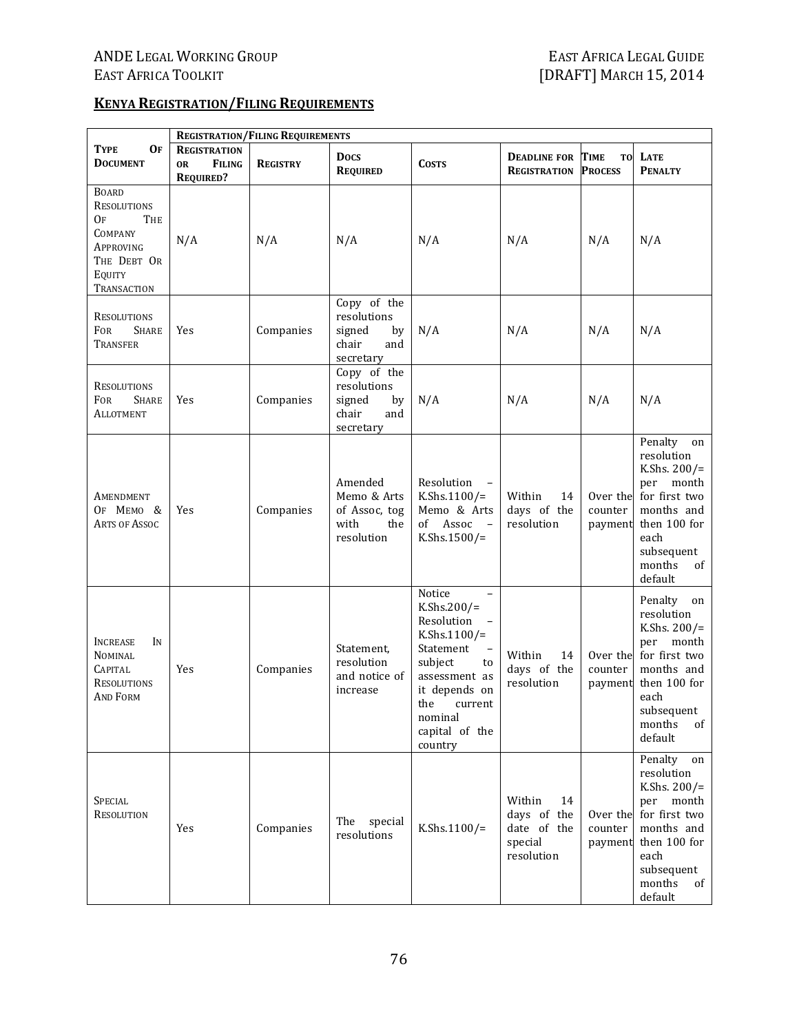## KENYA REGISTRATION/FILING REQUIREMENTS

| TYPE OF DOCUMENT | REGISTRATION/FILING REQUIREMENTS | | | | | | |
|---|---|---|---|---|---|---|---|
| | REGISTRATION OR FILING REQUIRED? | REGISTRY | DOCS REQUIRED | COSTS | DEADLINE FOR REGISTRATION | TIME TO PROCESS | LATE PENALTY |
| BOARD RESOLUTIONS OF THE COMPANY APPROVING THE DEBT OR EQUITY TRANSACTION | N/A | N/A | N/A | N/A | N/A | N/A | N/A |
| RESOLUTIONS FOR SHARE TRANSFER | Yes | Companies | Copy of the resolutions signed by chair and secretary | N/A | N/A | N/A | N/A |
| RESOLUTIONS FOR SHARE ALLOTMENT | Yes | Companies | Copy of the resolutions signed by chair and secretary | N/A | N/A | N/A | N/A |
| AMENDMENT OF MEMO & ARTS OF ASSOC | Yes | Companies | Amended Memo & Arts of Assoc, tog with the resolution | Resolution – K.Shs.1100/= Memo & Arts of Assoc – K.Shs.1500/= | Within 14 days of the resolution | Over the counter payment | Penalty on resolution K.Shs. 200/= per month for first two months and then 100 for each subsequent months of default |
| INCREASE IN NOMINAL CAPITAL RESOLUTIONS AND FORM | Yes | Companies | Statement, resolution and notice of increase | Notice – K.Shs.200/= Resolution – K.Shs.1100/= Statement – subject to assessment as it depends on the current nominal capital of the country | Within 14 days of the resolution | Over the counter payment | Penalty on resolution K.Shs. 200/= per month for first two months and then 100 for each subsequent months of default |
| SPECIAL RESOLUTION | Yes | Companies | The special resolutions | K.Shs.1100/= | Within 14 days of the date of the special resolution | Over the counter payment | Penalty on resolution K.Shs. 200/= per month for first two months and then 100 for each subsequent months of default |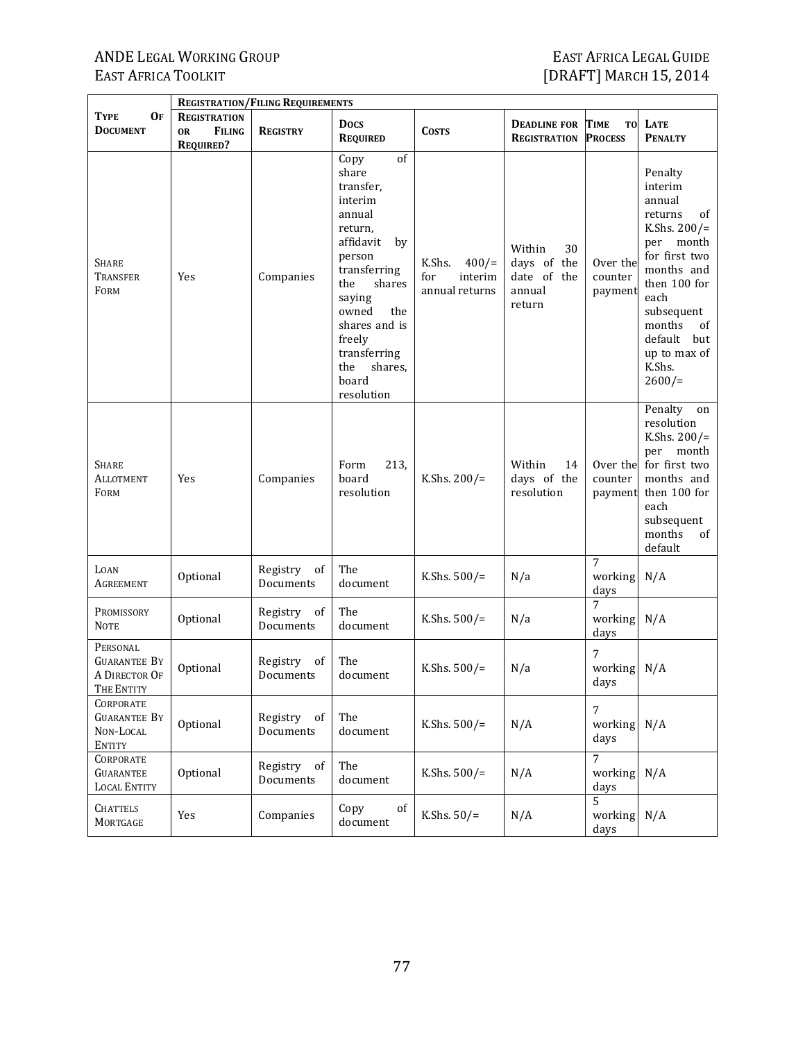| Type of Document | Registration/Filing Requirements | | | | | | |
|---|---|---|---|---|---|---|---|
| | Registration or Filing Required? | Registry | Docs Required | Costs | Deadline for Registration | Time to Process | Late Penalty |
| Share Transfer Form | Yes | Companies | Copy of share transfer, interim annual return, affidavit by person transferring the shares saying owned the shares and is freely transferring the shares, board resolution | K.Shs. 400/= for interim annual returns | Within 30 days of the date of the annual return | Over the counter payment | Penalty interim annual returns of K.Shs. 200/= per month for first two months and then 100 for each subsequent months of default but up to max of K.Shs. 2600/= |
| Share Allotment Form | Yes | Companies | Form 213, board resolution | K.Shs. 200/= | Within 14 days of the resolution | Over the counter payment | Penalty on resolution K.Shs. 200/= per month for first two months and then 100 for each subsequent months of default |
| Loan Agreement | Optional | Registry of Documents | The document | K.Shs. 500/= | N/a | 7 working days | N/A |
| Promissory Note | Optional | Registry of Documents | The document | K.Shs. 500/= | N/a | 7 working days | N/A |
| Personal Guarantee By A Director Of The Entity | Optional | Registry of Documents | The document | K.Shs. 500/= | N/a | 7 working days | N/A |
| Corporate Guarantee By Non-Local Entity | Optional | Registry of Documents | The document | K.Shs. 500/= | N/A | 7 working days | N/A |
| Corporate Guarantee Local Entity | Optional | Registry of Documents | The document | K.Shs. 500/= | N/A | 7 working days | N/A |
| Chattels Mortgage | Yes | Companies | Copy of document | K.Shs. 50/= | N/A | 5 working days | N/A |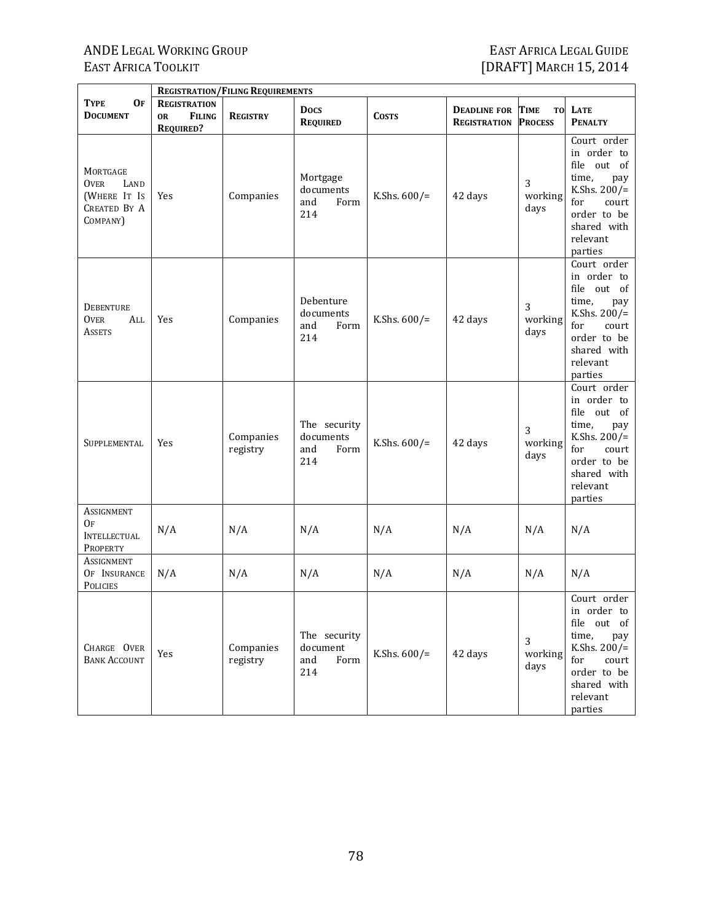| Type of Document | Registration/Filing Requirements | | | | | | |
|---|---|---|---|---|---|---|---|
| | Registration or Filing Required? | Registry | Docs Required | Costs | Deadline for Registration | Time to Process | Late Penalty |
| Mortgage Over Land (Where It Is Created By A Company) | Yes | Companies | Mortgage documents and Form 214 | K.Shs. 600/= | 42 days | 3 working days | Court order in order to file out of time, pay K.Shs. 200/= for court order to be shared with relevant parties |
| Debenture Over All Assets | Yes | Companies | Debenture documents and Form 214 | K.Shs. 600/= | 42 days | 3 working days | Court order in order to file out of time, pay K.Shs. 200/= for court order to be shared with relevant parties |
| Supplemental | Yes | Companies registry | The security documents and Form 214 | K.Shs. 600/= | 42 days | 3 working days | Court order in order to file out of time, pay K.Shs. 200/= for court order to be shared with relevant parties |
| Assignment Of Intellectual Property | N/A | N/A | N/A | N/A | N/A | N/A | N/A |
| Assignment Of Insurance Policies | N/A | N/A | N/A | N/A | N/A | N/A | N/A |
| Charge Over Bank Account | Yes | Companies registry | The security document and Form 214 | K.Shs. 600/= | 42 days | 3 working days | Court order in order to file out of time, pay K.Shs. 200/= for court order to be shared with relevant parties |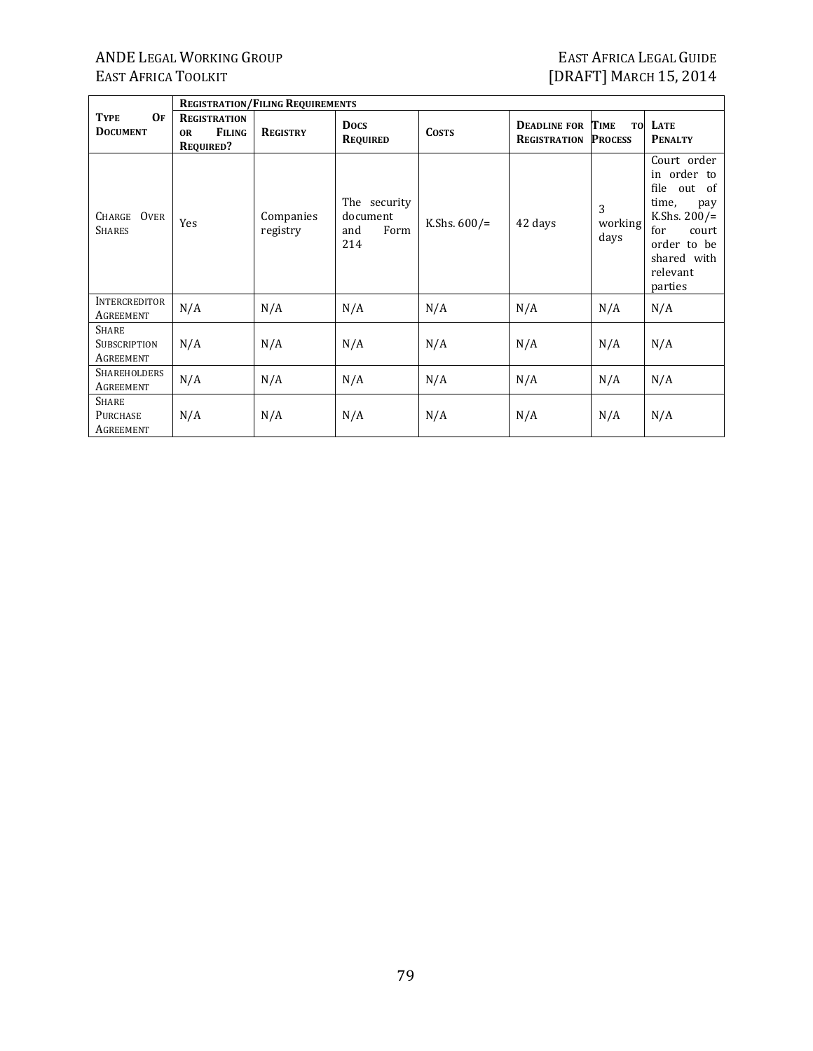| Type of Document | Registration/Filing Requirements | | | | | | |
|---|---|---|---|---|---|---|---|
| | Registration or Filing Required? | Registry | Docs Required | Costs | Deadline for Registration | Time to Process | Late Penalty |
| Charge Over Shares | Yes | Companies registry | The security document and Form 214 | K.Shs. 600/= | 42 days | 3 working days | Court order in order to file out of time, pay K.Shs. 200/= for court order to be shared with relevant parties |
| Intercreditor Agreement | N/A | N/A | N/A | N/A | N/A | N/A | N/A |
| Share Subscription Agreement | N/A | N/A | N/A | N/A | N/A | N/A | N/A |
| Shareholders Agreement | N/A | N/A | N/A | N/A | N/A | N/A | N/A |
| Share Purchase Agreement | N/A | N/A | N/A | N/A | N/A | N/A | N/A |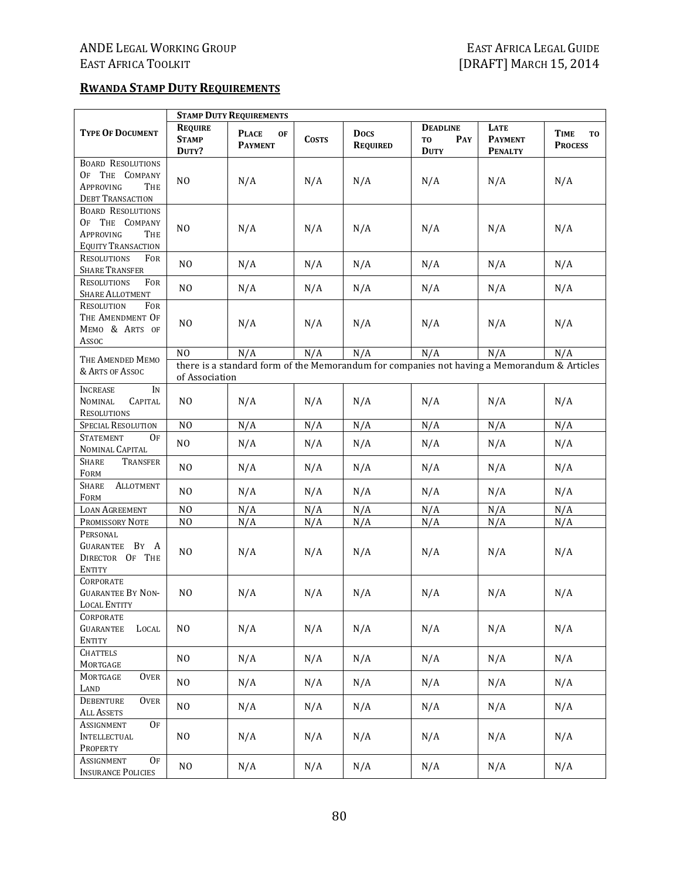## RWANDA STAMP DUTY REQUIREMENTS

| TYPE OF DOCUMENT | STAMP DUTY REQUIREMENTS | | | | | | |
|---|---|---|---|---|---|---|---|
| | REQUIRE STAMP DUTY? | PLACE OF PAYMENT | COSTS | DOCS REQUIRED | DEADLINE TO PAY DUTY | LATE PAYMENT PENALTY | TIME TO PROCESS |
| BOARD RESOLUTIONS OF THE COMPANY APPROVING THE DEBT TRANSACTION | NO | N/A | N/A | N/A | N/A | N/A | N/A |
| BOARD RESOLUTIONS OF THE COMPANY APPROVING THE EQUITY TRANSACTION | NO | N/A | N/A | N/A | N/A | N/A | N/A |
| RESOLUTIONS FOR SHARE TRANSFER | NO | N/A | N/A | N/A | N/A | N/A | N/A |
| RESOLUTIONS FOR SHARE ALLOTMENT | NO | N/A | N/A | N/A | N/A | N/A | N/A |
| RESOLUTION FOR THE AMENDMENT OF MEMO & ARTS OF ASSOC | NO | N/A | N/A | N/A | N/A | N/A | N/A |
| THE AMENDED MEMO & ARTS OF ASSOC | NO | N/A | N/A | N/A | N/A | N/A | N/A |
| | there is a standard form of the Memorandum for companies not having a Memorandum & Articles of Association | | | | | | |
| INCREASE IN NOMINAL CAPITAL RESOLUTIONS | NO | N/A | N/A | N/A | N/A | N/A | N/A |
| SPECIAL RESOLUTION | NO | N/A | N/A | N/A | N/A | N/A | N/A |
| STATEMENT OF NOMINAL CAPITAL | NO | N/A | N/A | N/A | N/A | N/A | N/A |
| SHARE TRANSFER FORM | NO | N/A | N/A | N/A | N/A | N/A | N/A |
| SHARE ALLOTMENT FORM | NO | N/A | N/A | N/A | N/A | N/A | N/A |
| LOAN AGREEMENT | NO | N/A | N/A | N/A | N/A | N/A | N/A |
| PROMISSORY NOTE | NO | N/A | N/A | N/A | N/A | N/A | N/A |
| PERSONAL GUARANTEE BY A DIRECTOR OF THE ENTITY | NO | N/A | N/A | N/A | N/A | N/A | N/A |
| CORPORATE GUARANTEE BY NON-LOCAL ENTITY | NO | N/A | N/A | N/A | N/A | N/A | N/A |
| CORPORATE GUARANTEE LOCAL ENTITY | NO | N/A | N/A | N/A | N/A | N/A | N/A |
| CHATTELS MORTGAGE | NO | N/A | N/A | N/A | N/A | N/A | N/A |
| MORTGAGE OVER LAND | NO | N/A | N/A | N/A | N/A | N/A | N/A |
| DEBENTURE OVER ALL ASSETS | NO | N/A | N/A | N/A | N/A | N/A | N/A |
| ASSIGNMENT OF INTELLECTUAL PROPERTY | NO | N/A | N/A | N/A | N/A | N/A | N/A |
| ASSIGNMENT OF INSURANCE POLICIES | NO | N/A | N/A | N/A | N/A | N/A | N/A |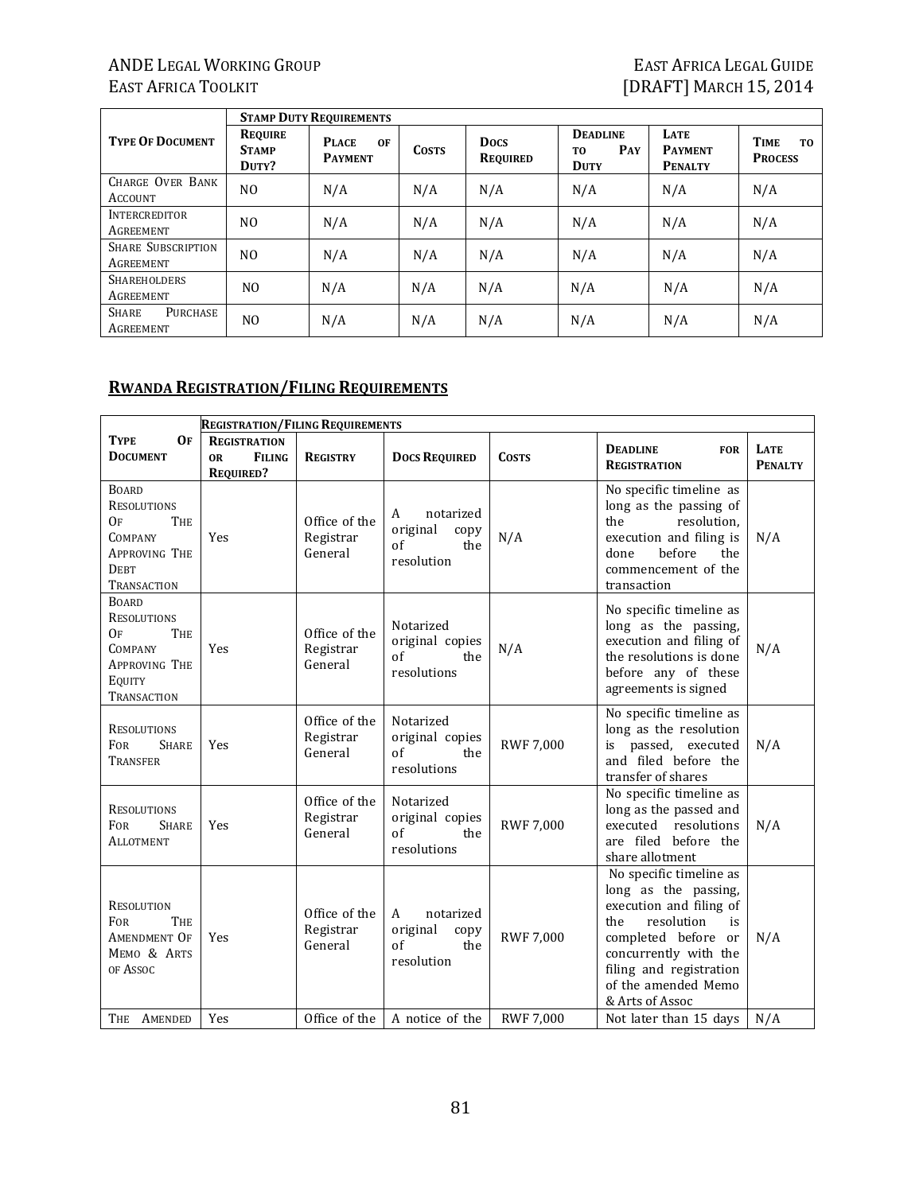| Type Of Document | Stamp Duty Requirements | | | | | | |
|---|---|---|---|---|---|---|---|
| | Require Stamp Duty? | Place of Payment | Costs | Docs Required | Deadline to Pay Duty | Late Payment Penalty | Time to Process |
| Charge Over Bank Account | NO | N/A | N/A | N/A | N/A | N/A | N/A |
| Intercreditor Agreement | NO | N/A | N/A | N/A | N/A | N/A | N/A |
| Share Subscription Agreement | NO | N/A | N/A | N/A | N/A | N/A | N/A |
| Shareholders Agreement | NO | N/A | N/A | N/A | N/A | N/A | N/A |
| Share Purchase Agreement | NO | N/A | N/A | N/A | N/A | N/A | N/A |

## Rwanda Registration/Filing Requirements

| Type Of Document | Registration/Filing Requirements | | | | | |
|---|---|---|---|---|---|---|
| | Registration or Filing Required? | Registry | Docs Required | Costs | Deadline for Registration | Late Penalty |
| Board Resolutions Of The Company Approving The Debt Transaction | Yes | Office of the Registrar General | A notarized original copy of the resolution | N/A | No specific timeline as long as the passing of the resolution, execution and filing is done before the commencement of the transaction | N/A |
| Board Resolutions Of The Company Approving The Equity Transaction | Yes | Office of the Registrar General | Notarized original copies of the resolutions | N/A | No specific timeline as long as the passing, execution and filing of the resolutions is done before any of these agreements is signed | N/A |
| Resolutions For Share Transfer | Yes | Office of the Registrar General | Notarized original copies of the resolutions | RWF 7,000 | No specific timeline as long as the resolution is passed, executed and filed before the transfer of shares | N/A |
| Resolutions For Share Allotment | Yes | Office of the Registrar General | Notarized original copies of the resolutions | RWF 7,000 | No specific timeline as long as the passed and executed resolutions are filed before the share allotment | N/A |
| Resolution For The Amendment Of Memo & Arts of Assoc | Yes | Office of the Registrar General | A notarized original copy of the resolution | RWF 7,000 | No specific timeline as long as the passing, execution and filing of the resolution is completed before or concurrently with the filing and registration of the amended Memo & Arts of Assoc | N/A |
| The Amended | Yes | Office of the | A notice of the | RWF 7,000 | Not later than 15 days | N/A |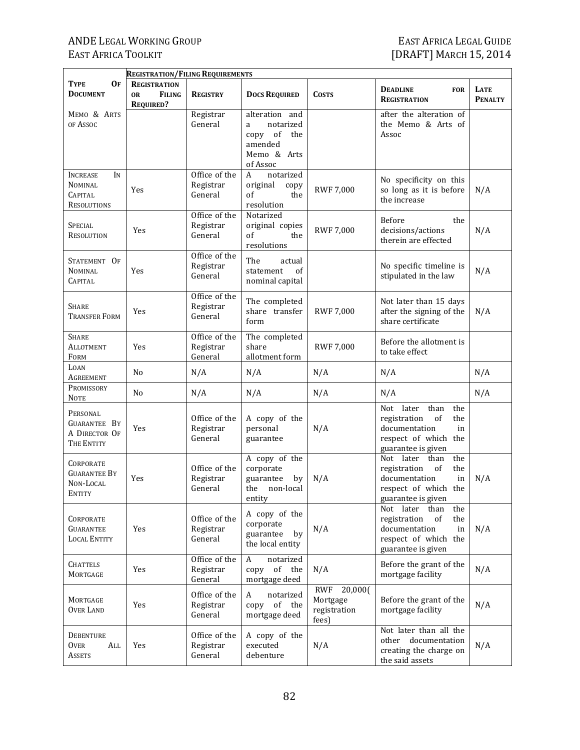| Type Of Document | Registration/Filing Requirements | | | | | |
|---|---|---|---|---|---|---|
| | Registration or Filing Required? | Registry | Docs Required | Costs | Deadline for Registration | Late Penalty |
| Memo & Arts of Assoc | | Registrar General | alteration and a notarized copy of the amended Memo & Arts of Assoc | | after the alteration of the Memo & Arts of Assoc | |
| Increase In Nominal Capital Resolutions | Yes | Office of the Registrar General | A notarized original copy of the resolution | RWF 7,000 | No specificity on this so long as it is before the increase | N/A |
| Special Resolution | Yes | Office of the Registrar General | Notarized original copies of the resolutions | RWF 7,000 | Before the decisions/actions therein are effected | N/A |
| Statement Of Nominal Capital | Yes | Office of the Registrar General | The actual statement of nominal capital | | No specific timeline is stipulated in the law | N/A |
| Share Transfer Form | Yes | Office of the Registrar General | The completed share transfer form | RWF 7,000 | Not later than 15 days after the signing of the share certificate | N/A |
| Share Allotment Form | Yes | Office of the Registrar General | The completed share allotment form | RWF 7,000 | Before the allotment is to take effect | |
| Loan Agreement | No | N/A | N/A | N/A | N/A | N/A |
| Promissory Note | No | N/A | N/A | N/A | N/A | N/A |
| Personal Guarantee By A Director Of The Entity | Yes | Office of the Registrar General | A copy of the personal guarantee | N/A | Not later than the registration of the documentation in respect of which the guarantee is given | |
| Corporate Guarantee By Non-Local Entity | Yes | Office of the Registrar General | A copy of the corporate guarantee by the non-local entity | N/A | Not later than the registration of the documentation in respect of which the guarantee is given | N/A |
| Corporate Guarantee Local Entity | Yes | Office of the Registrar General | A copy of the corporate guarantee by the local entity | N/A | Not later than the registration of the documentation in respect of which the guarantee is given | N/A |
| Chattels Mortgage | Yes | Office of the Registrar General | A notarized copy of the mortgage deed | N/A | Before the grant of the mortgage facility | N/A |
| Mortgage Over Land | Yes | Office of the Registrar General | A notarized copy of the mortgage deed | RWF 20,000( Mortgage registration fees) | Before the grant of the mortgage facility | N/A |
| Debenture Over All Assets | Yes | Office of the Registrar General | A copy of the executed debenture | N/A | Not later than all the other documentation creating the charge on the said assets | N/A |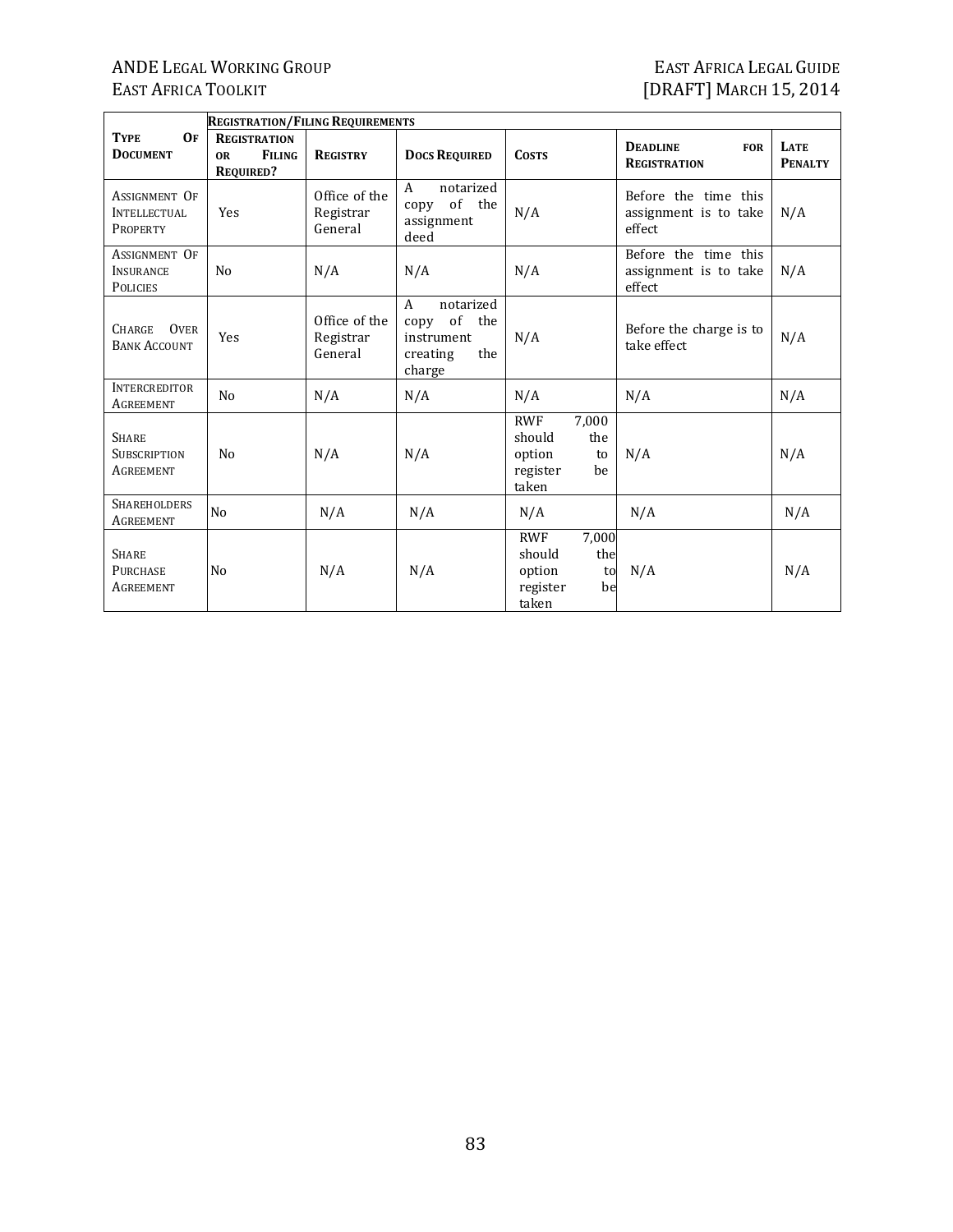| Type of Document | Registration/Filing Requirements | | | | | |
|---|---|---|---|---|---|---|
| | Registration or Filing Required? | Registry | Docs Required | Costs | Deadline for Registration | Late Penalty |
| Assignment Of Intellectual Property | Yes | Office of the Registrar General | A notarized copy of the assignment deed | N/A | Before the time this assignment is to take effect | N/A |
| Assignment Of Insurance Policies | No | N/A | N/A | N/A | Before the time this assignment is to take effect | N/A |
| Charge Over Bank Account | Yes | Office of the Registrar General | A notarized copy of the instrument creating the charge | N/A | Before the charge is to take effect | N/A |
| Intercreditor Agreement | No | N/A | N/A | N/A | N/A | N/A |
| Share Subscription Agreement | No | N/A | N/A | RWF 7,000 should the option to register be taken | N/A | N/A |
| Shareholders Agreement | No | N/A | N/A | N/A | N/A | N/A |
| Share Purchase Agreement | No | N/A | N/A | RWF 7,000 should the option to register be taken | N/A | N/A |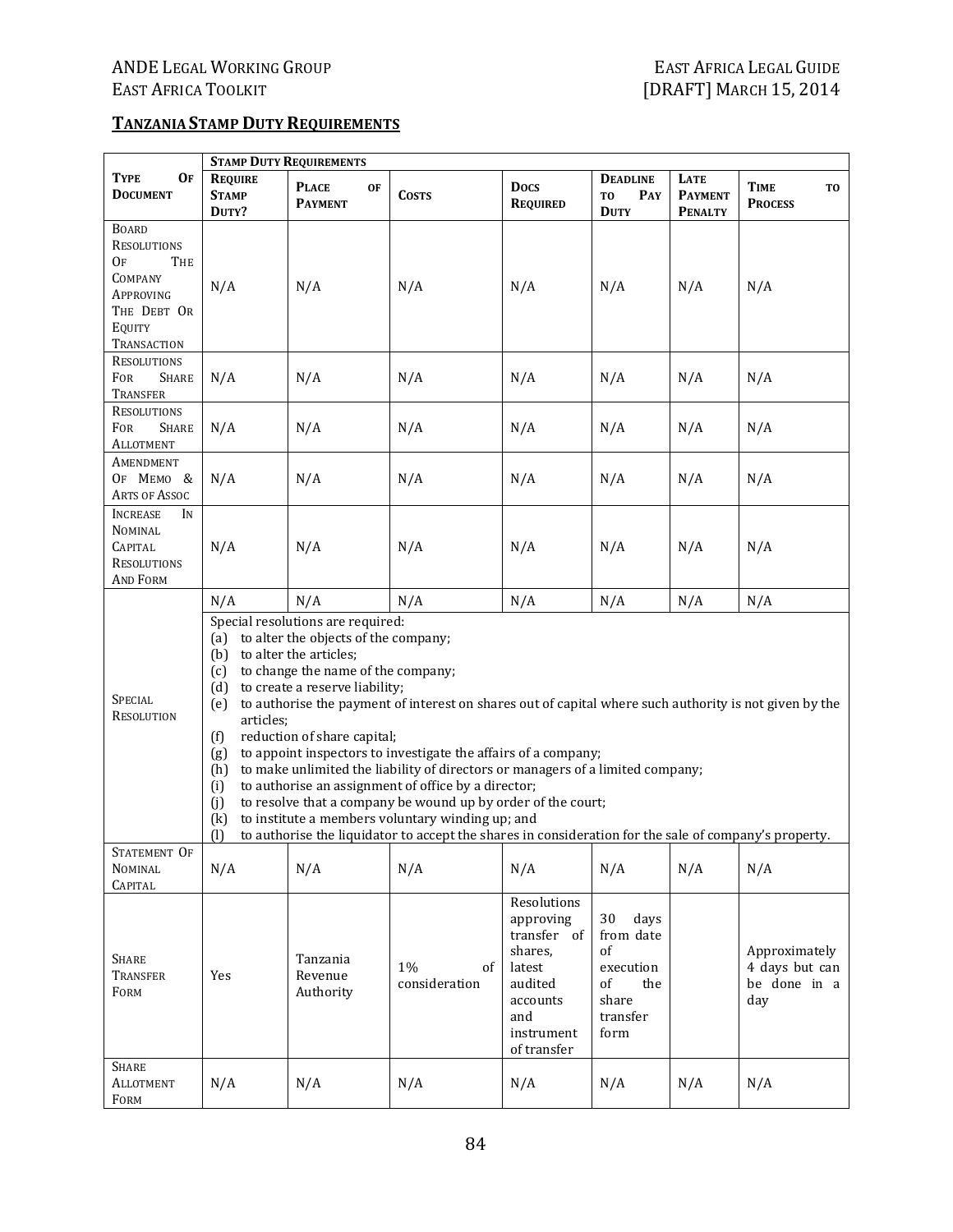## TANZANIA STAMP DUTY REQUIREMENTS

| TYPE OF DOCUMENT | STAMP DUTY REQUIREMENTS | | | | | | |
|---|---|---|---|---|---|---|---|
| | REQUIRE STAMP DUTY? | PLACE OF PAYMENT | COSTS | DOCS REQUIRED | DEADLINE TO PAY DUTY | LATE PAYMENT PENALTY | TIME TO PROCESS |
| BOARD RESOLUTIONS OF THE COMPANY APPROVING THE DEBT OR EQUITY TRANSACTION | N/A | N/A | N/A | N/A | N/A | N/A | N/A |
| RESOLUTIONS FOR SHARE TRANSFER | N/A | N/A | N/A | N/A | N/A | N/A | N/A |
| RESOLUTIONS FOR SHARE ALLOTMENT | N/A | N/A | N/A | N/A | N/A | N/A | N/A |
| AMENDMENT OF MEMO & ARTS OF ASSOC | N/A | N/A | N/A | N/A | N/A | N/A | N/A |
| INCREASE IN NOMINAL CAPITAL RESOLUTIONS AND FORM | N/A | N/A | N/A | N/A | N/A | N/A | N/A |
| SPECIAL RESOLUTION | N/A | N/A | N/A | N/A | N/A | N/A | N/A |
| | Special resolutions are required:<br>(a) to alter the objects of the company;<br>(b) to alter the articles;<br>(c) to change the name of the company;<br>(d) to create a reserve liability;<br>(e) to authorise the payment of interest on shares out of capital where such authority is not given by the articles;<br>(f) reduction of share capital;<br>(g) to appoint inspectors to investigate the affairs of a company;<br>(h) to make unlimited the liability of directors or managers of a limited company;<br>(i) to authorise an assignment of office by a director;<br>(j) to resolve that a company be wound up by order of the court;<br>(k) to institute a members voluntary winding up; and<br>(l) to authorise the liquidator to accept the shares in consideration for the sale of company's property. | | | | | | |
| STATEMENT OF NOMINAL CAPITAL | N/A | N/A | N/A | N/A | N/A | N/A | N/A |
| SHARE TRANSFER FORM | Yes | Tanzania Revenue Authority | 1% of consideration | Resolutions approving transfer of shares, latest audited accounts and instrument of transfer | 30 days from date of execution of the share transfer form | | Approximately 4 days but can be done in a day |
| SHARE ALLOTMENT FORM | N/A | N/A | N/A | N/A | N/A | N/A | N/A |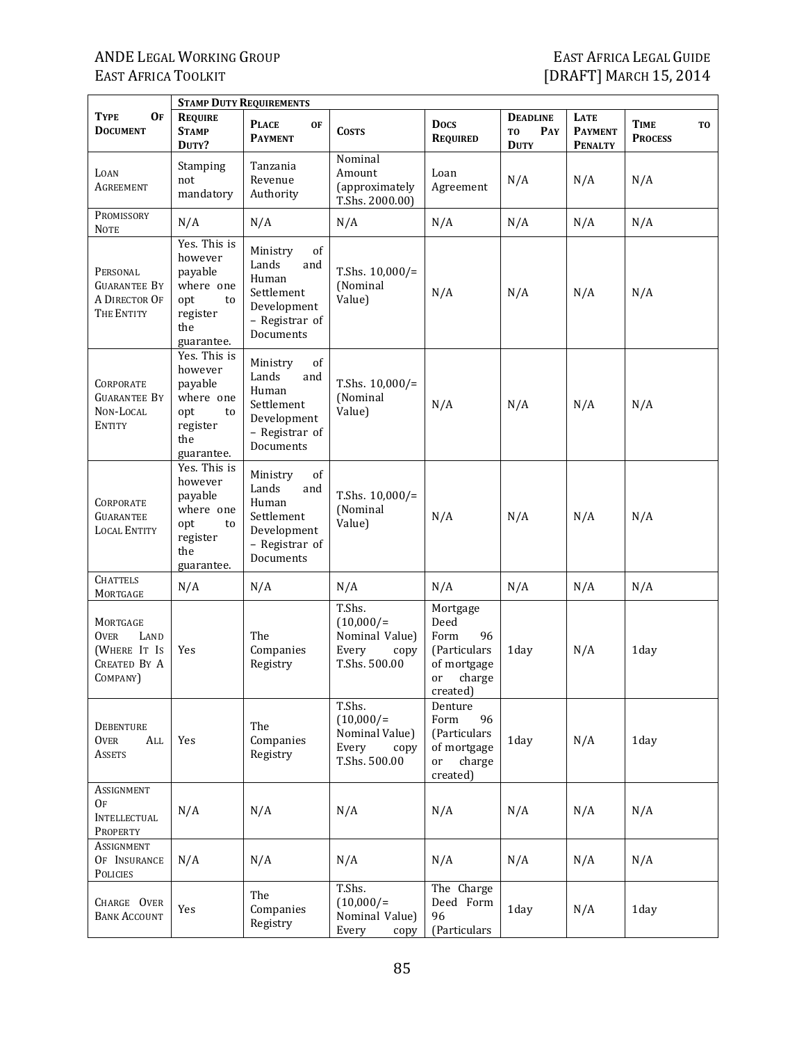| Type Of Document | Stamp Duty Requirements | | | | | | |
|---|---|---|---|---|---|---|---|
| | Require Stamp Duty? | Place of Payment | Costs | Docs Required | Deadline to Pay Duty | Late Payment Penalty | Time to Process |
| Loan Agreement | Stamping not mandatory | Tanzania Revenue Authority | Nominal Amount (approximately T.Shs. 2000.00) | Loan Agreement | N/A | N/A | N/A |
| Promissory Note | N/A | N/A | N/A | N/A | N/A | N/A | N/A |
| Personal Guarantee By A Director Of The Entity | Yes. This is however payable where one opt to register the guarantee. | Ministry of Lands and Human Settlement Development – Registrar of Documents | T.Shs. 10,000/= (Nominal Value) | N/A | N/A | N/A | N/A |
| Corporate Guarantee By Non-Local Entity | Yes. This is however payable where one opt to register the guarantee. | Ministry of Lands and Human Settlement Development – Registrar of Documents | T.Shs. 10,000/= (Nominal Value) | N/A | N/A | N/A | N/A |
| Corporate Guarantee Local Entity | Yes. This is however payable where one opt to register the guarantee. | Ministry of Lands and Human Settlement Development – Registrar of Documents | T.Shs. 10,000/= (Nominal Value) | N/A | N/A | N/A | N/A |
| Chattels Mortgage | N/A | N/A | N/A | N/A | N/A | N/A | N/A |
| Mortgage Over Land (Where It Is Created By A Company) | Yes | The Companies Registry | T.Shs. (10,000/= Nominal Value) Every copy T.Shs. 500.00 | Mortgage Deed Form 96 (Particulars of mortgage or charge created) | 1day | N/A | 1day |
| Debenture Over All Assets | Yes | The Companies Registry | T.Shs. (10,000/= Nominal Value) Every copy T.Shs. 500.00 | Denture Form 96 (Particulars of mortgage or charge created) | 1day | N/A | 1day |
| Assignment Of Intellectual Property | N/A | N/A | N/A | N/A | N/A | N/A | N/A |
| Assignment Of Insurance Policies | N/A | N/A | N/A | N/A | N/A | N/A | N/A |
| Charge Over Bank Account | Yes | The Companies Registry | T.Shs. (10,000/= Nominal Value) Every copy | The Charge Deed Form 96 (Particulars | 1day | N/A | 1day |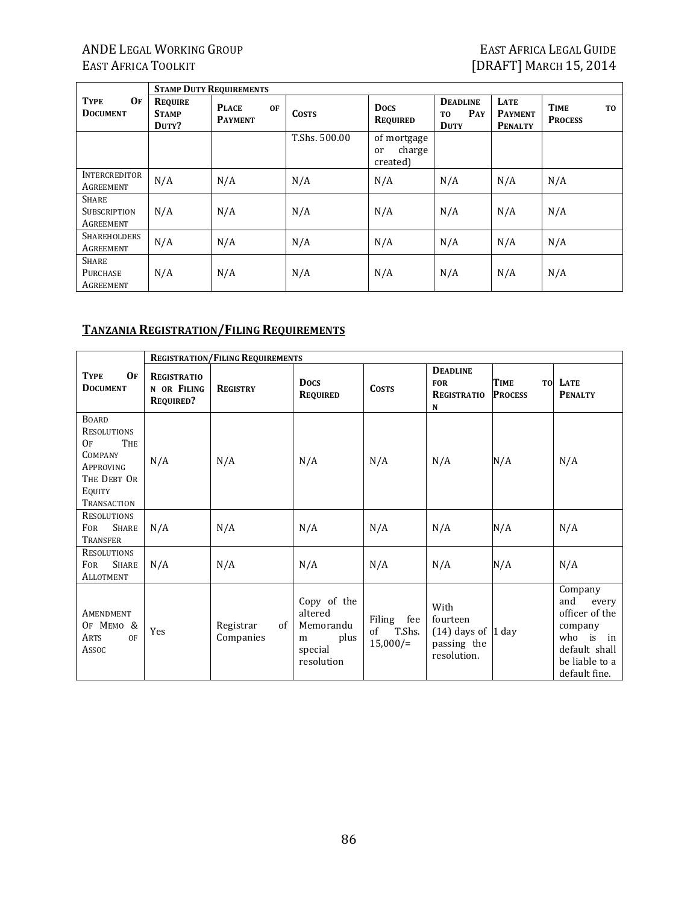| Type Of Document | Stamp Duty Requirements | | | | | | |
|---|---|---|---|---|---|---|---|
| | Require Stamp Duty? | Place of Payment | Costs | Docs Required | Deadline to Pay Duty | Late Payment Penalty | Time to Process |
| | | | T.Shs. 500.00 | of mortgage or charge created) | | | |
| Intercreditor Agreement | N/A | N/A | N/A | N/A | N/A | N/A | N/A |
| Share Subscription Agreement | N/A | N/A | N/A | N/A | N/A | N/A | N/A |
| Shareholders Agreement | N/A | N/A | N/A | N/A | N/A | N/A | N/A |
| Share Purchase Agreement | N/A | N/A | N/A | N/A | N/A | N/A | N/A |

## Tanzania Registration/Filing Requirements

| Type Of Document | Registration/Filing Requirements | | | | | | |
|---|---|---|---|---|---|---|---|
| | Registration or Filing Required? | Registry | Docs Required | Costs | Deadline for Registration | Time to Process | Late Penalty |
| Board Resolutions Of The Company Approving The Debt Or Equity Transaction | N/A | N/A | N/A | N/A | N/A | N/A | N/A |
| Resolutions For Share Transfer | N/A | N/A | N/A | N/A | N/A | N/A | N/A |
| Resolutions For Share Allotment | N/A | N/A | N/A | N/A | N/A | N/A | N/A |
| Amendment Of Memo & Arts of Assoc | Yes | Registrar of Companies | Copy of the altered Memorandum plus special resolution | Filing fee of T.Shs. 15,000/= | With fourteen (14) days of passing the resolution. | 1 day | Company and every officer of the company who is in default shall be liable to a default fine. |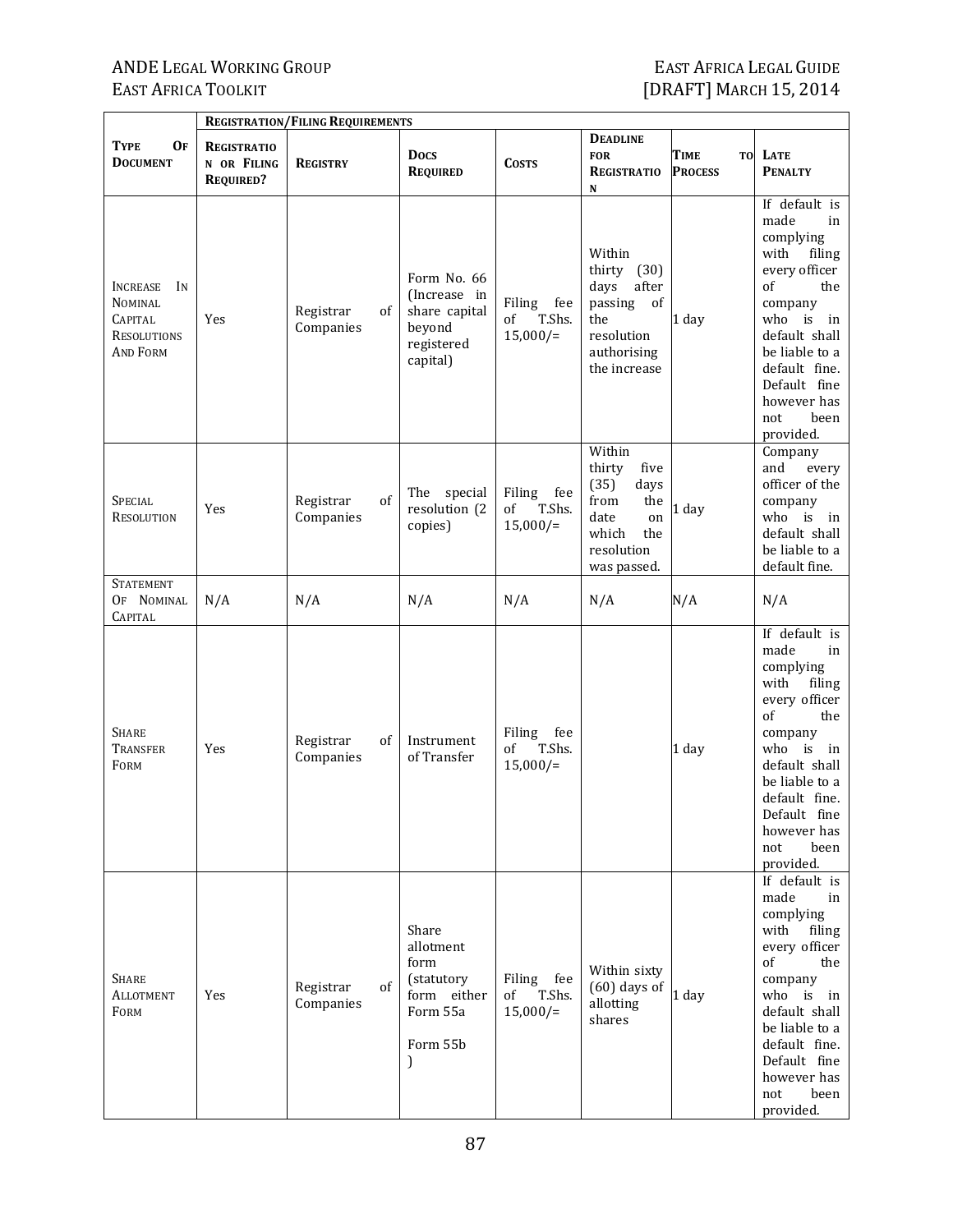| Type Of Document | Registration/Filing Requirements | | | | | | |
|---|---|---|---|---|---|---|---|
| | Registration or Filing Required? | Registry | Docs Required | Costs | Deadline for Registration | Time to Process | Late Penalty |
| Increase In Nominal Capital Resolutions And Form | Yes | Registrar of Companies | Form No. 66 (Increase in share capital beyond registered capital) | Filing fee of T.Shs. 15,000/= | Within thirty (30) days after passing of the resolution authorising the increase | 1 day | If default is made in complying with filing every officer of the company who is in default shall be liable to a default fine. Default fine however has not been provided. |
| Special Resolution | Yes | Registrar of Companies | The special resolution (2 copies) | Filing fee of T.Shs. 15,000/= | Within thirty five (35) days from the date on which the resolution was passed. | 1 day | Company and every officer of the company who is in default shall be liable to a default fine. |
| Statement Of Nominal Capital | N/A | N/A | N/A | N/A | N/A | N/A | N/A |
| Share Transfer Form | Yes | Registrar of Companies | Instrument of Transfer | Filing fee of T.Shs. 15,000/= | | 1 day | If default is made in complying with filing every officer of the company who is in default shall be liable to a default fine. Default fine however has not been provided. |
| Share Allotment Form | Yes | Registrar of Companies | Share allotment form (statutory form either Form 55a Form 55b ) | Filing fee of T.Shs. 15,000/= | Within sixty (60) days of allotting shares | 1 day | If default is made in complying with filing every officer of the company who is in default shall be liable to a default fine. Default fine however has not been provided. |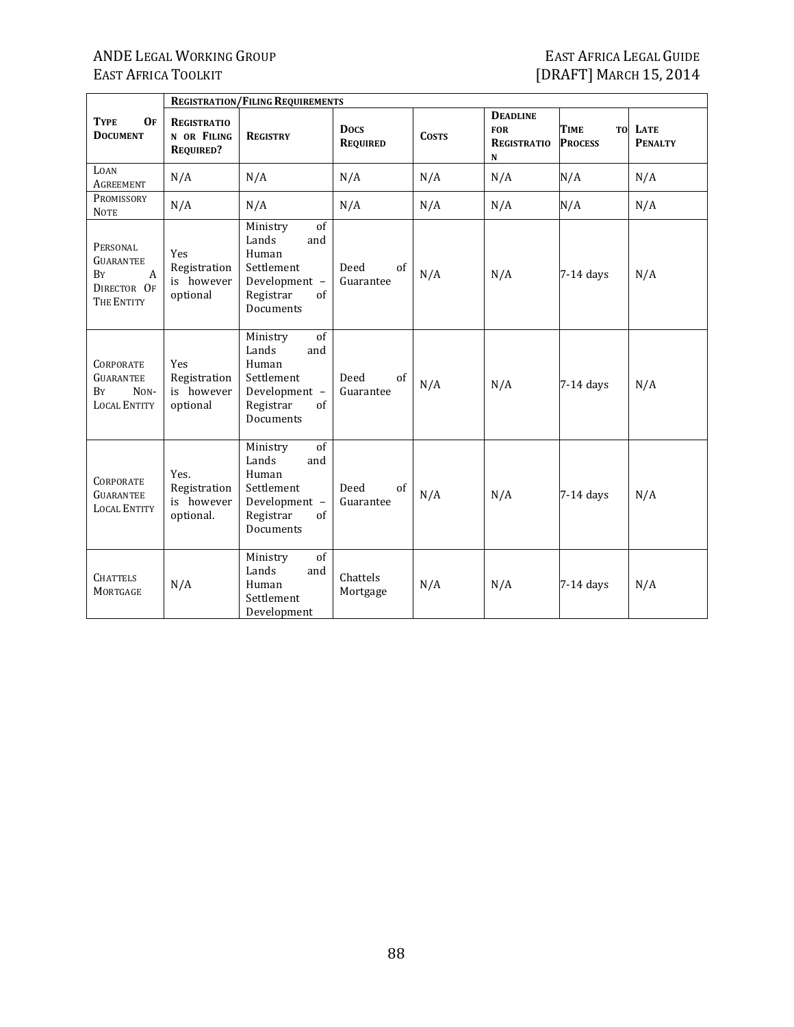| Type Of Document | Registration/Filing Requirements | | | | | | |
|---|---|---|---|---|---|---|---|
| | Registration or Filing Required? | Registry | Docs Required | Costs | Deadline for Registration | Time to Process | Late Penalty |
| Loan Agreement | N/A | N/A | N/A | N/A | N/A | N/A | N/A |
| Promissory Note | N/A | N/A | N/A | N/A | N/A | N/A | N/A |
| Personal Guarantee By A Director Of The Entity | Yes Registration is however optional | Ministry of Lands and Human Settlement Development – Registrar of Documents | Deed of Guarantee | N/A | N/A | 7-14 days | N/A |
| Corporate Guarantee By Non-Local Entity | Yes Registration is however optional | Ministry of Lands and Human Settlement Development – Registrar of Documents | Deed of Guarantee | N/A | N/A | 7-14 days | N/A |
| Corporate Guarantee Local Entity | Yes. Registration is however optional. | Ministry of Lands and Human Settlement Development – Registrar of Documents | Deed of Guarantee | N/A | N/A | 7-14 days | N/A |
| Chattels Mortgage | N/A | Ministry of Lands and Human Settlement Development | Chattels Mortgage | N/A | N/A | 7-14 days | N/A |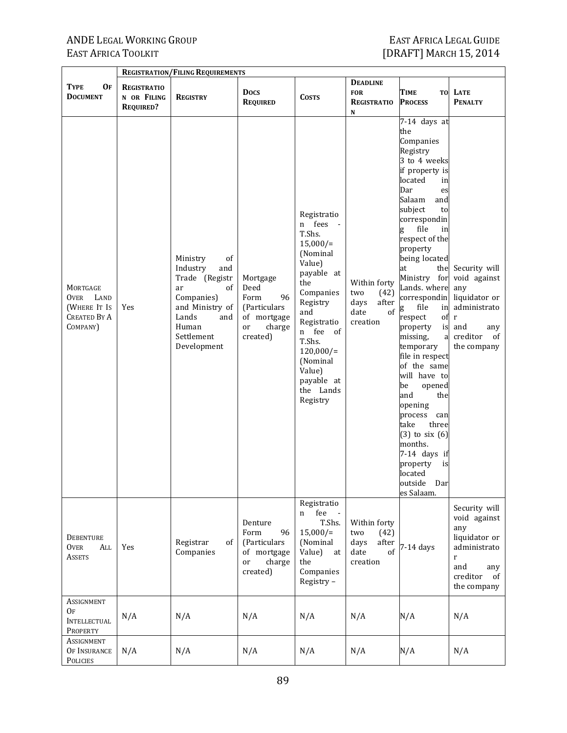| Type of Document | Registration/Filing Requirements | | | | | | |
|---|---|---|---|---|---|---|---|
| | Registration or Filing Required? | Registry | Docs Required | Costs | Deadline for Registration | Time to Process | Late Penalty |
| Mortgage Over Land (Where It Is Created By A Company) | Yes | Ministry of Industry and Trade (Registrar of Companies) and Ministry of Lands and Human Settlement Development | Mortgage Deed Form 96 (Particulars of mortgage or charge created) | Registration fees - T.Shs. 15,000/= (Nominal Value) payable at the Companies Registry and Registration fee of T.Shs. 120,000/= (Nominal Value) payable at the Lands Registry | Within forty two (42) days after date of creation | 7-14 days at the Companies Registry 3 to 4 weeks if property is located in Dar es Salaam and subject to corresponding file in respect of the property being located at the Ministry for Lands. where corresponding file in respect of property is missing, a temporary file in respect of the same will have to be opened and the opening process can take three (3) to six (6) months. 7-14 days if property is located outside Dar es Salaam. | Security will void against any liquidator or administrator and any creditor of the company |
| Debenture Over All Assets | Yes | Registrar of Companies | Denture Form 96 (Particulars of mortgage or charge created) | Registration fee - T.Shs. 15,000/= (Nominal Value) at the Companies Registry – | Within forty two (42) days after date of creation | 7-14 days | Security will void against any liquidator or administrator and any creditor of the company |
| Assignment Of Intellectual Property | N/A | N/A | N/A | N/A | N/A | N/A | N/A |
| Assignment Of Insurance Policies | N/A | N/A | N/A | N/A | N/A | N/A | N/A |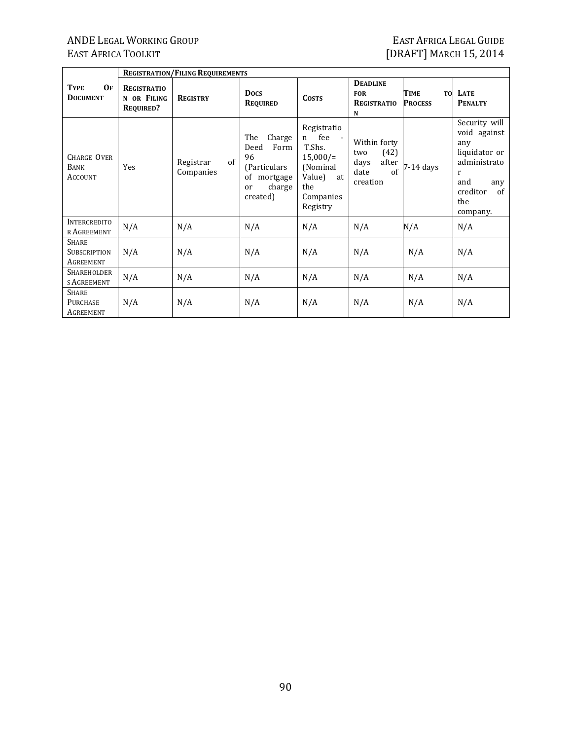| Type Of Document | Registration/Filing Requirements | | | | | | |
|---|---|---|---|---|---|---|---|
| | Registration or Filing Required? | Registry | Docs Required | Costs | Deadline for Registration | Time to Process | Late Penalty |
| Charge Over Bank Account | Yes | Registrar of Companies | The Charge Deed Form 96 (Particulars of mortgage or charge created) | Registration fee - T.Shs. 15,000/= (Nominal Value) at the Companies Registry | Within forty two (42) days after date of creation | 7-14 days | Security will void against any liquidator or administrator and any creditor of the company. |
| Intercreditor Agreement | N/A | N/A | N/A | N/A | N/A | N/A | N/A |
| Share Subscription Agreement | N/A | N/A | N/A | N/A | N/A | N/A | N/A |
| Shareholders Agreement | N/A | N/A | N/A | N/A | N/A | N/A | N/A |
| Share Purchase Agreement | N/A | N/A | N/A | N/A | N/A | N/A | N/A |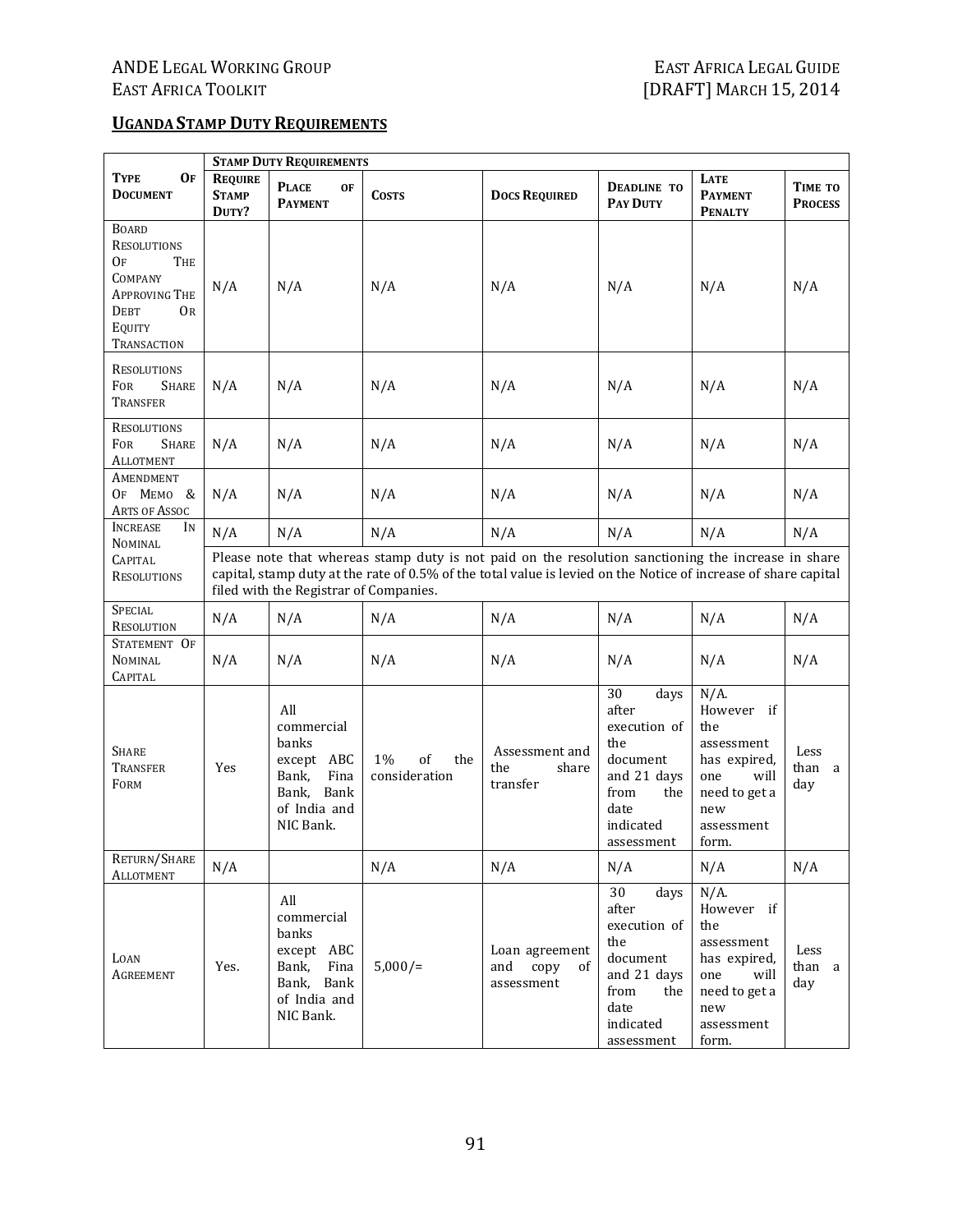## Uganda Stamp Duty Requirements

| Type of Document | Stamp Duty Requirements | | | | | | |
|---|---|---|---|---|---|---|---|
| | Require Stamp Duty? | Place of Payment | Costs | Docs Required | Deadline to Pay Duty | Late Payment Penalty | Time to Process |
| Board Resolutions of the Company Approving the Debt or Equity Transaction | N/A | N/A | N/A | N/A | N/A | N/A | N/A |
| Resolutions for Share Transfer | N/A | N/A | N/A | N/A | N/A | N/A | N/A |
| Resolutions for Share Allotment | N/A | N/A | N/A | N/A | N/A | N/A | N/A |
| Amendment of Memo & Arts of Assoc | N/A | N/A | N/A | N/A | N/A | N/A | N/A |
| Increase in Nominal Capital Resolutions | N/A | N/A | N/A | N/A | N/A | N/A | N/A |
| | Please note that whereas stamp duty is not paid on the resolution sanctioning the increase in share capital, stamp duty at the rate of 0.5% of the total value is levied on the Notice of increase of share capital filed with the Registrar of Companies. | | | | | | |
| Special Resolution | N/A | N/A | N/A | N/A | N/A | N/A | N/A |
| Statement of Nominal Capital | N/A | N/A | N/A | N/A | N/A | N/A | N/A |
| Share Transfer Form | Yes | All commercial banks except ABC Bank, Fina Bank, Bank of India and NIC Bank. | 1% of the consideration | Assessment and the share transfer | 30 days after execution of the document and 21 days from the date indicated assessment | N/A. However if the assessment has expired, one will need to get a new assessment form. | Less than a day |
| Return/Share Allotment | N/A | | N/A | N/A | N/A | N/A | N/A |
| Loan Agreement | Yes. | All commercial banks except ABC Bank, Fina Bank, Bank of India and NIC Bank. | 5,000/= | Loan agreement and copy of assessment | 30 days after execution of the document and 21 days from the date indicated assessment | N/A. However if the assessment has expired, one will need to get a new assessment form. | Less than a day |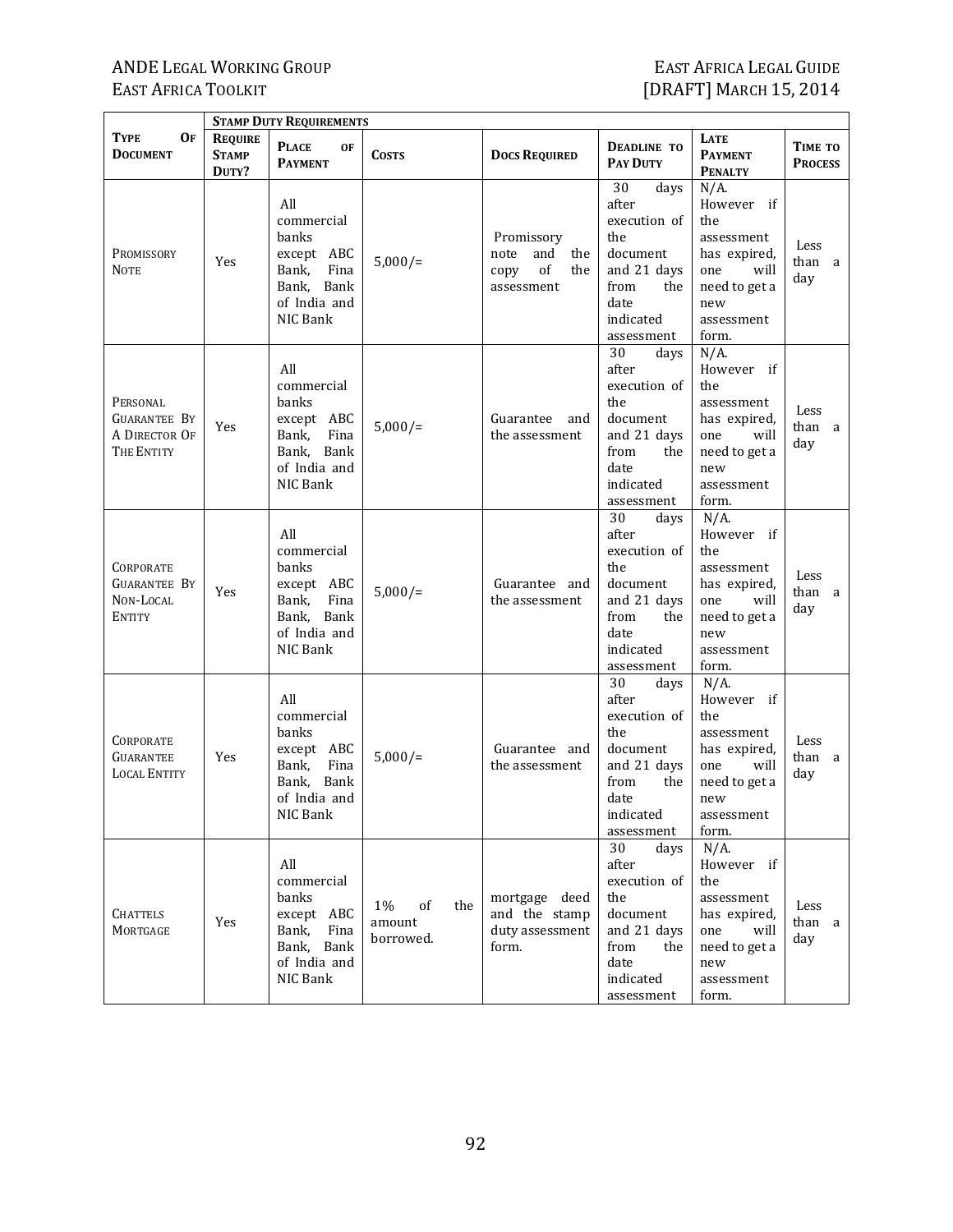| Type Of Document | Stamp Duty Requirements | | | | | | |
|---|---|---|---|---|---|---|---|
| | Require Stamp Duty? | Place of Payment | Costs | Docs Required | Deadline to Pay Duty | Late Payment Penalty | Time to Process |
| Promissory Note | Yes | All commercial banks except ABC Bank, Fina Bank, Bank of India and NIC Bank | 5,000/= | Promissory note and the copy of the assessment | 30 days after execution of the document and 21 days from the date indicated assessment | N/A. However if the assessment has expired, one will need to get a new assessment form. | Less than a day |
| Personal Guarantee By A Director Of The Entity | Yes | All commercial banks except ABC Bank, Fina Bank, Bank of India and NIC Bank | 5,000/= | Guarantee and the assessment | 30 days after execution of the document and 21 days from the date indicated assessment | N/A. However if the assessment has expired, one will need to get a new assessment form. | Less than a day |
| Corporate Guarantee By Non-Local Entity | Yes | All commercial banks except ABC Bank, Fina Bank, Bank of India and NIC Bank | 5,000/= | Guarantee and the assessment | 30 days after execution of the document and 21 days from the date indicated assessment | N/A. However if the assessment has expired, one will need to get a new assessment form. | Less than a day |
| Corporate Guarantee Local Entity | Yes | All commercial banks except ABC Bank, Fina Bank, Bank of India and NIC Bank | 5,000/= | Guarantee and the assessment | 30 days after execution of the document and 21 days from the date indicated assessment | N/A. However if the assessment has expired, one will need to get a new assessment form. | Less than a day |
| Chattels Mortgage | Yes | All commercial banks except ABC Bank, Fina Bank, Bank of India and NIC Bank | 1% of the amount borrowed. | mortgage deed and the stamp duty assessment form. | 30 days after execution of the document and 21 days from the date indicated assessment | N/A. However if the assessment has expired, one will need to get a new assessment form. | Less than a day |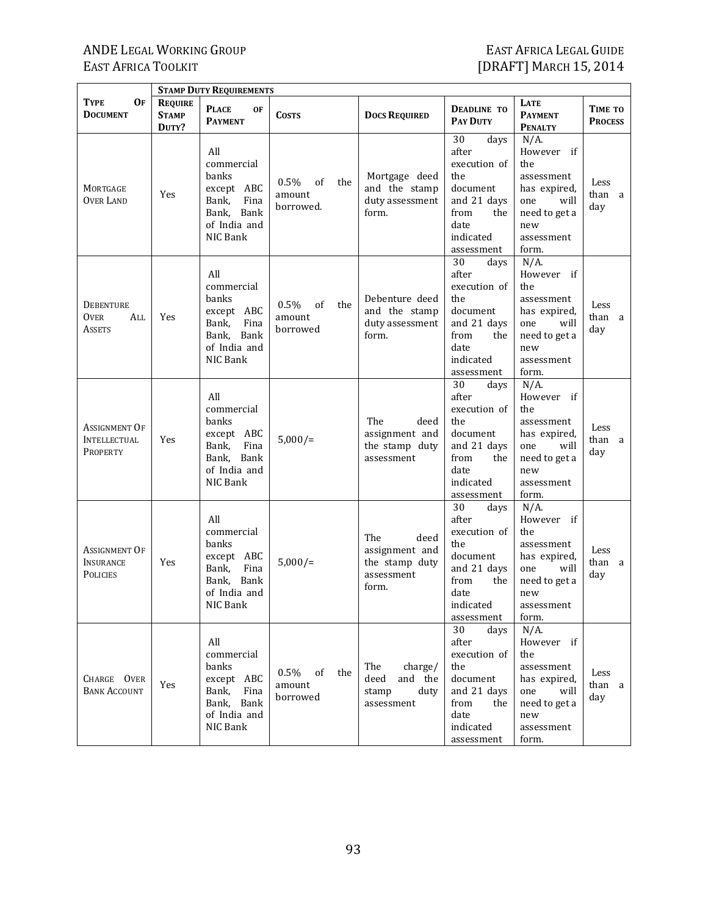| Type Of Document | Stamp Duty Requirements | | | | | | |
|---|---|---|---|---|---|---|---|
| | Require Stamp Duty? | Place of Payment | Costs | Docs Required | Deadline to Pay Duty | Late Payment Penalty | Time to Process |
| Mortgage Over Land | Yes | All commercial banks except ABC Bank, Fina Bank, Bank of India and NIC Bank | 0.5% of the amount borrowed. | Mortgage deed and the stamp duty assessment form. | 30 days after execution of the document and 21 days from the date indicated assessment | N/A. However if the assessment has expired, one will need to get a new assessment form. | Less than a day |
| Debenture Over All Assets | Yes | All commercial banks except ABC Bank, Fina Bank, Bank of India and NIC Bank | 0.5% of the amount borrowed | Debenture deed and the stamp duty assessment form. | 30 days after execution of the document and 21 days from the date indicated assessment | N/A. However if the assessment has expired, one will need to get a new assessment form. | Less than a day |
| Assignment Of Intellectual Property | Yes | All commercial banks except ABC Bank, Fina Bank, Bank of India and NIC Bank | 5,000/= | The deed assignment and the stamp duty assessment | 30 days after execution of the document and 21 days from the date indicated assessment | N/A. However if the assessment has expired, one will need to get a new assessment form. | Less than a day |
| Assignment Of Insurance Policies | Yes | All commercial banks except ABC Bank, Fina Bank, Bank of India and NIC Bank | 5,000/= | The deed assignment and the stamp duty assessment form. | 30 days after execution of the document and 21 days from the date indicated assessment | N/A. However if the assessment has expired, one will need to get a new assessment form. | Less than a day |
| Charge Over Bank Account | Yes | All commercial banks except ABC Bank, Fina Bank, Bank of India and NIC Bank | 0.5% of the amount borrowed | The charge/ deed and the stamp duty assessment | 30 days after execution of the document and 21 days from the date indicated assessment | N/A. However if the assessment has expired, one will need to get a new assessment form. | Less than a day |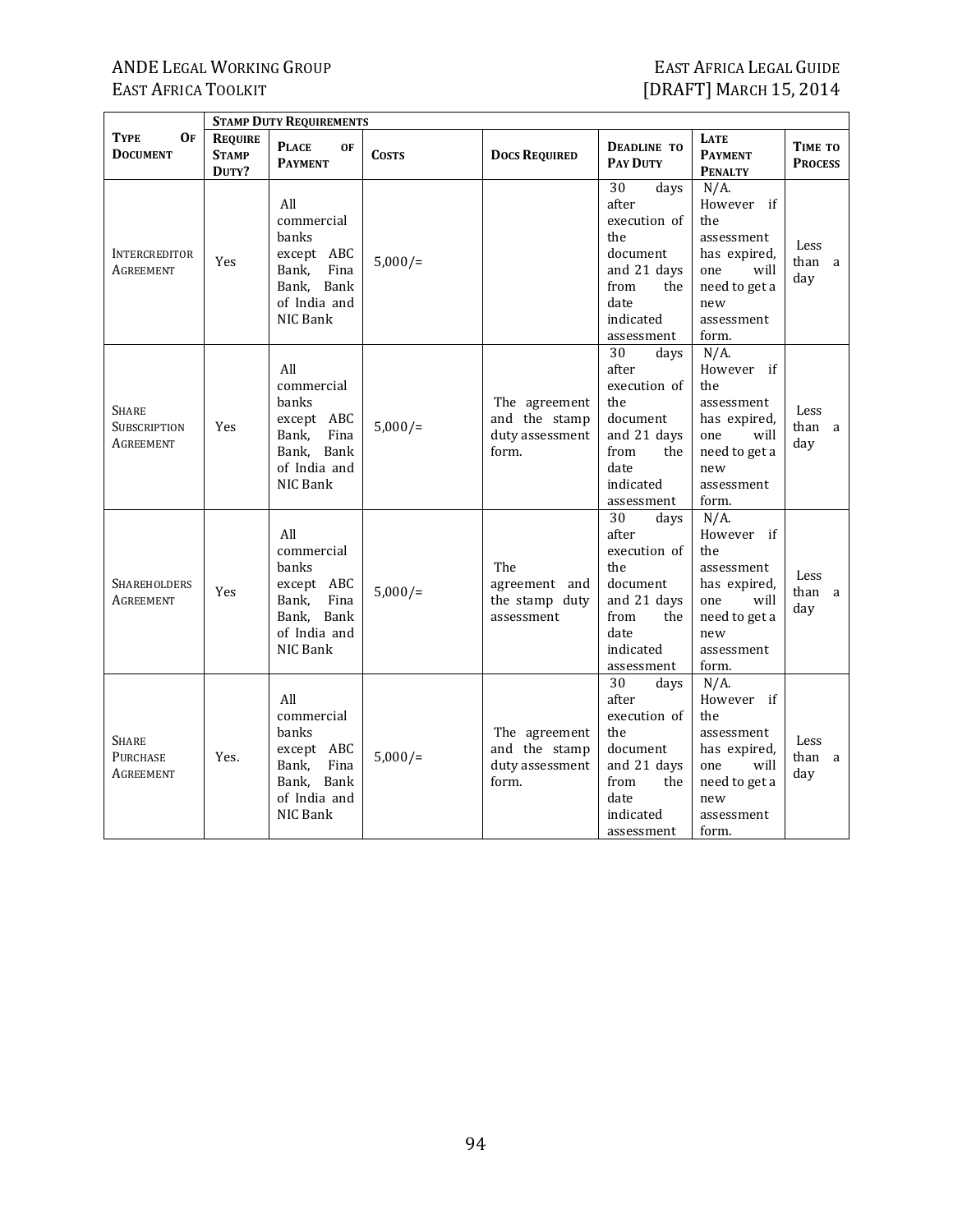| Type Of Document | Stamp Duty Requirements | | | | | | |
|---|---|---|---|---|---|---|---|
| | Require Stamp Duty? | Place of Payment | Costs | Docs Required | Deadline to Pay Duty | Late Payment Penalty | Time to Process |
| Intercreditor Agreement | Yes | All commercial banks except ABC Bank, Fina Bank, Bank of India and NIC Bank | 5,000/= | | 30 days after execution of the document and 21 days from the date indicated assessment | N/A. However if the assessment has expired, one will need to get a new assessment form. | Less than a day |
| Share Subscription Agreement | Yes | All commercial banks except ABC Bank, Fina Bank, Bank of India and NIC Bank | 5,000/= | The agreement and the stamp duty assessment form. | 30 days after execution of the document and 21 days from the date indicated assessment | N/A. However if the assessment has expired, one will need to get a new assessment form. | Less than a day |
| Shareholders Agreement | Yes | All commercial banks except ABC Bank, Fina Bank, Bank of India and NIC Bank | 5,000/= | The agreement and the stamp duty assessment | 30 days after execution of the document and 21 days from the date indicated assessment | N/A. However if the assessment has expired, one will need to get a new assessment form. | Less than a day |
| Share Purchase Agreement | Yes. | All commercial banks except ABC Bank, Fina Bank, Bank of India and NIC Bank | 5,000/= | The agreement and the stamp duty assessment form. | 30 days after execution of the document and 21 days from the date indicated assessment | N/A. However if the assessment has expired, one will need to get a new assessment form. | Less than a day |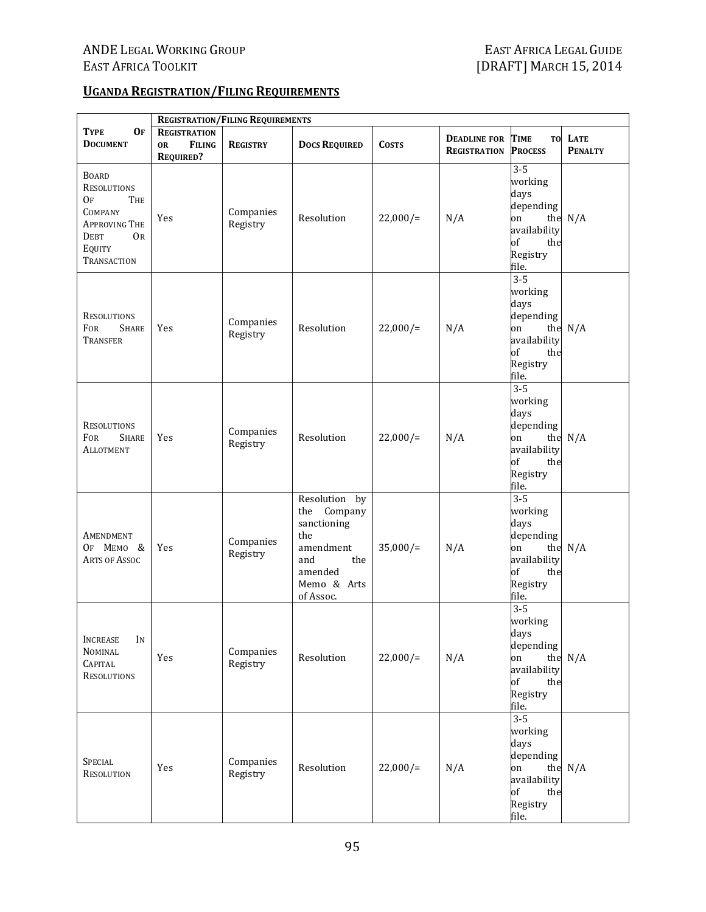## UGANDA REGISTRATION/FILING REQUIREMENTS

| TYPE OF DOCUMENT | REGISTRATION/FILING REQUIREMENTS | | | | | | |
|---|---|---|---|---|---|---|---|
| | REGISTRATION OR FILING REQUIRED? | REGISTRY | DOCS REQUIRED | COSTS | DEADLINE FOR REGISTRATION | TIME TO PROCESS | LATE PENALTY |
| BOARD RESOLUTIONS OF THE COMPANY APPROVING THE DEBT OR EQUITY TRANSACTION | Yes | Companies Registry | Resolution | 22,000/= | N/A | 3-5 working days depending on the availability of the Registry file. | N/A |
| RESOLUTIONS FOR SHARE TRANSFER | Yes | Companies Registry | Resolution | 22,000/= | N/A | 3-5 working days depending on the availability of the Registry file. | N/A |
| RESOLUTIONS FOR SHARE ALLOTMENT | Yes | Companies Registry | Resolution | 22,000/= | N/A | 3-5 working days depending on the availability of the Registry file. | N/A |
| AMENDMENT OF MEMO & ARTS OF ASSOC | Yes | Companies Registry | Resolution by the Company sanctioning the amendment and the amended Memo & Arts of Assoc. | 35,000/= | N/A | 3-5 working days depending on the availability of the Registry file. | N/A |
| INCREASE IN NOMINAL CAPITAL RESOLUTIONS | Yes | Companies Registry | Resolution | 22,000/= | N/A | 3-5 working days depending on the availability of the Registry file. | N/A |
| SPECIAL RESOLUTION | Yes | Companies Registry | Resolution | 22,000/= | N/A | 3-5 working days depending on the availability of the Registry file. | N/A |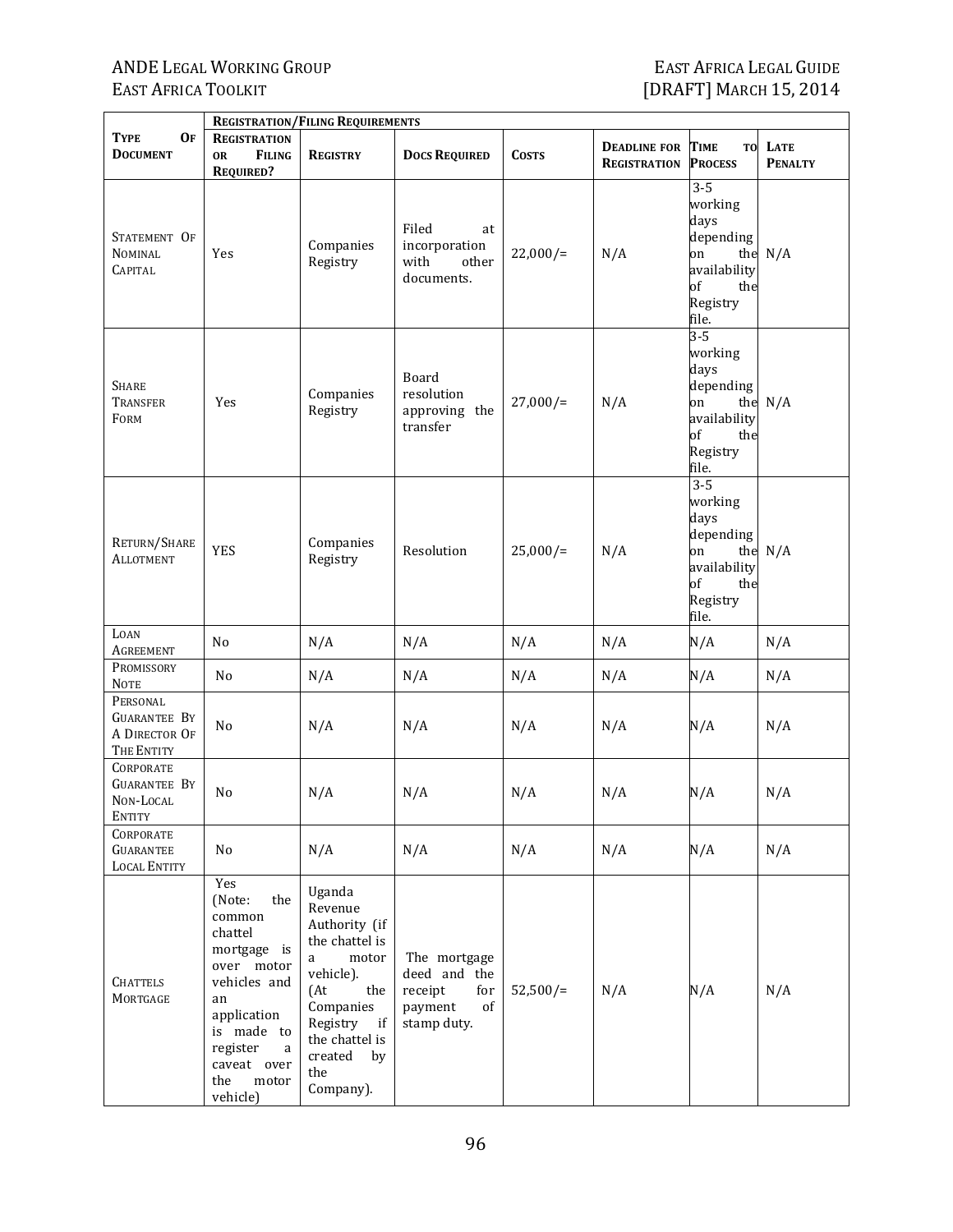| Type Of Document | Registration/Filing Requirements | | | | | | |
|---|---|---|---|---|---|---|---|
| | Registration or Filing Required? | Registry | Docs Required | Costs | Deadline for Registration | Time to Process | Late Penalty |
| Statement Of Nominal Capital | Yes | Companies Registry | Filed at incorporation with other documents. | 22,000/= | N/A | 3-5 working days depending on the availability of the Registry file. | N/A |
| Share Transfer Form | Yes | Companies Registry | Board resolution approving the transfer | 27,000/= | N/A | 3-5 working days depending on the availability of the Registry file. | N/A |
| Return/Share Allotment | YES | Companies Registry | Resolution | 25,000/= | N/A | 3-5 working days depending on the availability of the Registry file. | N/A |
| Loan Agreement | No | N/A | N/A | N/A | N/A | N/A | N/A |
| Promissory Note | No | N/A | N/A | N/A | N/A | N/A | N/A |
| Personal Guarantee By A Director Of The Entity | No | N/A | N/A | N/A | N/A | N/A | N/A |
| Corporate Guarantee By Non-Local Entity | No | N/A | N/A | N/A | N/A | N/A | N/A |
| Corporate Guarantee Local Entity | No | N/A | N/A | N/A | N/A | N/A | N/A |
| Chattels Mortgage | Yes (Note: the common chattel mortgage is over motor vehicles and an application is made to register a caveat over the motor vehicle) | Uganda Revenue Authority (if the chattel is a motor vehicle). (At the Companies Registry if the chattel is created by the Company). | The mortgage deed and the receipt for payment of stamp duty. | 52,500/= | N/A | N/A | N/A |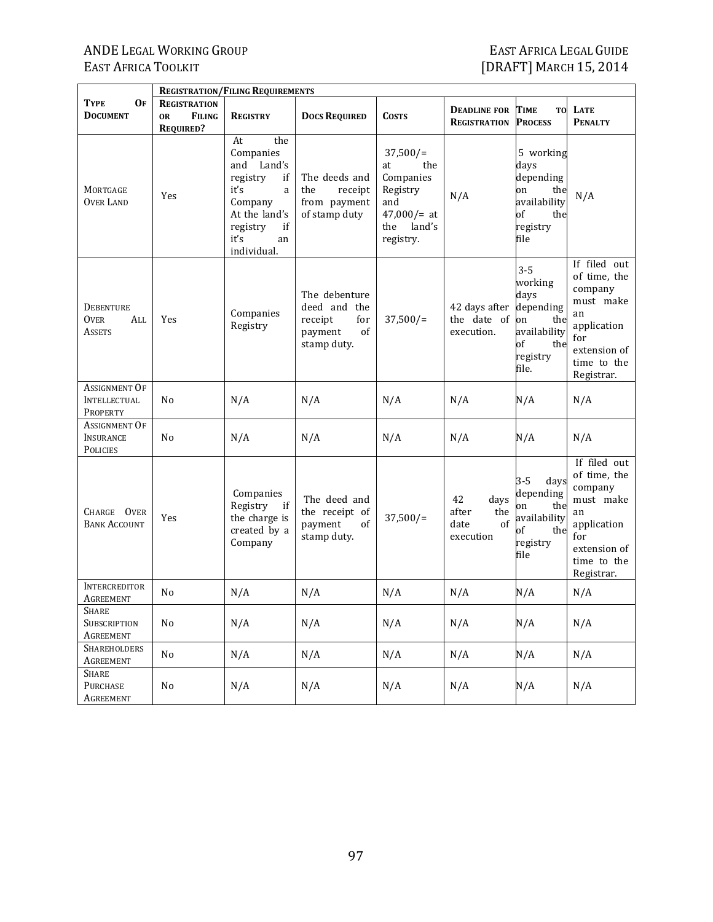| Type Of Document | Registration/Filing Requirements | | | | | | |
|---|---|---|---|---|---|---|---|
| | Registration or Filing Required? | Registry | Docs Required | Costs | Deadline for Registration | Time to Process | Late Penalty |
| Mortgage Over Land | Yes | At the Companies and Land's registry if it's a Company At the land's registry if it's an individual. | The deeds and the receipt from payment of stamp duty | 37,500/= at the Companies Registry and 47,000/= at the land's registry. | N/A | 5 working days depending on the availability of the registry file | N/A |
| Debenture Over All Assets | Yes | Companies Registry | The debenture deed and the receipt for payment of stamp duty. | 37,500/= | 42 days after the date of execution. | 3-5 working days depending on the availability of the registry file. | If filed out of time, the company must make an application for extension of time to the Registrar. |
| Assignment Of Intellectual Property | No | N/A | N/A | N/A | N/A | N/A | N/A |
| Assignment Of Insurance Policies | No | N/A | N/A | N/A | N/A | N/A | N/A |
| Charge Over Bank Account | Yes | Companies Registry if the charge is created by a Company | The deed and the receipt of payment of stamp duty. | 37,500/= | 42 days after the date of execution | 3-5 days depending on the availability of the registry file | If filed out of time, the company must make an application for extension of time to the Registrar. |
| Intercreditor Agreement | No | N/A | N/A | N/A | N/A | N/A | N/A |
| Share Subscription Agreement | No | N/A | N/A | N/A | N/A | N/A | N/A |
| Shareholders Agreement | No | N/A | N/A | N/A | N/A | N/A | N/A |
| Share Purchase Agreement | No | N/A | N/A | N/A | N/A | N/A | N/A |